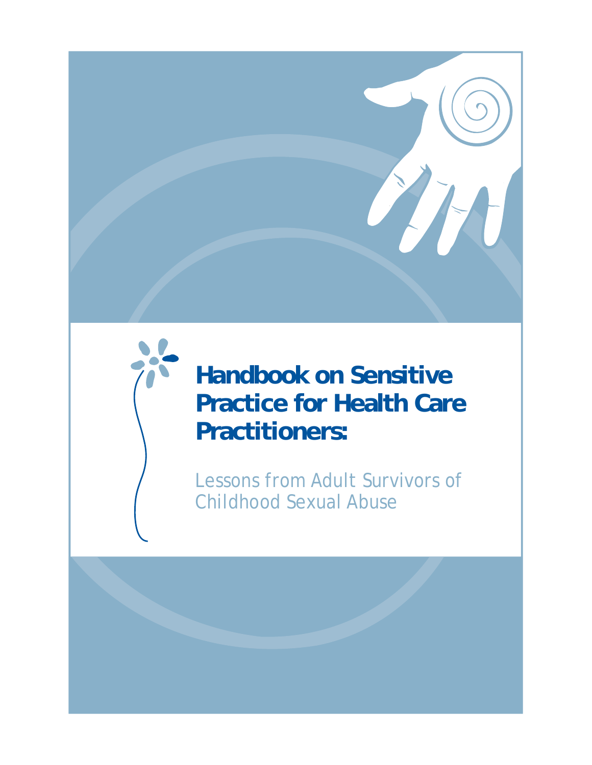# Handbook on Sensitive Practice for Health Care Practitioners:

Lessons from Adult Survivors of Childhood Sexual Abuse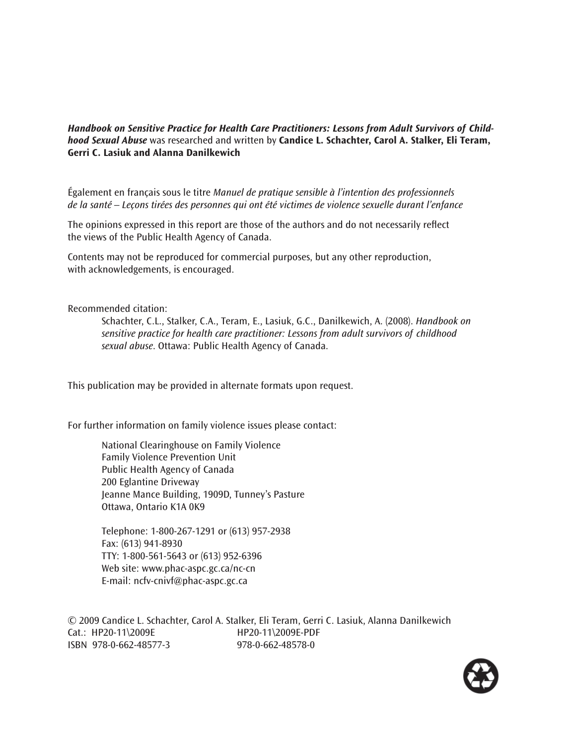***Handbook on Sensitive Practice for Health Care Practitioners: Lessons from Adult Survivors of Childhood Sexual Abuse*** was researched and written by **Candice L. Schachter, Carol A. Stalker, Eli Teram, Gerri C. Lasiuk and Alanna Danilkewich**

Également en français sous le titre *Manuel de pratique sensible à l'intention des professionnels de la santé – Leçons tirées des personnes qui ont été victimes de violence sexuelle durant l'enfance*

The opinions expressed in this report are those of the authors and do not necessarily reflect the views of the Public Health Agency of Canada.

Contents may not be reproduced for commercial purposes, but any other reproduction, with acknowledgements, is encouraged.

Recommended citation:

Schachter, C.L., Stalker, C.A., Teram, E., Lasiuk, G.C., Danilkewich, A. (2008). *Handbook on sensitive practice for health care practitioner: Lessons from adult survivors of childhood sexual abuse*. Ottawa: Public Health Agency of Canada.

This publication may be provided in alternate formats upon request.

For further information on family violence issues please contact:

National Clearinghouse on Family Violence
Family Violence Prevention Unit
Public Health Agency of Canada
200 Eglantine Driveway
Jeanne Mance Building, 1909D, Tunney's Pasture
Ottawa, Ontario K1A 0K9

Telephone: 1-800-267-1291 or (613) 957-2938
Fax: (613) 941-8930
TTY: 1-800-561-5643 or (613) 952-6396
Web site: www.phac-aspc.gc.ca/nc-cn
E-mail: ncfv-cnivf@phac-aspc.gc.ca

© 2009 Candice L. Schachter, Carol A. Stalker, Eli Teram, Gerri C. Lasiuk, Alanna Danilkewich
Cat.: HP20-11\2009E HP20-11\2009E-PDF
ISBN 978-0-662-48577-3 978-0-662-48578-0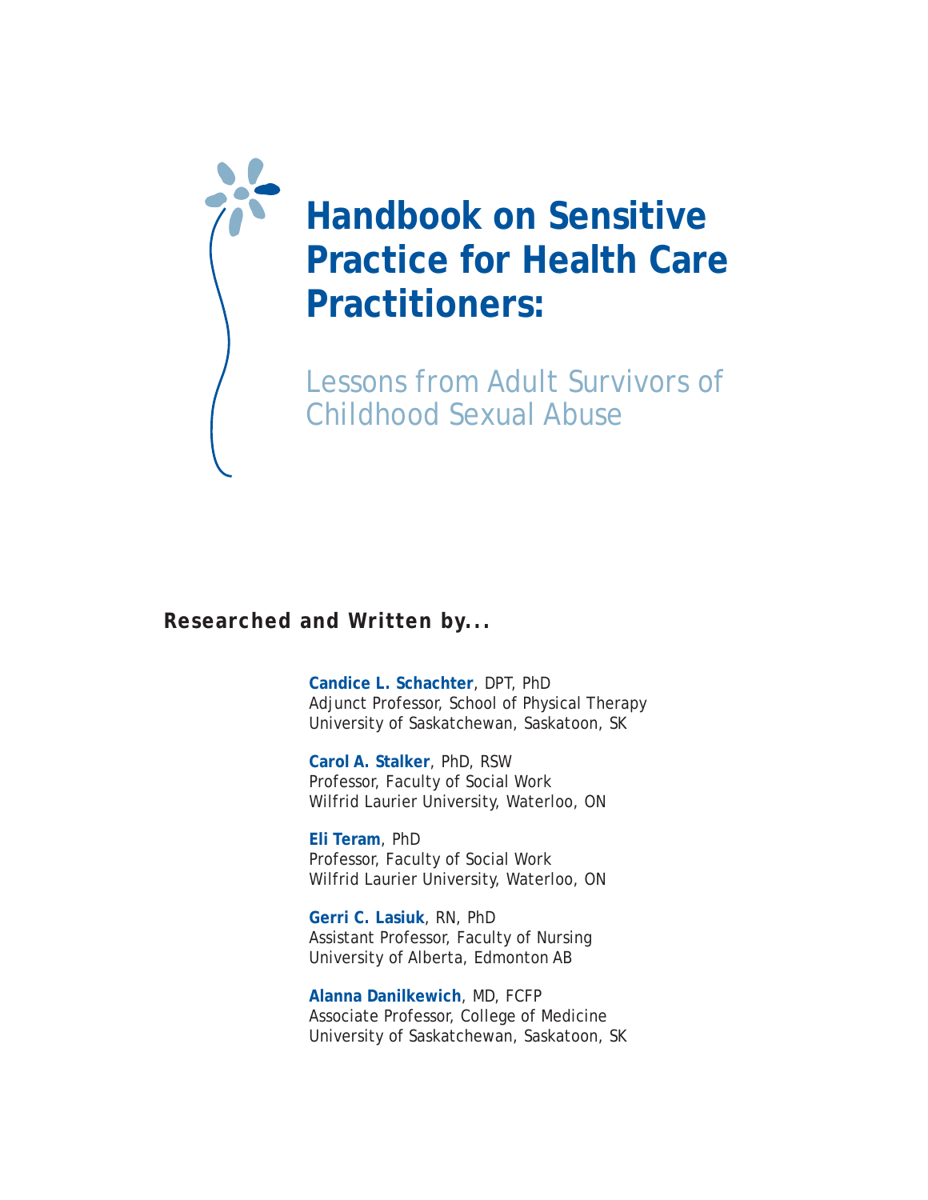# Handbook on Sensitive Practice for Health Care Practitioners:

## Lessons from Adult Survivors of Childhood Sexual Abuse

**Researched and Written by...**

**Candice L. Schachter**, DPT, PhD
Adjunct Professor, School of Physical Therapy
University of Saskatchewan, Saskatoon, SK

**Carol A. Stalker**, PhD, RSW
Professor, Faculty of Social Work
Wilfrid Laurier University, Waterloo, ON

**Eli Teram**, PhD
Professor, Faculty of Social Work
Wilfrid Laurier University, Waterloo, ON

**Gerri C. Lasiuk**, RN, PhD
Assistant Professor, Faculty of Nursing
University of Alberta, Edmonton AB

**Alanna Danilkewich**, MD, FCFP
Associate Professor, College of Medicine
University of Saskatchewan, Saskatoon, SK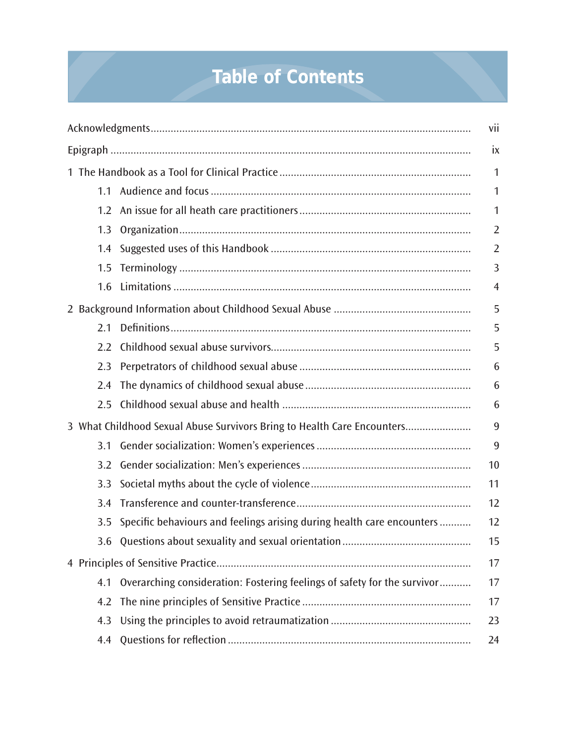# Table of Contents

| | |
|---|---|
| Acknowledgments | vii |
| Epigraph | ix |
| 1 The Handbook as a Tool for Clinical Practice | 1 |
| 1.1 Audience and focus | 1 |
| 1.2 An issue for all heath care practitioners | 1 |
| 1.3 Organization | 2 |
| 1.4 Suggested uses of this Handbook | 2 |
| 1.5 Terminology | 3 |
| 1.6 Limitations | 4 |
| 2 Background Information about Childhood Sexual Abuse | 5 |
| 2.1 Definitions | 5 |
| 2.2 Childhood sexual abuse survivors | 5 |
| 2.3 Perpetrators of childhood sexual abuse | 6 |
| 2.4 The dynamics of childhood sexual abuse | 6 |
| 2.5 Childhood sexual abuse and health | 6 |
| 3 What Childhood Sexual Abuse Survivors Bring to Health Care Encounters | 9 |
| 3.1 Gender socialization: Women's experiences | 9 |
| 3.2 Gender socialization: Men's experiences | 10 |
| 3.3 Societal myths about the cycle of violence | 11 |
| 3.4 Transference and counter-transference | 12 |
| 3.5 Specific behaviours and feelings arising during health care encounters | 12 |
| 3.6 Questions about sexuality and sexual orientation | 15 |
| 4 Principles of Sensitive Practice | 17 |
| 4.1 Overarching consideration: Fostering feelings of safety for the survivor | 17 |
| 4.2 The nine principles of Sensitive Practice | 17 |
| 4.3 Using the principles to avoid retraumatization | 23 |
| 4.4 Questions for reflection | 24 |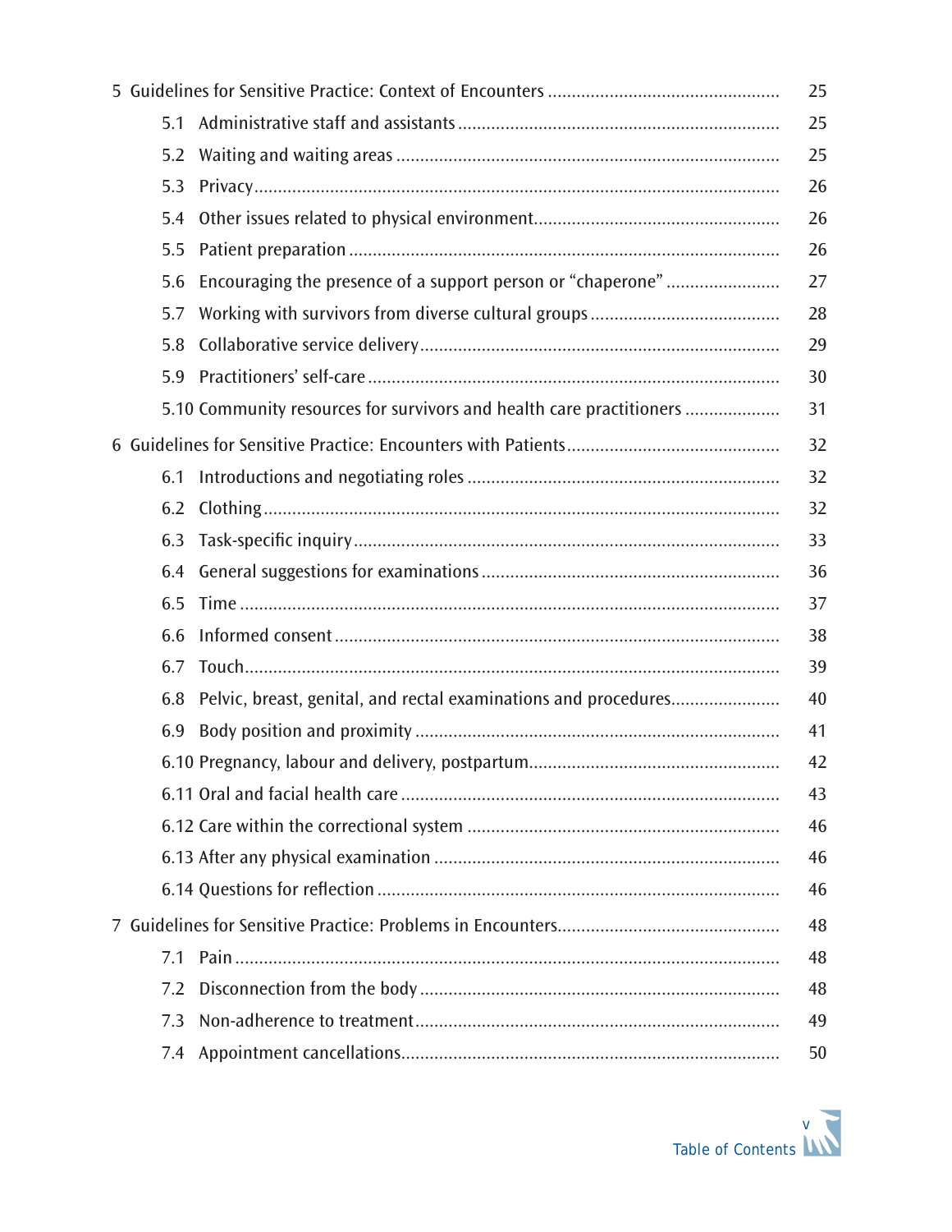| | |
|---|---|
| 5 Guidelines for Sensitive Practice: Context of Encounters | 25 |
| 5.1 Administrative staff and assistants | 25 |
| 5.2 Waiting and waiting areas | 25 |
| 5.3 Privacy | 26 |
| 5.4 Other issues related to physical environment | 26 |
| 5.5 Patient preparation | 26 |
| 5.6 Encouraging the presence of a support person or "chaperone" | 27 |
| 5.7 Working with survivors from diverse cultural groups | 28 |
| 5.8 Collaborative service delivery | 29 |
| 5.9 Practitioners' self-care | 30 |
| 5.10 Community resources for survivors and health care practitioners | 31 |
| 6 Guidelines for Sensitive Practice: Encounters with Patients | 32 |
| 6.1 Introductions and negotiating roles | 32 |
| 6.2 Clothing | 32 |
| 6.3 Task-specific inquiry | 33 |
| 6.4 General suggestions for examinations | 36 |
| 6.5 Time | 37 |
| 6.6 Informed consent | 38 |
| 6.7 Touch | 39 |
| 6.8 Pelvic, breast, genital, and rectal examinations and procedures | 40 |
| 6.9 Body position and proximity | 41 |
| 6.10 Pregnancy, labour and delivery, postpartum | 42 |
| 6.11 Oral and facial health care | 43 |
| 6.12 Care within the correctional system | 46 |
| 6.13 After any physical examination | 46 |
| 6.14 Questions for reflection | 46 |
| 7 Guidelines for Sensitive Practice: Problems in Encounters | 48 |
| 7.1 Pain | 48 |
| 7.2 Disconnection from the body | 48 |
| 7.3 Non-adherence to treatment | 49 |
| 7.4 Appointment cancellations | 50 |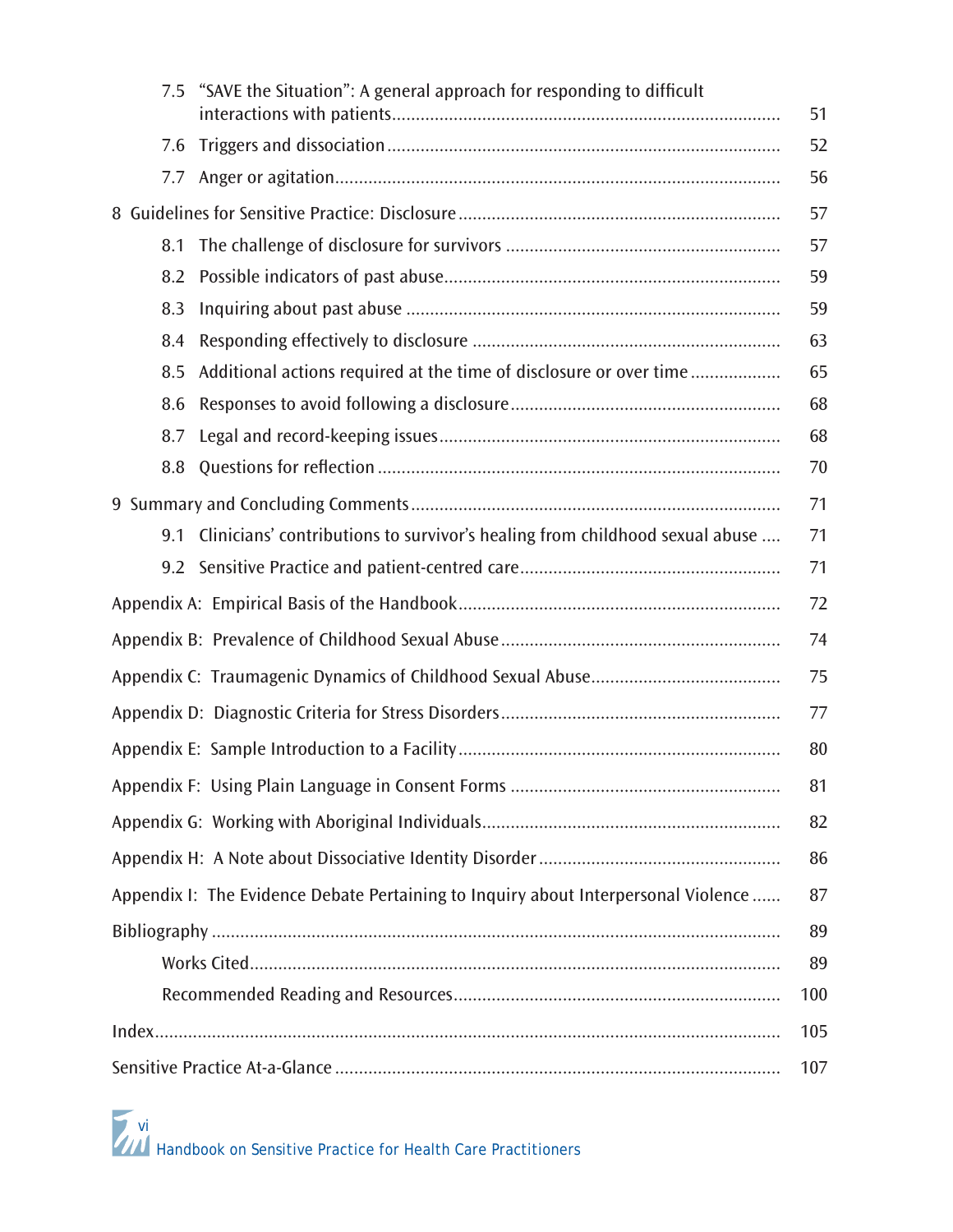7.5 "SAVE the Situation": A general approach for responding to difficult interactions with patients ........ 51

7.6 Triggers and dissociation ........ 52

7.7 Anger or agitation ........ 56

8 Guidelines for Sensitive Practice: Disclosure ........ 57

8.1 The challenge of disclosure for survivors ........ 57

8.2 Possible indicators of past abuse ........ 59

8.3 Inquiring about past abuse ........ 59

8.4 Responding effectively to disclosure ........ 63

8.5 Additional actions required at the time of disclosure or over time ........ 65

8.6 Responses to avoid following a disclosure ........ 68

8.7 Legal and record-keeping issues ........ 68

8.8 Questions for reflection ........ 70

9 Summary and Concluding Comments ........ 71

9.1 Clinicians' contributions to survivor's healing from childhood sexual abuse ........ 71

9.2 Sensitive Practice and patient-centred care ........ 71

Appendix A: Empirical Basis of the Handbook ........ 72

Appendix B: Prevalence of Childhood Sexual Abuse ........ 74

Appendix C: Traumagenic Dynamics of Childhood Sexual Abuse ........ 75

Appendix D: Diagnostic Criteria for Stress Disorders ........ 77

Appendix E: Sample Introduction to a Facility ........ 80

Appendix F: Using Plain Language in Consent Forms ........ 81

Appendix G: Working with Aboriginal Individuals ........ 82

Appendix H: A Note about Dissociative Identity Disorder ........ 86

Appendix I: The Evidence Debate Pertaining to Inquiry about Interpersonal Violence ........ 87

Bibliography ........ 89

Works Cited ........ 89

Recommended Reading and Resources ........ 100

Index ........ 105

Sensitive Practice At-a-Glance ........ 107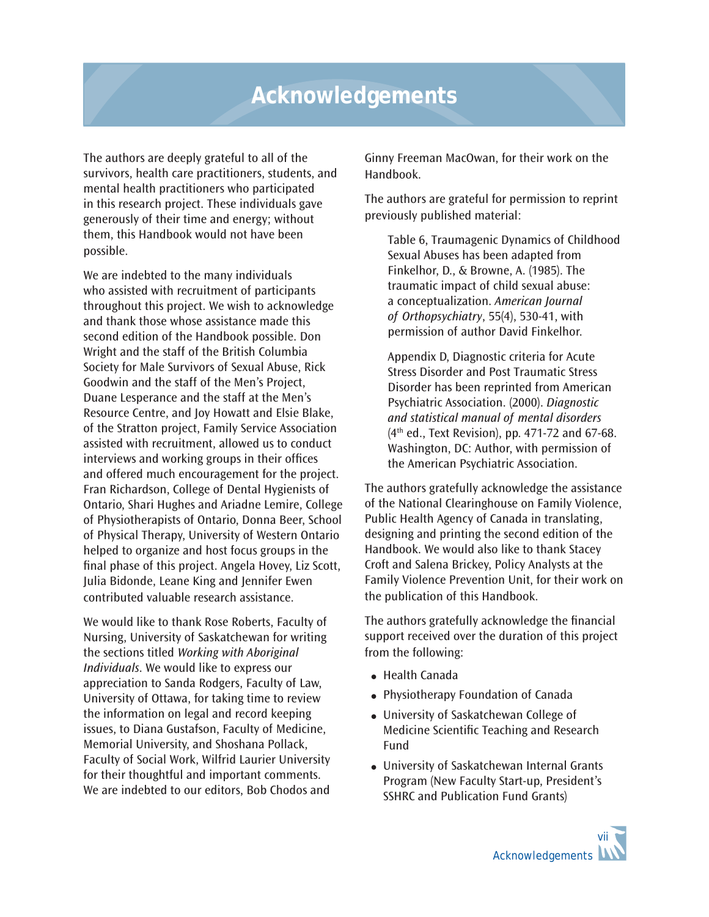# Acknowledgements

The authors are deeply grateful to all of the survivors, health care practitioners, students, and mental health practitioners who participated in this research project. These individuals gave generously of their time and energy; without them, this Handbook would not have been possible.

We are indebted to the many individuals who assisted with recruitment of participants throughout this project. We wish to acknowledge and thank those whose assistance made this second edition of the Handbook possible. Don Wright and the staff of the British Columbia Society for Male Survivors of Sexual Abuse, Rick Goodwin and the staff of the Men's Project, Duane Lesperance and the staff at the Men's Resource Centre, and Joy Howatt and Elsie Blake, of the Stratton project, Family Service Association assisted with recruitment, allowed us to conduct interviews and working groups in their offices and offered much encouragement for the project. Fran Richardson, College of Dental Hygienists of Ontario, Shari Hughes and Ariadne Lemire, College of Physiotherapists of Ontario, Donna Beer, School of Physical Therapy, University of Western Ontario helped to organize and host focus groups in the final phase of this project. Angela Hovey, Liz Scott, Julia Bidonde, Leane King and Jennifer Ewen contributed valuable research assistance.

We would like to thank Rose Roberts, Faculty of Nursing, University of Saskatchewan for writing the sections titled *Working with Aboriginal Individuals*. We would like to express our appreciation to Sanda Rodgers, Faculty of Law, University of Ottawa, for taking time to review the information on legal and record keeping issues, to Diana Gustafson, Faculty of Medicine, Memorial University, and Shoshana Pollack, Faculty of Social Work, Wilfrid Laurier University for their thoughtful and important comments. We are indebted to our editors, Bob Chodos and Ginny Freeman MacOwan, for their work on the Handbook.

The authors are grateful for permission to reprint previously published material:

> Table 6, Traumagenic Dynamics of Childhood Sexual Abuses has been adapted from Finkelhor, D., & Browne, A. (1985). The traumatic impact of child sexual abuse: a conceptualization. *American Journal of Orthopsychiatry*, 55(4), 530-41, with permission of author David Finkelhor.

> Appendix D, Diagnostic criteria for Acute Stress Disorder and Post Traumatic Stress Disorder has been reprinted from American Psychiatric Association. (2000). *Diagnostic and statistical manual of mental disorders* (4th ed., Text Revision), pp. 471-72 and 67-68. Washington, DC: Author, with permission of the American Psychiatric Association.

The authors gratefully acknowledge the assistance of the National Clearinghouse on Family Violence, Public Health Agency of Canada in translating, designing and printing the second edition of the Handbook. We would also like to thank Stacey Croft and Salena Brickey, Policy Analysts at the Family Violence Prevention Unit, for their work on the publication of this Handbook.

The authors gratefully acknowledge the financial support received over the duration of this project from the following:

- Health Canada
- Physiotherapy Foundation of Canada
- University of Saskatchewan College of Medicine Scientific Teaching and Research Fund
- University of Saskatchewan Internal Grants Program (New Faculty Start-up, President's SSHRC and Publication Fund Grants)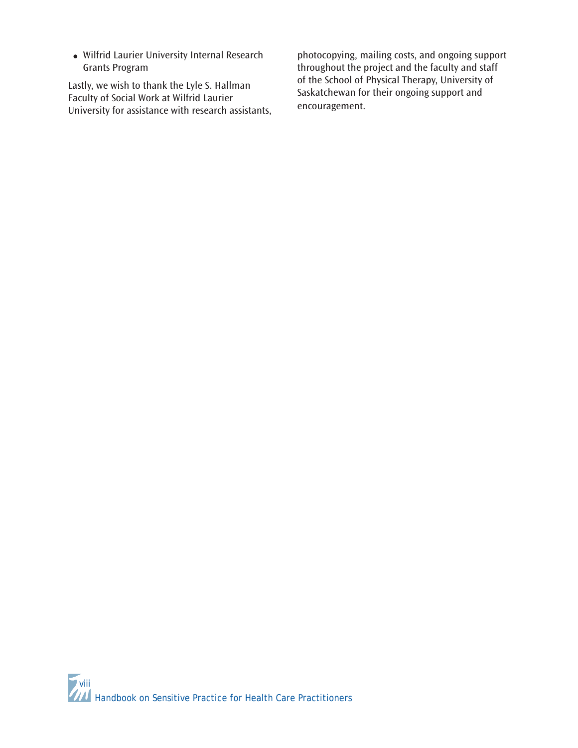- Wilfrid Laurier University Internal Research Grants Program

Lastly, we wish to thank the Lyle S. Hallman Faculty of Social Work at Wilfrid Laurier University for assistance with research assistants, photocopying, mailing costs, and ongoing support throughout the project and the faculty and staff of the School of Physical Therapy, University of Saskatchewan for their ongoing support and encouragement.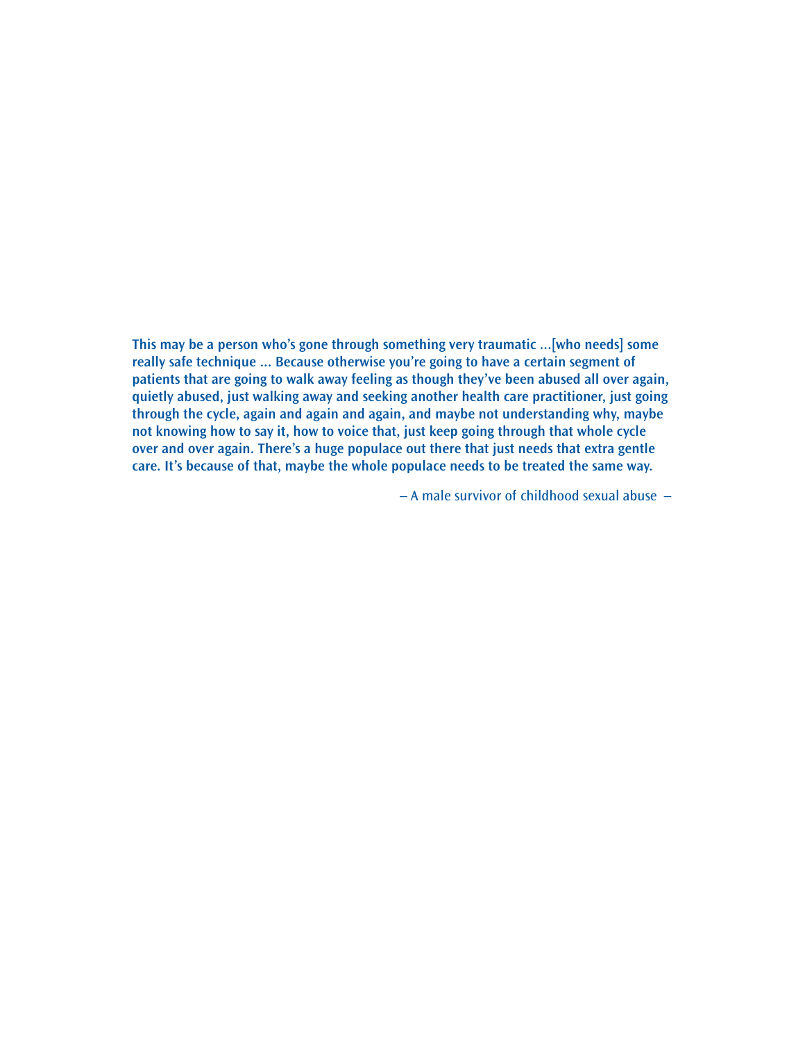**This may be a person who's gone through something very traumatic ...[who needs] some really safe technique ... Because otherwise you're going to have a certain segment of patients that are going to walk away feeling as though they've been abused all over again, quietly abused, just walking away and seeking another health care practitioner, just going through the cycle, again and again and again, and maybe not understanding why, maybe not knowing how to say it, how to voice that, just keep going through that whole cycle over and over again. There's a huge populace out there that just needs that extra gentle care. It's because of that, maybe the whole populace needs to be treated the same way.**

– A male survivor of childhood sexual abuse –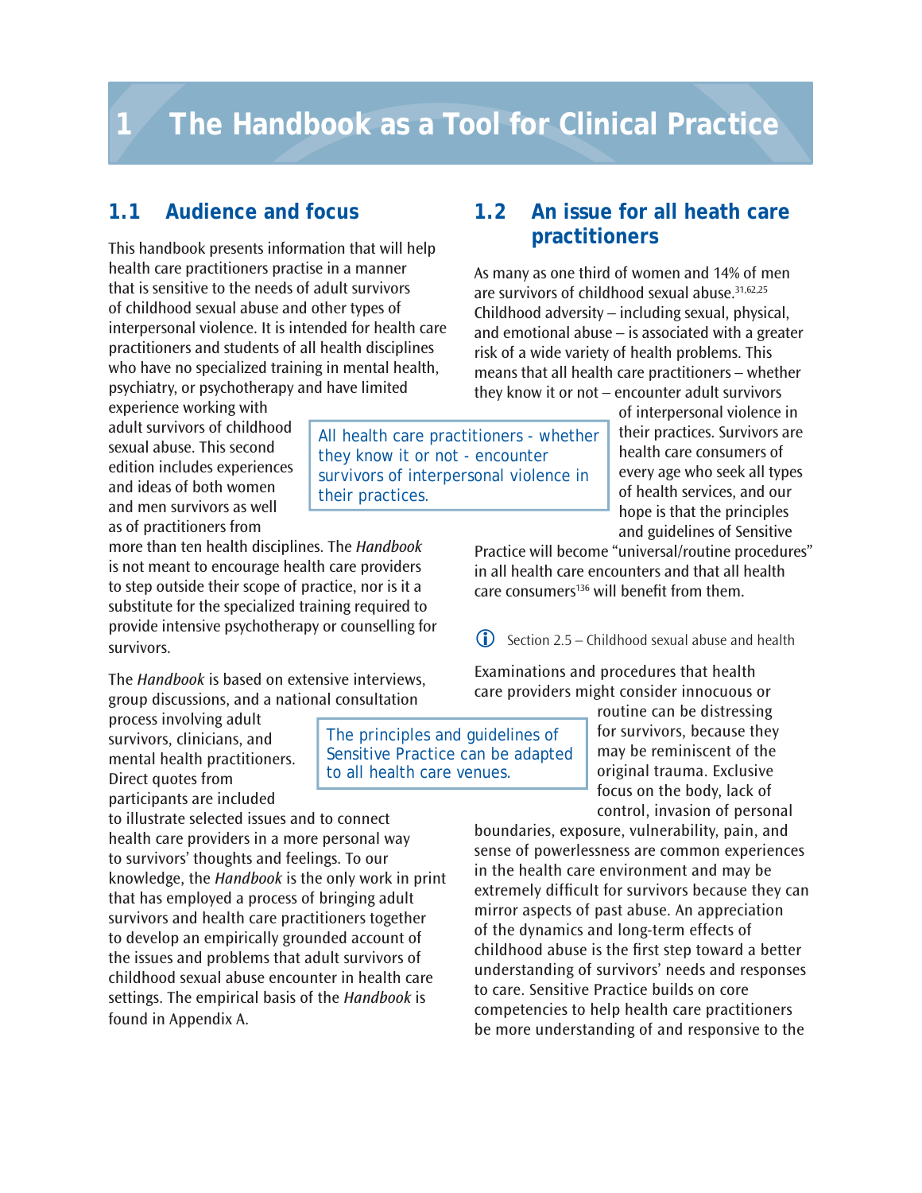# 1 The Handbook as a Tool for Clinical Practice

## 1.1 Audience and focus

This handbook presents information that will help health care practitioners practise in a manner that is sensitive to the needs of adult survivors of childhood sexual abuse and other types of interpersonal violence. It is intended for health care practitioners and students of all health disciplines who have no specialized training in mental health, psychiatry, or psychotherapy and have limited experience working with adult survivors of childhood sexual abuse. This second edition includes experiences and ideas of both women and men survivors as well as of practitioners from more than ten health disciplines. The *Handbook* is not meant to encourage health care providers to step outside their scope of practice, nor is it a substitute for the specialized training required to provide intensive psychotherapy or counselling for survivors.

The *Handbook* is based on extensive interviews, group discussions, and a national consultation process involving adult survivors, clinicians, and mental health practitioners. Direct quotes from participants are included to illustrate selected issues and to connect health care providers in a more personal way to survivors' thoughts and feelings. To our knowledge, the *Handbook* is the only work in print that has employed a process of bringing adult survivors and health care practitioners together to develop an empirically grounded account of the issues and problems that adult survivors of childhood sexual abuse encounter in health care settings. The empirical basis of the *Handbook* is found in Appendix A.

> All health care practitioners - whether they know it or not - encounter survivors of interpersonal violence in their practices.

## 1.2 An issue for all health care practitioners

As many as one third of women and 14% of men are survivors of childhood sexual abuse.[31,62,25] Childhood adversity – including sexual, physical, and emotional abuse – is associated with a greater risk of a wide variety of health problems. This means that all health care practitioners – whether they know it or not – encounter adult survivors of interpersonal violence in their practices. Survivors are health care consumers of every age who seek all types of health services, and our hope is that the principles and guidelines of Sensitive Practice will become "universal/routine procedures" in all health care encounters and that all health care consumers[136] will benefit from them.

ⓘ Section 2.5 – Childhood sexual abuse and health

> The principles and guidelines of Sensitive Practice can be adapted to all health care venues.

Examinations and procedures that health care providers might consider innocuous or routine can be distressing for survivors, because they may be reminiscent of the original trauma. Exclusive focus on the body, lack of control, invasion of personal boundaries, exposure, vulnerability, pain, and sense of powerlessness are common experiences in the health care environment and may be extremely difficult for survivors because they can mirror aspects of past abuse. An appreciation of the dynamics and long-term effects of childhood abuse is the first step toward a better understanding of survivors' needs and responses to care. Sensitive Practice builds on core competencies to help health care practitioners be more understanding of and responsive to the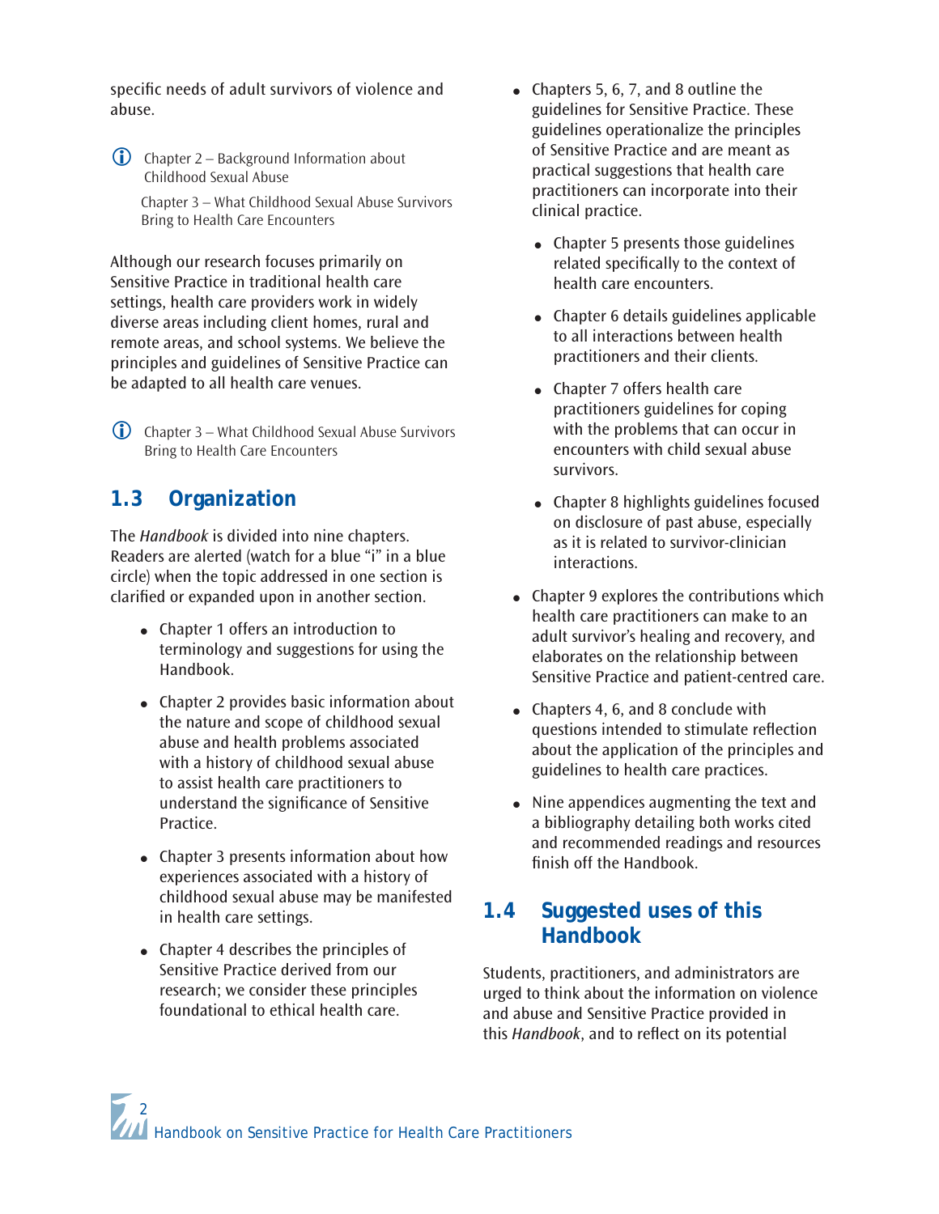specific needs of adult survivors of violence and abuse.

ⓘ Chapter 2 – Background Information about Childhood Sexual Abuse

Chapter 3 – What Childhood Sexual Abuse Survivors Bring to Health Care Encounters

Although our research focuses primarily on Sensitive Practice in traditional health care settings, health care providers work in widely diverse areas including client homes, rural and remote areas, and school systems. We believe the principles and guidelines of Sensitive Practice can be adapted to all health care venues.

ⓘ Chapter 3 – What Childhood Sexual Abuse Survivors Bring to Health Care Encounters

## 1.3 Organization

The *Handbook* is divided into nine chapters. Readers are alerted (watch for a blue "i" in a blue circle) when the topic addressed in one section is clarified or expanded upon in another section.

- Chapter 1 offers an introduction to terminology and suggestions for using the Handbook.
- Chapter 2 provides basic information about the nature and scope of childhood sexual abuse and health problems associated with a history of childhood sexual abuse to assist health care practitioners to understand the significance of Sensitive Practice.
- Chapter 3 presents information about how experiences associated with a history of childhood sexual abuse may be manifested in health care settings.
- Chapter 4 describes the principles of Sensitive Practice derived from our research; we consider these principles foundational to ethical health care.
- Chapters 5, 6, 7, and 8 outline the guidelines for Sensitive Practice. These guidelines operationalize the principles of Sensitive Practice and are meant as practical suggestions that health care practitioners can incorporate into their clinical practice.
  - Chapter 5 presents those guidelines related specifically to the context of health care encounters.
  - Chapter 6 details guidelines applicable to all interactions between health practitioners and their clients.
  - Chapter 7 offers health care practitioners guidelines for coping with the problems that can occur in encounters with child sexual abuse survivors.
  - Chapter 8 highlights guidelines focused on disclosure of past abuse, especially as it is related to survivor-clinician interactions.
- Chapter 9 explores the contributions which health care practitioners can make to an adult survivor's healing and recovery, and elaborates on the relationship between Sensitive Practice and patient-centred care.
- Chapters 4, 6, and 8 conclude with questions intended to stimulate reflection about the application of the principles and guidelines to health care practices.
- Nine appendices augmenting the text and a bibliography detailing both works cited and recommended readings and resources finish off the Handbook.

## 1.4 Suggested uses of this Handbook

Students, practitioners, and administrators are urged to think about the information on violence and abuse and Sensitive Practice provided in this *Handbook*, and to reflect on its potential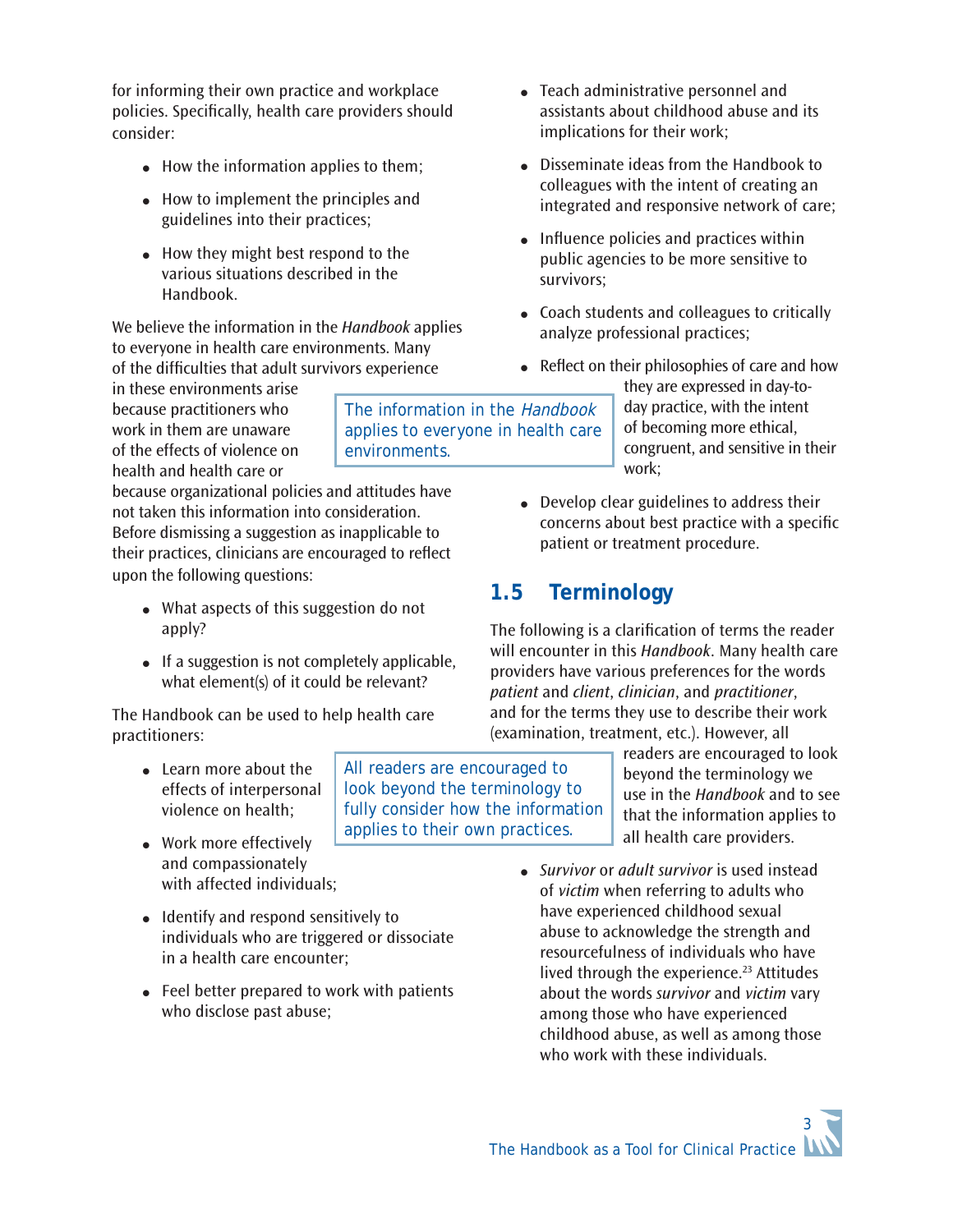for informing their own practice and workplace policies. Specifically, health care providers should consider:

- How the information applies to them;
- How to implement the principles and guidelines into their practices;
- How they might best respond to the various situations described in the Handbook.

We believe the information in the *Handbook* applies to everyone in health care environments. Many of the difficulties that adult survivors experience in these environments arise because practitioners who work in them are unaware of the effects of violence on health and health care or because organizational policies and attitudes have not taken this information into consideration. Before dismissing a suggestion as inapplicable to their practices, clinicians are encouraged to reflect upon the following questions:

> The information in the *Handbook* applies to everyone in health care environments.

- What aspects of this suggestion do not apply?
- If a suggestion is not completely applicable, what element(s) of it could be relevant?

The Handbook can be used to help health care practitioners:

- Learn more about the effects of interpersonal violence on health;
- Work more effectively and compassionately with affected individuals;
- Identify and respond sensitively to individuals who are triggered or dissociate in a health care encounter;
- Feel better prepared to work with patients who disclose past abuse;
- Teach administrative personnel and assistants about childhood abuse and its implications for their work;
- Disseminate ideas from the Handbook to colleagues with the intent of creating an integrated and responsive network of care;
- Influence policies and practices within public agencies to be more sensitive to survivors;
- Coach students and colleagues to critically analyze professional practices;
- Reflect on their philosophies of care and how they are expressed in day-to-day practice, with the intent of becoming more ethical, congruent, and sensitive in their work;
- Develop clear guidelines to address their concerns about best practice with a specific patient or treatment procedure.

## 1.5 Terminology

The following is a clarification of terms the reader will encounter in this *Handbook*. Many health care providers have various preferences for the words *patient* and *client*, *clinician*, and *practitioner*, and for the terms they use to describe their work (examination, treatment, etc.). However, all readers are encouraged to look beyond the terminology we use in the *Handbook* and to see that the information applies to all health care providers.

> All readers are encouraged to look beyond the terminology to fully consider how the information applies to their own practices.

- *Survivor* or *adult survivor* is used instead of *victim* when referring to adults who have experienced childhood sexual abuse to acknowledge the strength and resourcefulness of individuals who have lived through the experience.[23] Attitudes about the words *survivor* and *victim* vary among those who have experienced childhood abuse, as well as among those who work with these individuals.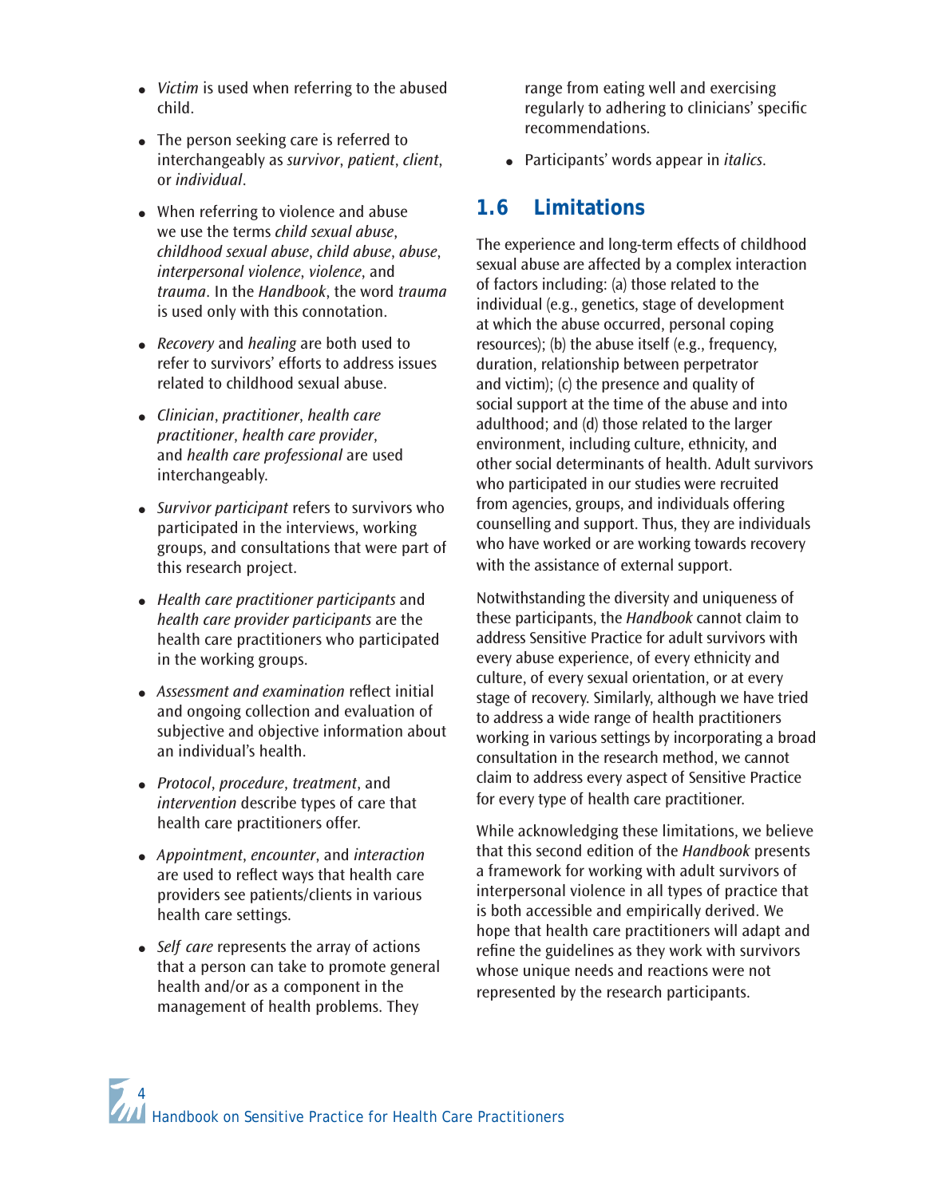- *Victim* is used when referring to the abused child.

- The person seeking care is referred to interchangeably as *survivor*, *patient*, *client*, or *individual*.

- When referring to violence and abuse we use the terms *child sexual abuse*, *childhood sexual abuse*, *child abuse*, *abuse*, *interpersonal violence*, *violence*, and *trauma*. In the *Handbook*, the word *trauma* is used only with this connotation.

- *Recovery* and *healing* are both used to refer to survivors' efforts to address issues related to childhood sexual abuse.

- *Clinician*, *practitioner*, *health care practitioner*, *health care provider*, and *health care professional* are used interchangeably.

- *Survivor participant* refers to survivors who participated in the interviews, working groups, and consultations that were part of this research project.

- *Health care practitioner participants* and *health care provider participants* are the health care practitioners who participated in the working groups.

- *Assessment and examination* reflect initial and ongoing collection and evaluation of subjective and objective information about an individual's health.

- *Protocol*, *procedure*, *treatment*, and *intervention* describe types of care that health care practitioners offer.

- *Appointment*, *encounter*, and *interaction* are used to reflect ways that health care providers see patients/clients in various health care settings.

- *Self care* represents the array of actions that a person can take to promote general health and/or as a component in the management of health problems. They range from eating well and exercising regularly to adhering to clinicians' specific recommendations.

- Participants' words appear in *italics*.

## 1.6 Limitations

The experience and long-term effects of childhood sexual abuse are affected by a complex interaction of factors including: (a) those related to the individual (e.g., genetics, stage of development at which the abuse occurred, personal coping resources); (b) the abuse itself (e.g., frequency, duration, relationship between perpetrator and victim); (c) the presence and quality of social support at the time of the abuse and into adulthood; and (d) those related to the larger environment, including culture, ethnicity, and other social determinants of health. Adult survivors who participated in our studies were recruited from agencies, groups, and individuals offering counselling and support. Thus, they are individuals who have worked or are working towards recovery with the assistance of external support.

Notwithstanding the diversity and uniqueness of these participants, the *Handbook* cannot claim to address Sensitive Practice for adult survivors with every abuse experience, of every ethnicity and culture, of every sexual orientation, or at every stage of recovery. Similarly, although we have tried to address a wide range of health practitioners working in various settings by incorporating a broad consultation in the research method, we cannot claim to address every aspect of Sensitive Practice for every type of health care practitioner.

While acknowledging these limitations, we believe that this second edition of the *Handbook* presents a framework for working with adult survivors of interpersonal violence in all types of practice that is both accessible and empirically derived. We hope that health care practitioners will adapt and refine the guidelines as they work with survivors whose unique needs and reactions were not represented by the research participants.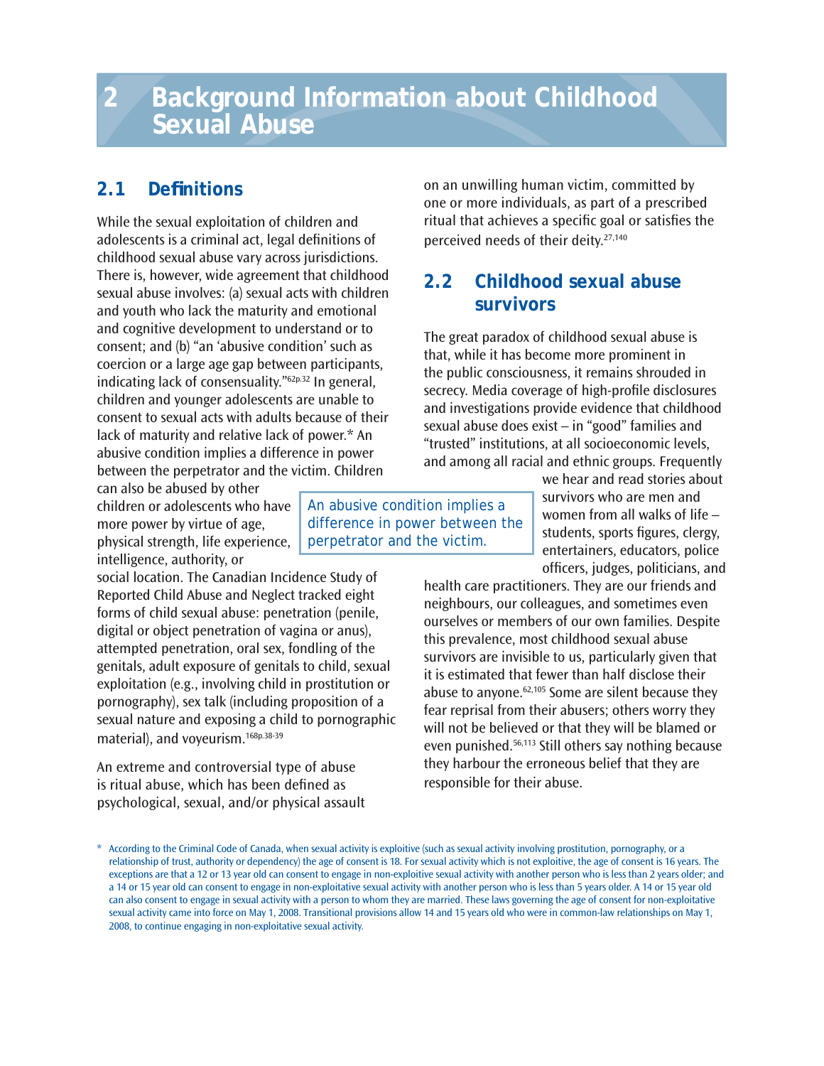# 2 Background Information about Childhood Sexual Abuse

## 2.1 Definitions

While the sexual exploitation of children and adolescents is a criminal act, legal definitions of childhood sexual abuse vary across jurisdictions. There is, however, wide agreement that childhood sexual abuse involves: (a) sexual acts with children and youth who lack the maturity and emotional and cognitive development to understand or to consent; and (b) "an 'abusive condition' such as coercion or a large age gap between participants, indicating lack of consensuality."[62p.32] In general, children and younger adolescents are unable to consent to sexual acts with adults because of their lack of maturity and relative lack of power.* An abusive condition implies a difference in power between the perpetrator and the victim. Children can also be abused by other children or adolescents who have more power by virtue of age, physical strength, life experience, intelligence, authority, or social location. The Canadian Incidence Study of Reported Child Abuse and Neglect tracked eight forms of child sexual abuse: penetration (penile, digital or object penetration of vagina or anus), attempted penetration, oral sex, fondling of the genitals, adult exposure of genitals to child, sexual exploitation (e.g., involving child in prostitution or pornography), sex talk (including proposition of a sexual nature and exposing a child to pornographic material), and voyeurism.[168p.38-39]

> An abusive condition implies a difference in power between the perpetrator and the victim.

An extreme and controversial type of abuse is ritual abuse, which has been defined as psychological, sexual, and/or physical assault on an unwilling human victim, committed by one or more individuals, as part of a prescribed ritual that achieves a specific goal or satisfies the perceived needs of their deity.[27,140]

## 2.2 Childhood sexual abuse survivors

The great paradox of childhood sexual abuse is that, while it has become more prominent in the public consciousness, it remains shrouded in secrecy. Media coverage of high-profile disclosures and investigations provide evidence that childhood sexual abuse does exist – in "good" families and "trusted" institutions, at all socioeconomic levels, and among all racial and ethnic groups. Frequently we hear and read stories about survivors who are men and women from all walks of life – students, sports figures, clergy, entertainers, educators, police officers, judges, politicians, and health care practitioners. They are our friends and neighbours, our colleagues, and sometimes even ourselves or members of our own families. Despite this prevalence, most childhood sexual abuse survivors are invisible to us, particularly given that it is estimated that fewer than half disclose their abuse to anyone.[62,105] Some are silent because they fear reprisal from their abusers; others worry they will not be believed or that they will be blamed or even punished.[56,113] Still others say nothing because they harbour the erroneous belief that they are responsible for their abuse.

\* According to the Criminal Code of Canada, when sexual activity is exploitive (such as sexual activity involving prostitution, pornography, or a relationship of trust, authority or dependency) the age of consent is 18. For sexual activity which is not exploitive, the age of consent is 16 years. The exceptions are that a 12 or 13 year old can consent to engage in non-exploitive sexual activity with another person who is less than 2 years older; and a 14 or 15 year old can consent to engage in non-exploitative sexual activity with another person who is less than 5 years older. A 14 or 15 year old can also consent to engage in sexual activity with a person to whom they are married. These laws governing the age of consent for non-exploitative sexual activity came into force on May 1, 2008. Transitional provisions allow 14 and 15 years old who were in common-law relationships on May 1, 2008, to continue engaging in non-exploitative sexual activity.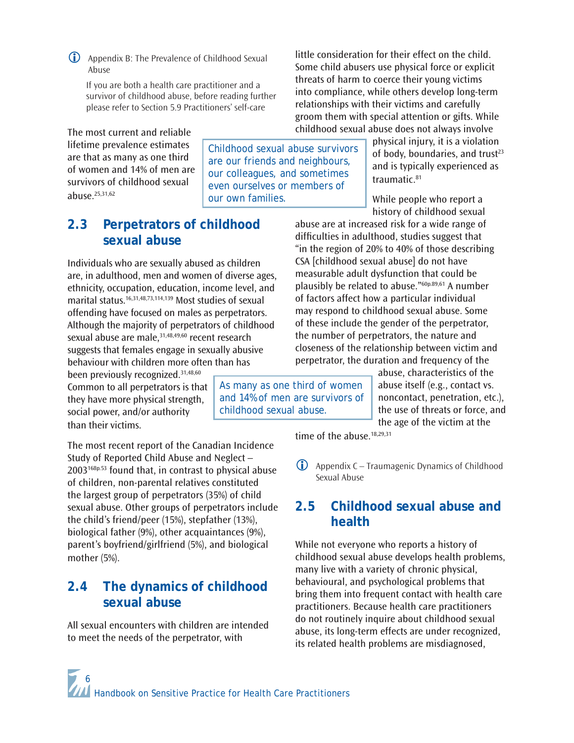Appendix B: The Prevalence of Childhood Sexual Abuse

If you are both a health care practitioner and a survivor of childhood abuse, before reading further please refer to Section 5.9 Practitioners' self-care

The most current and reliable lifetime prevalence estimates are that as many as one third of women and 14% of men are survivors of childhood sexual abuse.[25,31,62]

> Childhood sexual abuse survivors are our friends and neighbours, our colleagues, and sometimes even ourselves or members of our own families.

## 2.3 Perpetrators of childhood sexual abuse

Individuals who are sexually abused as children are, in adulthood, men and women of diverse ages, ethnicity, occupation, education, income level, and marital status.[16,31,48,73,114,139] Most studies of sexual offending have focused on males as perpetrators. Although the majority of perpetrators of childhood sexual abuse are male,[31,48,49,60] recent research suggests that females engage in sexually abusive behaviour with children more often than has been previously recognized.[31,48,60] Common to all perpetrators is that they have more physical strength, social power, and/or authority than their victims.

The most recent report of the Canadian Incidence Study of Reported Child Abuse and Neglect – 2003[168p.53] found that, in contrast to physical abuse of children, non-parental relatives constituted the largest group of perpetrators (35%) of child sexual abuse. Other groups of perpetrators include the child's friend/peer (15%), stepfather (13%), biological father (9%), other acquaintances (9%), parent's boyfriend/girlfriend (5%), and biological mother (5%).

## 2.4 The dynamics of childhood sexual abuse

All sexual encounters with children are intended to meet the needs of the perpetrator, with little consideration for their effect on the child. Some child abusers use physical force or explicit threats of harm to coerce their young victims into compliance, while others develop long-term relationships with their victims and carefully groom them with special attention or gifts. While childhood sexual abuse does not always involve physical injury, it is a violation of body, boundaries, and trust[23] and is typically experienced as traumatic.[81]

While people who report a history of childhood sexual abuse are at increased risk for a wide range of difficulties in adulthood, studies suggest that "in the region of 20% to 40% of those describing CSA [childhood sexual abuse] do not have measurable adult dysfunction that could be plausibly be related to abuse."[60p.89,61] A number of factors affect how a particular individual may respond to childhood sexual abuse. Some of these include the gender of the perpetrator, the number of perpetrators, the nature and closeness of the relationship between victim and perpetrator, the duration and frequency of the abuse, characteristics of the abuse itself (e.g., contact vs. noncontact, penetration, etc.), the use of threats or force, and the age of the victim at the time of the abuse.[18,29,31]

> As many as one third of women and 14% of men are survivors of childhood sexual abuse.

Appendix C – Traumagenic Dynamics of Childhood Sexual Abuse

## 2.5 Childhood sexual abuse and health

While not everyone who reports a history of childhood sexual abuse develops health problems, many live with a variety of chronic physical, behavioural, and psychological problems that bring them into frequent contact with health care practitioners. Because health care practitioners do not routinely inquire about childhood sexual abuse, its long-term effects are under recognized, its related health problems are misdiagnosed,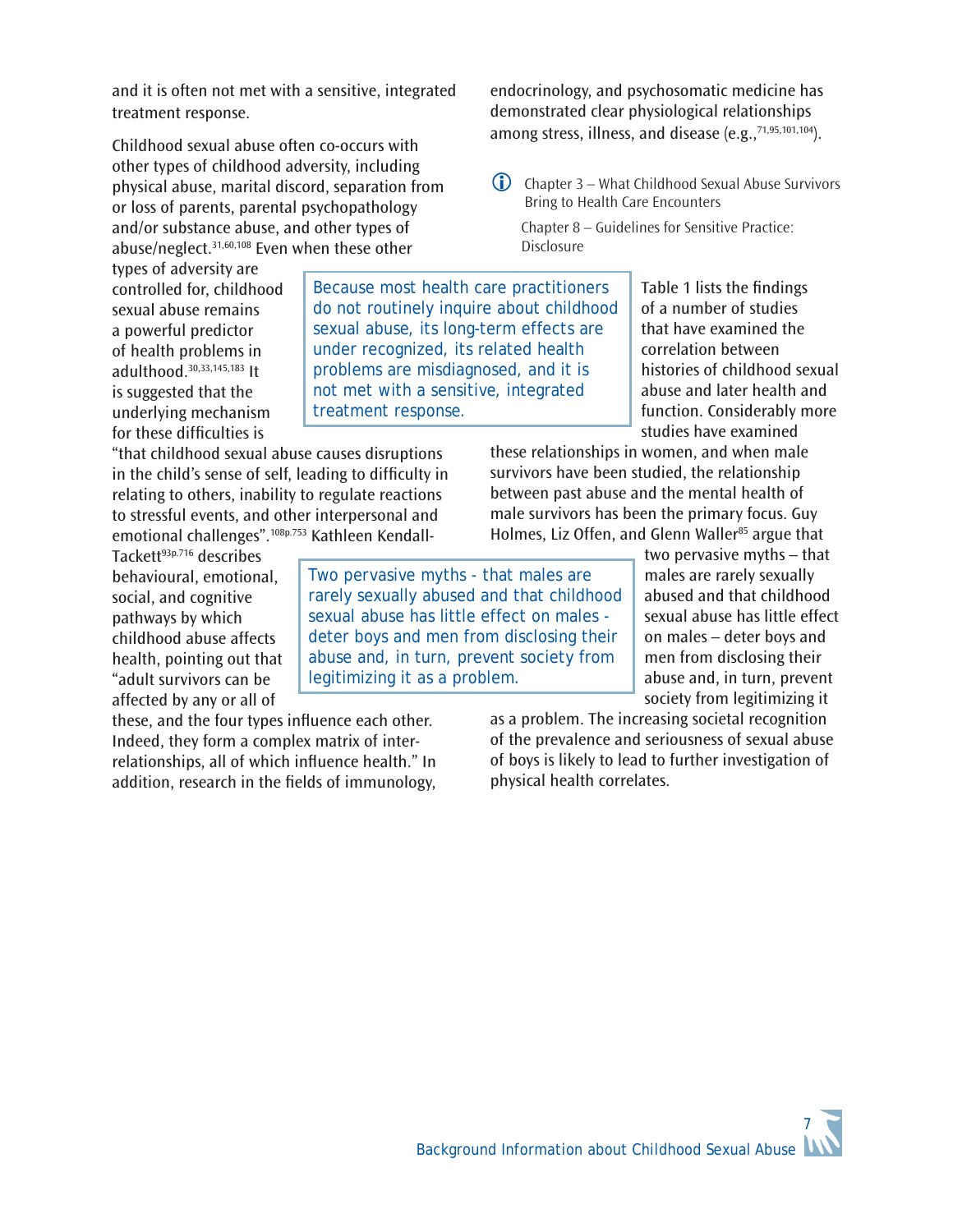and it is often not met with a sensitive, integrated treatment response.

Childhood sexual abuse often co-occurs with other types of childhood adversity, including physical abuse, marital discord, separation from or loss of parents, parental psychopathology and/or substance abuse, and other types of abuse/neglect.[31,60,108] Even when these other types of adversity are controlled for, childhood sexual abuse remains a powerful predictor of health problems in adulthood.[30,33,145,183] It is suggested that the underlying mechanism for these difficulties is "that childhood sexual abuse causes disruptions in the child's sense of self, leading to difficulty in relating to others, inability to regulate reactions to stressful events, and other interpersonal and emotional challenges".[108p.753] Kathleen Kendall-Tackett[93p.716] describes behavioural, emotional, social, and cognitive pathways by which childhood abuse affects health, pointing out that "adult survivors can be affected by any or all of these, and the four types influence each other. Indeed, they form a complex matrix of inter-relationships, all of which influence health." In addition, research in the fields of immunology, endocrinology, and psychosomatic medicine has demonstrated clear physiological relationships among stress, illness, and disease (e.g.,[71,95,101,104]).

> Because most health care practitioners do not routinely inquire about childhood sexual abuse, its long-term effects are under recognized, its related health problems are misdiagnosed, and it is not met with a sensitive, integrated treatment response.

Chapter 3 – What Childhood Sexual Abuse Survivors Bring to Health Care Encounters

Chapter 8 – Guidelines for Sensitive Practice: Disclosure

Table 1 lists the findings of a number of studies that have examined the correlation between histories of childhood sexual abuse and later health and function. Considerably more studies have examined these relationships in women, and when male survivors have been studied, the relationship between past abuse and the mental health of male survivors has been the primary focus. Guy Holmes, Liz Offen, and Glenn Waller[85] argue that two pervasive myths – that males are rarely sexually abused and that childhood sexual abuse has little effect on males – deter boys and men from disclosing their abuse and, in turn, prevent society from legitimizing it as a problem. The increasing societal recognition of the prevalence and seriousness of sexual abuse of boys is likely to lead to further investigation of physical health correlates.

> Two pervasive myths - that males are rarely sexually abused and that childhood sexual abuse has little effect on males - deter boys and men from disclosing their abuse and, in turn, prevent society from legitimizing it as a problem.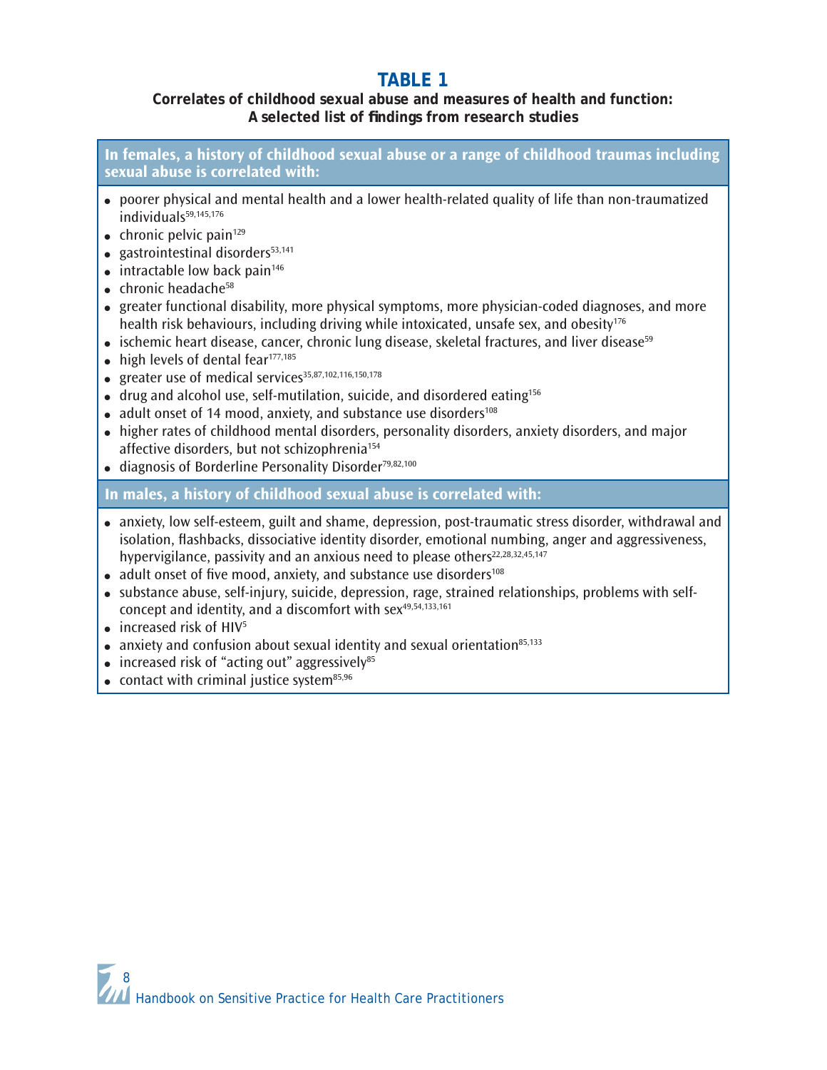# TABLE 1

**Correlates of childhood sexual abuse and measures of health and function: A selected list of findings from research studies**

**In females, a history of childhood sexual abuse or a range of childhood traumas including sexual abuse is correlated with:**

- poorer physical and mental health and a lower health-related quality of life than non-traumatized individuals[59,145,176]
- chronic pelvic pain[129]
- gastrointestinal disorders[53,141]
- intractable low back pain[146]
- chronic headache[58]
- greater functional disability, more physical symptoms, more physician-coded diagnoses, and more health risk behaviours, including driving while intoxicated, unsafe sex, and obesity[176]
- ischemic heart disease, cancer, chronic lung disease, skeletal fractures, and liver disease[59]
- high levels of dental fear[177,185]
- greater use of medical services[35,87,102,116,150,178]
- drug and alcohol use, self-mutilation, suicide, and disordered eating[156]
- adult onset of 14 mood, anxiety, and substance use disorders[108]
- higher rates of childhood mental disorders, personality disorders, anxiety disorders, and major affective disorders, but not schizophrenia[154]
- diagnosis of Borderline Personality Disorder[79,82,100]

**In males, a history of childhood sexual abuse is correlated with:**

- anxiety, low self-esteem, guilt and shame, depression, post-traumatic stress disorder, withdrawal and isolation, flashbacks, dissociative identity disorder, emotional numbing, anger and aggressiveness, hypervigilance, passivity and an anxious need to please others[22,28,32,45,147]
- adult onset of five mood, anxiety, and substance use disorders[108]
- substance abuse, self-injury, suicide, depression, rage, strained relationships, problems with self-concept and identity, and a discomfort with sex[49,54,133,161]
- increased risk of HIV[5]
- anxiety and confusion about sexual identity and sexual orientation[85,133]
- increased risk of "acting out" aggressively[85]
- contact with criminal justice system[85,96]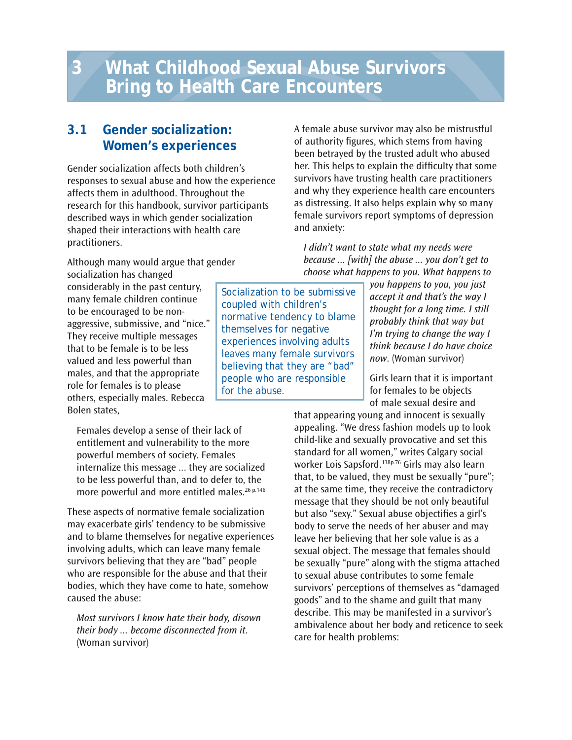# 3 What Childhood Sexual Abuse Survivors Bring to Health Care Encounters

## 3.1 Gender socialization: Women's experiences

Gender socialization affects both children's responses to sexual abuse and how the experience affects them in adulthood. Throughout the research for this handbook, survivor participants described ways in which gender socialization shaped their interactions with health care practitioners.

Although many would argue that gender socialization has changed considerably in the past century, many female children continue to be encouraged to be non-aggressive, submissive, and "nice." They receive multiple messages that to be female is to be less valued and less powerful than males, and that the appropriate role for females is to please others, especially males. Rebecca Bolen states,

> Females develop a sense of their lack of entitlement and vulnerability to the more powerful members of society. Females internalize this message ... they are socialized to be less powerful than, and to defer to, the more powerful and more entitled males.[26 p.146]

These aspects of normative female socialization may exacerbate girls' tendency to be submissive and to blame themselves for negative experiences involving adults, which can leave many female survivors believing that they are "bad" people who are responsible for the abuse and that their bodies, which they have come to hate, somehow caused the abuse:

> *Most survivors I know hate their body, disown their body ... become disconnected from it.* (Woman survivor)

> Socialization to be submissive coupled with children's normative tendency to blame themselves for negative experiences involving adults leaves many female survivors believing that they are "bad" people who are responsible for the abuse.

A female abuse survivor may also be mistrustful of authority figures, which stems from having been betrayed by the trusted adult who abused her. This helps to explain the difficulty that some survivors have trusting health care practitioners and why they experience health care encounters as distressing. It also helps explain why so many female survivors report symptoms of depression and anxiety:

> *I didn't want to state what my needs were because ... [with] the abuse ... you don't get to choose what happens to you. What happens to you happens to you, you just accept it and that's the way I thought for a long time. I still probably think that way but I'm trying to change the way I think because I do have choice now.* (Woman survivor)

Girls learn that it is important for females to be objects of male sexual desire and that appearing young and innocent is sexually appealing. "We dress fashion models up to look child-like and sexually provocative and set this standard for all women," writes Calgary social worker Lois Sapsford.[138p.76] Girls may also learn that, to be valued, they must be sexually "pure"; at the same time, they receive the contradictory message that they should be not only beautiful but also "sexy." Sexual abuse objectifies a girl's body to serve the needs of her abuser and may leave her believing that her sole value is as a sexual object. The message that females should be sexually "pure" along with the stigma attached to sexual abuse contributes to some female survivors' perceptions of themselves as "damaged goods" and to the shame and guilt that many describe. This may be manifested in a survivor's ambivalence about her body and reticence to seek care for health problems: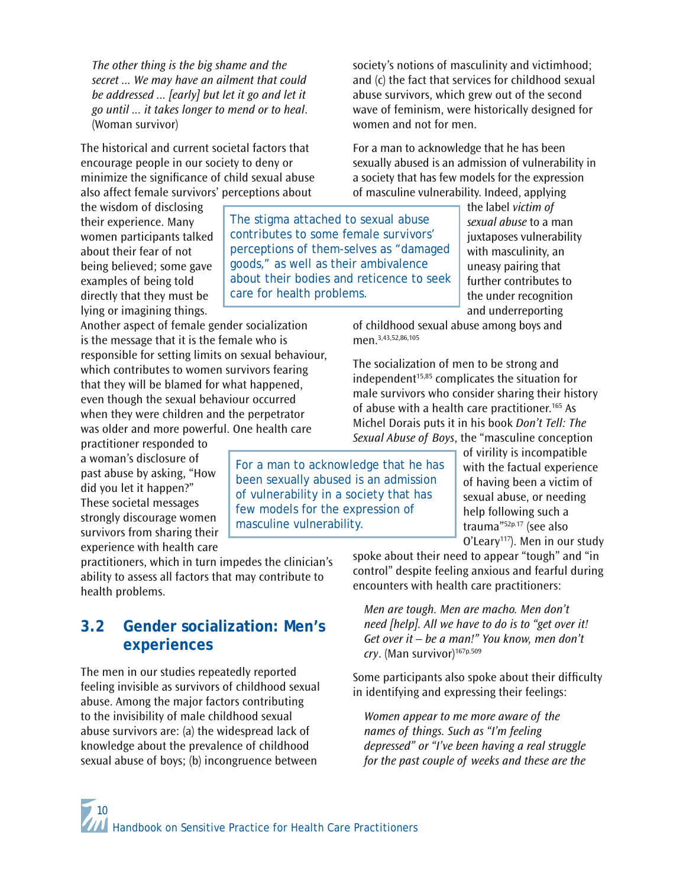*The other thing is the big shame and the secret ... We may have an ailment that could be addressed ... [early] but let it go and let it go until ... it takes longer to mend or to heal*. (Woman survivor)

The historical and current societal factors that encourage people in our society to deny or minimize the significance of child sexual abuse also affect female survivors' perceptions about the wisdom of disclosing their experience. Many women participants talked about their fear of not being believed; some gave examples of being told directly that they must be lying or imagining things.

> The stigma attached to sexual abuse contributes to some female survivors' perceptions of them-selves as "damaged goods," as well as their ambivalence about their bodies and reticence to seek care for health problems.

Another aspect of female gender socialization is the message that it is the female who is responsible for setting limits on sexual behaviour, which contributes to women survivors fearing that they will be blamed for what happened, even though the sexual behaviour occurred when they were children and the perpetrator was older and more powerful. One health care practitioner responded to a woman's disclosure of past abuse by asking, "How did you let it happen?" These societal messages strongly discourage women survivors from sharing their experience with health care practitioners, which in turn impedes the clinician's ability to assess all factors that may contribute to health problems.

## 3.2 Gender socialization: Men's experiences

The men in our studies repeatedly reported feeling invisible as survivors of childhood sexual abuse. Among the major factors contributing to the invisibility of male childhood sexual abuse survivors are: (a) the widespread lack of knowledge about the prevalence of childhood sexual abuse of boys; (b) incongruence between society's notions of masculinity and victimhood; and (c) the fact that services for childhood sexual abuse survivors, which grew out of the second wave of feminism, were historically designed for women and not for men.

For a man to acknowledge that he has been sexually abused is an admission of vulnerability in a society that has few models for the expression of masculine vulnerability. Indeed, applying the label *victim of sexual abuse* to a man juxtaposes vulnerability with masculinity, an uneasy pairing that further contributes to the under recognition and underreporting of childhood sexual abuse among boys and men.[3,43,52,86,105]

> For a man to acknowledge that he has been sexually abused is an admission of vulnerability in a society that has few models for the expression of masculine vulnerability.

The socialization of men to be strong and independent[15,85] complicates the situation for male survivors who consider sharing their history of abuse with a health care practitioner.[165] As Michel Dorais puts it in his book *Don't Tell: The Sexual Abuse of Boys*, the "masculine conception of virility is incompatible with the factual experience of having been a victim of sexual abuse, or needing help following such a trauma"[52p.17] (see also O'Leary[117]). Men in our study spoke about their need to appear "tough" and "in control" despite feeling anxious and fearful during encounters with health care practitioners:

*Men are tough. Men are macho. Men don't need [help]. All we have to do is to "get over it! Get over it – be a man!" You know, men don't cry*. (Man survivor)[167p.509]

Some participants also spoke about their difficulty in identifying and expressing their feelings:

*Women appear to me more aware of the names of things. Such as "I'm feeling depressed" or "I've been having a real struggle for the past couple of weeks and these are the*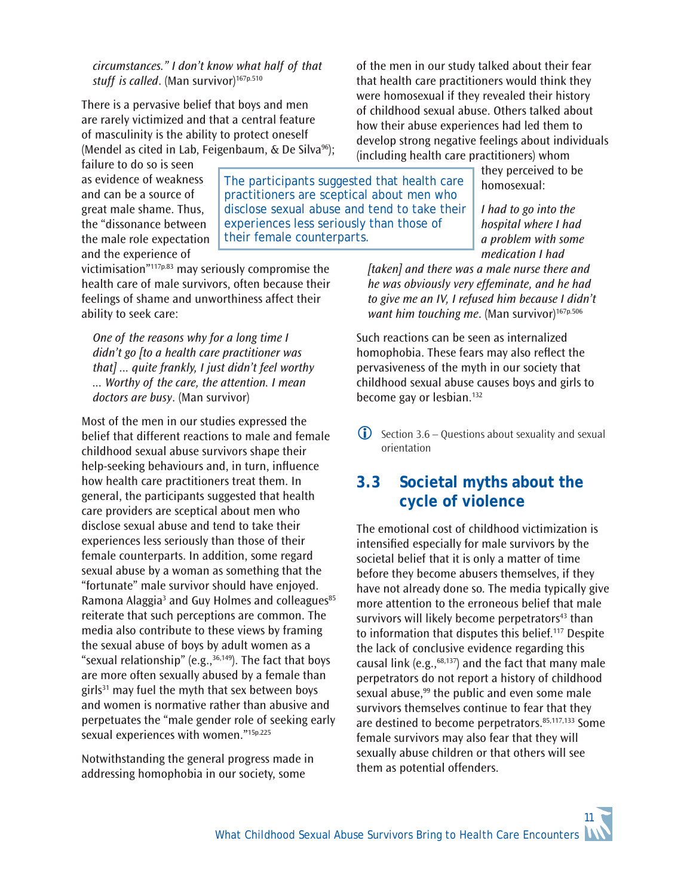*circumstances." I don't know what half of that stuff is called*. (Man survivor)[167p.510]

There is a pervasive belief that boys and men are rarely victimized and that a central feature of masculinity is the ability to protect oneself (Mendel as cited in Lab, Feigenbaum, & De Silva[96]); failure to do so is seen as evidence of weakness and can be a source of great male shame. Thus, the "dissonance between the male role expectation and the experience of victimisation"[117p.83] may seriously compromise the health care of male survivors, often because their feelings of shame and unworthiness affect their ability to seek care:

> *One of the reasons why for a long time I didn't go [to a health care practitioner was that] ... quite frankly, I just didn't feel worthy ... Worthy of the care, the attention. I mean doctors are busy*. (Man survivor)

> The participants suggested that health care practitioners are sceptical about men who disclose sexual abuse and tend to take their experiences less seriously than those of their female counterparts.

Most of the men in our studies expressed the belief that different reactions to male and female childhood sexual abuse survivors shape their help-seeking behaviours and, in turn, influence how health care practitioners treat them. In general, the participants suggested that health care providers are sceptical about men who disclose sexual abuse and tend to take their experiences less seriously than those of their female counterparts. In addition, some regard sexual abuse by a woman as something that the "fortunate" male survivor should have enjoyed. Ramona Alaggia[3] and Guy Holmes and colleagues[85] reiterate that such perceptions are common. The media also contribute to these views by framing the sexual abuse of boys by adult women as a "sexual relationship" (e.g.,[36,149]). The fact that boys are more often sexually abused by a female than girls[31] may fuel the myth that sex between boys and women is normative rather than abusive and perpetuates the "male gender role of seeking early sexual experiences with women."[15p.225]

Notwithstanding the general progress made in addressing homophobia in our society, some of the men in our study talked about their fear that health care practitioners would think they were homosexual if they revealed their history of childhood sexual abuse. Others talked about how their abuse experiences had led them to develop strong negative feelings about individuals (including health care practitioners) whom they perceived to be homosexual:

> *I had to go into the hospital where I had a problem with some medication I had [taken] and there was a male nurse there and he was obviously very effeminate, and he had to give me an IV, I refused him because I didn't want him touching me*. (Man survivor)[167p.506]

Such reactions can be seen as internalized homophobia. These fears may also reflect the pervasiveness of the myth in our society that childhood sexual abuse causes boys and girls to become gay or lesbian.[132]

ⓘ Section 3.6 – Questions about sexuality and sexual orientation

## 3.3 Societal myths about the cycle of violence

The emotional cost of childhood victimization is intensified especially for male survivors by the societal belief that it is only a matter of time before they become abusers themselves, if they have not already done so. The media typically give more attention to the erroneous belief that male survivors will likely become perpetrators[43] than to information that disputes this belief.[117] Despite the lack of conclusive evidence regarding this causal link (e.g.,[68,137]) and the fact that many male perpetrators do not report a history of childhood sexual abuse,[99] the public and even some male survivors themselves continue to fear that they are destined to become perpetrators.[85,117,133] Some female survivors may also fear that they will sexually abuse children or that others will see them as potential offenders.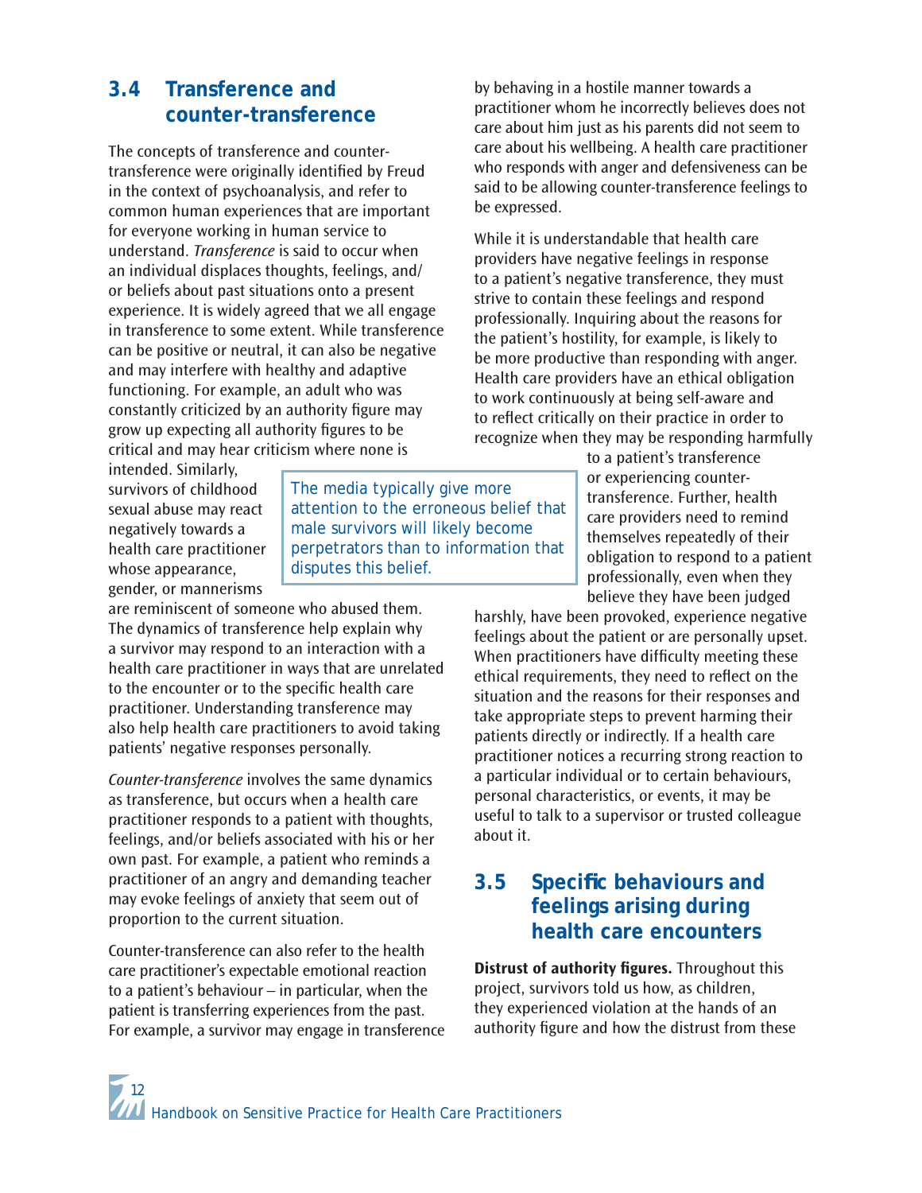## 3.4 Transference and counter-transference

The concepts of transference and counter-transference were originally identified by Freud in the context of psychoanalysis, and refer to common human experiences that are important for everyone working in human service to understand. *Transference* is said to occur when an individual displaces thoughts, feelings, and/or beliefs about past situations onto a present experience. It is widely agreed that we all engage in transference to some extent. While transference can be positive or neutral, it can also be negative and may interfere with healthy and adaptive functioning. For example, an adult who was constantly criticized by an authority figure may grow up expecting all authority figures to be critical and may hear criticism where none is intended. Similarly, survivors of childhood sexual abuse may react negatively towards a health care practitioner whose appearance, gender, or mannerisms are reminiscent of someone who abused them. The dynamics of transference help explain why a survivor may respond to an interaction with a health care practitioner in ways that are unrelated to the encounter or to the specific health care practitioner. Understanding transference may also help health care practitioners to avoid taking patients' negative responses personally.

> The media typically give more attention to the erroneous belief that male survivors will likely become perpetrators than to information that disputes this belief.

*Counter-transference* involves the same dynamics as transference, but occurs when a health care practitioner responds to a patient with thoughts, feelings, and/or beliefs associated with his or her own past. For example, a patient who reminds a practitioner of an angry and demanding teacher may evoke feelings of anxiety that seem out of proportion to the current situation.

Counter-transference can also refer to the health care practitioner's expectable emotional reaction to a patient's behaviour – in particular, when the patient is transferring experiences from the past. For example, a survivor may engage in transference by behaving in a hostile manner towards a practitioner whom he incorrectly believes does not care about him just as his parents did not seem to care about his wellbeing. A health care practitioner who responds with anger and defensiveness can be said to be allowing counter-transference feelings to be expressed.

While it is understandable that health care providers have negative feelings in response to a patient's negative transference, they must strive to contain these feelings and respond professionally. Inquiring about the reasons for the patient's hostility, for example, is likely to be more productive than responding with anger. Health care providers have an ethical obligation to work continuously at being self-aware and to reflect critically on their practice in order to recognize when they may be responding harmfully to a patient's transference or experiencing counter-transference. Further, health care providers need to remind themselves repeatedly of their obligation to respond to a patient professionally, even when they believe they have been judged harshly, have been provoked, experience negative feelings about the patient or are personally upset. When practitioners have difficulty meeting these ethical requirements, they need to reflect on the situation and the reasons for their responses and take appropriate steps to prevent harming their patients directly or indirectly. If a health care practitioner notices a recurring strong reaction to a particular individual or to certain behaviours, personal characteristics, or events, it may be useful to talk to a supervisor or trusted colleague about it.

## 3.5 Specific behaviours and feelings arising during health care encounters

**Distrust of authority figures.** Throughout this project, survivors told us how, as children, they experienced violation at the hands of an authority figure and how the distrust from these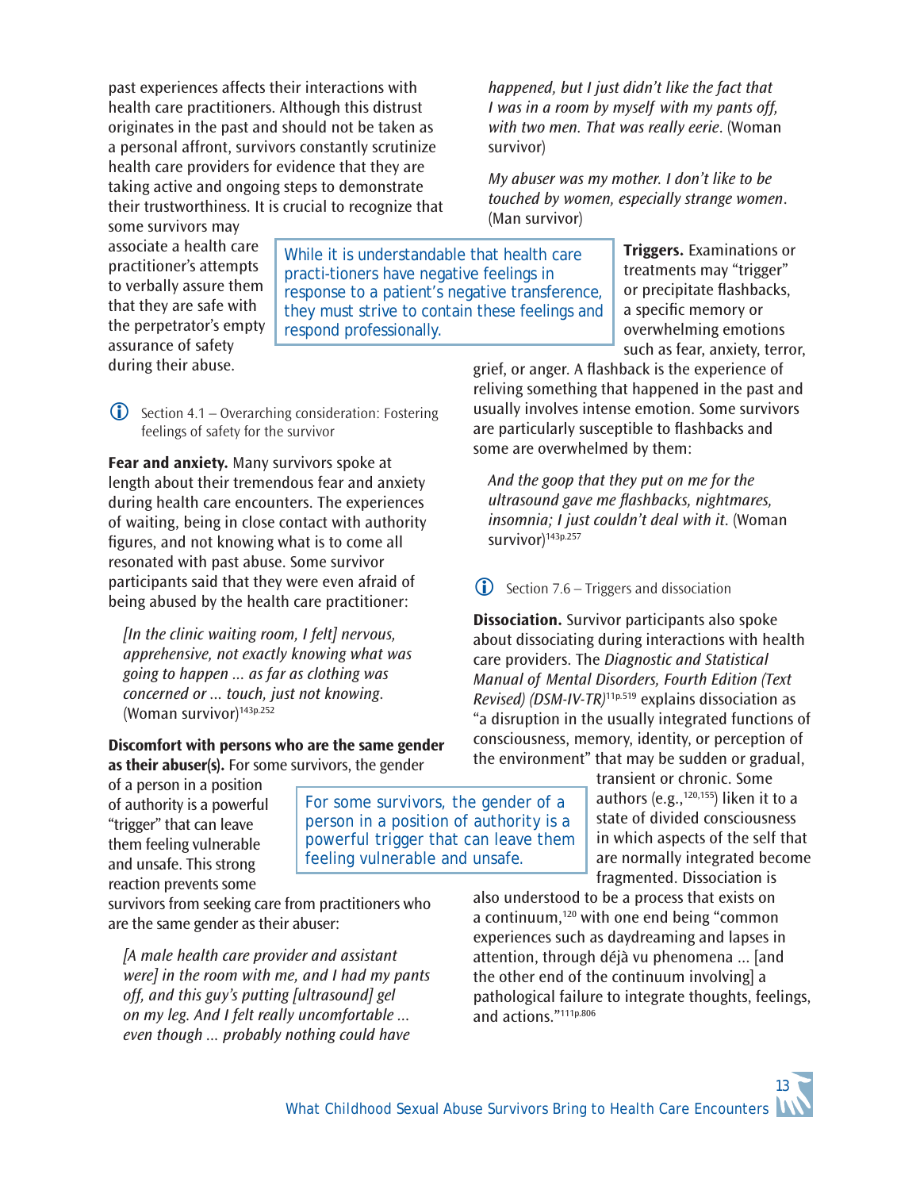past experiences affects their interactions with health care practitioners. Although this distrust originates in the past and should not be taken as a personal affront, survivors constantly scrutinize health care providers for evidence that they are taking active and ongoing steps to demonstrate their trustworthiness. It is crucial to recognize that some survivors may associate a health care practitioner's attempts to verbally assure them that they are safe with the perpetrator's empty assurance of safety during their abuse.

> While it is understandable that health care practi-tioners have negative feelings in response to a patient's negative transference, they must strive to contain these feelings and respond professionally.

ⓘ Section 4.1 – Overarching consideration: Fostering feelings of safety for the survivor

**Fear and anxiety.** Many survivors spoke at length about their tremendous fear and anxiety during health care encounters. The experiences of waiting, being in close contact with authority figures, and not knowing what is to come all resonated with past abuse. Some survivor participants said that they were even afraid of being abused by the health care practitioner:

> *[In the clinic waiting room, I felt] nervous, apprehensive, not exactly knowing what was going to happen ... as far as clothing was concerned or ... touch, just not knowing.* (Woman survivor)[143p.252]

**Discomfort with persons who are the same gender as their abuser(s).** For some survivors, the gender of a person in a position of authority is a powerful "trigger" that can leave them feeling vulnerable and unsafe. This strong reaction prevents some survivors from seeking care from practitioners who are the same gender as their abuser:

> For some survivors, the gender of a person in a position of authority is a powerful trigger that can leave them feeling vulnerable and unsafe.

> *[A male health care provider and assistant were] in the room with me, and I had my pants off, and this guy's putting [ultrasound] gel on my leg. And I felt really uncomfortable ... even though ... probably nothing could have happened, but I just didn't like the fact that I was in a room by myself with my pants off, with two men. That was really eerie.* (Woman survivor)

> *My abuser was my mother. I don't like to be touched by women, especially strange women.* (Man survivor)

**Triggers.** Examinations or treatments may "trigger" or precipitate flashbacks, a specific memory or overwhelming emotions such as fear, anxiety, terror, grief, or anger. A flashback is the experience of reliving something that happened in the past and usually involves intense emotion. Some survivors are particularly susceptible to flashbacks and some are overwhelmed by them:

> *And the goop that they put on me for the ultrasound gave me flashbacks, nightmares, insomnia; I just couldn't deal with it.* (Woman survivor)[143p.257]

ⓘ Section 7.6 – Triggers and dissociation

**Dissociation.** Survivor participants also spoke about dissociating during interactions with health care providers. The *Diagnostic and Statistical Manual of Mental Disorders, Fourth Edition (Text Revised) (DSM-IV-TR)*[11p.519] explains dissociation as "a disruption in the usually integrated functions of consciousness, memory, identity, or perception of the environment" that may be sudden or gradual, transient or chronic. Some authors (e.g.,[120,155]) liken it to a state of divided consciousness in which aspects of the self that are normally integrated become fragmented. Dissociation is also understood to be a process that exists on a continuum,[120] with one end being "common experiences such as daydreaming and lapses in attention, through déjà vu phenomena ... [and the other end of the continuum involving] a pathological failure to integrate thoughts, feelings, and actions."[111p.806]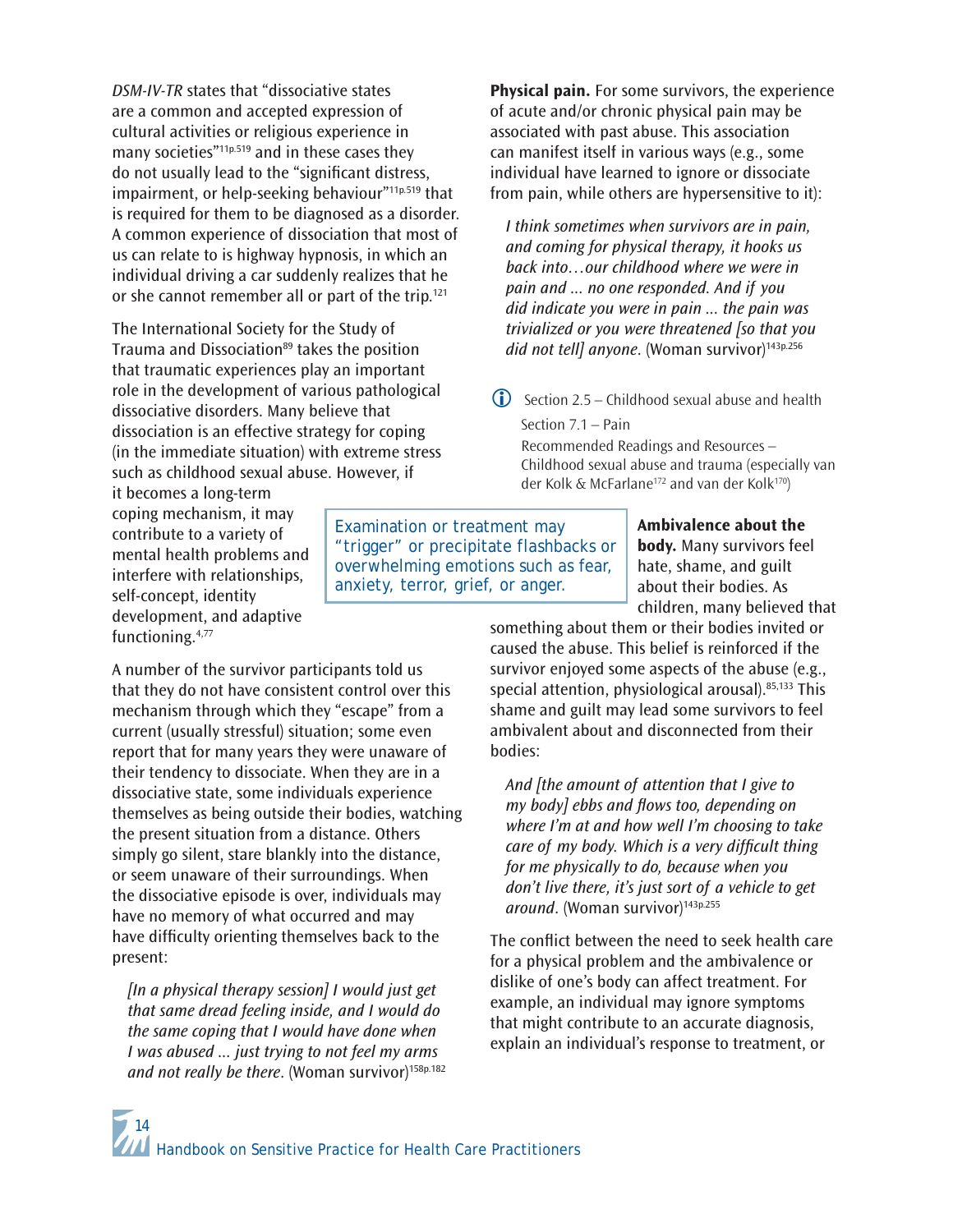*DSM-IV-TR* states that "dissociative states are a common and accepted expression of cultural activities or religious experience in many societies"[11p.519] and in these cases they do not usually lead to the "significant distress, impairment, or help-seeking behaviour"[11p.519] that is required for them to be diagnosed as a disorder. A common experience of dissociation that most of us can relate to is highway hypnosis, in which an individual driving a car suddenly realizes that he or she cannot remember all or part of the trip.[121]

The International Society for the Study of Trauma and Dissociation[89] takes the position that traumatic experiences play an important role in the development of various pathological dissociative disorders. Many believe that dissociation is an effective strategy for coping (in the immediate situation) with extreme stress such as childhood sexual abuse. However, if it becomes a long-term coping mechanism, it may contribute to a variety of mental health problems and interfere with relationships, self-concept, identity development, and adaptive functioning.[4,77]

> Examination or treatment may "trigger" or precipitate flashbacks or overwhelming emotions such as fear, anxiety, terror, grief, or anger.

A number of the survivor participants told us that they do not have consistent control over this mechanism through which they "escape" from a current (usually stressful) situation; some even report that for many years they were unaware of their tendency to dissociate. When they are in a dissociative state, some individuals experience themselves as being outside their bodies, watching the present situation from a distance. Others simply go silent, stare blankly into the distance, or seem unaware of their surroundings. When the dissociative episode is over, individuals may have no memory of what occurred and may have difficulty orienting themselves back to the present:

> *[In a physical therapy session] I would just get that same dread feeling inside, and I would do the same coping that I would have done when I was abused ... just trying to not feel my arms and not really be there*. (Woman survivor)[158p.182]

**Physical pain.** For some survivors, the experience of acute and/or chronic physical pain may be associated with past abuse. This association can manifest itself in various ways (e.g., some individual have learned to ignore or dissociate from pain, while others are hypersensitive to it):

> *I think sometimes when survivors are in pain, and coming for physical therapy, it hooks us back into…our childhood where we were in pain and ... no one responded. And if you did indicate you were in pain ... the pain was trivialized or you were threatened [so that you did not tell] anyone*. (Woman survivor)[143p.256]

ⓘ Section 2.5 – Childhood sexual abuse and health
Section 7.1 – Pain
Recommended Readings and Resources – Childhood sexual abuse and trauma (especially van der Kolk & McFarlane[172] and van der Kolk[170])

**Ambivalence about the body.** Many survivors feel hate, shame, and guilt about their bodies. As children, many believed that something about them or their bodies invited or caused the abuse. This belief is reinforced if the survivor enjoyed some aspects of the abuse (e.g., special attention, physiological arousal).[85,133] This shame and guilt may lead some survivors to feel ambivalent about and disconnected from their bodies:

> *And [the amount of attention that I give to my body] ebbs and flows too, depending on where I'm at and how well I'm choosing to take care of my body. Which is a very difficult thing for me physically to do, because when you don't live there, it's just sort of a vehicle to get around*. (Woman survivor)[143p.255]

The conflict between the need to seek health care for a physical problem and the ambivalence or dislike of one's body can affect treatment. For example, an individual may ignore symptoms that might contribute to an accurate diagnosis, explain an individual's response to treatment, or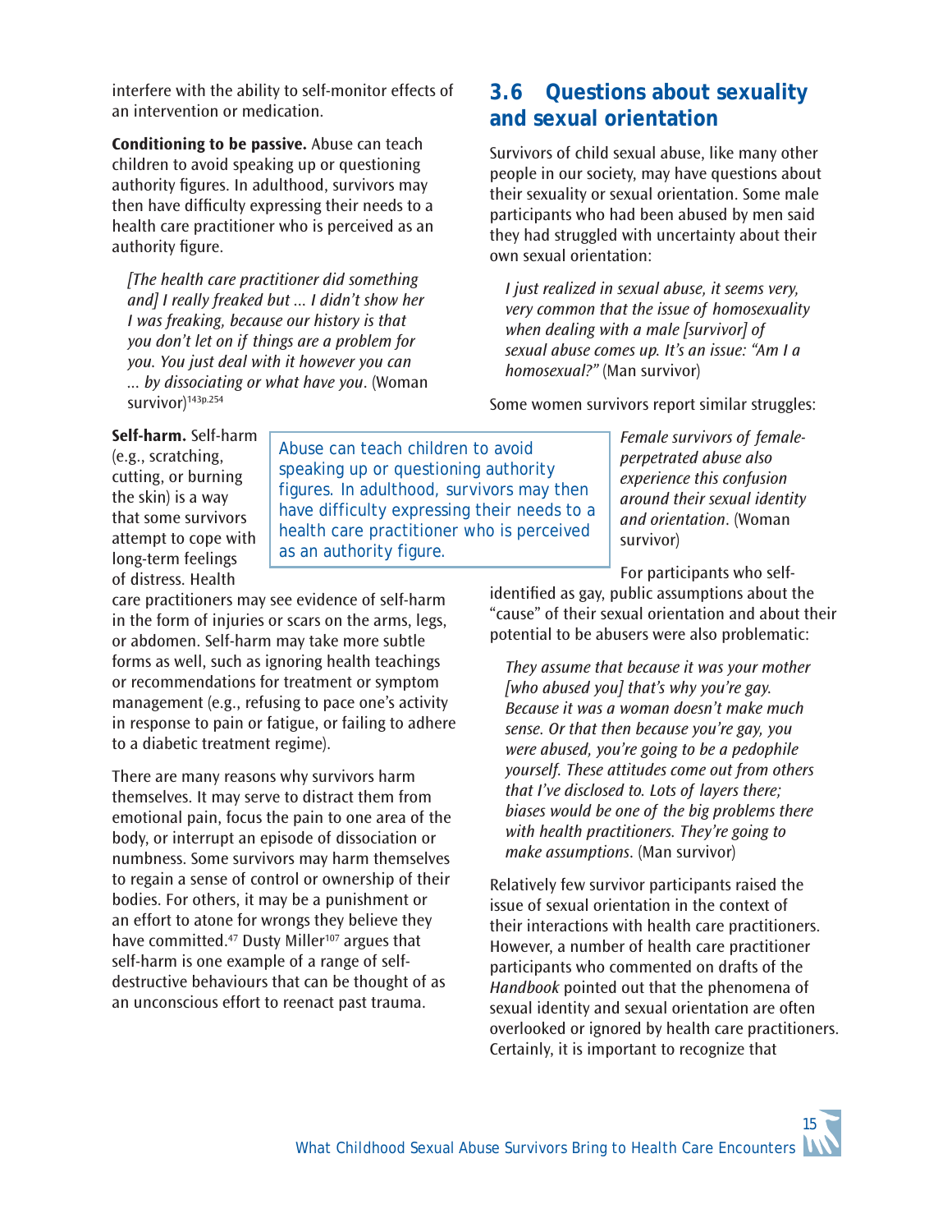interfere with the ability to self-monitor effects of an intervention or medication.

**Conditioning to be passive.** Abuse can teach children to avoid speaking up or questioning authority figures. In adulthood, survivors may then have difficulty expressing their needs to a health care practitioner who is perceived as an authority figure.

> *[The health care practitioner did something and] I really freaked but ... I didn't show her I was freaking, because our history is that you don't let on if things are a problem for you. You just deal with it however you can ... by dissociating or what have you*. (Woman survivor)[143p.254]

Abuse can teach children to avoid speaking up or questioning authority figures. In adulthood, survivors may then have difficulty expressing their needs to a health care practitioner who is perceived as an authority figure.

**Self-harm.** Self-harm (e.g., scratching, cutting, or burning the skin) is a way that some survivors attempt to cope with long-term feelings of distress. Health care practitioners may see evidence of self-harm in the form of injuries or scars on the arms, legs, or abdomen. Self-harm may take more subtle forms as well, such as ignoring health teachings or recommendations for treatment or symptom management (e.g., refusing to pace one's activity in response to pain or fatigue, or failing to adhere to a diabetic treatment regime).

There are many reasons why survivors harm themselves. It may serve to distract them from emotional pain, focus the pain to one area of the body, or interrupt an episode of dissociation or numbness. Some survivors may harm themselves to regain a sense of control or ownership of their bodies. For others, it may be a punishment or an effort to atone for wrongs they believe they have committed.[47] Dusty Miller[107] argues that self-harm is one example of a range of self-destructive behaviours that can be thought of as an unconscious effort to reenact past trauma.

## 3.6 Questions about sexuality and sexual orientation

Survivors of child sexual abuse, like many other people in our society, may have questions about their sexuality or sexual orientation. Some male participants who had been abused by men said they had struggled with uncertainty about their own sexual orientation:

> *I just realized in sexual abuse, it seems very, very common that the issue of homosexuality when dealing with a male [survivor] of sexual abuse comes up. It's an issue: "Am I a homosexual?"* (Man survivor)

Some women survivors report similar struggles:

> *Female survivors of female-perpetrated abuse also experience this confusion around their sexual identity and orientation*. (Woman survivor)

For participants who self-identified as gay, public assumptions about the "cause" of their sexual orientation and about their potential to be abusers were also problematic:

> *They assume that because it was your mother [who abused you] that's why you're gay. Because it was a woman doesn't make much sense. Or that then because you're gay, you were abused, you're going to be a pedophile yourself. These attitudes come out from others that I've disclosed to. Lots of layers there; biases would be one of the big problems there with health practitioners. They're going to make assumptions*. (Man survivor)

Relatively few survivor participants raised the issue of sexual orientation in the context of their interactions with health care practitioners. However, a number of health care practitioner participants who commented on drafts of the *Handbook* pointed out that the phenomena of sexual identity and sexual orientation are often overlooked or ignored by health care practitioners. Certainly, it is important to recognize that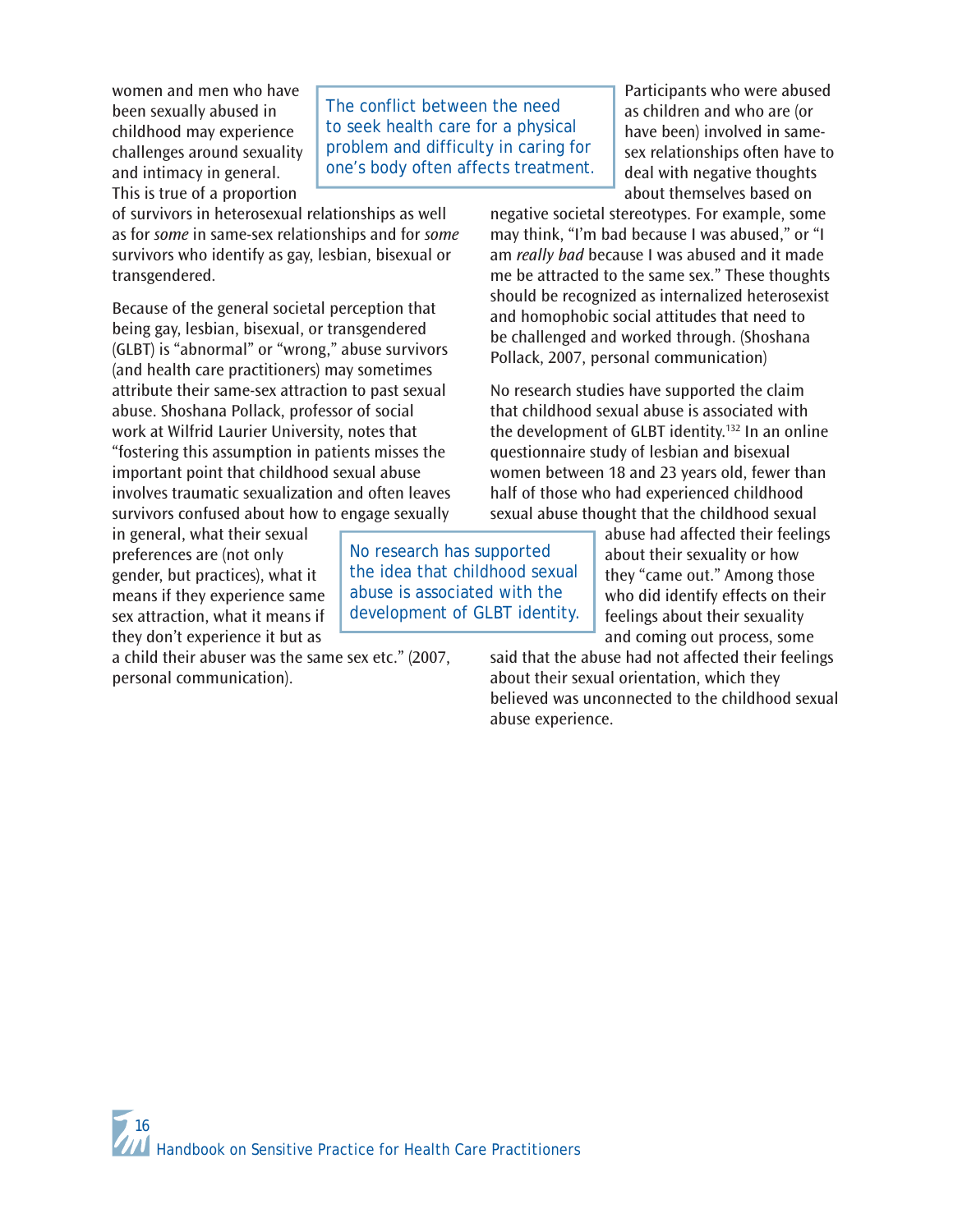women and men who have been sexually abused in childhood may experience challenges around sexuality and intimacy in general. This is true of a proportion of survivors in heterosexual relationships as well as for *some* in same-sex relationships and for *some* survivors who identify as gay, lesbian, bisexual or transgendered.

> The conflict between the need to seek health care for a physical problem and difficulty in caring for one's body often affects treatment.

Because of the general societal perception that being gay, lesbian, bisexual, or transgendered (GLBT) is "abnormal" or "wrong," abuse survivors (and health care practitioners) may sometimes attribute their same-sex attraction to past sexual abuse. Shoshana Pollack, professor of social work at Wilfrid Laurier University, notes that "fostering this assumption in patients misses the important point that childhood sexual abuse involves traumatic sexualization and often leaves survivors confused about how to engage sexually in general, what their sexual preferences are (not only gender, but practices), what it means if they experience same sex attraction, what it means if they don't experience it but as a child their abuser was the same sex etc." (2007, personal communication).

> No research has supported the idea that childhood sexual abuse is associated with the development of GLBT identity.

Participants who were abused as children and who are (or have been) involved in same-sex relationships often have to deal with negative thoughts about themselves based on negative societal stereotypes. For example, some may think, "I'm bad because I was abused," or "I am *really bad* because I was abused and it made me be attracted to the same sex." These thoughts should be recognized as internalized heterosexist and homophobic social attitudes that need to be challenged and worked through. (Shoshana Pollack, 2007, personal communication)

No research studies have supported the claim that childhood sexual abuse is associated with the development of GLBT identity.[132] In an online questionnaire study of lesbian and bisexual women between 18 and 23 years old, fewer than half of those who had experienced childhood sexual abuse thought that the childhood sexual abuse had affected their feelings about their sexuality or how they "came out." Among those who did identify effects on their feelings about their sexuality and coming out process, some said that the abuse had not affected their feelings about their sexual orientation, which they believed was unconnected to the childhood sexual abuse experience.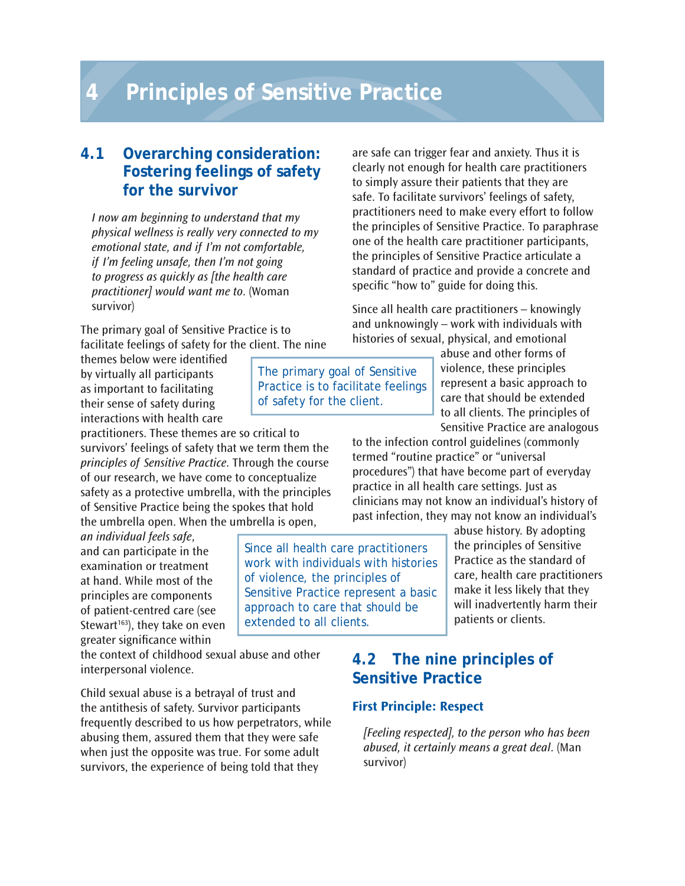# 4 Principles of Sensitive Practice

## 4.1 Overarching consideration: Fostering feelings of safety for the survivor

*I now am beginning to understand that my physical wellness is really very connected to my emotional state, and if I'm not comfortable, if I'm feeling unsafe, then I'm not going to progress as quickly as [the health care practitioner] would want me to.* (Woman survivor)

The primary goal of Sensitive Practice is to facilitate feelings of safety for the client. The nine themes below were identified by virtually all participants as important to facilitating their sense of safety during interactions with health care practitioners. These themes are so critical to survivors' feelings of safety that we term them the *principles of Sensitive Practice*. Through the course of our research, we have come to conceptualize safety as a protective umbrella, with the principles of Sensitive Practice being the spokes that hold the umbrella open. When the umbrella is open, *an individual feels safe*, and can participate in the examination or treatment at hand. While most of the principles are components of patient-centred care (see Stewart[163]), they take on even greater significance within the context of childhood sexual abuse and other interpersonal violence.

> The primary goal of Sensitive Practice is to facilitate feelings of safety for the client.

Child sexual abuse is a betrayal of trust and the antithesis of safety. Survivor participants frequently described to us how perpetrators, while abusing them, assured them that they were safe when just the opposite was true. For some adult survivors, the experience of being told that they are safe can trigger fear and anxiety. Thus it is clearly not enough for health care practitioners to simply assure their patients that they are safe. To facilitate survivors' feelings of safety, practitioners need to make every effort to follow the principles of Sensitive Practice. To paraphrase one of the health care practitioner participants, the principles of Sensitive Practice articulate a standard of practice and provide a concrete and specific "how to" guide for doing this.

Since all health care practitioners – knowingly and unknowingly – work with individuals with histories of sexual, physical, and emotional abuse and other forms of violence, these principles represent a basic approach to care that should be extended to all clients. The principles of Sensitive Practice are analogous to the infection control guidelines (commonly termed "routine practice" or "universal procedures") that have become part of everyday practice in all health care settings. Just as clinicians may not know an individual's history of past infection, they may not know an individual's abuse history. By adopting the principles of Sensitive Practice as the standard of care, health care practitioners make it less likely that they will inadvertently harm their patients or clients.

> Since all health care practitioners work with individuals with histories of violence, the principles of Sensitive Practice represent a basic approach to care that should be extended to all clients.

## 4.2 The nine principles of Sensitive Practice

### First Principle: Respect

*[Feeling respected], to the person who has been abused, it certainly means a great deal.* (Man survivor)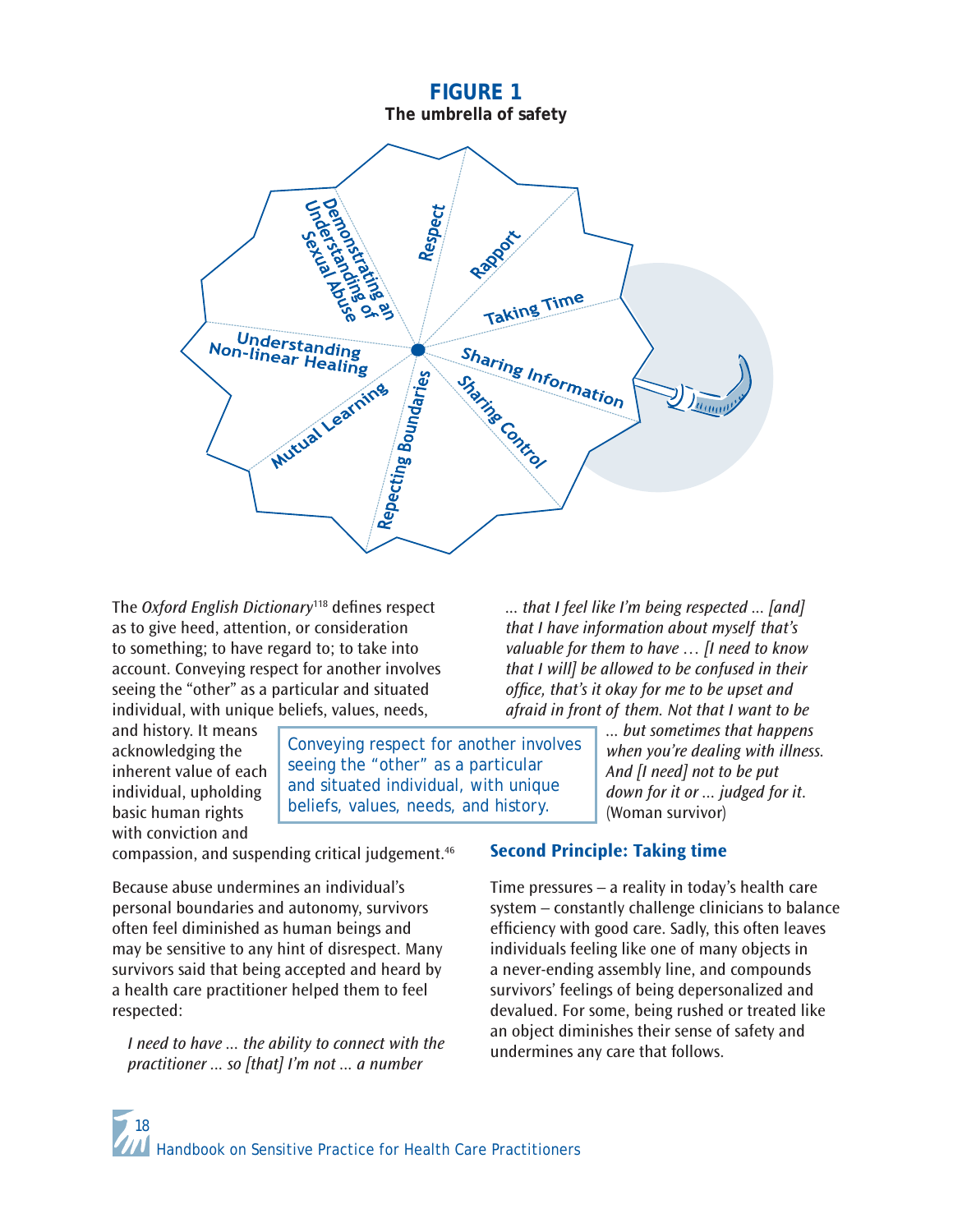**FIGURE 1**
**The umbrella of safety**

Respect
Rapport
Taking Time
Sharing Information
Sharing Control
Repecting Boundaries
Mutual Learning
Understanding Non-linear Healing
Demonstrating an Understanding of Sexual Abuse

The *Oxford English Dictionary*[118] defines respect as to give heed, attention, or consideration to something; to have regard to; to take into account. Conveying respect for another involves seeing the "other" as a particular and situated individual, with unique beliefs, values, needs, and history. It means acknowledging the inherent value of each individual, upholding basic human rights with conviction and compassion, and suspending critical judgement.[46]

> Conveying respect for another involves seeing the "other" as a particular and situated individual, with unique beliefs, values, needs, and history.

Because abuse undermines an individual's personal boundaries and autonomy, survivors often feel diminished as human beings and may be sensitive to any hint of disrespect. Many survivors said that being accepted and heard by a health care practitioner helped them to feel respected:

> *I need to have ... the ability to connect with the practitioner ... so [that] I'm not ... a number ... that I feel like I'm being respected ... [and] that I have information about myself that's valuable for them to have … [I need to know that I will] be allowed to be confused in their office, that's it okay for me to be upset and afraid in front of them. Not that I want to be ... but sometimes that happens when you're dealing with illness. And [I need] not to be put down for it or ... judged for it.* (Woman survivor)

## Second Principle: Taking time

Time pressures – a reality in today's health care system – constantly challenge clinicians to balance efficiency with good care. Sadly, this often leaves individuals feeling like one of many objects in a never-ending assembly line, and compounds survivors' feelings of being depersonalized and devalued. For some, being rushed or treated like an object diminishes their sense of safety and undermines any care that follows.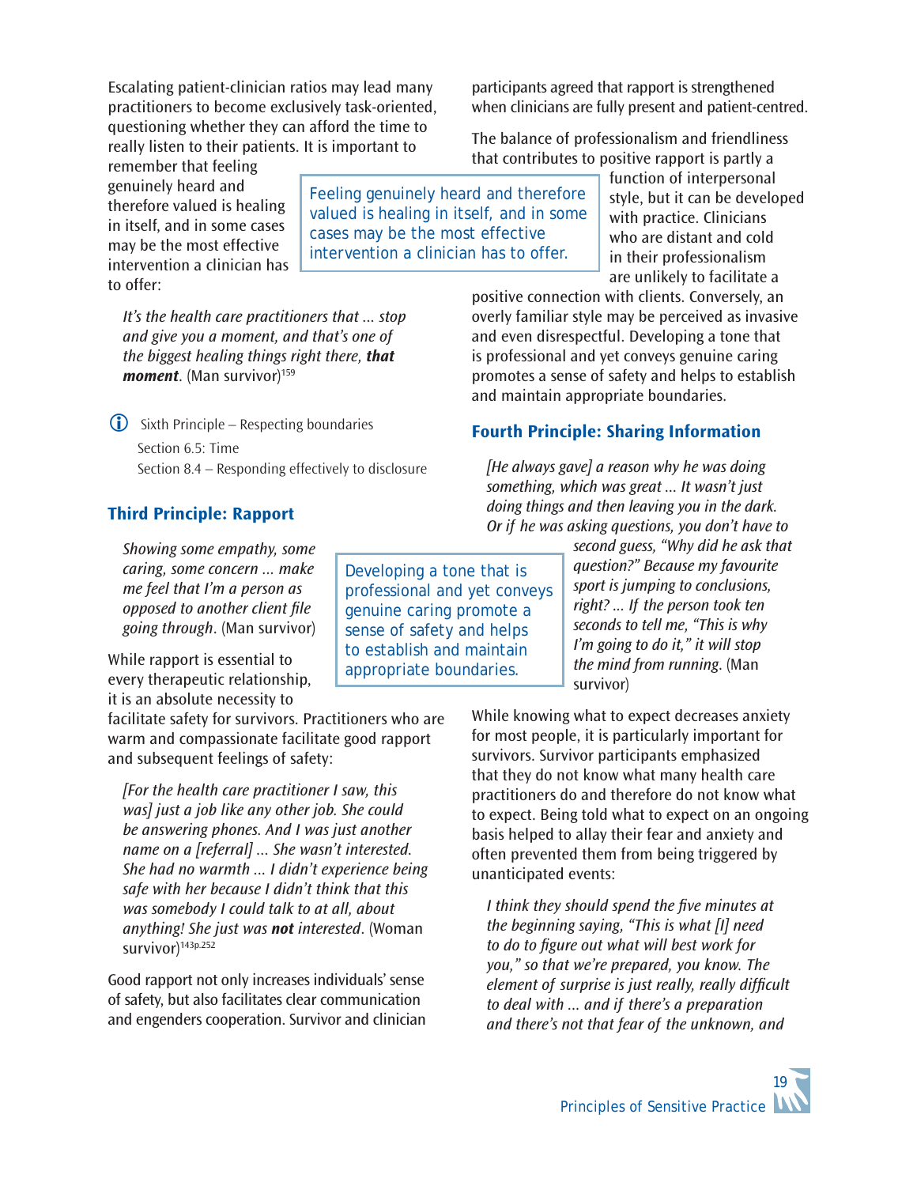Escalating patient-clinician ratios may lead many practitioners to become exclusively task-oriented, questioning whether they can afford the time to really listen to their patients. It is important to remember that feeling genuinely heard and therefore valued is healing in itself, and in some cases may be the most effective intervention a clinician has to offer:

> Feeling genuinely heard and therefore valued is healing in itself, and in some cases may be the most effective intervention a clinician has to offer.

*It's the health care practitioners that ... stop and give you a moment, and that's one of the biggest healing things right there, **that moment**.* (Man survivor)[159]

ⓘ Sixth Principle – Respecting boundaries
Section 6.5: Time
Section 8.4 – Responding effectively to disclosure

## Third Principle: Rapport

*Showing some empathy, some caring, some concern ... make me feel that I'm a person as opposed to another client file going through.* (Man survivor)

> Developing a tone that is professional and yet conveys genuine caring promote a sense of safety and helps to establish and maintain appropriate boundaries.

While rapport is essential to every therapeutic relationship, it is an absolute necessity to facilitate safety for survivors. Practitioners who are warm and compassionate facilitate good rapport and subsequent feelings of safety:

*[For the health care practitioner I saw, this was] just a job like any other job. She could be answering phones. And I was just another name on a [referral] ... She wasn't interested. She had no warmth ... I didn't experience being safe with her because I didn't think that this was somebody I could talk to at all, about anything! She just was **not** interested.* (Woman survivor)[143p.252]

Good rapport not only increases individuals' sense of safety, but also facilitates clear communication and engenders cooperation. Survivor and clinician participants agreed that rapport is strengthened when clinicians are fully present and patient-centred.

The balance of professionalism and friendliness that contributes to positive rapport is partly a function of interpersonal style, but it can be developed with practice. Clinicians who are distant and cold in their professionalism are unlikely to facilitate a positive connection with clients. Conversely, an overly familiar style may be perceived as invasive and even disrespectful. Developing a tone that is professional and yet conveys genuine caring promotes a sense of safety and helps to establish and maintain appropriate boundaries.

## Fourth Principle: Sharing Information

*[He always gave] a reason why he was doing something, which was great ... It wasn't just doing things and then leaving you in the dark. Or if he was asking questions, you don't have to second guess, "Why did he ask that question?" Because my favourite sport is jumping to conclusions, right? ... If the person took ten seconds to tell me, "This is why I'm going to do it," it will stop the mind from running.* (Man survivor)

While knowing what to expect decreases anxiety for most people, it is particularly important for survivors. Survivor participants emphasized that they do not know what many health care practitioners do and therefore do not know what to expect. Being told what to expect on an ongoing basis helped to allay their fear and anxiety and often prevented them from being triggered by unanticipated events:

*I think they should spend the five minutes at the beginning saying, "This is what [I] need to do to figure out what will best work for you," so that we're prepared, you know. The element of surprise is just really, really difficult to deal with ... and if there's a preparation and there's not that fear of the unknown, and*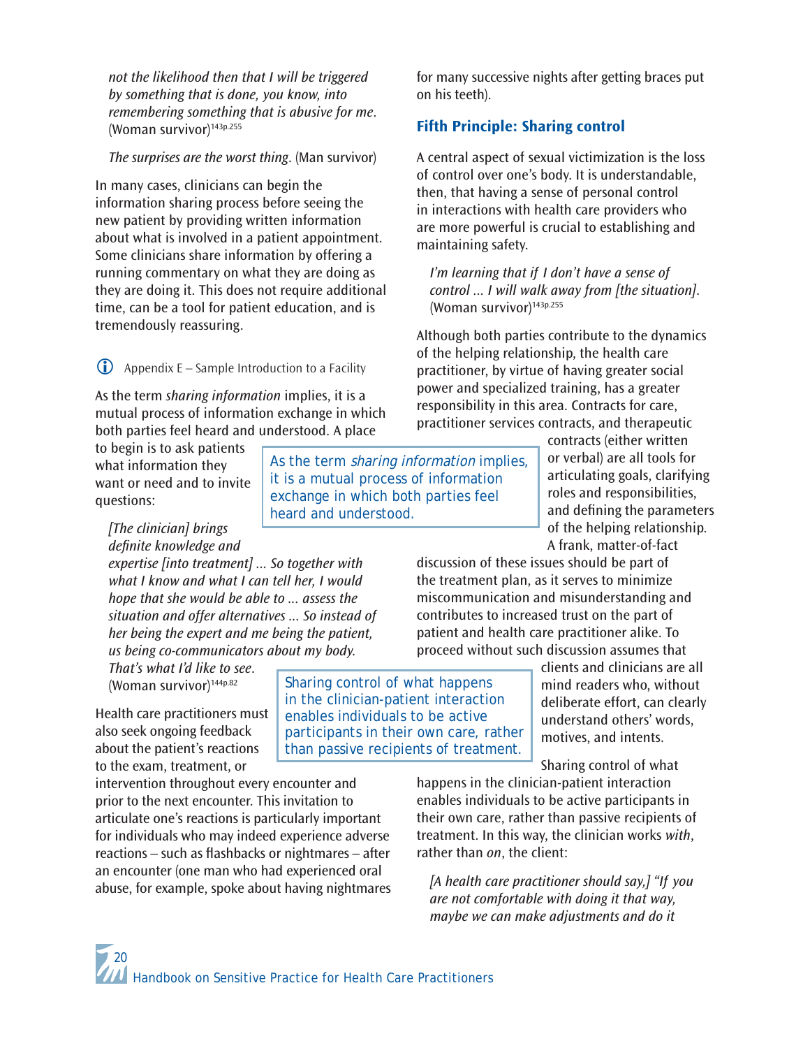*not the likelihood then that I will be triggered by something that is done, you know, into remembering something that is abusive for me*. (Woman survivor)[143p.255]

*The surprises are the worst thing*. (Man survivor)

In many cases, clinicians can begin the information sharing process before seeing the new patient by providing written information about what is involved in a patient appointment. Some clinicians share information by offering a running commentary on what they are doing as they are doing it. This does not require additional time, can be a tool for patient education, and is tremendously reassuring.

ⓘ Appendix E – Sample Introduction to a Facility

As the term *sharing information* implies, it is a mutual process of information exchange in which both parties feel heard and understood. A place to begin is to ask patients what information they want or need and to invite questions:

> As the term *sharing information* implies, it is a mutual process of information exchange in which both parties feel heard and understood.

*[The clinician] brings definite knowledge and expertise [into treatment] ... So together with what I know and what I can tell her, I would hope that she would be able to ... assess the situation and offer alternatives ... So instead of her being the expert and me being the patient, us being co-communicators about my body. That's what I'd like to see*. (Woman survivor)[144p.82]

Health care practitioners must also seek ongoing feedback about the patient's reactions to the exam, treatment, or intervention throughout every encounter and prior to the next encounter. This invitation to articulate one's reactions is particularly important for individuals who may indeed experience adverse reactions – such as flashbacks or nightmares – after an encounter (one man who had experienced oral abuse, for example, spoke about having nightmares for many successive nights after getting braces put on his teeth).

## Fifth Principle: Sharing control

A central aspect of sexual victimization is the loss of control over one's body. It is understandable, then, that having a sense of personal control in interactions with health care providers who are more powerful is crucial to establishing and maintaining safety.

*I'm learning that if I don't have a sense of control ... I will walk away from [the situation]*. (Woman survivor)[143p.255]

Although both parties contribute to the dynamics of the helping relationship, the health care practitioner, by virtue of having greater social power and specialized training, has a greater responsibility in this area. Contracts for care, practitioner services contracts, and therapeutic contracts (either written or verbal) are all tools for articulating goals, clarifying roles and responsibilities, and defining the parameters of the helping relationship. A frank, matter-of-fact discussion of these issues should be part of the treatment plan, as it serves to minimize miscommunication and misunderstanding and contributes to increased trust on the part of patient and health care practitioner alike. To proceed without such discussion assumes that clients and clinicians are all mind readers who, without deliberate effort, can clearly understand others' words, motives, and intents.

> Sharing control of what happens in the clinician-patient interaction enables individuals to be active participants in their own care, rather than passive recipients of treatment.

Sharing control of what happens in the clinician-patient interaction enables individuals to be active participants in their own care, rather than passive recipients of treatment. In this way, the clinician works *with*, rather than *on*, the client:

*[A health care practitioner should say,] "If you are not comfortable with doing it that way, maybe we can make adjustments and do it*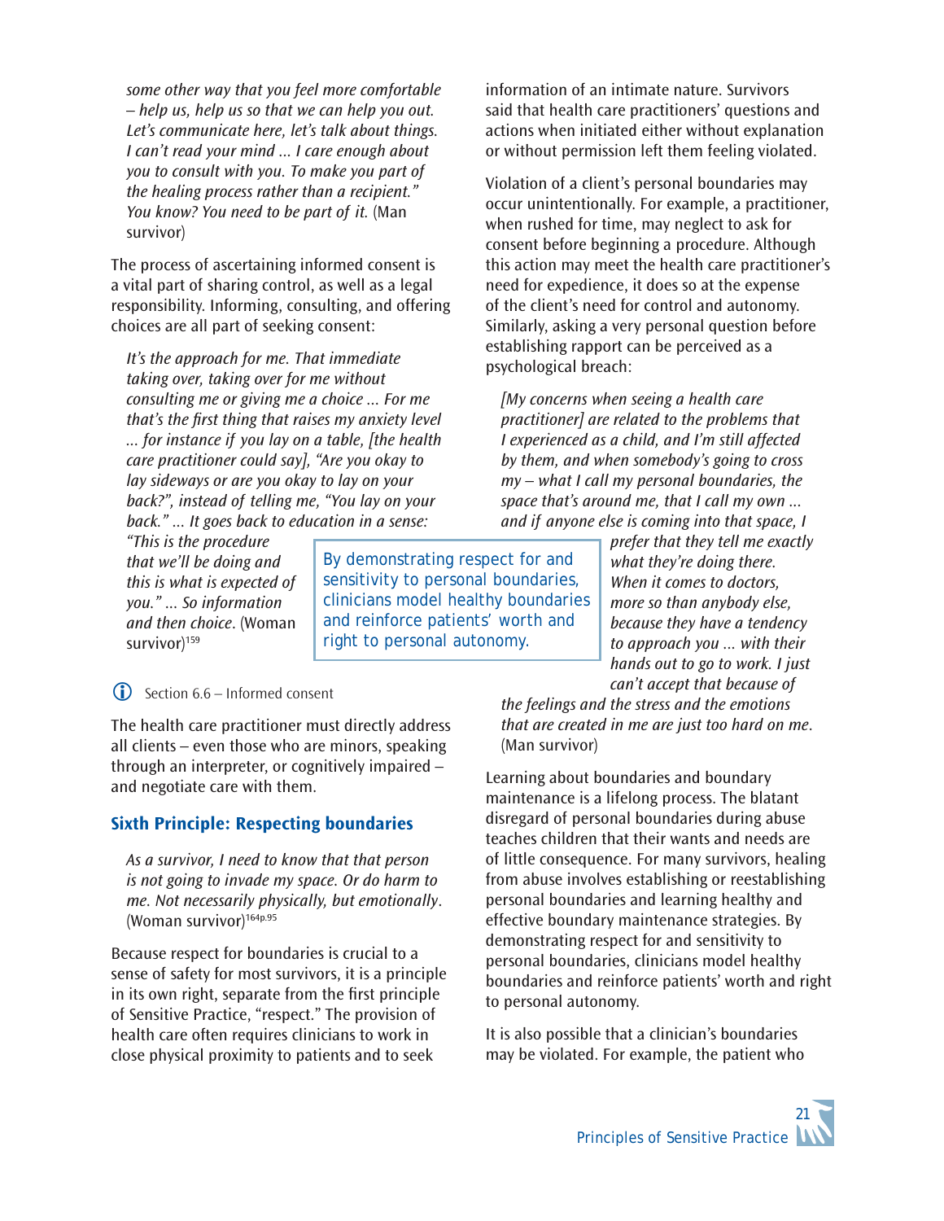*some other way that you feel more comfortable – help us, help us so that we can help you out. Let's communicate here, let's talk about things. I can't read your mind ... I care enough about you to consult with you. To make you part of the healing process rather than a recipient." You know? You need to be part of it.* (Man survivor)

The process of ascertaining informed consent is a vital part of sharing control, as well as a legal responsibility. Informing, consulting, and offering choices are all part of seeking consent:

*It's the approach for me. That immediate taking over, taking over for me without consulting me or giving me a choice ... For me that's the first thing that raises my anxiety level ... for instance if you lay on a table, [the health care practitioner could say], "Are you okay to lay sideways or are you okay to lay on your back?", instead of telling me, "You lay on your back." ... It goes back to education in a sense: "This is the procedure that we'll be doing and this is what is expected of you." ... So information and then choice.* (Woman survivor)[159]

> By demonstrating respect for and sensitivity to personal boundaries, clinicians model healthy boundaries and reinforce patients' worth and right to personal autonomy.

ⓘ Section 6.6 – Informed consent

The health care practitioner must directly address all clients – even those who are minors, speaking through an interpreter, or cognitively impaired – and negotiate care with them.

## Sixth Principle: Respecting boundaries

*As a survivor, I need to know that that person is not going to invade my space. Or do harm to me. Not necessarily physically, but emotionally*. (Woman survivor)[164p.95]

Because respect for boundaries is crucial to a sense of safety for most survivors, it is a principle in its own right, separate from the first principle of Sensitive Practice, "respect." The provision of health care often requires clinicians to work in close physical proximity to patients and to seek information of an intimate nature. Survivors said that health care practitioners' questions and actions when initiated either without explanation or without permission left them feeling violated.

Violation of a client's personal boundaries may occur unintentionally. For example, a practitioner, when rushed for time, may neglect to ask for consent before beginning a procedure. Although this action may meet the health care practitioner's need for expedience, it does so at the expense of the client's need for control and autonomy. Similarly, asking a very personal question before establishing rapport can be perceived as a psychological breach:

*[My concerns when seeing a health care practitioner] are related to the problems that I experienced as a child, and I'm still affected by them, and when somebody's going to cross my – what I call my personal boundaries, the space that's around me, that I call my own ... and if anyone else is coming into that space, I prefer that they tell me exactly what they're doing there. When it comes to doctors, more so than anybody else, because they have a tendency to approach you ... with their hands out to go to work. I just can't accept that because of the feelings and the stress and the emotions that are created in me are just too hard on me.* (Man survivor)

Learning about boundaries and boundary maintenance is a lifelong process. The blatant disregard of personal boundaries during abuse teaches children that their wants and needs are of little consequence. For many survivors, healing from abuse involves establishing or reestablishing personal boundaries and learning healthy and effective boundary maintenance strategies. By demonstrating respect for and sensitivity to personal boundaries, clinicians model healthy boundaries and reinforce patients' worth and right to personal autonomy.

It is also possible that a clinician's boundaries may be violated. For example, the patient who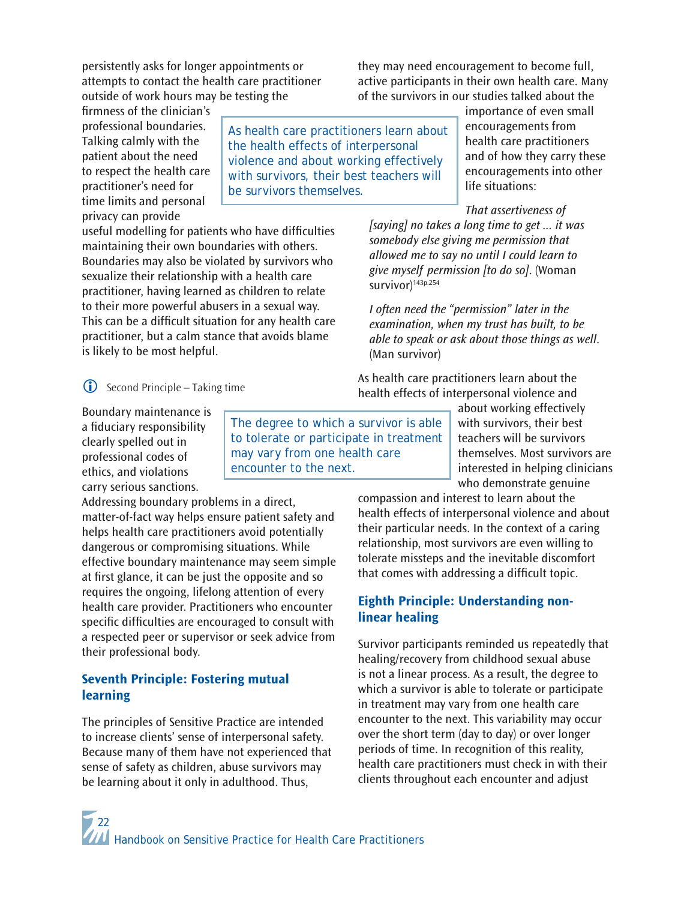persistently asks for longer appointments or attempts to contact the health care practitioner outside of work hours may be testing the firmness of the clinician's professional boundaries. Talking calmly with the patient about the need to respect the health care practitioner's need for time limits and personal privacy can provide useful modelling for patients who have difficulties maintaining their own boundaries with others. Boundaries may also be violated by survivors who sexualize their relationship with a health care practitioner, having learned as children to relate to their more powerful abusers in a sexual way. This can be a difficult situation for any health care practitioner, but a calm stance that avoids blame is likely to be most helpful.

> As health care practitioners learn about the health effects of interpersonal violence and about working effectively with survivors, their best teachers will be survivors themselves.

ⓘ Second Principle – Taking time

Boundary maintenance is a fiduciary responsibility clearly spelled out in professional codes of ethics, and violations carry serious sanctions. Addressing boundary problems in a direct, matter-of-fact way helps ensure patient safety and helps health care practitioners avoid potentially dangerous or compromising situations. While effective boundary maintenance may seem simple at first glance, it can be just the opposite and so requires the ongoing, lifelong attention of every health care provider. Practitioners who encounter specific difficulties are encouraged to consult with a respected peer or supervisor or seek advice from their professional body.

> The degree to which a survivor is able to tolerate or participate in treatment may vary from one health care encounter to the next.

## Seventh Principle: Fostering mutual learning

The principles of Sensitive Practice are intended to increase clients' sense of interpersonal safety. Because many of them have not experienced that sense of safety as children, abuse survivors may be learning about it only in adulthood. Thus, they may need encouragement to become full, active participants in their own health care. Many of the survivors in our studies talked about the importance of even small encouragements from health care practitioners and of how they carry these encouragements into other life situations:

> *That assertiveness of [saying] no takes a long time to get ... it was somebody else giving me permission that allowed me to say no until I could learn to give myself permission [to do so].* (Woman survivor)[143p.254]

> *I often need the "permission" later in the examination, when my trust has built, to be able to speak or ask about those things as well.* (Man survivor)

As health care practitioners learn about the health effects of interpersonal violence and about working effectively with survivors, their best teachers will be survivors themselves. Most survivors are interested in helping clinicians who demonstrate genuine compassion and interest to learn about the health effects of interpersonal violence and about their particular needs. In the context of a caring relationship, most survivors are even willing to tolerate missteps and the inevitable discomfort that comes with addressing a difficult topic.

## Eighth Principle: Understanding non-linear healing

Survivor participants reminded us repeatedly that healing/recovery from childhood sexual abuse is not a linear process. As a result, the degree to which a survivor is able to tolerate or participate in treatment may vary from one health care encounter to the next. This variability may occur over the short term (day to day) or over longer periods of time. In recognition of this reality, health care practitioners must check in with their clients throughout each encounter and adjust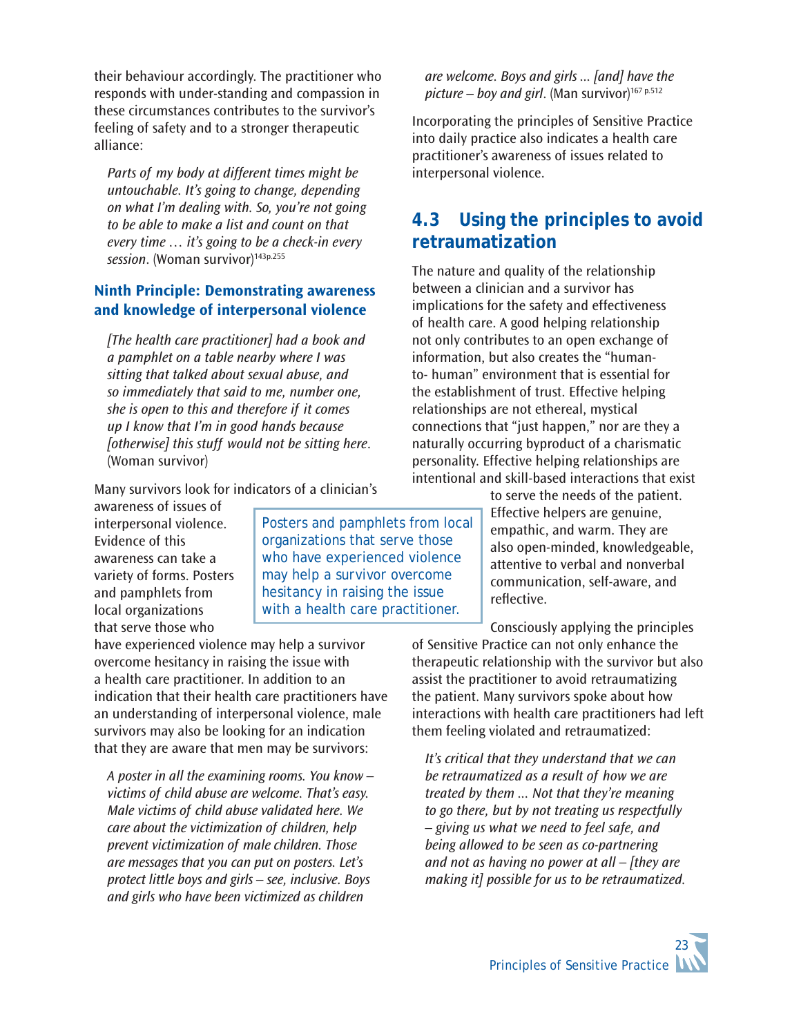their behaviour accordingly. The practitioner who responds with under-standing and compassion in these circumstances contributes to the survivor's feeling of safety and to a stronger therapeutic alliance:

> *Parts of my body at different times might be untouchable. It's going to change, depending on what I'm dealing with. So, you're not going to be able to make a list and count on that every time … it's going to be a check-in every session*. (Woman survivor)[143p.255]

### Ninth Principle: Demonstrating awareness and knowledge of interpersonal violence

> *[The health care practitioner] had a book and a pamphlet on a table nearby where I was sitting that talked about sexual abuse, and so immediately that said to me, number one, she is open to this and therefore if it comes up I know that I'm in good hands because [otherwise] this stuff would not be sitting here*. (Woman survivor)

Many survivors look for indicators of a clinician's awareness of issues of interpersonal violence. Evidence of this awareness can take a variety of forms. Posters and pamphlets from local organizations that serve those who have experienced violence may help a survivor overcome hesitancy in raising the issue with a health care practitioner. In addition to an indication that their health care practitioners have an understanding of interpersonal violence, male survivors may also be looking for an indication that they are aware that men may be survivors:

> Posters and pamphlets from local organizations that serve those who have experienced violence may help a survivor overcome hesitancy in raising the issue with a health care practitioner.

> *A poster in all the examining rooms. You know – victims of child abuse are welcome. That's easy. Male victims of child abuse validated here. We care about the victimization of children, help prevent victimization of male children. Those are messages that you can put on posters. Let's protect little boys and girls – see, inclusive. Boys and girls who have been victimized as children are welcome. Boys and girls ... [and] have the picture – boy and girl*. (Man survivor)[167 p.512]

Incorporating the principles of Sensitive Practice into daily practice also indicates a health care practitioner's awareness of issues related to interpersonal violence.

## 4.3 Using the principles to avoid retraumatization

The nature and quality of the relationship between a clinician and a survivor has implications for the safety and effectiveness of health care. A good helping relationship not only contributes to an open exchange of information, but also creates the "human-to- human" environment that is essential for the establishment of trust. Effective helping relationships are not ethereal, mystical connections that "just happen," nor are they a naturally occurring byproduct of a charismatic personality. Effective helping relationships are intentional and skill-based interactions that exist to serve the needs of the patient. Effective helpers are genuine, empathic, and warm. They are also open-minded, knowledgeable, attentive to verbal and nonverbal communication, self-aware, and reflective.

Consciously applying the principles of Sensitive Practice can not only enhance the therapeutic relationship with the survivor but also assist the practitioner to avoid retraumatizing the patient. Many survivors spoke about how interactions with health care practitioners had left them feeling violated and retraumatized:

> *It's critical that they understand that we can be retraumatized as a result of how we are treated by them ... Not that they're meaning to go there, but by not treating us respectfully – giving us what we need to feel safe, and being allowed to be seen as co-partnering and not as having no power at all – [they are making it] possible for us to be retraumatized.*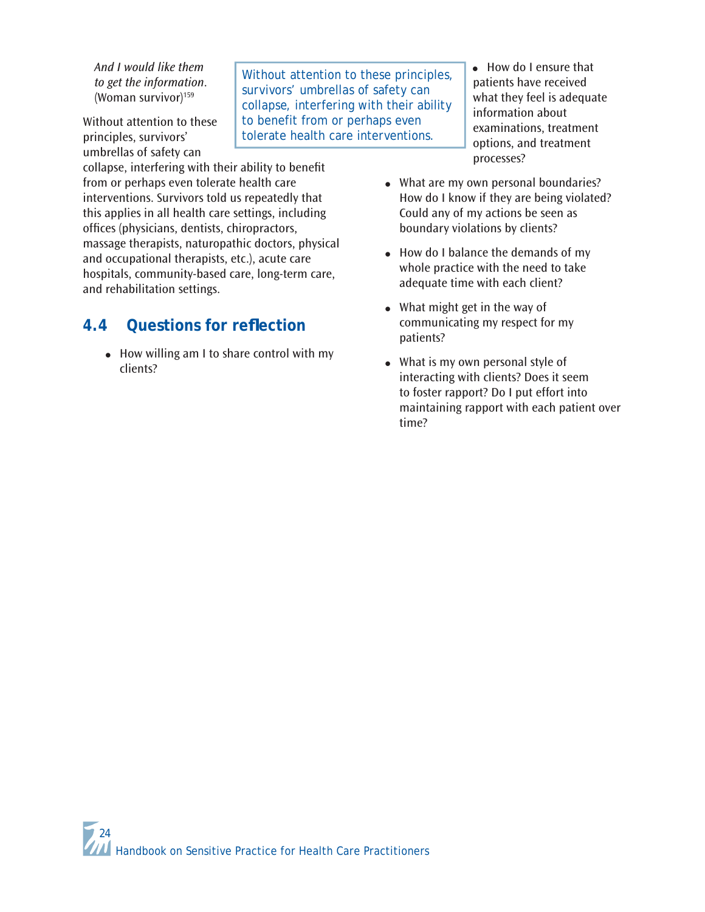*And I would like them to get the information.* (Woman survivor)[159]

Without attention to these principles, survivors' umbrellas of safety can collapse, interfering with their ability to benefit from or perhaps even tolerate health care interventions. Survivors told us repeatedly that this applies in all health care settings, including offices (physicians, dentists, chiropractors, massage therapists, naturopathic doctors, physical and occupational therapists, etc.), acute care hospitals, community-based care, long-term care, and rehabilitation settings.

> Without attention to these principles, survivors' umbrellas of safety can collapse, interfering with their ability to benefit from or perhaps even tolerate health care interventions.

## 4.4 Questions for reflection

- How willing am I to share control with my clients?
- How do I ensure that patients have received what they feel is adequate information about examinations, treatment options, and treatment processes?
- What are my own personal boundaries? How do I know if they are being violated? Could any of my actions be seen as boundary violations by clients?
- How do I balance the demands of my whole practice with the need to take adequate time with each client?
- What might get in the way of communicating my respect for my patients?
- What is my own personal style of interacting with clients? Does it seem to foster rapport? Do I put effort into maintaining rapport with each patient over time?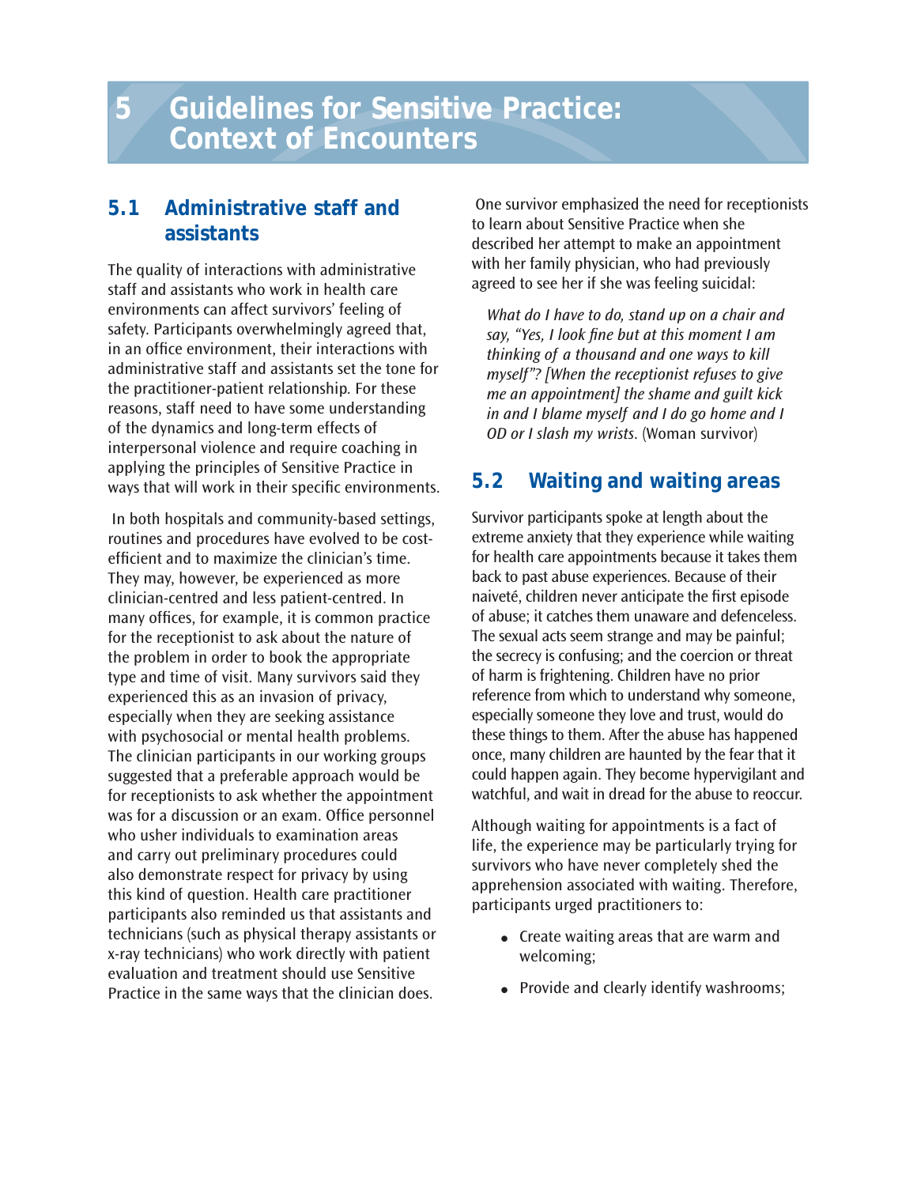# 5 Guidelines for Sensitive Practice: Context of Encounters

## 5.1 Administrative staff and assistants

The quality of interactions with administrative staff and assistants who work in health care environments can affect survivors' feeling of safety. Participants overwhelmingly agreed that, in an office environment, their interactions with administrative staff and assistants set the tone for the practitioner-patient relationship. For these reasons, staff need to have some understanding of the dynamics and long-term effects of interpersonal violence and require coaching in applying the principles of Sensitive Practice in ways that will work in their specific environments.

In both hospitals and community-based settings, routines and procedures have evolved to be cost-efficient and to maximize the clinician's time. They may, however, be experienced as more clinician-centred and less patient-centred. In many offices, for example, it is common practice for the receptionist to ask about the nature of the problem in order to book the appropriate type and time of visit. Many survivors said they experienced this as an invasion of privacy, especially when they are seeking assistance with psychosocial or mental health problems. The clinician participants in our working groups suggested that a preferable approach would be for receptionists to ask whether the appointment was for a discussion or an exam. Office personnel who usher individuals to examination areas and carry out preliminary procedures could also demonstrate respect for privacy by using this kind of question. Health care practitioner participants also reminded us that assistants and technicians (such as physical therapy assistants or x-ray technicians) who work directly with patient evaluation and treatment should use Sensitive Practice in the same ways that the clinician does.

One survivor emphasized the need for receptionists to learn about Sensitive Practice when she described her attempt to make an appointment with her family physician, who had previously agreed to see her if she was feeling suicidal:

> *What do I have to do, stand up on a chair and say, "Yes, I look fine but at this moment I am thinking of a thousand and one ways to kill myself"? [When the receptionist refuses to give me an appointment] the shame and guilt kick in and I blame myself and I do go home and I OD or I slash my wrists*. (Woman survivor)

## 5.2 Waiting and waiting areas

Survivor participants spoke at length about the extreme anxiety that they experience while waiting for health care appointments because it takes them back to past abuse experiences. Because of their naiveté, children never anticipate the first episode of abuse; it catches them unaware and defenceless. The sexual acts seem strange and may be painful; the secrecy is confusing; and the coercion or threat of harm is frightening. Children have no prior reference from which to understand why someone, especially someone they love and trust, would do these things to them. After the abuse has happened once, many children are haunted by the fear that it could happen again. They become hypervigilant and watchful, and wait in dread for the abuse to reoccur.

Although waiting for appointments is a fact of life, the experience may be particularly trying for survivors who have never completely shed the apprehension associated with waiting. Therefore, participants urged practitioners to:

- Create waiting areas that are warm and welcoming;
- Provide and clearly identify washrooms;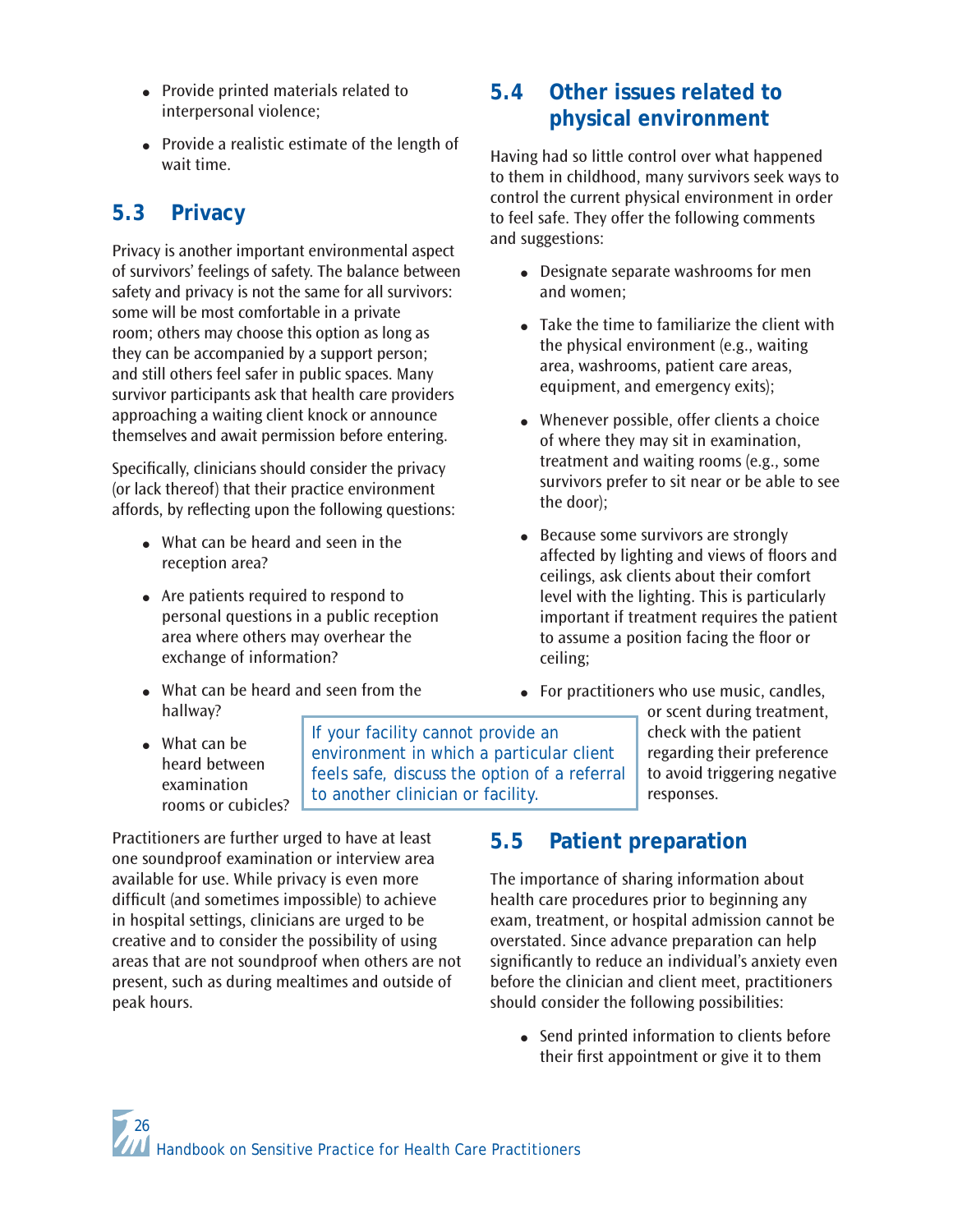- Provide printed materials related to interpersonal violence;
- Provide a realistic estimate of the length of wait time.

## 5.3 Privacy

Privacy is another important environmental aspect of survivors' feelings of safety. The balance between safety and privacy is not the same for all survivors: some will be most comfortable in a private room; others may choose this option as long as they can be accompanied by a support person; and still others feel safer in public spaces. Many survivor participants ask that health care providers approaching a waiting client knock or announce themselves and await permission before entering.

Specifically, clinicians should consider the privacy (or lack thereof) that their practice environment affords, by reflecting upon the following questions:

- What can be heard and seen in the reception area?
- Are patients required to respond to personal questions in a public reception area where others may overhear the exchange of information?
- What can be heard and seen from the hallway?
- What can be heard between examination rooms or cubicles?

Practitioners are further urged to have at least one soundproof examination or interview area available for use. While privacy is even more difficult (and sometimes impossible) to achieve in hospital settings, clinicians are urged to be creative and to consider the possibility of using areas that are not soundproof when others are not present, such as during mealtimes and outside of peak hours.

> If your facility cannot provide an environment in which a particular client feels safe, discuss the option of a referral to another clinician or facility.

## 5.4 Other issues related to physical environment

Having had so little control over what happened to them in childhood, many survivors seek ways to control the current physical environment in order to feel safe. They offer the following comments and suggestions:

- Designate separate washrooms for men and women;
- Take the time to familiarize the client with the physical environment (e.g., waiting area, washrooms, patient care areas, equipment, and emergency exits);
- Whenever possible, offer clients a choice of where they may sit in examination, treatment and waiting rooms (e.g., some survivors prefer to sit near or be able to see the door);
- Because some survivors are strongly affected by lighting and views of floors and ceilings, ask clients about their comfort level with the lighting. This is particularly important if treatment requires the patient to assume a position facing the floor or ceiling;
- For practitioners who use music, candles, or scent during treatment, check with the patient regarding their preference to avoid triggering negative responses.

## 5.5 Patient preparation

The importance of sharing information about health care procedures prior to beginning any exam, treatment, or hospital admission cannot be overstated. Since advance preparation can help significantly to reduce an individual's anxiety even before the clinician and client meet, practitioners should consider the following possibilities:

- Send printed information to clients before their first appointment or give it to them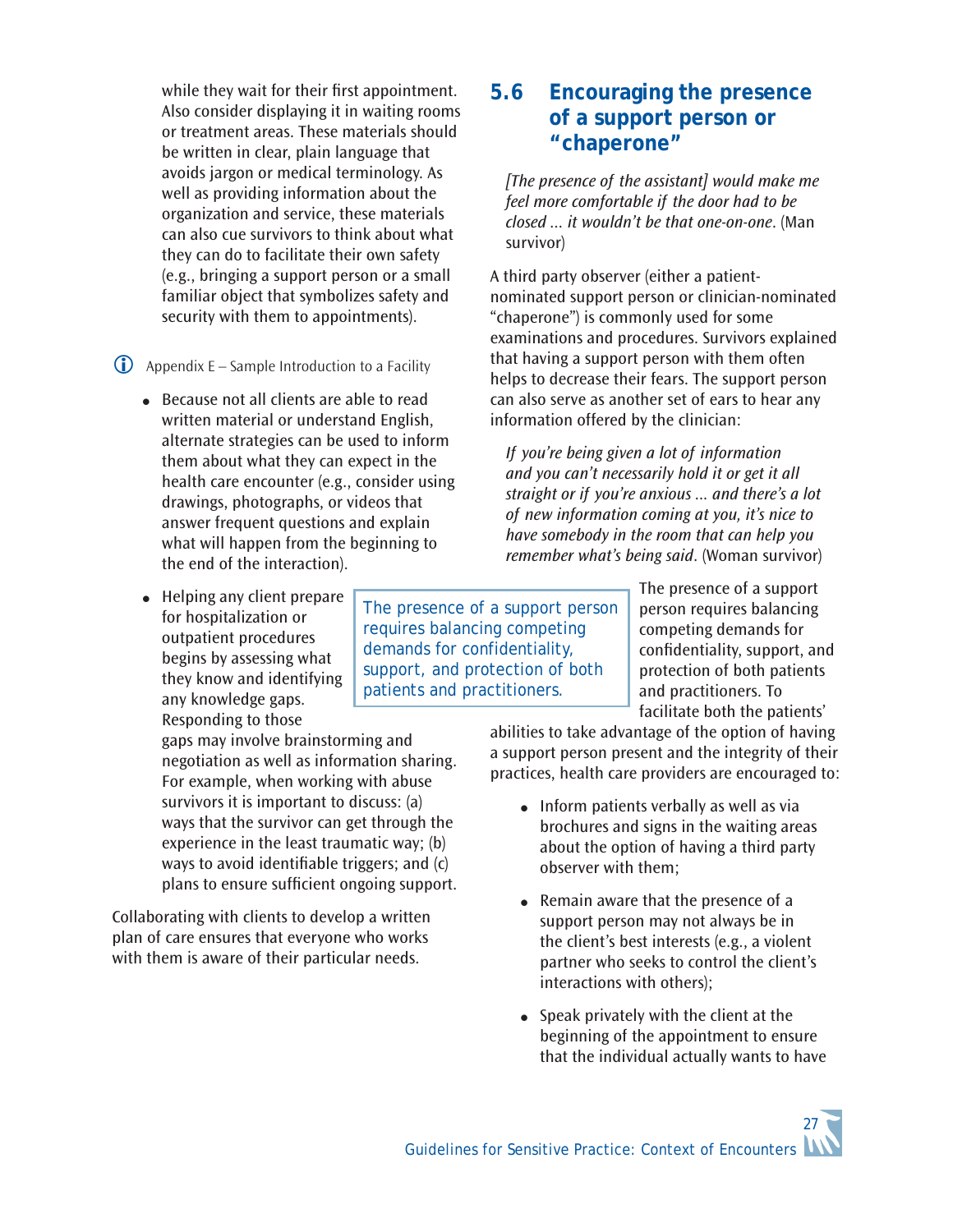while they wait for their first appointment. Also consider displaying it in waiting rooms or treatment areas. These materials should be written in clear, plain language that avoids jargon or medical terminology. As well as providing information about the organization and service, these materials can also cue survivors to think about what they can do to facilitate their own safety (e.g., bringing a support person or a small familiar object that symbolizes safety and security with them to appointments).

ⓘ Appendix E – Sample Introduction to a Facility

- Because not all clients are able to read written material or understand English, alternate strategies can be used to inform them about what they can expect in the health care encounter (e.g., consider using drawings, photographs, or videos that answer frequent questions and explain what will happen from the beginning to the end of the interaction).

- Helping any client prepare for hospitalization or outpatient procedures begins by assessing what they know and identifying any knowledge gaps. Responding to those gaps may involve brainstorming and negotiation as well as information sharing. For example, when working with abuse survivors it is important to discuss: (a) ways that the survivor can get through the experience in the least traumatic way; (b) ways to avoid identifiable triggers; and (c) plans to ensure sufficient ongoing support.

Collaborating with clients to develop a written plan of care ensures that everyone who works with them is aware of their particular needs.

## 5.6 Encouraging the presence of a support person or "chaperone"

*[The presence of the assistant] would make me feel more comfortable if the door had to be closed ... it wouldn't be that one-on-one*. (Man survivor)

A third party observer (either a patient-nominated support person or clinician-nominated "chaperone") is commonly used for some examinations and procedures. Survivors explained that having a support person with them often helps to decrease their fears. The support person can also serve as another set of ears to hear any information offered by the clinician:

*If you're being given a lot of information and you can't necessarily hold it or get it all straight or if you're anxious ... and there's a lot of new information coming at you, it's nice to have somebody in the room that can help you remember what's being said*. (Woman survivor)

> The presence of a support person requires balancing competing demands for confidentiality, support, and protection of both patients and practitioners.

The presence of a support person requires balancing competing demands for confidentiality, support, and protection of both patients and practitioners. To facilitate both the patients' abilities to take advantage of the option of having a support person present and the integrity of their practices, health care providers are encouraged to:

- Inform patients verbally as well as via brochures and signs in the waiting areas about the option of having a third party observer with them;

- Remain aware that the presence of a support person may not always be in the client's best interests (e.g., a violent partner who seeks to control the client's interactions with others);

- Speak privately with the client at the beginning of the appointment to ensure that the individual actually wants to have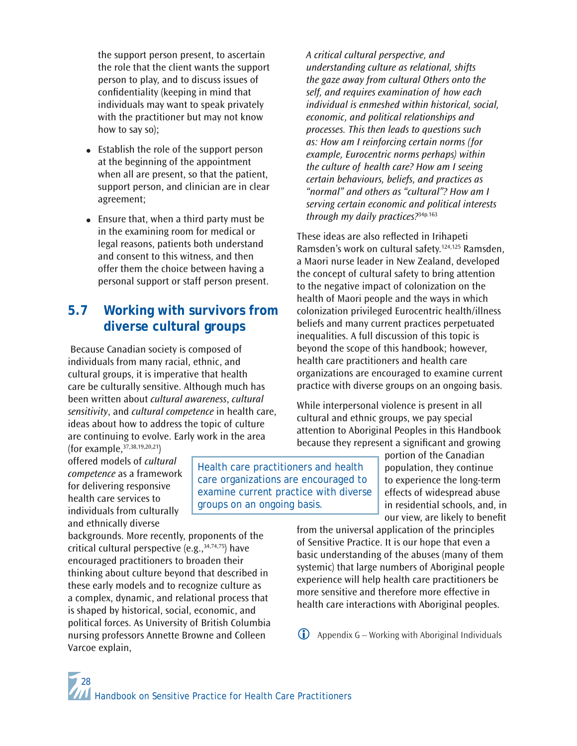the support person present, to ascertain the role that the client wants the support person to play, and to discuss issues of confidentiality (keeping in mind that individuals may want to speak privately with the practitioner but may not know how to say so);

- Establish the role of the support person at the beginning of the appointment when all are present, so that the patient, support person, and clinician are in clear agreement;
- Ensure that, when a third party must be in the examining room for medical or legal reasons, patients both understand and consent to this witness, and then offer them the choice between having a personal support or staff person present.

## 5.7 Working with survivors from diverse cultural groups

Because Canadian society is composed of individuals from many racial, ethnic, and cultural groups, it is imperative that health care be culturally sensitive. Although much has been written about *cultural awareness*, *cultural sensitivity*, and *cultural competence* in health care, ideas about how to address the topic of culture are continuing to evolve. Early work in the area (for example,[37,38,19,20,21]) offered models of *cultural competence* as a framework for delivering responsive health care services to individuals from culturally and ethnically diverse backgrounds. More recently, proponents of the critical cultural perspective (e.g.,[34,74,75]) have encouraged practitioners to broaden their thinking about culture beyond that described in these early models and to recognize culture as a complex, dynamic, and relational process that is shaped by historical, social, economic, and political forces. As University of British Columbia nursing professors Annette Browne and Colleen Varcoe explain,

> *A critical cultural perspective, and understanding culture as relational, shifts the gaze away from cultural Others onto the self, and requires examination of how each individual is enmeshed within historical, social, economic, and political relationships and processes. This then leads to questions such as: How am I reinforcing certain norms (for example, Eurocentric norms perhaps) within the culture of health care? How am I seeing certain behaviours, beliefs, and practices as "normal" and others as "cultural"? How am I serving certain economic and political interests through my daily practices?*[34p.163]

These ideas are also reflected in Irihapeti Ramsden's work on cultural safety.[124,125] Ramsden, a Maori nurse leader in New Zealand, developed the concept of cultural safety to bring attention to the negative impact of colonization on the health of Maori people and the ways in which colonization privileged Eurocentric health/illness beliefs and many current practices perpetuated inequalities. A full discussion of this topic is beyond the scope of this handbook; however, health care practitioners and health care organizations are encouraged to examine current practice with diverse groups on an ongoing basis.

> Health care practitioners and health care organizations are encouraged to examine current practice with diverse groups on an ongoing basis.

While interpersonal violence is present in all cultural and ethnic groups, we pay special attention to Aboriginal Peoples in this Handbook because they represent a significant and growing portion of the Canadian population, they continue to experience the long-term effects of widespread abuse in residential schools, and, in our view, are likely to benefit from the universal application of the principles of Sensitive Practice. It is our hope that even a basic understanding of the abuses (many of them systemic) that large numbers of Aboriginal people experience will help health care practitioners be more sensitive and therefore more effective in health care interactions with Aboriginal peoples.

ⓘ Appendix G – Working with Aboriginal Individuals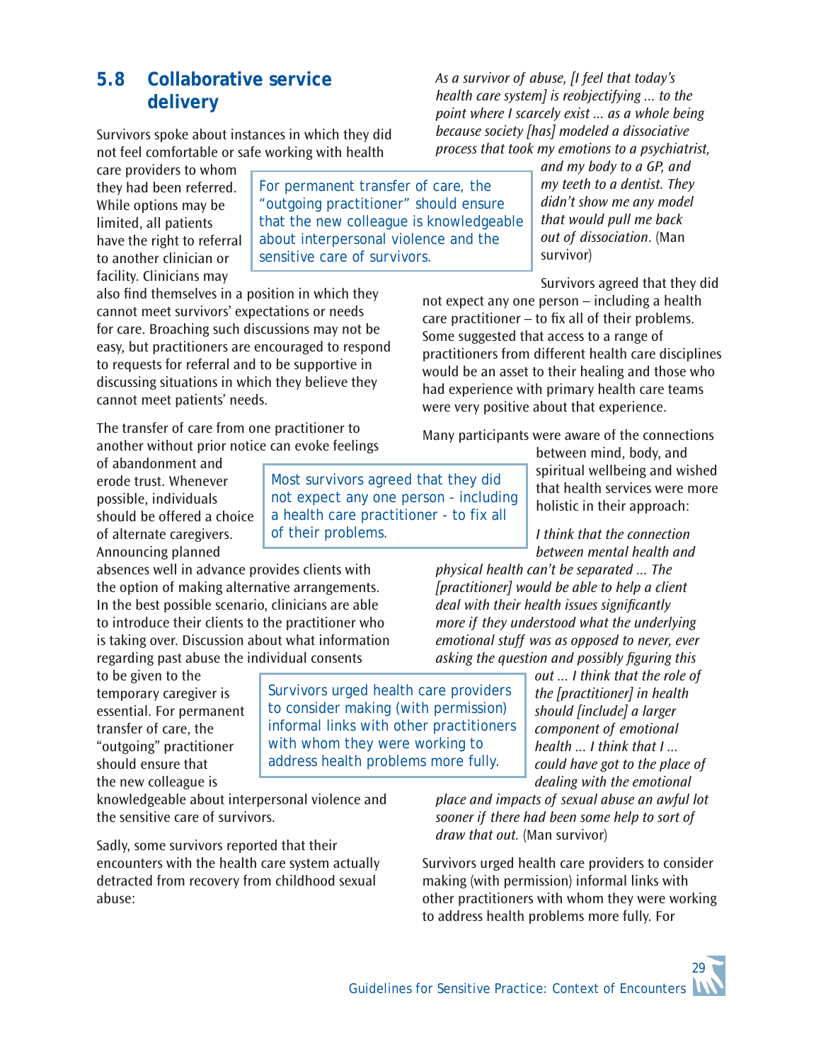## 5.8 Collaborative service delivery

Survivors spoke about instances in which they did not feel comfortable or safe working with health care providers to whom they had been referred. While options may be limited, all patients have the right to referral to another clinician or facility. Clinicians may also find themselves in a position in which they cannot meet survivors' expectations or needs for care. Broaching such discussions may not be easy, but practitioners are encouraged to respond to requests for referral and to be supportive in discussing situations in which they believe they cannot meet patients' needs.

> For permanent transfer of care, the "outgoing practitioner" should ensure that the new colleague is knowledgeable about interpersonal violence and the sensitive care of survivors.

The transfer of care from one practitioner to another without prior notice can evoke feelings of abandonment and erode trust. Whenever possible, individuals should be offered a choice of alternate caregivers. Announcing planned absences well in advance provides clients with the option of making alternative arrangements. In the best possible scenario, clinicians are able to introduce their clients to the practitioner who is taking over. Discussion about what information regarding past abuse the individual consents to be given to the temporary caregiver is essential. For permanent transfer of care, the "outgoing" practitioner should ensure that the new colleague is knowledgeable about interpersonal violence and the sensitive care of survivors.

> Most survivors agreed that they did not expect any one person - including a health care practitioner - to fix all of their problems.

Sadly, some survivors reported that their encounters with the health care system actually detracted from recovery from childhood sexual abuse:

*As a survivor of abuse, [I feel that today's health care system] is reobjectifying ... to the point where I scarcely exist ... as a whole being because society [has] modeled a dissociative process that took my emotions to a psychiatrist, and my body to a GP, and my teeth to a dentist. They didn't show me any model that would pull me back out of dissociation.* (Man survivor)

Survivors agreed that they did not expect any one person – including a health care practitioner – to fix all of their problems. Some suggested that access to a range of practitioners from different health care disciplines would be an asset to their healing and those who had experience with primary health care teams were very positive about that experience.

> Survivors urged health care providers to consider making (with permission) informal links with other practitioners with whom they were working to address health problems more fully.

Many participants were aware of the connections between mind, body, and spiritual wellbeing and wished that health services were more holistic in their approach:

*I think that the connection between mental health and physical health can't be separated ... The [practitioner] would be able to help a client deal with their health issues significantly more if they understood what the underlying emotional stuff was as opposed to never, ever asking the question and possibly figuring this out ... I think that the role of the [practitioner] in health should [include] a larger component of emotional health ... I think that I ... could have got to the place of dealing with the emotional place and impacts of sexual abuse an awful lot sooner if there had been some help to sort of draw that out.* (Man survivor)

Survivors urged health care providers to consider making (with permission) informal links with other practitioners with whom they were working to address health problems more fully. For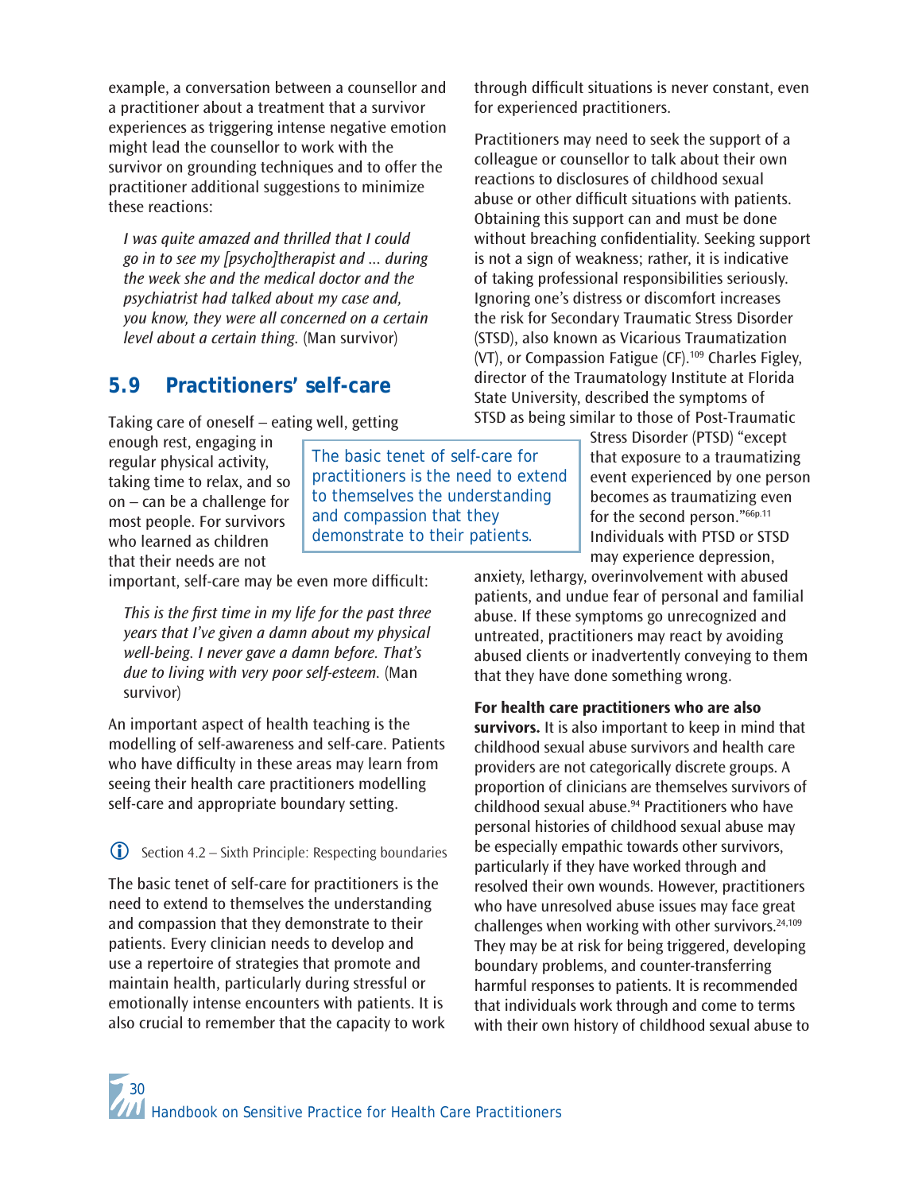example, a conversation between a counsellor and a practitioner about a treatment that a survivor experiences as triggering intense negative emotion might lead the counsellor to work with the survivor on grounding techniques and to offer the practitioner additional suggestions to minimize these reactions:

> *I was quite amazed and thrilled that I could go in to see my [psycho]therapist and … during the week she and the medical doctor and the psychiatrist had talked about my case and, you know, they were all concerned on a certain level about a certain thing.* (Man survivor)

## 5.9 Practitioners' self-care

Taking care of oneself – eating well, getting enough rest, engaging in regular physical activity, taking time to relax, and so on – can be a challenge for most people. For survivors who learned as children that their needs are not important, self-care may be even more difficult:

> The basic tenet of self-care for practitioners is the need to extend to themselves the understanding and compassion that they demonstrate to their patients.

> *This is the first time in my life for the past three years that I've given a damn about my physical well-being. I never gave a damn before. That's due to living with very poor self-esteem.* (Man survivor)

An important aspect of health teaching is the modelling of self-awareness and self-care. Patients who have difficulty in these areas may learn from seeing their health care practitioners modelling self-care and appropriate boundary setting.

ⓘ Section 4.2 – Sixth Principle: Respecting boundaries

The basic tenet of self-care for practitioners is the need to extend to themselves the understanding and compassion that they demonstrate to their patients. Every clinician needs to develop and use a repertoire of strategies that promote and maintain health, particularly during stressful or emotionally intense encounters with patients. It is also crucial to remember that the capacity to work through difficult situations is never constant, even for experienced practitioners.

Practitioners may need to seek the support of a colleague or counsellor to talk about their own reactions to disclosures of childhood sexual abuse or other difficult situations with patients. Obtaining this support can and must be done without breaching confidentiality. Seeking support is not a sign of weakness; rather, it is indicative of taking professional responsibilities seriously. Ignoring one's distress or discomfort increases the risk for Secondary Traumatic Stress Disorder (STSD), also known as Vicarious Traumatization (VT), or Compassion Fatigue (CF).[109] Charles Figley, director of the Traumatology Institute at Florida State University, described the symptoms of STSD as being similar to those of Post-Traumatic Stress Disorder (PTSD) "except that exposure to a traumatizing event experienced by one person becomes as traumatizing even for the second person."[66p.11] Individuals with PTSD or STSD may experience depression, anxiety, lethargy, overinvolvement with abused patients, and undue fear of personal and familial abuse. If these symptoms go unrecognized and untreated, practitioners may react by avoiding abused clients or inadvertently conveying to them that they have done something wrong.

**For health care practitioners who are also survivors.** It is also important to keep in mind that childhood sexual abuse survivors and health care providers are not categorically discrete groups. A proportion of clinicians are themselves survivors of childhood sexual abuse.[94] Practitioners who have personal histories of childhood sexual abuse may be especially empathic towards other survivors, particularly if they have worked through and resolved their own wounds. However, practitioners who have unresolved abuse issues may face great challenges when working with other survivors.[24,109] They may be at risk for being triggered, developing boundary problems, and counter-transferring harmful responses to patients. It is recommended that individuals work through and come to terms with their own history of childhood sexual abuse to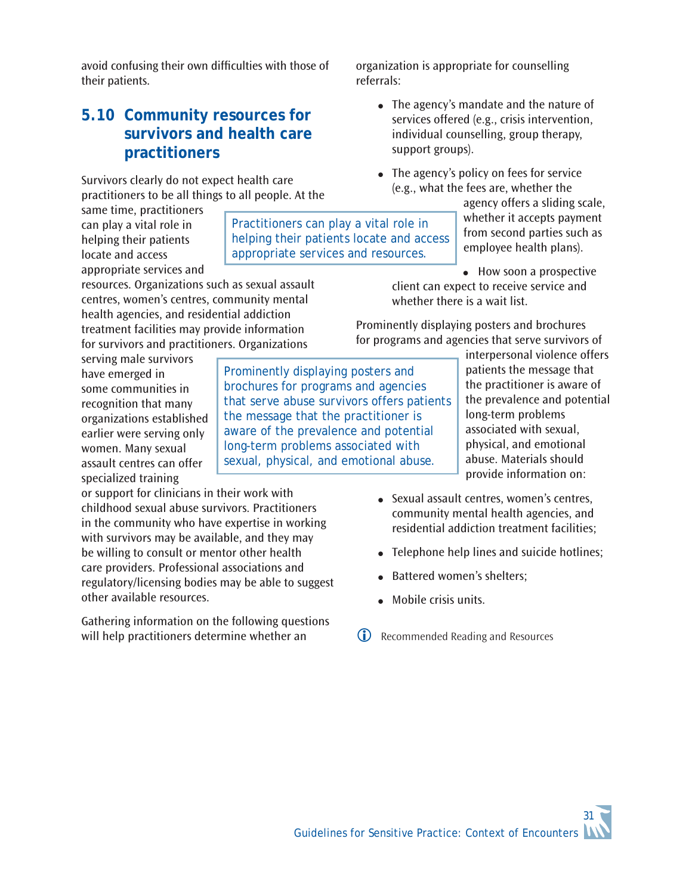avoid confusing their own difficulties with those of their patients.

## 5.10 Community resources for survivors and health care practitioners

Survivors clearly do not expect health care practitioners to be all things to all people. At the same time, practitioners can play a vital role in helping their patients locate and access appropriate services and resources. Organizations such as sexual assault centres, women's centres, community mental health agencies, and residential addiction treatment facilities may provide information for survivors and practitioners. Organizations serving male survivors have emerged in some communities in recognition that many organizations established earlier were serving only women. Many sexual assault centres can offer specialized training or support for clinicians in their work with childhood sexual abuse survivors. Practitioners in the community who have expertise in working with survivors may be available, and they may be willing to consult or mentor other health care providers. Professional associations and regulatory/licensing bodies may be able to suggest other available resources.

> Practitioners can play a vital role in helping their patients locate and access appropriate services and resources.

Gathering information on the following questions will help practitioners determine whether an organization is appropriate for counselling referrals:

- The agency's mandate and the nature of services offered (e.g., crisis intervention, individual counselling, group therapy, support groups).
- The agency's policy on fees for service (e.g., what the fees are, whether the agency offers a sliding scale, whether it accepts payment from second parties such as employee health plans).
- How soon a prospective client can expect to receive service and whether there is a wait list.

Prominently displaying posters and brochures for programs and agencies that serve survivors of interpersonal violence offers patients the message that the practitioner is aware of the prevalence and potential long-term problems associated with sexual, physical, and emotional abuse. Materials should provide information on:

> Prominently displaying posters and brochures for programs and agencies that serve abuse survivors offers patients the message that the practitioner is aware of the prevalence and potential long-term problems associated with sexual, physical, and emotional abuse.

- Sexual assault centres, women's centres, community mental health agencies, and residential addiction treatment facilities;
- Telephone help lines and suicide hotlines;
- Battered women's shelters;
- Mobile crisis units.

ⓘ Recommended Reading and Resources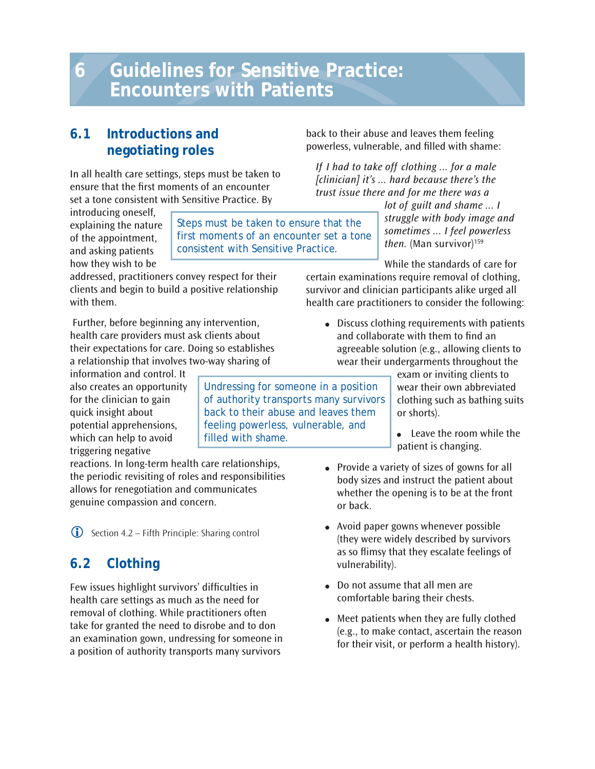# 6 Guidelines for Sensitive Practice: Encounters with Patients

## 6.1 Introductions and negotiating roles

In all health care settings, steps must be taken to ensure that the first moments of an encounter set a tone consistent with Sensitive Practice. By introducing oneself, explaining the nature of the appointment, and asking patients how they wish to be addressed, practitioners convey respect for their clients and begin to build a positive relationship with them.

> Steps must be taken to ensure that the first moments of an encounter set a tone consistent with Sensitive Practice.

Further, before beginning any intervention, health care providers must ask clients about their expectations for care. Doing so establishes a relationship that involves two-way sharing of information and control. It also creates an opportunity for the clinician to gain quick insight about potential apprehensions, which can help to avoid triggering negative reactions. In long-term health care relationships, the periodic revisiting of roles and responsibilities allows for renegotiation and communicates genuine compassion and concern.

ⓘ Section 4.2 – Fifth Principle: Sharing control

## 6.2 Clothing

Few issues highlight survivors' difficulties in health care settings as much as the need for removal of clothing. While practitioners often take for granted the need to disrobe and to don an examination gown, undressing for someone in a position of authority transports many survivors back to their abuse and leaves them feeling powerless, vulnerable, and filled with shame:

> Undressing for someone in a position of authority transports many survivors back to their abuse and leaves them feeling powerless, vulnerable, and filled with shame.

> *If I had to take off clothing ... for a male [clinician] it's ... hard because there's the trust issue there and for me there was a lot of guilt and shame ... I struggle with body image and sometimes ... I feel powerless then.* (Man survivor)[159]

While the standards of care for certain examinations require removal of clothing, survivor and clinician participants alike urged all health care practitioners to consider the following:

- Discuss clothing requirements with patients and collaborate with them to find an agreeable solution (e.g., allowing clients to wear their undergarments throughout the exam or inviting clients to wear their own abbreviated clothing such as bathing suits or shorts).
- Leave the room while the patient is changing.
- Provide a variety of sizes of gowns for all body sizes and instruct the patient about whether the opening is to be at the front or back.
- Avoid paper gowns whenever possible (they were widely described by survivors as so flimsy that they escalate feelings of vulnerability).
- Do not assume that all men are comfortable baring their chests.
- Meet patients when they are fully clothed (e.g., to make contact, ascertain the reason for their visit, or perform a health history).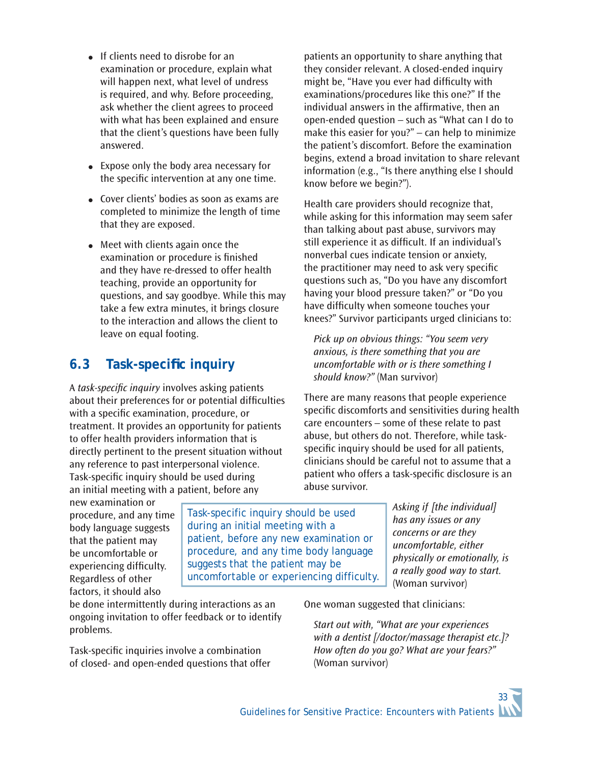- If clients need to disrobe for an examination or procedure, explain what will happen next, what level of undress is required, and why. Before proceeding, ask whether the client agrees to proceed with what has been explained and ensure that the client's questions have been fully answered.
- Expose only the body area necessary for the specific intervention at any one time.
- Cover clients' bodies as soon as exams are completed to minimize the length of time that they are exposed.
- Meet with clients again once the examination or procedure is finished and they have re-dressed to offer health teaching, provide an opportunity for questions, and say goodbye. While this may take a few extra minutes, it brings closure to the interaction and allows the client to leave on equal footing.

## 6.3 Task-specific inquiry

A *task-specific inquiry* involves asking patients about their preferences for or potential difficulties with a specific examination, procedure, or treatment. It provides an opportunity for patients to offer health providers information that is directly pertinent to the present situation without any reference to past interpersonal violence. Task-specific inquiry should be used during an initial meeting with a patient, before any new examination or procedure, and any time body language suggests that the patient may be uncomfortable or experiencing difficulty. Regardless of other factors, it should also be done intermittently during interactions as an ongoing invitation to offer feedback or to identify problems.

> Task-specific inquiry should be used during an initial meeting with a patient, before any new examination or procedure, and any time body language suggests that the patient may be uncomfortable or experiencing difficulty.

Task-specific inquiries involve a combination of closed- and open-ended questions that offer patients an opportunity to share anything that they consider relevant. A closed-ended inquiry might be, "Have you ever had difficulty with examinations/procedures like this one?" If the individual answers in the affirmative, then an open-ended question – such as "What can I do to make this easier for you?" – can help to minimize the patient's discomfort. Before the examination begins, extend a broad invitation to share relevant information (e.g., "Is there anything else I should know before we begin?").

Health care providers should recognize that, while asking for this information may seem safer than talking about past abuse, survivors may still experience it as difficult. If an individual's nonverbal cues indicate tension or anxiety, the practitioner may need to ask very specific questions such as, "Do you have any discomfort having your blood pressure taken?" or "Do you have difficulty when someone touches your knees?" Survivor participants urged clinicians to:

> *Pick up on obvious things: "You seem very anxious, is there something that you are uncomfortable with or is there something I should know?"* (Man survivor)

There are many reasons that people experience specific discomforts and sensitivities during health care encounters – some of these relate to past abuse, but others do not. Therefore, while task-specific inquiry should be used for all patients, clinicians should be careful not to assume that a patient who offers a task-specific disclosure is an abuse survivor.

> *Asking if [the individual] has any issues or any concerns or are they uncomfortable, either physically or emotionally, is a really good way to start.* (Woman survivor)

One woman suggested that clinicians:

> *Start out with, "What are your experiences with a dentist [/doctor/massage therapist etc.]? How often do you go? What are your fears?"* (Woman survivor)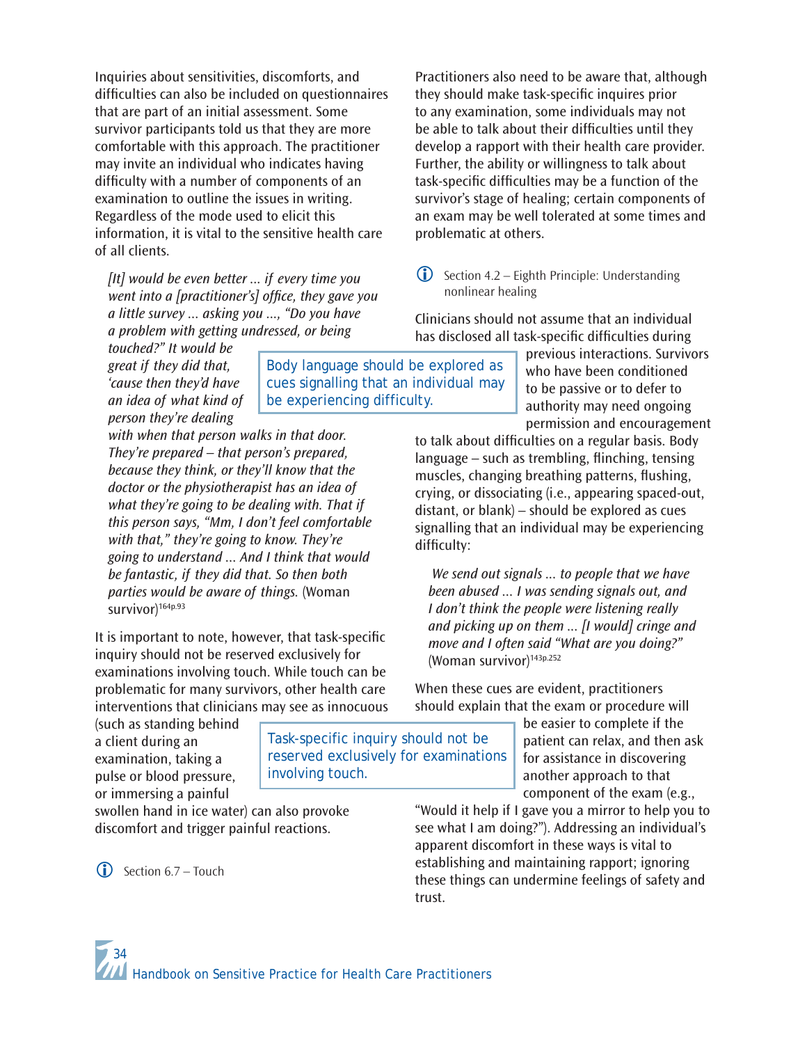Inquiries about sensitivities, discomforts, and difficulties can also be included on questionnaires that are part of an initial assessment. Some survivor participants told us that they are more comfortable with this approach. The practitioner may invite an individual who indicates having difficulty with a number of components of an examination to outline the issues in writing. Regardless of the mode used to elicit this information, it is vital to the sensitive health care of all clients.

> *[It] would be even better ... if every time you went into a [practitioner's] office, they gave you a little survey ... asking you ..., "Do you have a problem with getting undressed, or being touched?" It would be great if they did that, 'cause then they'd have an idea of what kind of person they're dealing with when that person walks in that door. They're prepared – that person's prepared, because they think, or they'll know that the doctor or the physiotherapist has an idea of what they're going to be dealing with. That if this person says, "Mm, I don't feel comfortable with that," they're going to know. They're going to understand ... And I think that would be fantastic, if they did that. So then both parties would be aware of things.* (Woman survivor)[164p.93]

It is important to note, however, that task-specific inquiry should not be reserved exclusively for examinations involving touch. While touch can be problematic for many survivors, other health care interventions that clinicians may see as innocuous (such as standing behind a client during an examination, taking a pulse or blood pressure, or immersing a painful swollen hand in ice water) can also provoke discomfort and trigger painful reactions.

> Task-specific inquiry should not be reserved exclusively for examinations involving touch.

ⓘ Section 6.7 – Touch

Practitioners also need to be aware that, although they should make task-specific inquires prior to any examination, some individuals may not be able to talk about their difficulties until they develop a rapport with their health care provider. Further, the ability or willingness to talk about task-specific difficulties may be a function of the survivor's stage of healing; certain components of an exam may be well tolerated at some times and problematic at others.

ⓘ Section 4.2 – Eighth Principle: Understanding nonlinear healing

Clinicians should not assume that an individual has disclosed all task-specific difficulties during previous interactions. Survivors who have been conditioned to be passive or to defer to authority may need ongoing permission and encouragement to talk about difficulties on a regular basis. Body language – such as trembling, flinching, tensing muscles, changing breathing patterns, flushing, crying, or dissociating (i.e., appearing spaced-out, distant, or blank) – should be explored as cues signalling that an individual may be experiencing difficulty:

> Body language should be explored as cues signalling that an individual may be experiencing difficulty.

> *We send out signals ... to people that we have been abused ... I was sending signals out, and I don't think the people were listening really and picking up on them ... [I would] cringe and move and I often said "What are you doing?"* (Woman survivor)[143p.252]

When these cues are evident, practitioners should explain that the exam or procedure will be easier to complete if the patient can relax, and then ask for assistance in discovering another approach to that component of the exam (e.g., "Would it help if I gave you a mirror to help you to see what I am doing?"). Addressing an individual's apparent discomfort in these ways is vital to establishing and maintaining rapport; ignoring these things can undermine feelings of safety and trust.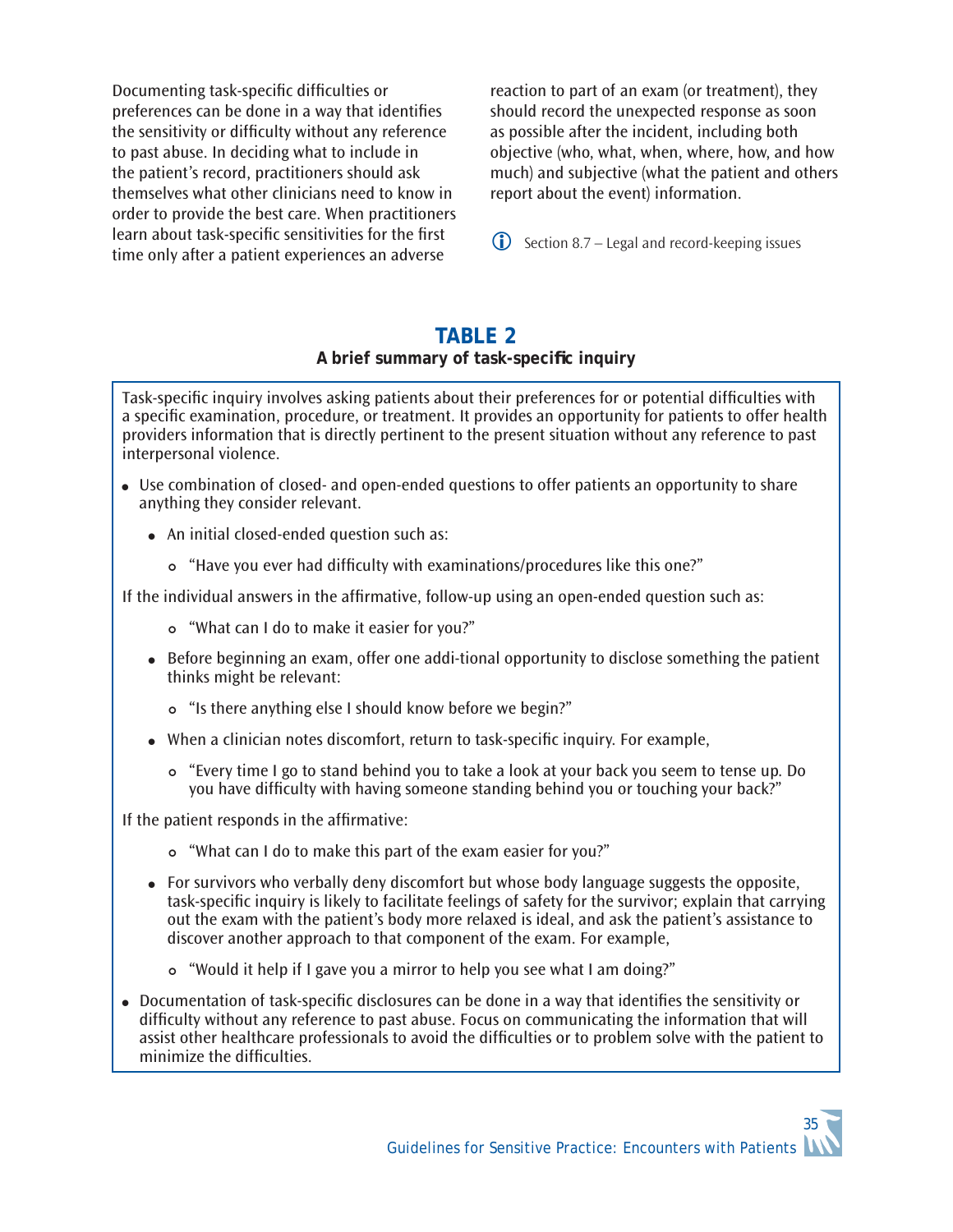Documenting task-specific difficulties or preferences can be done in a way that identifies the sensitivity or difficulty without any reference to past abuse. In deciding what to include in the patient's record, practitioners should ask themselves what other clinicians need to know in order to provide the best care. When practitioners learn about task-specific sensitivities for the first time only after a patient experiences an adverse reaction to part of an exam (or treatment), they should record the unexpected response as soon as possible after the incident, including both objective (who, what, when, where, how, and how much) and subjective (what the patient and others report about the event) information.

ⓘ Section 8.7 – Legal and record-keeping issues

## TABLE 2

**A brief summary of task-specific inquiry**

Task-specific inquiry involves asking patients about their preferences for or potential difficulties with a specific examination, procedure, or treatment. It provides an opportunity for patients to offer health providers information that is directly pertinent to the present situation without any reference to past interpersonal violence.

- Use combination of closed- and open-ended questions to offer patients an opportunity to share anything they consider relevant.
  - An initial closed-ended question such as:
    - "Have you ever had difficulty with examinations/procedures like this one?"

If the individual answers in the affirmative, follow-up using an open-ended question such as:

- "What can I do to make it easier for you?"
- Before beginning an exam, offer one addi-tional opportunity to disclose something the patient thinks might be relevant:
  - "Is there anything else I should know before we begin?"
- When a clinician notes discomfort, return to task-specific inquiry. For example,
  - "Every time I go to stand behind you to take a look at your back you seem to tense up. Do you have difficulty with having someone standing behind you or touching your back?"

If the patient responds in the affirmative:

- "What can I do to make this part of the exam easier for you?"
- For survivors who verbally deny discomfort but whose body language suggests the opposite, task-specific inquiry is likely to facilitate feelings of safety for the survivor; explain that carrying out the exam with the patient's body more relaxed is ideal, and ask the patient's assistance to discover another approach to that component of the exam. For example,
  - "Would it help if I gave you a mirror to help you see what I am doing?"
- Documentation of task-specific disclosures can be done in a way that identifies the sensitivity or difficulty without any reference to past abuse. Focus on communicating the information that will assist other healthcare professionals to avoid the difficulties or to problem solve with the patient to minimize the difficulties.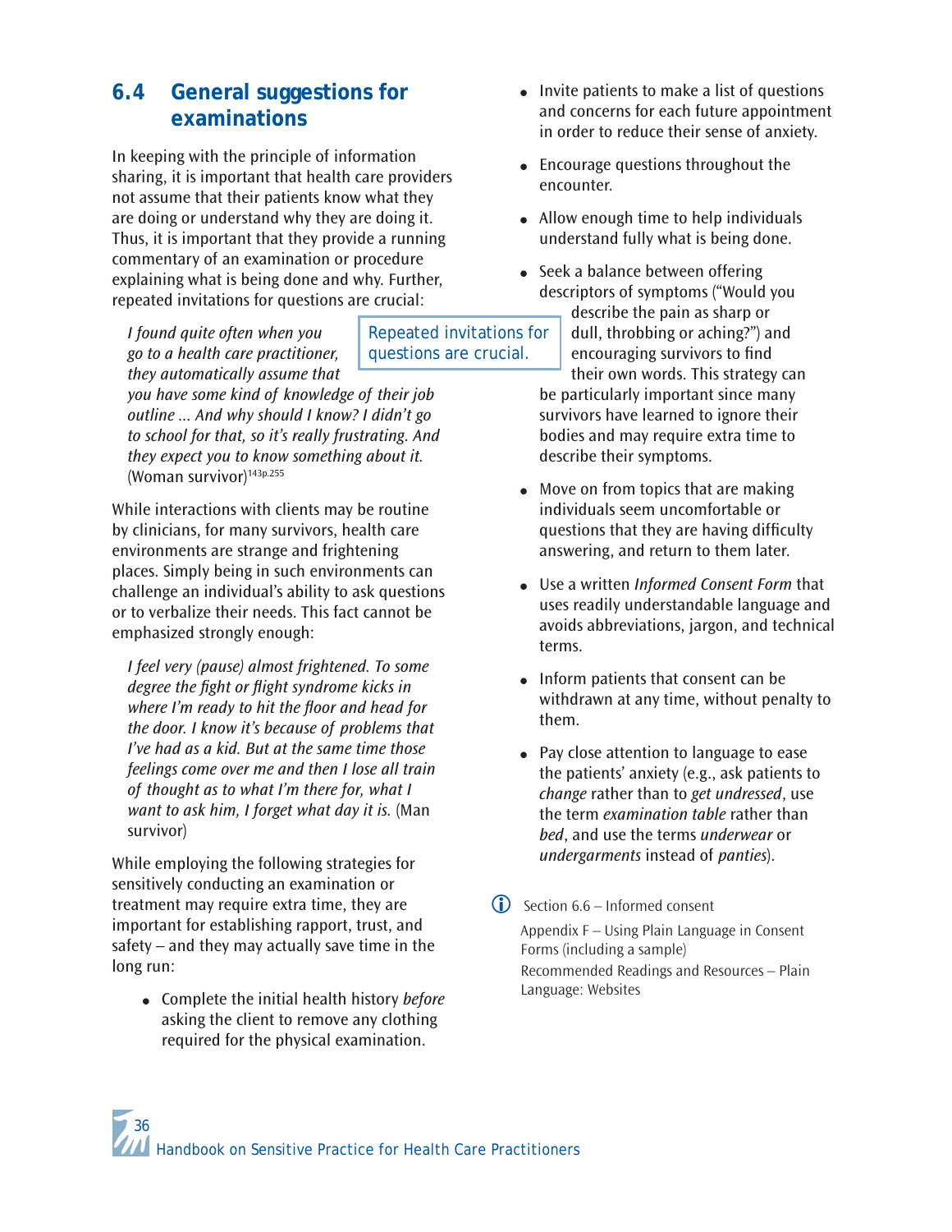## 6.4 General suggestions for examinations

In keeping with the principle of information sharing, it is important that health care providers not assume that their patients know what they are doing or understand why they are doing it. Thus, it is important that they provide a running commentary of an examination or procedure explaining what is being done and why. Further, repeated invitations for questions are crucial:

> *I found quite often when you go to a health care practitioner, they automatically assume that you have some kind of knowledge of their job outline ... And why should I know? I didn't go to school for that, so it's really frustrating. And they expect you to know something about it.* (Woman survivor)[143p.255]

Repeated invitations for questions are crucial.

While interactions with clients may be routine by clinicians, for many survivors, health care environments are strange and frightening places. Simply being in such environments can challenge an individual's ability to ask questions or to verbalize their needs. This fact cannot be emphasized strongly enough:

> *I feel very (pause) almost frightened. To some degree the fight or flight syndrome kicks in where I'm ready to hit the floor and head for the door. I know it's because of problems that I've had as a kid. But at the same time those feelings come over me and then I lose all train of thought as to what I'm there for, what I want to ask him, I forget what day it is.* (Man survivor)

While employing the following strategies for sensitively conducting an examination or treatment may require extra time, they are important for establishing rapport, trust, and safety – and they may actually save time in the long run:

- Complete the initial health history *before* asking the client to remove any clothing required for the physical examination.
- Invite patients to make a list of questions and concerns for each future appointment in order to reduce their sense of anxiety.
- Encourage questions throughout the encounter.
- Allow enough time to help individuals understand fully what is being done.
- Seek a balance between offering descriptors of symptoms ("Would you describe the pain as sharp or dull, throbbing or aching?") and encouraging survivors to find their own words. This strategy can be particularly important since many survivors have learned to ignore their bodies and may require extra time to describe their symptoms.
- Move on from topics that are making individuals seem uncomfortable or questions that they are having difficulty answering, and return to them later.
- Use a written *Informed Consent Form* that uses readily understandable language and avoids abbreviations, jargon, and technical terms.
- Inform patients that consent can be withdrawn at any time, without penalty to them.
- Pay close attention to language to ease the patients' anxiety (e.g., ask patients to *change* rather than to *get undressed*, use the term *examination table* rather than *bed*, and use the terms *underwear* or *undergarments* instead of *panties*).

Section 6.6 – Informed consent

Appendix F – Using Plain Language in Consent Forms (including a sample)

Recommended Readings and Resources – Plain Language: Websites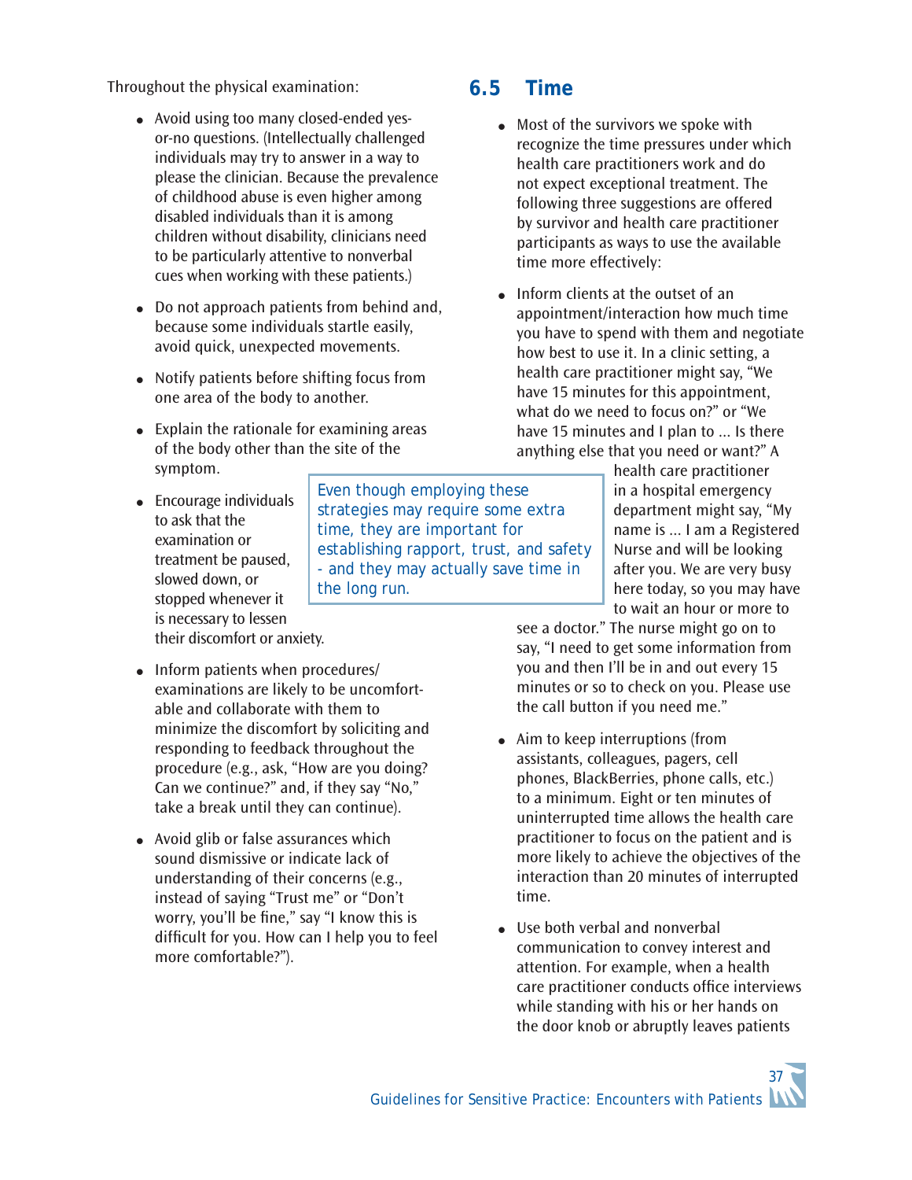Throughout the physical examination:

- Avoid using too many closed-ended yes-or-no questions. (Intellectually challenged individuals may try to answer in a way to please the clinician. Because the prevalence of childhood abuse is even higher among disabled individuals than it is among children without disability, clinicians need to be particularly attentive to nonverbal cues when working with these patients.)
- Do not approach patients from behind and, because some individuals startle easily, avoid quick, unexpected movements.
- Notify patients before shifting focus from one area of the body to another.
- Explain the rationale for examining areas of the body other than the site of the symptom.
- Encourage individuals to ask that the examination or treatment be paused, slowed down, or stopped whenever it is necessary to lessen their discomfort or anxiety.
- Inform patients when procedures/examinations are likely to be uncomfortable and collaborate with them to minimize the discomfort by soliciting and responding to feedback throughout the procedure (e.g., ask, “How are you doing? Can we continue?” and, if they say “No,” take a break until they can continue).
- Avoid glib or false assurances which sound dismissive or indicate lack of understanding of their concerns (e.g., instead of saying “Trust me” or “Don’t worry, you’ll be fine,” say “I know this is difficult for you. How can I help you to feel more comfortable?”).

> Even though employing these strategies may require some extra time, they are important for establishing rapport, trust, and safety - and they may actually save time in the long run.

## 6.5 Time

- Most of the survivors we spoke with recognize the time pressures under which health care practitioners work and do not expect exceptional treatment. The following three suggestions are offered by survivor and health care practitioner participants as ways to use the available time more effectively:
- Inform clients at the outset of an appointment/interaction how much time you have to spend with them and negotiate how best to use it. In a clinic setting, a health care practitioner might say, “We have 15 minutes for this appointment, what do we need to focus on?” or “We have 15 minutes and I plan to ... Is there anything else that you need or want?” A health care practitioner in a hospital emergency department might say, “My name is ... I am a Registered Nurse and will be looking after you. We are very busy here today, so you may have to wait an hour or more to see a doctor.” The nurse might go on to say, “I need to get some information from you and then I’ll be in and out every 15 minutes or so to check on you. Please use the call button if you need me.”
- Aim to keep interruptions (from assistants, colleagues, pagers, cell phones, BlackBerries, phone calls, etc.) to a minimum. Eight or ten minutes of uninterrupted time allows the health care practitioner to focus on the patient and is more likely to achieve the objectives of the interaction than 20 minutes of interrupted time.
- Use both verbal and nonverbal communication to convey interest and attention. For example, when a health care practitioner conducts office interviews while standing with his or her hands on the door knob or abruptly leaves patients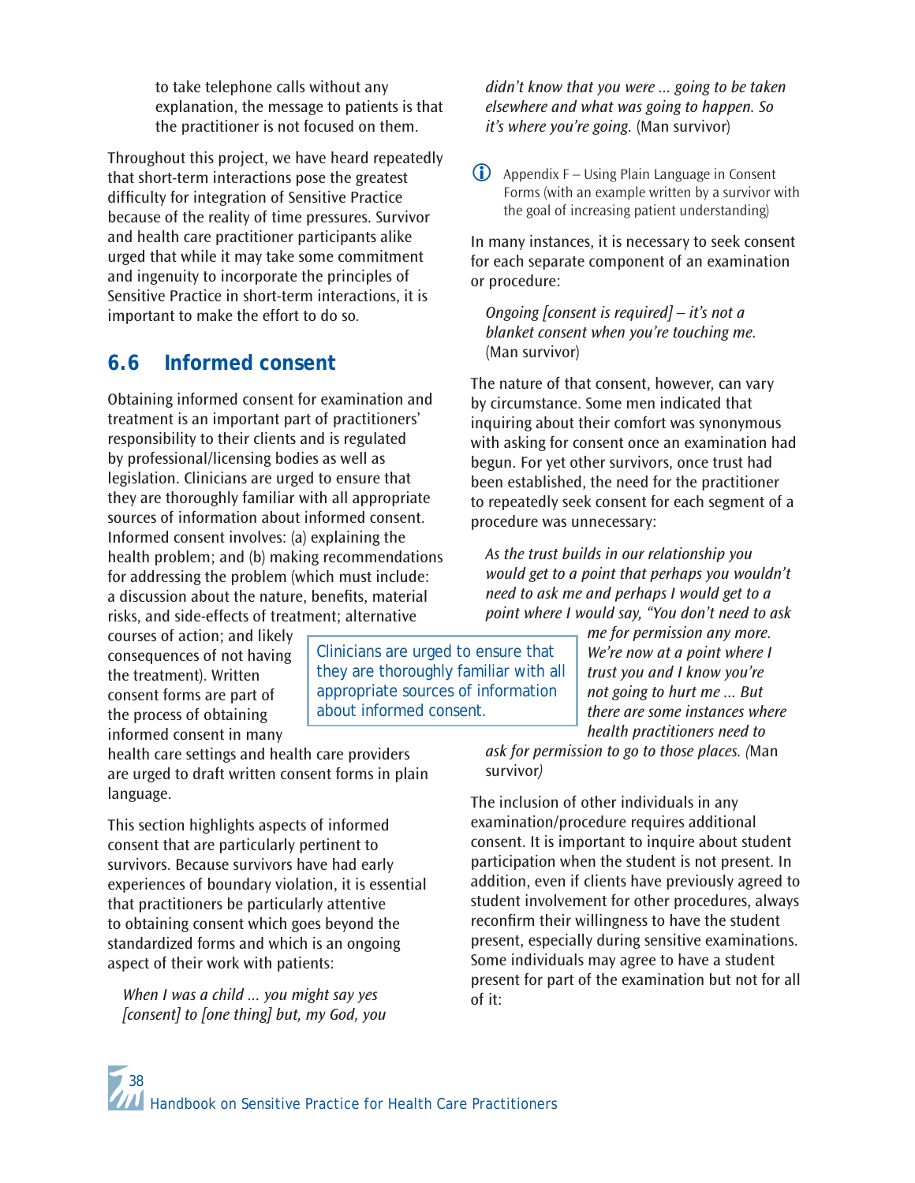to take telephone calls without any explanation, the message to patients is that the practitioner is not focused on them.

Throughout this project, we have heard repeatedly that short-term interactions pose the greatest difficulty for integration of Sensitive Practice because of the reality of time pressures. Survivor and health care practitioner participants alike urged that while it may take some commitment and ingenuity to incorporate the principles of Sensitive Practice in short-term interactions, it is important to make the effort to do so.

## 6.6 Informed consent

Obtaining informed consent for examination and treatment is an important part of practitioners' responsibility to their clients and is regulated by professional/licensing bodies as well as legislation. Clinicians are urged to ensure that they are thoroughly familiar with all appropriate sources of information about informed consent. Informed consent involves: (a) explaining the health problem; and (b) making recommendations for addressing the problem (which must include: a discussion about the nature, benefits, material risks, and side-effects of treatment; alternative courses of action; and likely consequences of not having the treatment). Written consent forms are part of the process of obtaining informed consent in many health care settings and health care providers are urged to draft written consent forms in plain language.

> Clinicians are urged to ensure that they are thoroughly familiar with all appropriate sources of information about informed consent.

This section highlights aspects of informed consent that are particularly pertinent to survivors. Because survivors have had early experiences of boundary violation, it is essential that practitioners be particularly attentive to obtaining consent which goes beyond the standardized forms and which is an ongoing aspect of their work with patients:

> *When I was a child ... you might say yes [consent] to [one thing] but, my God, you didn't know that you were ... going to be taken elsewhere and what was going to happen. So it's where you're going.* (Man survivor)

ⓘ Appendix F – Using Plain Language in Consent Forms (with an example written by a survivor with the goal of increasing patient understanding)

In many instances, it is necessary to seek consent for each separate component of an examination or procedure:

> *Ongoing [consent is required] – it's not a blanket consent when you're touching me.* (Man survivor)

The nature of that consent, however, can vary by circumstance. Some men indicated that inquiring about their comfort was synonymous with asking for consent once an examination had begun. For yet other survivors, once trust had been established, the need for the practitioner to repeatedly seek consent for each segment of a procedure was unnecessary:

> *As the trust builds in our relationship you would get to a point that perhaps you wouldn't need to ask me and perhaps I would get to a point where I would say, "You don't need to ask me for permission any more. We're now at a point where I trust you and I know you're not going to hurt me ... But there are some instances where health practitioners need to ask for permission to go to those places.* (Man survivor)

The inclusion of other individuals in any examination/procedure requires additional consent. It is important to inquire about student participation when the student is not present. In addition, even if clients have previously agreed to student involvement for other procedures, always reconfirm their willingness to have the student present, especially during sensitive examinations. Some individuals may agree to have a student present for part of the examination but not for all of it: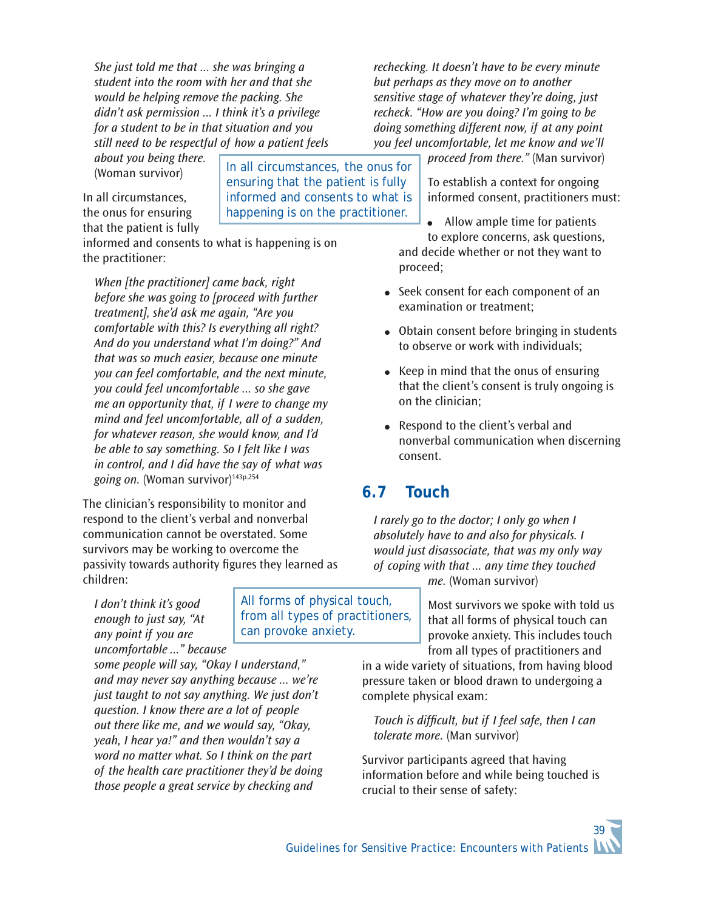*She just told me that ... she was bringing a student into the room with her and that she would be helping remove the packing. She didn't ask permission ... I think it's a privilege for a student to be in that situation and you still need to be respectful of how a patient feels about you being there.* (Woman survivor)

> In all circumstances, the onus for ensuring that the patient is fully informed and consents to what is happening is on the practitioner.

In all circumstances, the onus for ensuring that the patient is fully informed and consents to what is happening is on the practitioner:

*When [the practitioner] came back, right before she was going to [proceed with further treatment], she'd ask me again, "Are you comfortable with this? Is everything all right? And do you understand what I'm doing?" And that was so much easier, because one minute you can feel comfortable, and the next minute, you could feel uncomfortable ... so she gave me an opportunity that, if I were to change my mind and feel uncomfortable, all of a sudden, for whatever reason, she would know, and I'd be able to say something. So I felt like I was in control, and I did have the say of what was going on.* (Woman survivor)[143p.254]

The clinician's responsibility to monitor and respond to the client's verbal and nonverbal communication cannot be overstated. Some survivors may be working to overcome the passivity towards authority figures they learned as children:

> All forms of physical touch, from all types of practitioners, can provoke anxiety.

*I don't think it's good enough to just say, "At any point if you are uncomfortable ..." because some people will say, "Okay I understand," and may never say anything because ... we're just taught to not say anything. We just don't question. I know there are a lot of people out there like me, and we would say, "Okay, yeah, I hear ya!" and then wouldn't say a word no matter what. So I think on the part of the health care practitioner they'd be doing those people a great service by checking and rechecking. It doesn't have to be every minute but perhaps as they move on to another sensitive stage of whatever they're doing, just recheck. "How are you doing? I'm going to be doing something different now, if at any point you feel uncomfortable, let me know and we'll proceed from there."* (Man survivor)

To establish a context for ongoing informed consent, practitioners must:

- Allow ample time for patients to explore concerns, ask questions, and decide whether or not they want to proceed;
- Seek consent for each component of an examination or treatment;
- Obtain consent before bringing in students to observe or work with individuals;
- Keep in mind that the onus of ensuring that the client's consent is truly ongoing is on the clinician;
- Respond to the client's verbal and nonverbal communication when discerning consent.

## 6.7 Touch

*I rarely go to the doctor; I only go when I absolutely have to and also for physicals. I would just disassociate, that was my only way of coping with that ... any time they touched me.* (Woman survivor)

Most survivors we spoke with told us that all forms of physical touch can provoke anxiety. This includes touch from all types of practitioners and in a wide variety of situations, from having blood pressure taken or blood drawn to undergoing a complete physical exam:

*Touch is difficult, but if I feel safe, then I can tolerate more.* (Man survivor)

Survivor participants agreed that having information before and while being touched is crucial to their sense of safety: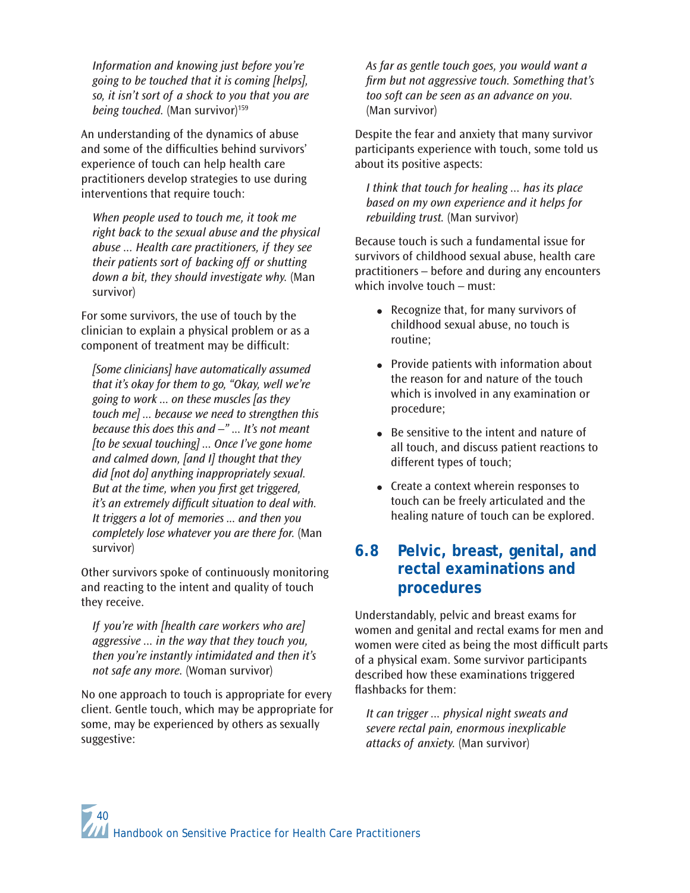*Information and knowing just before you're going to be touched that it is coming [helps], so, it isn't sort of a shock to you that you are being touched.* (Man survivor)[159]

An understanding of the dynamics of abuse and some of the difficulties behind survivors' experience of touch can help health care practitioners develop strategies to use during interventions that require touch:

*When people used to touch me, it took me right back to the sexual abuse and the physical abuse ... Health care practitioners, if they see their patients sort of backing off or shutting down a bit, they should investigate why.* (Man survivor)

For some survivors, the use of touch by the clinician to explain a physical problem or as a component of treatment may be difficult:

*[Some clinicians] have automatically assumed that it's okay for them to go, "Okay, well we're going to work ... on these muscles [as they touch me] ... because we need to strengthen this because this does this and –" ... It's not meant [to be sexual touching] ... Once I've gone home and calmed down, [and I] thought that they did [not do] anything inappropriately sexual. But at the time, when you first get triggered, it's an extremely difficult situation to deal with. It triggers a lot of memories ... and then you completely lose whatever you are there for.* (Man survivor)

Other survivors spoke of continuously monitoring and reacting to the intent and quality of touch they receive.

*If you're with [health care workers who are] aggressive ... in the way that they touch you, then you're instantly intimidated and then it's not safe any more.* (Woman survivor)

No one approach to touch is appropriate for every client. Gentle touch, which may be appropriate for some, may be experienced by others as sexually suggestive:

*As far as gentle touch goes, you would want a firm but not aggressive touch. Something that's too soft can be seen as an advance on you.* (Man survivor)

Despite the fear and anxiety that many survivor participants experience with touch, some told us about its positive aspects:

*I think that touch for healing ... has its place based on my own experience and it helps for rebuilding trust.* (Man survivor)

Because touch is such a fundamental issue for survivors of childhood sexual abuse, health care practitioners – before and during any encounters which involve touch – must:

- Recognize that, for many survivors of childhood sexual abuse, no touch is routine;
- Provide patients with information about the reason for and nature of the touch which is involved in any examination or procedure;
- Be sensitive to the intent and nature of all touch, and discuss patient reactions to different types of touch;
- Create a context wherein responses to touch can be freely articulated and the healing nature of touch can be explored.

## 6.8 Pelvic, breast, genital, and rectal examinations and procedures

Understandably, pelvic and breast exams for women and genital and rectal exams for men and women were cited as being the most difficult parts of a physical exam. Some survivor participants described how these examinations triggered flashbacks for them:

*It can trigger ... physical night sweats and severe rectal pain, enormous inexplicable attacks of anxiety.* (Man survivor)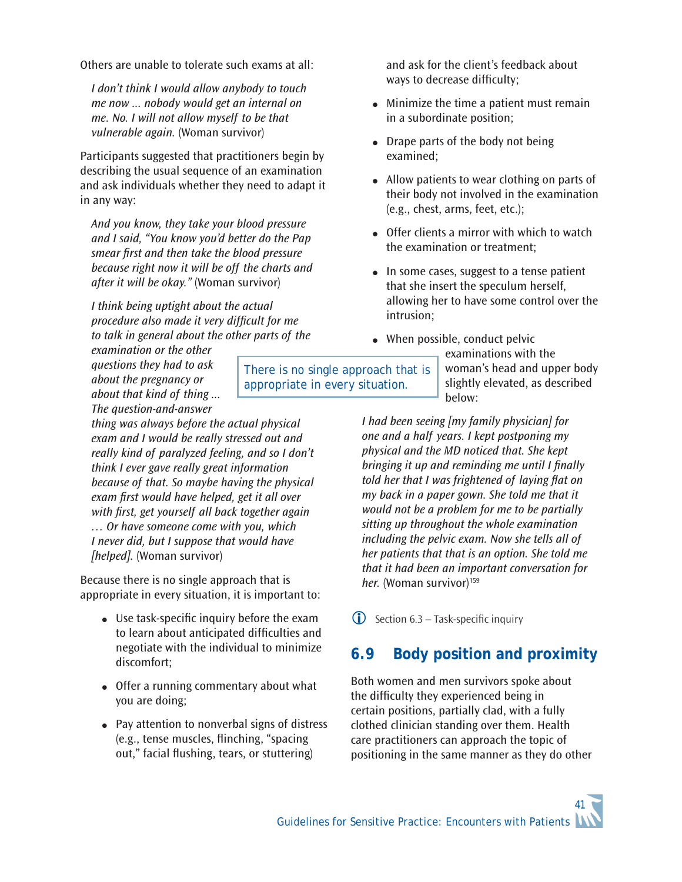Others are unable to tolerate such exams at all:

> *I don't think I would allow anybody to touch me now ... nobody would get an internal on me. No. I will not allow myself to be that vulnerable again.* (Woman survivor)

Participants suggested that practitioners begin by describing the usual sequence of an examination and ask individuals whether they need to adapt it in any way:

> *And you know, they take your blood pressure and I said, "You know you'd better do the Pap smear first and then take the blood pressure because right now it will be off the charts and after it will be okay."* (Woman survivor)

> *I think being uptight about the actual procedure also made it very difficult for me to talk in general about the other parts of the examination or the other questions they had to ask about the pregnancy or about that kind of thing ... The question-and-answer thing was always before the actual physical exam and I would be really stressed out and really kind of paralyzed feeling, and so I don't think I ever gave really great information because of that. So maybe having the physical exam first would have helped, get it all over with first, get yourself all back together again … Or have someone come with you, which I never did, but I suppose that would have [helped].* (Woman survivor)

There is no single approach that is appropriate in every situation.

Because there is no single approach that is appropriate in every situation, it is important to:

- Use task-specific inquiry before the exam to learn about anticipated difficulties and negotiate with the individual to minimize discomfort;
- Offer a running commentary about what you are doing;
- Pay attention to nonverbal signs of distress (e.g., tense muscles, flinching, "spacing out," facial flushing, tears, or stuttering) and ask for the client's feedback about ways to decrease difficulty;
- Minimize the time a patient must remain in a subordinate position;
- Drape parts of the body not being examined;
- Allow patients to wear clothing on parts of their body not involved in the examination (e.g., chest, arms, feet, etc.);
- Offer clients a mirror with which to watch the examination or treatment;
- In some cases, suggest to a tense patient that she insert the speculum herself, allowing her to have some control over the intrusion;
- When possible, conduct pelvic examinations with the woman's head and upper body slightly elevated, as described below:

> *I had been seeing [my family physician] for one and a half years. I kept postponing my physical and the MD noticed that. She kept bringing it up and reminding me until I finally told her that I was frightened of laying flat on my back in a paper gown. She told me that it would not be a problem for me to be partially sitting up throughout the whole examination including the pelvic exam. Now she tells all of her patients that that is an option. She told me that it had been an important conversation for her.* (Woman survivor)[159]

ⓘ Section 6.3 – Task-specific inquiry

## 6.9 Body position and proximity

Both women and men survivors spoke about the difficulty they experienced being in certain positions, partially clad, with a fully clothed clinician standing over them. Health care practitioners can approach the topic of positioning in the same manner as they do other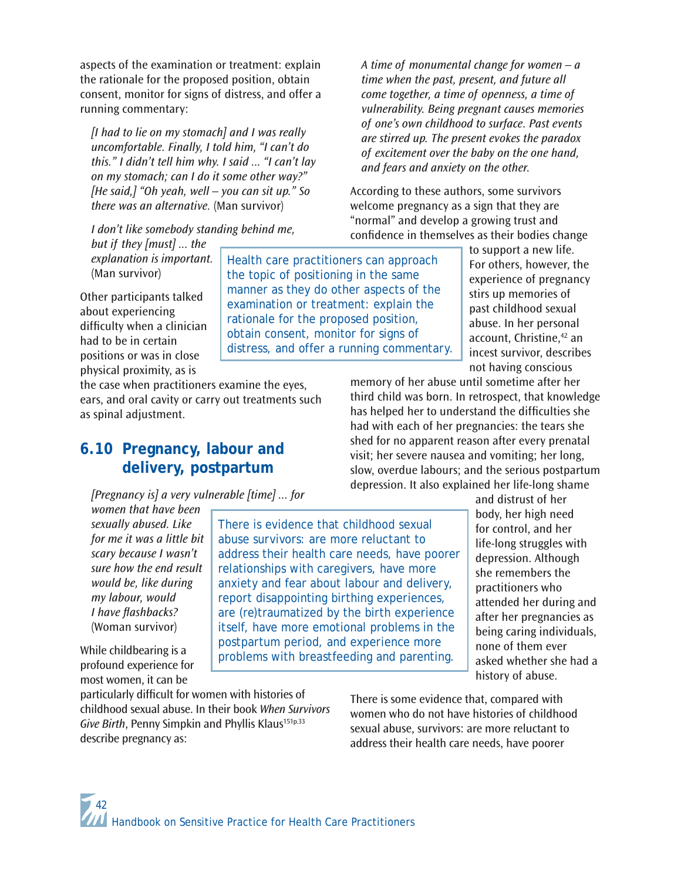aspects of the examination or treatment: explain the rationale for the proposed position, obtain consent, monitor for signs of distress, and offer a running commentary:

> *[I had to lie on my stomach] and I was really uncomfortable. Finally, I told him, "I can't do this." I didn't tell him why. I said … "I can't lay on my stomach; can I do it some other way?" [He said,] "Oh yeah, well – you can sit up." So there was an alternative.* (Man survivor)

> *I don't like somebody standing behind me, but if they [must] … the explanation is important.* (Man survivor)

Other participants talked about experiencing difficulty when a clinician had to be in certain positions or was in close physical proximity, as is the case when practitioners examine the eyes, ears, and oral cavity or carry out treatments such as spinal adjustment.

> Health care practitioners can approach the topic of positioning in the same manner as they do other aspects of the examination or treatment: explain the rationale for the proposed position, obtain consent, monitor for signs of distress, and offer a running commentary.

## 6.10 Pregnancy, labour and delivery, postpartum

> *[Pregnancy is] a very vulnerable [time] … for women that have been sexually abused. Like for me it was a little bit scary because I wasn't sure how the end result would be, like during my labour, would I have flashbacks?* (Woman survivor)

While childbearing is a profound experience for most women, it can be particularly difficult for women with histories of childhood sexual abuse. In their book *When Survivors Give Birth*, Penny Simpkin and Phyllis Klaus[151p.33] describe pregnancy as:

> *A time of monumental change for women – a time when the past, present, and future all come together, a time of openness, a time of vulnerability. Being pregnant causes memories of one's own childhood to surface. Past events are stirred up. The present evokes the paradox of excitement over the baby on the one hand, and fears and anxiety on the other.*

According to these authors, some survivors welcome pregnancy as a sign that they are "normal" and develop a growing trust and confidence in themselves as their bodies change to support a new life. For others, however, the experience of pregnancy stirs up memories of past childhood sexual abuse. In her personal account, Christine,[42] an incest survivor, describes not having conscious memory of her abuse until sometime after her third child was born. In retrospect, that knowledge has helped her to understand the difficulties she had with each of her pregnancies: the tears she shed for no apparent reason after every prenatal visit; her severe nausea and vomiting; her long, slow, overdue labours; and the serious postpartum depression. It also explained her life-long shame and distrust of her body, her high need for control, and her life-long struggles with depression. Although she remembers the practitioners who attended her during and after her pregnancies as being caring individuals, none of them ever asked whether she had a history of abuse.

> There is evidence that childhood sexual abuse survivors: are more reluctant to address their health care needs, have poorer relationships with caregivers, have more anxiety and fear about labour and delivery, report disappointing birthing experiences, are (re)traumatized by the birth experience itself, have more emotional problems in the postpartum period, and experience more problems with breastfeeding and parenting.

There is some evidence that, compared with women who do not have histories of childhood sexual abuse, survivors: are more reluctant to address their health care needs, have poorer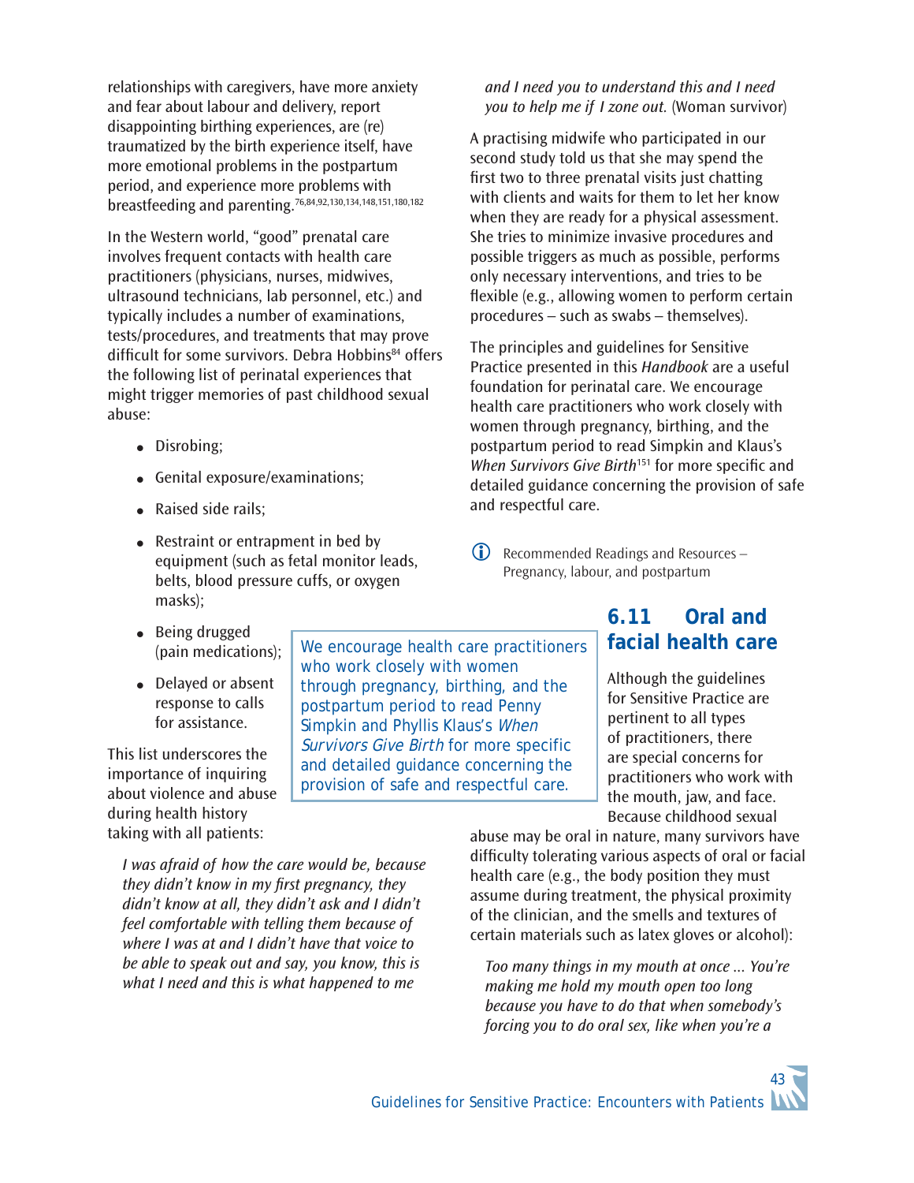relationships with caregivers, have more anxiety and fear about labour and delivery, report disappointing birthing experiences, are (re) traumatized by the birth experience itself, have more emotional problems in the postpartum period, and experience more problems with breastfeeding and parenting.[76,84,92,130,134,148,151,180,182]

In the Western world, "good" prenatal care involves frequent contacts with health care practitioners (physicians, nurses, midwives, ultrasound technicians, lab personnel, etc.) and typically includes a number of examinations, tests/procedures, and treatments that may prove difficult for some survivors. Debra Hobbins[84] offers the following list of perinatal experiences that might trigger memories of past childhood sexual abuse:

- Disrobing;
- Genital exposure/examinations;
- Raised side rails;
- Restraint or entrapment in bed by equipment (such as fetal monitor leads, belts, blood pressure cuffs, or oxygen masks);
- Being drugged (pain medications);
- Delayed or absent response to calls for assistance.

This list underscores the importance of inquiring about violence and abuse during health history taking with all patients:

> *I was afraid of how the care would be, because they didn't know in my first pregnancy, they didn't know at all, they didn't ask and I didn't feel comfortable with telling them because of where I was at and I didn't have that voice to be able to speak out and say, you know, this is what I need and this is what happened to me and I need you to understand this and I need you to help me if I zone out.* (Woman survivor)

A practising midwife who participated in our second study told us that she may spend the first two to three prenatal visits just chatting with clients and waits for them to let her know when they are ready for a physical assessment. She tries to minimize invasive procedures and possible triggers as much as possible, performs only necessary interventions, and tries to be flexible (e.g., allowing women to perform certain procedures – such as swabs – themselves).

The principles and guidelines for Sensitive Practice presented in this *Handbook* are a useful foundation for perinatal care. We encourage health care practitioners who work closely with women through pregnancy, birthing, and the postpartum period to read Simpkin and Klaus's *When Survivors Give Birth*[151] for more specific and detailed guidance concerning the provision of safe and respectful care.

> We encourage health care practitioners who work closely with women through pregnancy, birthing, and the postpartum period to read Penny Simpkin and Phyllis Klaus's *When Survivors Give Birth* for more specific and detailed guidance concerning the provision of safe and respectful care.

ⓘ Recommended Readings and Resources – Pregnancy, labour, and postpartum

## 6.11 Oral and facial health care

Although the guidelines for Sensitive Practice are pertinent to all types of practitioners, there are special concerns for practitioners who work with the mouth, jaw, and face. Because childhood sexual abuse may be oral in nature, many survivors have difficulty tolerating various aspects of oral or facial health care (e.g., the body position they must assume during treatment, the physical proximity of the clinician, and the smells and textures of certain materials such as latex gloves or alcohol):

> *Too many things in my mouth at once ... You're making me hold my mouth open too long because you have to do that when somebody's forcing you to do oral sex, like when you're a*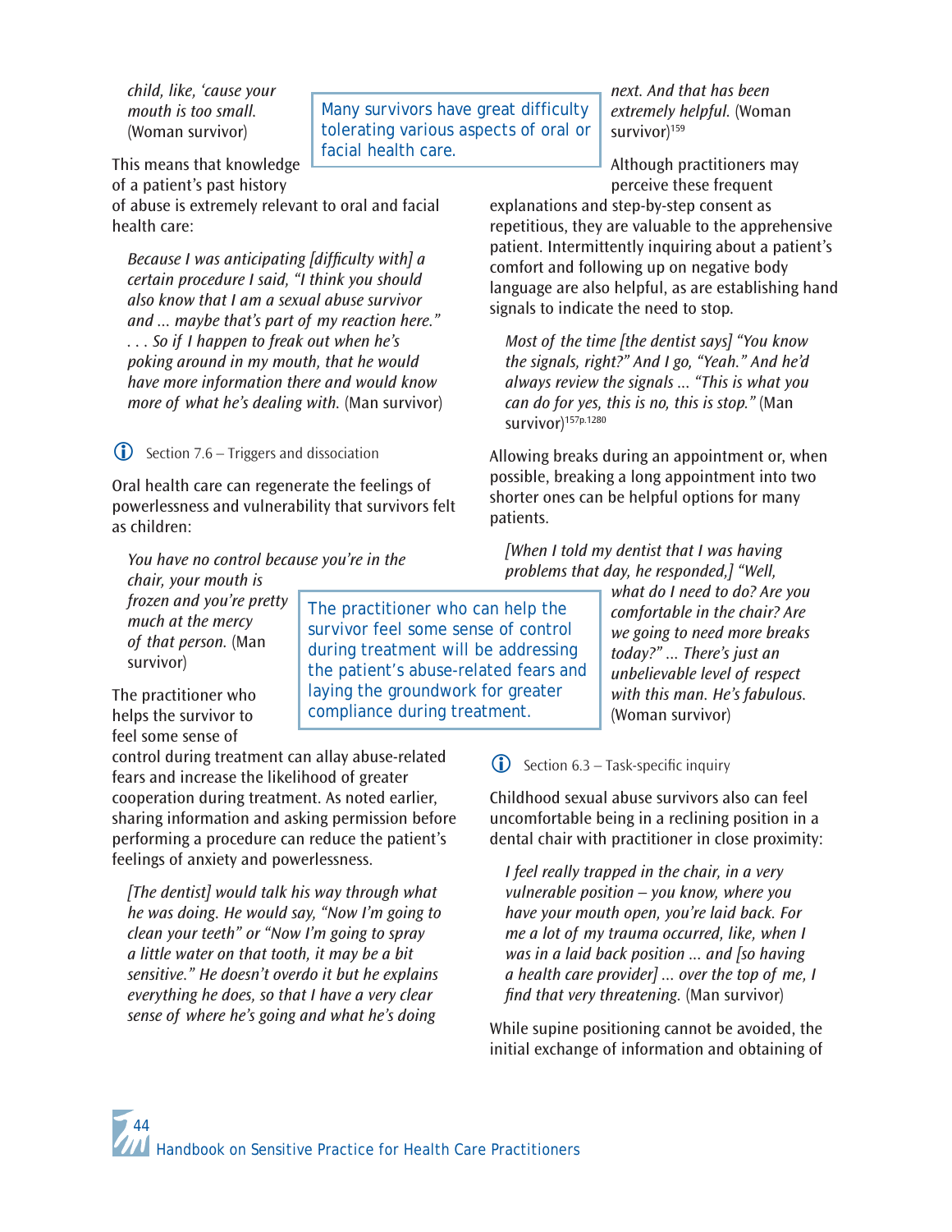*child, like, 'cause your mouth is too small.* (Woman survivor)

> Many survivors have great difficulty tolerating various aspects of oral or facial health care.

This means that knowledge of a patient's past history of abuse is extremely relevant to oral and facial health care:

> *Because I was anticipating [difficulty with] a certain procedure I said, "I think you should also know that I am a sexual abuse survivor and ... maybe that's part of my reaction here." . . . So if I happen to freak out when he's poking around in my mouth, that he would have more information there and would know more of what he's dealing with.* (Man survivor)

ⓘ Section 7.6 – Triggers and dissociation

Oral health care can regenerate the feelings of powerlessness and vulnerability that survivors felt as children:

> *You have no control because you're in the chair, your mouth is frozen and you're pretty much at the mercy of that person.* (Man survivor)

> The practitioner who can help the survivor feel some sense of control during treatment will be addressing the patient's abuse-related fears and laying the groundwork for greater compliance during treatment.

The practitioner who helps the survivor to feel some sense of control during treatment can allay abuse-related fears and increase the likelihood of greater cooperation during treatment. As noted earlier, sharing information and asking permission before performing a procedure can reduce the patient's feelings of anxiety and powerlessness.

> *[The dentist] would talk his way through what he was doing. He would say, "Now I'm going to clean your teeth" or "Now I'm going to spray a little water on that tooth, it may be a bit sensitive." He doesn't overdo it but he explains everything he does, so that I have a very clear sense of where he's going and what he's doing next. And that has been extremely helpful.* (Woman survivor)[159]

Although practitioners may perceive these frequent explanations and step-by-step consent as repetitious, they are valuable to the apprehensive patient. Intermittently inquiring about a patient's comfort and following up on negative body language are also helpful, as are establishing hand signals to indicate the need to stop.

> *Most of the time [the dentist says] "You know the signals, right?" And I go, "Yeah." And he'd always review the signals ... "This is what you can do for yes, this is no, this is stop."* (Man survivor)[157p.1280]

Allowing breaks during an appointment or, when possible, breaking a long appointment into two shorter ones can be helpful options for many patients.

> *[When I told my dentist that I was having problems that day, he responded,] "Well, what do I need to do? Are you comfortable in the chair? Are we going to need more breaks today?" ... There's just an unbelievable level of respect with this man. He's fabulous.* (Woman survivor)

ⓘ Section 6.3 – Task-specific inquiry

Childhood sexual abuse survivors also can feel uncomfortable being in a reclining position in a dental chair with practitioner in close proximity:

> *I feel really trapped in the chair, in a very vulnerable position – you know, where you have your mouth open, you're laid back. For me a lot of my trauma occurred, like, when I was in a laid back position ... and [so having a health care provider] ... over the top of me, I find that very threatening.* (Man survivor)

While supine positioning cannot be avoided, the initial exchange of information and obtaining of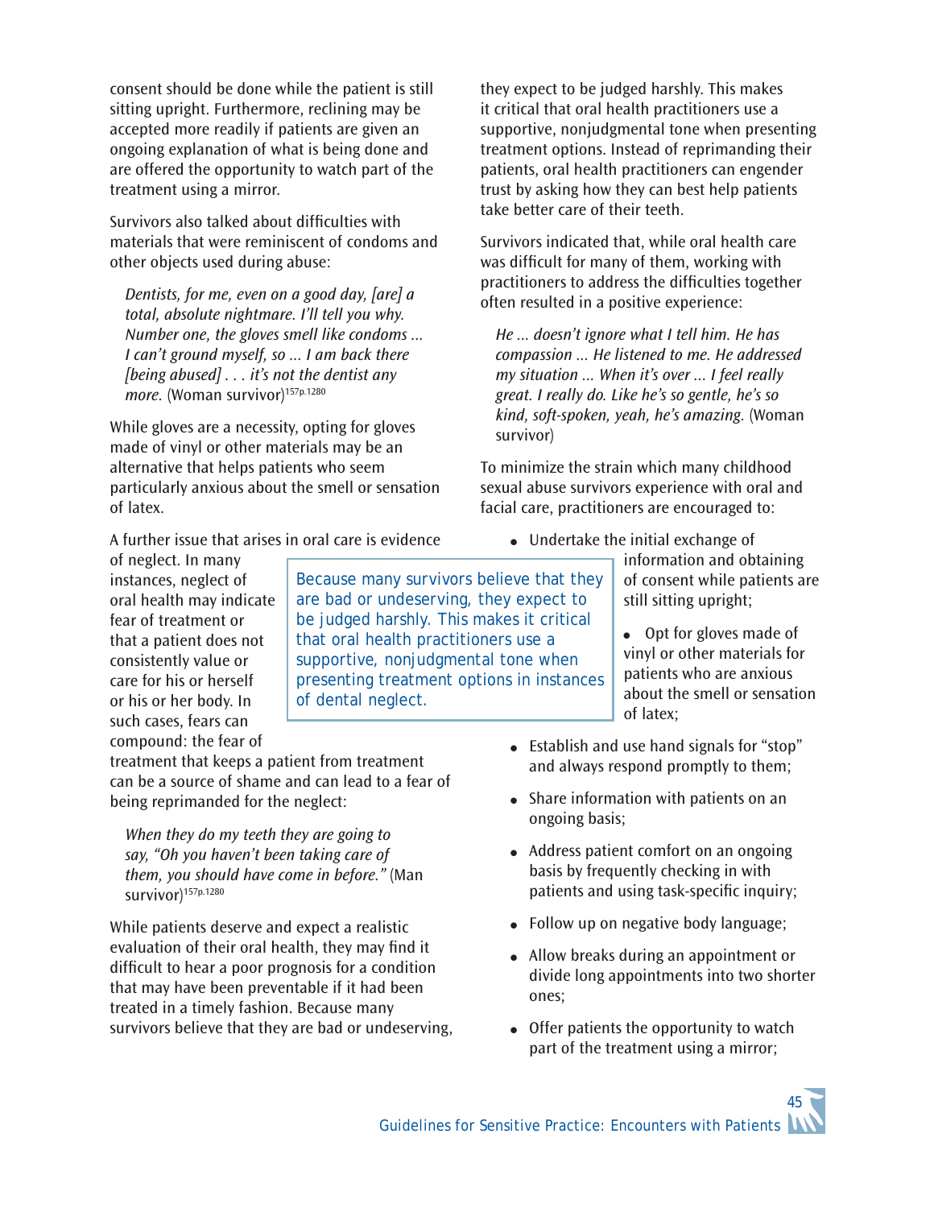consent should be done while the patient is still sitting upright. Furthermore, reclining may be accepted more readily if patients are given an ongoing explanation of what is being done and are offered the opportunity to watch part of the treatment using a mirror.

Survivors also talked about difficulties with materials that were reminiscent of condoms and other objects used during abuse:

> *Dentists, for me, even on a good day, [are] a total, absolute nightmare. I'll tell you why. Number one, the gloves smell like condoms ... I can't ground myself, so ... I am back there [being abused] . . . it's not the dentist any more.* (Woman survivor)[157p.1280]

While gloves are a necessity, opting for gloves made of vinyl or other materials may be an alternative that helps patients who seem particularly anxious about the smell or sensation of latex.

A further issue that arises in oral care is evidence of neglect. In many instances, neglect of oral health may indicate fear of treatment or that a patient does not consistently value or care for his or herself or his or her body. In such cases, fears can compound: the fear of treatment that keeps a patient from treatment can be a source of shame and can lead to a fear of being reprimanded for the neglect:

> *When they do my teeth they are going to say, "Oh you haven't been taking care of them, you should have come in before."* (Man survivor)[157p.1280]

While patients deserve and expect a realistic evaluation of their oral health, they may find it difficult to hear a poor prognosis for a condition that may have been preventable if it had been treated in a timely fashion. Because many survivors believe that they are bad or undeserving, they expect to be judged harshly. This makes it critical that oral health practitioners use a supportive, nonjudgmental tone when presenting treatment options. Instead of reprimanding their patients, oral health practitioners can engender trust by asking how they can best help patients take better care of their teeth.

> Because many survivors believe that they are bad or undeserving, they expect to be judged harshly. This makes it critical that oral health practitioners use a supportive, nonjudgmental tone when presenting treatment options in instances of dental neglect.

Survivors indicated that, while oral health care was difficult for many of them, working with practitioners to address the difficulties together often resulted in a positive experience:

> *He ... doesn't ignore what I tell him. He has compassion ... He listened to me. He addressed my situation ... When it's over ... I feel really great. I really do. Like he's so gentle, he's so kind, soft-spoken, yeah, he's amazing.* (Woman survivor)

To minimize the strain which many childhood sexual abuse survivors experience with oral and facial care, practitioners are encouraged to:

- Undertake the initial exchange of information and obtaining of consent while patients are still sitting upright;
- Opt for gloves made of vinyl or other materials for patients who are anxious about the smell or sensation of latex;
- Establish and use hand signals for "stop" and always respond promptly to them;
- Share information with patients on an ongoing basis;
- Address patient comfort on an ongoing basis by frequently checking in with patients and using task-specific inquiry;
- Follow up on negative body language;
- Allow breaks during an appointment or divide long appointments into two shorter ones;
- Offer patients the opportunity to watch part of the treatment using a mirror;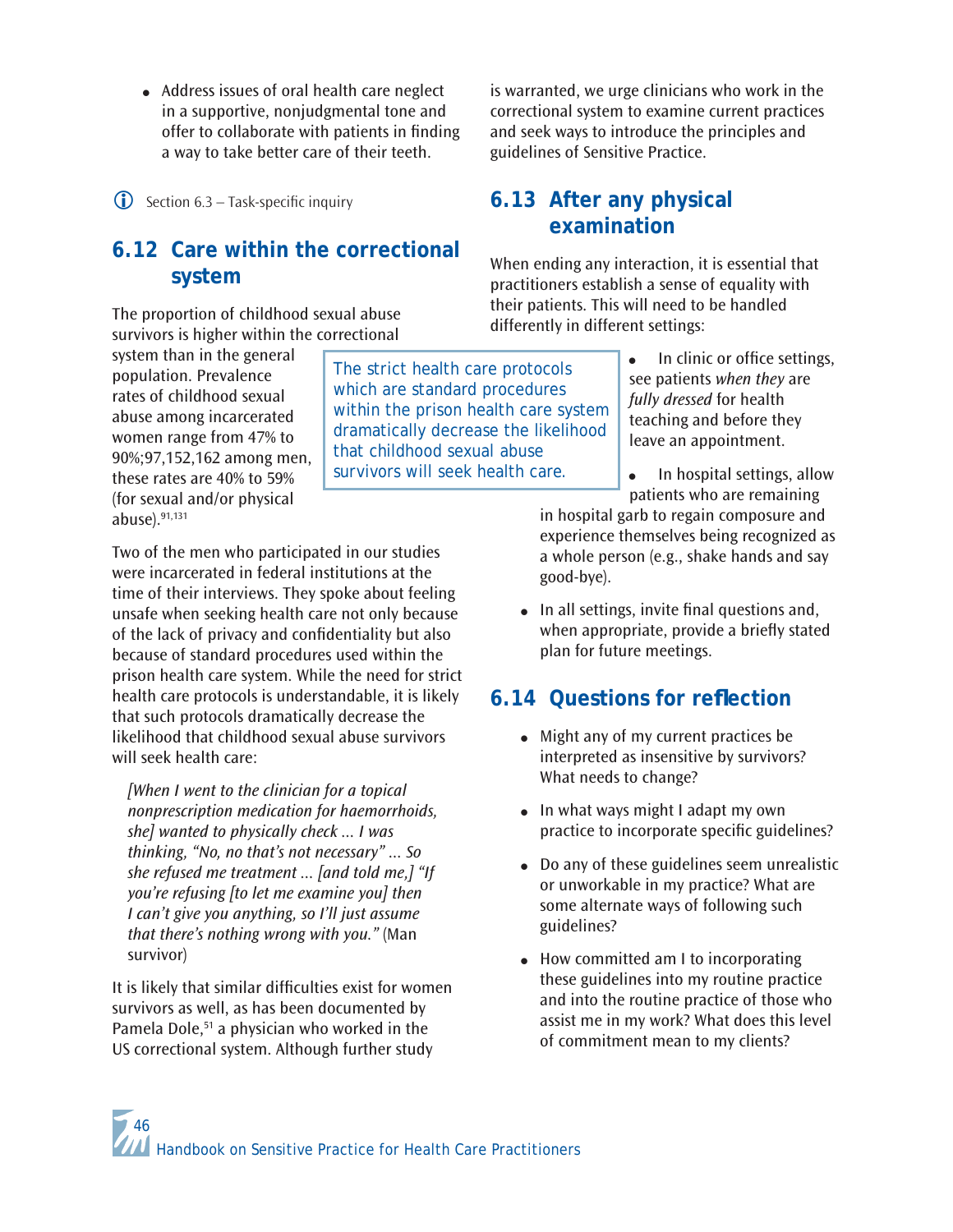- Address issues of oral health care neglect in a supportive, nonjudgmental tone and offer to collaborate with patients in finding a way to take better care of their teeth.

Section 6.3 – Task-specific inquiry

## 6.12 Care within the correctional system

The proportion of childhood sexual abuse survivors is higher within the correctional system than in the general population. Prevalence rates of childhood sexual abuse among incarcerated women range from 47% to 90%;[97,152,162] among men, these rates are 40% to 59% (for sexual and/or physical abuse).[91,131]

> The strict health care protocols which are standard procedures within the prison health care system dramatically decrease the likelihood that childhood sexual abuse survivors will seek health care.

Two of the men who participated in our studies were incarcerated in federal institutions at the time of their interviews. They spoke about feeling unsafe when seeking health care not only because of the lack of privacy and confidentiality but also because of standard procedures used within the prison health care system. While the need for strict health care protocols is understandable, it is likely that such protocols dramatically decrease the likelihood that childhood sexual abuse survivors will seek health care:

> *[When I went to the clinician for a topical nonprescription medication for haemorrhoids, she] wanted to physically check ... I was thinking, "No, no that's not necessary" ... So she refused me treatment ... [and told me,] "If you're refusing [to let me examine you] then I can't give you anything, so I'll just assume that there's nothing wrong with you."* (Man survivor)

It is likely that similar difficulties exist for women survivors as well, as has been documented by Pamela Dole,[51] a physician who worked in the US correctional system. Although further study is warranted, we urge clinicians who work in the correctional system to examine current practices and seek ways to introduce the principles and guidelines of Sensitive Practice.

## 6.13 After any physical examination

When ending any interaction, it is essential that practitioners establish a sense of equality with their patients. This will need to be handled differently in different settings:

- In clinic or office settings, see patients *when they* are *fully dressed* for health teaching and before they leave an appointment.
- In hospital settings, allow patients who are remaining in hospital garb to regain composure and experience themselves being recognized as a whole person (e.g., shake hands and say good-bye).
- In all settings, invite final questions and, when appropriate, provide a briefly stated plan for future meetings.

## 6.14 Questions for reflection

- Might any of my current practices be interpreted as insensitive by survivors? What needs to change?
- In what ways might I adapt my own practice to incorporate specific guidelines?
- Do any of these guidelines seem unrealistic or unworkable in my practice? What are some alternate ways of following such guidelines?
- How committed am I to incorporating these guidelines into my routine practice and into the routine practice of those who assist me in my work? What does this level of commitment mean to my clients?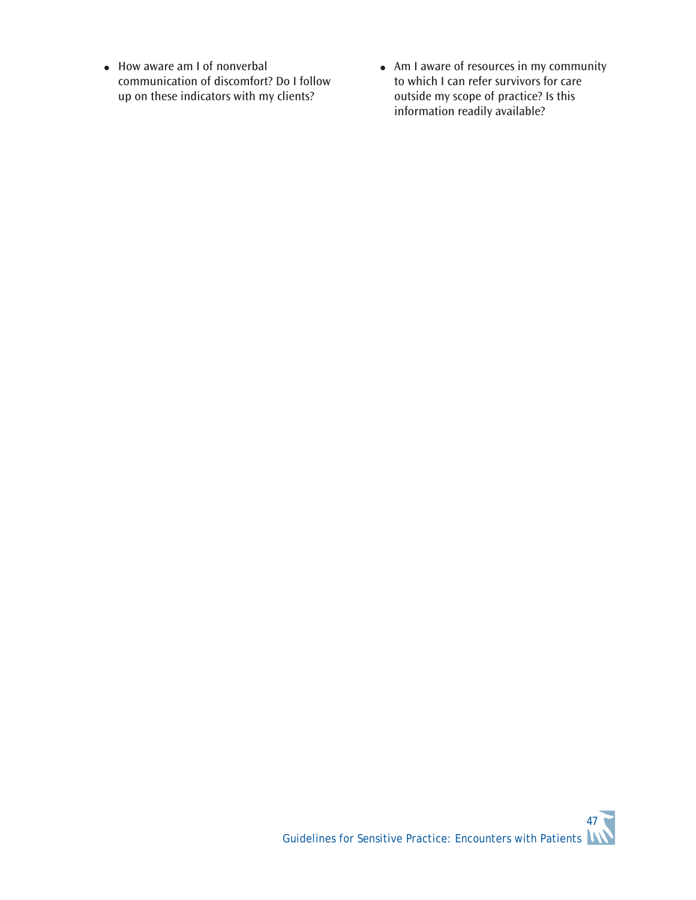- How aware am I of nonverbal communication of discomfort? Do I follow up on these indicators with my clients?
- Am I aware of resources in my community to which I can refer survivors for care outside my scope of practice? Is this information readily available?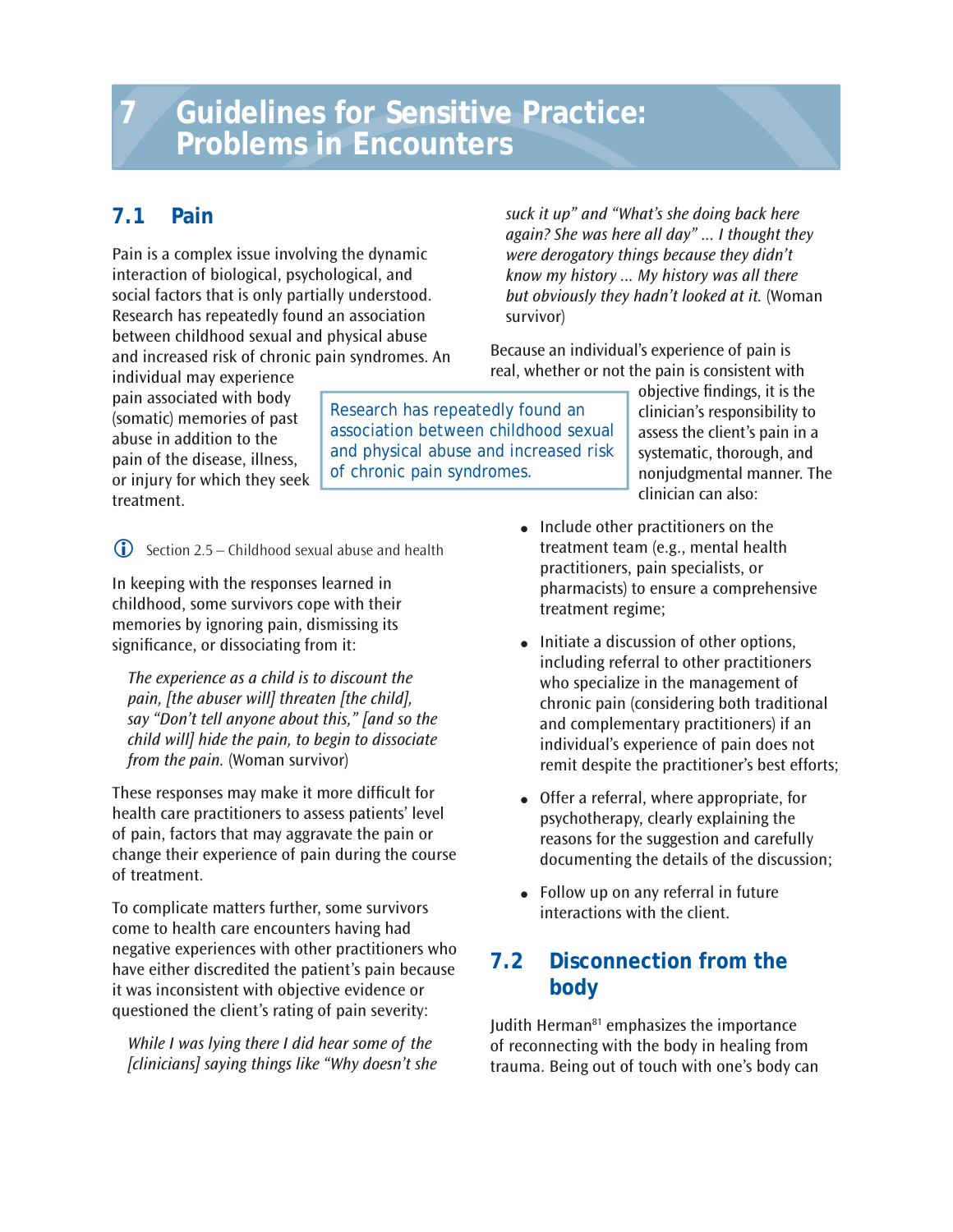# 7 Guidelines for Sensitive Practice: Problems in Encounters

## 7.1 Pain

Pain is a complex issue involving the dynamic interaction of biological, psychological, and social factors that is only partially understood. Research has repeatedly found an association between childhood sexual and physical abuse and increased risk of chronic pain syndromes. An individual may experience pain associated with body (somatic) memories of past abuse in addition to the pain of the disease, illness, or injury for which they seek treatment.

> Research has repeatedly found an association between childhood sexual and physical abuse and increased risk of chronic pain syndromes.

Section 2.5 – Childhood sexual abuse and health

In keeping with the responses learned in childhood, some survivors cope with their memories by ignoring pain, dismissing its significance, or dissociating from it:

> *The experience as a child is to discount the pain, [the abuser will] threaten [the child], say "Don't tell anyone about this," [and so the child will] hide the pain, to begin to dissociate from the pain.* (Woman survivor)

These responses may make it more difficult for health care practitioners to assess patients' level of pain, factors that may aggravate the pain or change their experience of pain during the course of treatment.

To complicate matters further, some survivors come to health care encounters having had negative experiences with other practitioners who have either discredited the patient's pain because it was inconsistent with objective evidence or questioned the client's rating of pain severity:

> *While I was lying there I did hear some of the [clinicians] saying things like "Why doesn't she suck it up" and "What's she doing back here again? She was here all day" ... I thought they were derogatory things because they didn't know my history ... My history was all there but obviously they hadn't looked at it.* (Woman survivor)

Because an individual's experience of pain is real, whether or not the pain is consistent with objective findings, it is the clinician's responsibility to assess the client's pain in a systematic, thorough, and nonjudgmental manner. The clinician can also:

- Include other practitioners on the treatment team (e.g., mental health practitioners, pain specialists, or pharmacists) to ensure a comprehensive treatment regime;
- Initiate a discussion of other options, including referral to other practitioners who specialize in the management of chronic pain (considering both traditional and complementary practitioners) if an individual's experience of pain does not remit despite the practitioner's best efforts;
- Offer a referral, where appropriate, for psychotherapy, clearly explaining the reasons for the suggestion and carefully documenting the details of the discussion;
- Follow up on any referral in future interactions with the client.

## 7.2 Disconnection from the body

Judith Herman[81] emphasizes the importance of reconnecting with the body in healing from trauma. Being out of touch with one's body can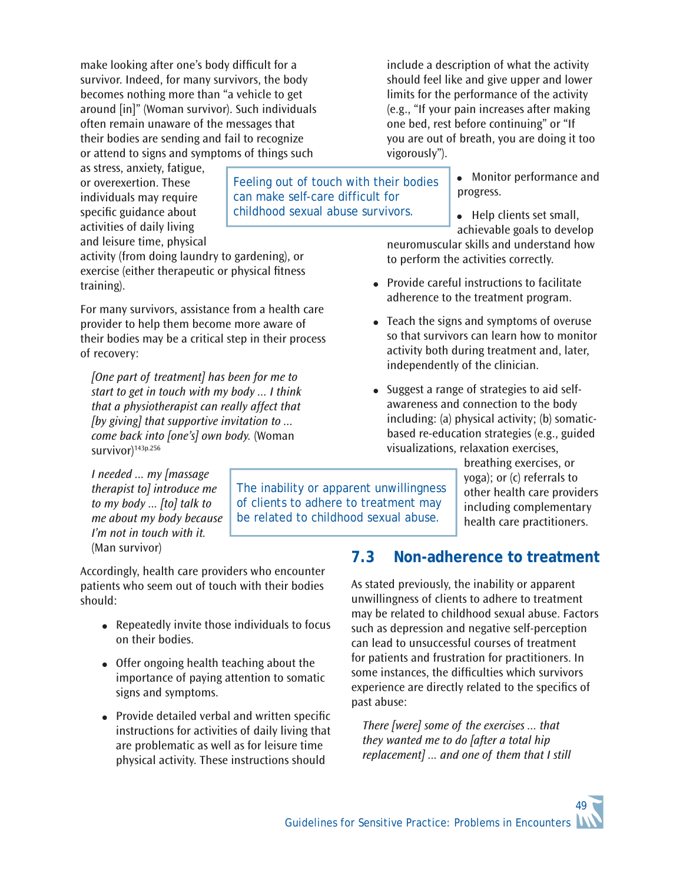make looking after one's body difficult for a survivor. Indeed, for many survivors, the body becomes nothing more than "a vehicle to get around [in]" (Woman survivor). Such individuals often remain unaware of the messages that their bodies are sending and fail to recognize or attend to signs and symptoms of things such as stress, anxiety, fatigue, or overexertion. These individuals may require specific guidance about activities of daily living and leisure time, physical activity (from doing laundry to gardening), or exercise (either therapeutic or physical fitness training).

> Feeling out of touch with their bodies can make self-care difficult for childhood sexual abuse survivors.

For many survivors, assistance from a health care provider to help them become more aware of their bodies may be a critical step in their process of recovery:

> *[One part of treatment] has been for me to start to get in touch with my body ... I think that a physiotherapist can really affect that [by giving] that supportive invitation to ... come back into [one's] own body.* (Woman survivor)[143p.256]

> *I needed ... my [massage therapist to] introduce me to my body ... [to] talk to me about my body because I'm not in touch with it.* (Man survivor)

Accordingly, health care providers who encounter patients who seem out of touch with their bodies should:

- Repeatedly invite those individuals to focus on their bodies.
- Offer ongoing health teaching about the importance of paying attention to somatic signs and symptoms.
- Provide detailed verbal and written specific instructions for activities of daily living that are problematic as well as for leisure time physical activity. These instructions should include a description of what the activity should feel like and give upper and lower limits for the performance of the activity (e.g., "If your pain increases after making one bed, rest before continuing" or "If you are out of breath, you are doing it too vigorously").
- Monitor performance and progress.
- Help clients set small, achievable goals to develop neuromuscular skills and understand how to perform the activities correctly.
- Provide careful instructions to facilitate adherence to the treatment program.
- Teach the signs and symptoms of overuse so that survivors can learn how to monitor activity both during treatment and, later, independently of the clinician.
- Suggest a range of strategies to aid self-awareness and connection to the body including: (a) physical activity; (b) somatic-based re-education strategies (e.g., guided visualizations, relaxation exercises, breathing exercises, or yoga); or (c) referrals to other health care providers including complementary health care practitioners.

> The inability or apparent unwillingness of clients to adhere to treatment may be related to childhood sexual abuse.

## 7.3 Non-adherence to treatment

As stated previously, the inability or apparent unwillingness of clients to adhere to treatment may be related to childhood sexual abuse. Factors such as depression and negative self-perception can lead to unsuccessful courses of treatment for patients and frustration for practitioners. In some instances, the difficulties which survivors experience are directly related to the specifics of past abuse:

> *There [were] some of the exercises ... that they wanted me to do [after a total hip replacement] ... and one of them that I still*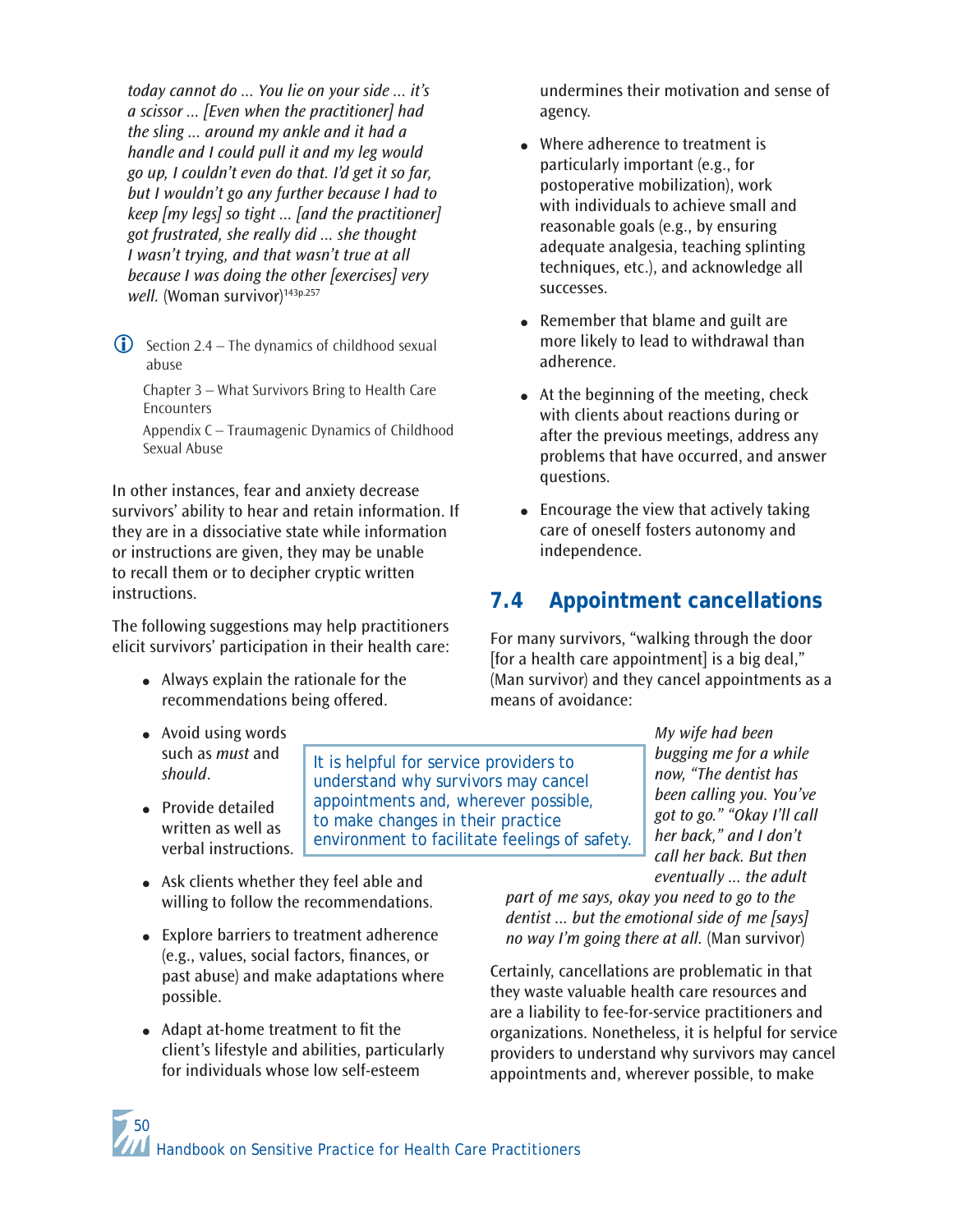*today cannot do ... You lie on your side ... it's a scissor ... [Even when the practitioner] had the sling ... around my ankle and it had a handle and I could pull it and my leg would go up, I couldn't even do that. I'd get it so far, but I wouldn't go any further because I had to keep [my legs] so tight ... [and the practitioner] got frustrated, she really did ... she thought I wasn't trying, and that wasn't true at all because I was doing the other [exercises] very well.* (Woman survivor)[143p.257]

Section 2.4 – The dynamics of childhood sexual abuse

Chapter 3 – What Survivors Bring to Health Care Encounters

Appendix C – Traumagenic Dynamics of Childhood Sexual Abuse

In other instances, fear and anxiety decrease survivors' ability to hear and retain information. If they are in a dissociative state while information or instructions are given, they may be unable to recall them or to decipher cryptic written instructions.

The following suggestions may help practitioners elicit survivors' participation in their health care:

- Always explain the rationale for the recommendations being offered.
- Avoid using words such as *must* and *should*.
- Provide detailed written as well as verbal instructions.
- Ask clients whether they feel able and willing to follow the recommendations.
- Explore barriers to treatment adherence (e.g., values, social factors, finances, or past abuse) and make adaptations where possible.
- Adapt at-home treatment to fit the client's lifestyle and abilities, particularly for individuals whose low self-esteem undermines their motivation and sense of agency.
- Where adherence to treatment is particularly important (e.g., for postoperative mobilization), work with individuals to achieve small and reasonable goals (e.g., by ensuring adequate analgesia, teaching splinting techniques, etc.), and acknowledge all successes.
- Remember that blame and guilt are more likely to lead to withdrawal than adherence.
- At the beginning of the meeting, check with clients about reactions during or after the previous meetings, address any problems that have occurred, and answer questions.
- Encourage the view that actively taking care of oneself fosters autonomy and independence.

## 7.4 Appointment cancellations

For many survivors, "walking through the door [for a health care appointment] is a big deal," (Man survivor) and they cancel appointments as a means of avoidance:

> It is helpful for service providers to understand why survivors may cancel appointments and, wherever possible, to make changes in their practice environment to facilitate feelings of safety.

*My wife had been bugging me for a while now, "The dentist has been calling you. You've got to go." "Okay I'll call her back," and I don't call her back. But then eventually ... the adult part of me says, okay you need to go to the dentist ... but the emotional side of me [says] no way I'm going there at all.* (Man survivor)

Certainly, cancellations are problematic in that they waste valuable health care resources and are a liability to fee-for-service practitioners and organizations. Nonetheless, it is helpful for service providers to understand why survivors may cancel appointments and, wherever possible, to make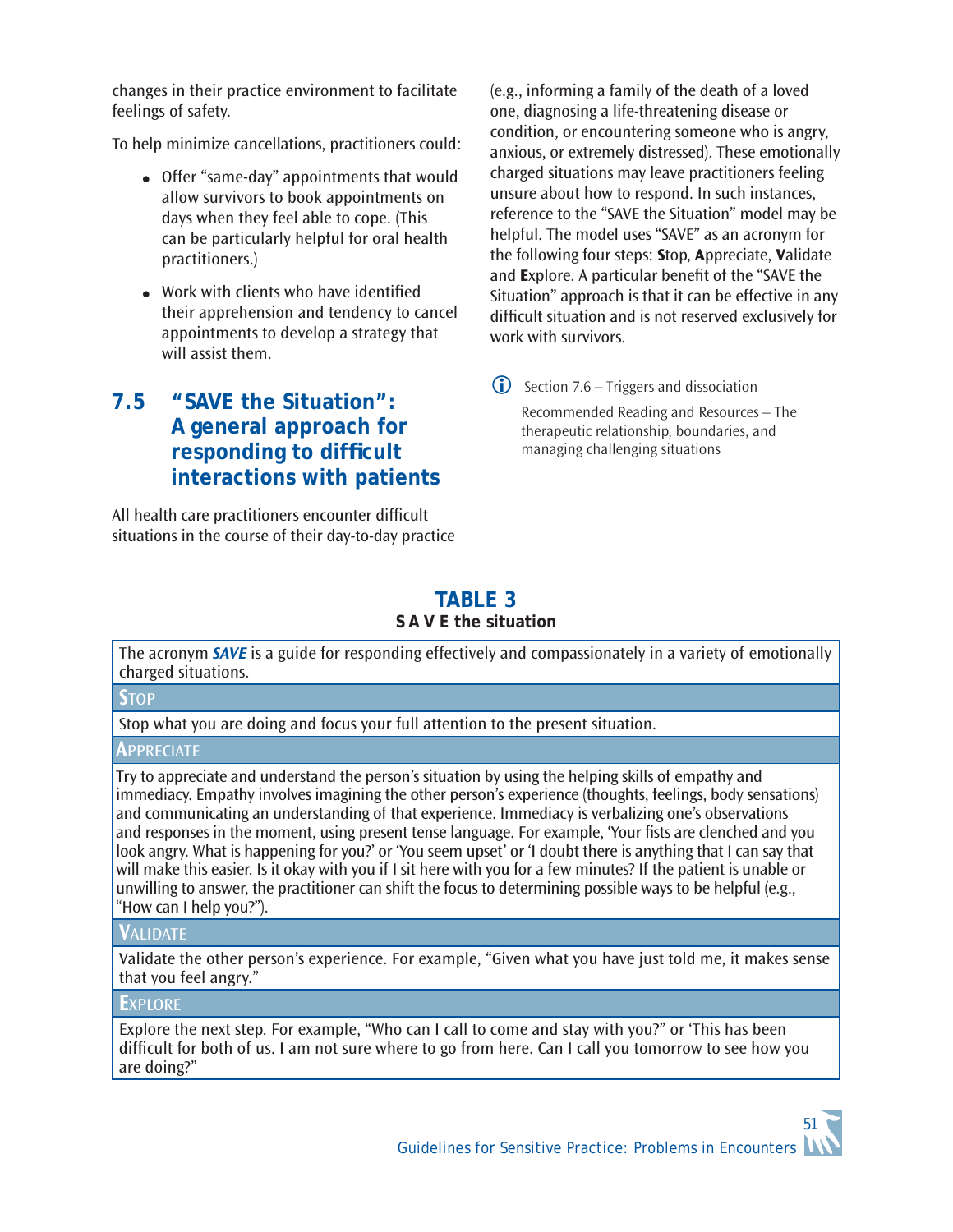changes in their practice environment to facilitate feelings of safety.

To help minimize cancellations, practitioners could:

- Offer "same-day" appointments that would allow survivors to book appointments on days when they feel able to cope. (This can be particularly helpful for oral health practitioners.)
- Work with clients who have identified their apprehension and tendency to cancel appointments to develop a strategy that will assist them.

## 7.5 "SAVE the Situation": A general approach for responding to difficult interactions with patients

All health care practitioners encounter difficult situations in the course of their day-to-day practice (e.g., informing a family of the death of a loved one, diagnosing a life-threatening disease or condition, or encountering someone who is angry, anxious, or extremely distressed). These emotionally charged situations may leave practitioners feeling unsure about how to respond. In such instances, reference to the "SAVE the Situation" model may be helpful. The model uses "SAVE" as an acronym for the following four steps: **S**top, **A**ppreciate, **V**alidate and **E**xplore. A particular benefit of the "SAVE the Situation" approach is that it can be effective in any difficult situation and is not reserved exclusively for work with survivors.

Section 7.6 – Triggers and dissociation

Recommended Reading and Resources – The therapeutic relationship, boundaries, and managing challenging situations

**TABLE 3**
**S A V E the situation**

| The acronym ***SAVE*** is a guide for responding effectively and compassionately in a variety of emotionally charged situations. |
|---|
| **STOP** |
| Stop what you are doing and focus your full attention to the present situation. |
| **APPRECIATE** |
| Try to appreciate and understand the person's situation by using the helping skills of empathy and immediacy. Empathy involves imagining the other person's experience (thoughts, feelings, body sensations) and communicating an understanding of that experience. Immediacy is verbalizing one's observations and responses in the moment, using present tense language. For example, 'Your fists are clenched and you look angry. What is happening for you?' or 'You seem upset' or 'I doubt there is anything that I can say that will make this easier. Is it okay with you if I sit here with you for a few minutes? If the patient is unable or unwilling to answer, the practitioner can shift the focus to determining possible ways to be helpful (e.g., "How can I help you?"). |
| **VALIDATE** |
| Validate the other person's experience. For example, "Given what you have just told me, it makes sense that you feel angry." |
| **EXPLORE** |
| Explore the next step. For example, "Who can I call to come and stay with you?" or 'This has been difficult for both of us. I am not sure where to go from here. Can I call you tomorrow to see how you are doing?" |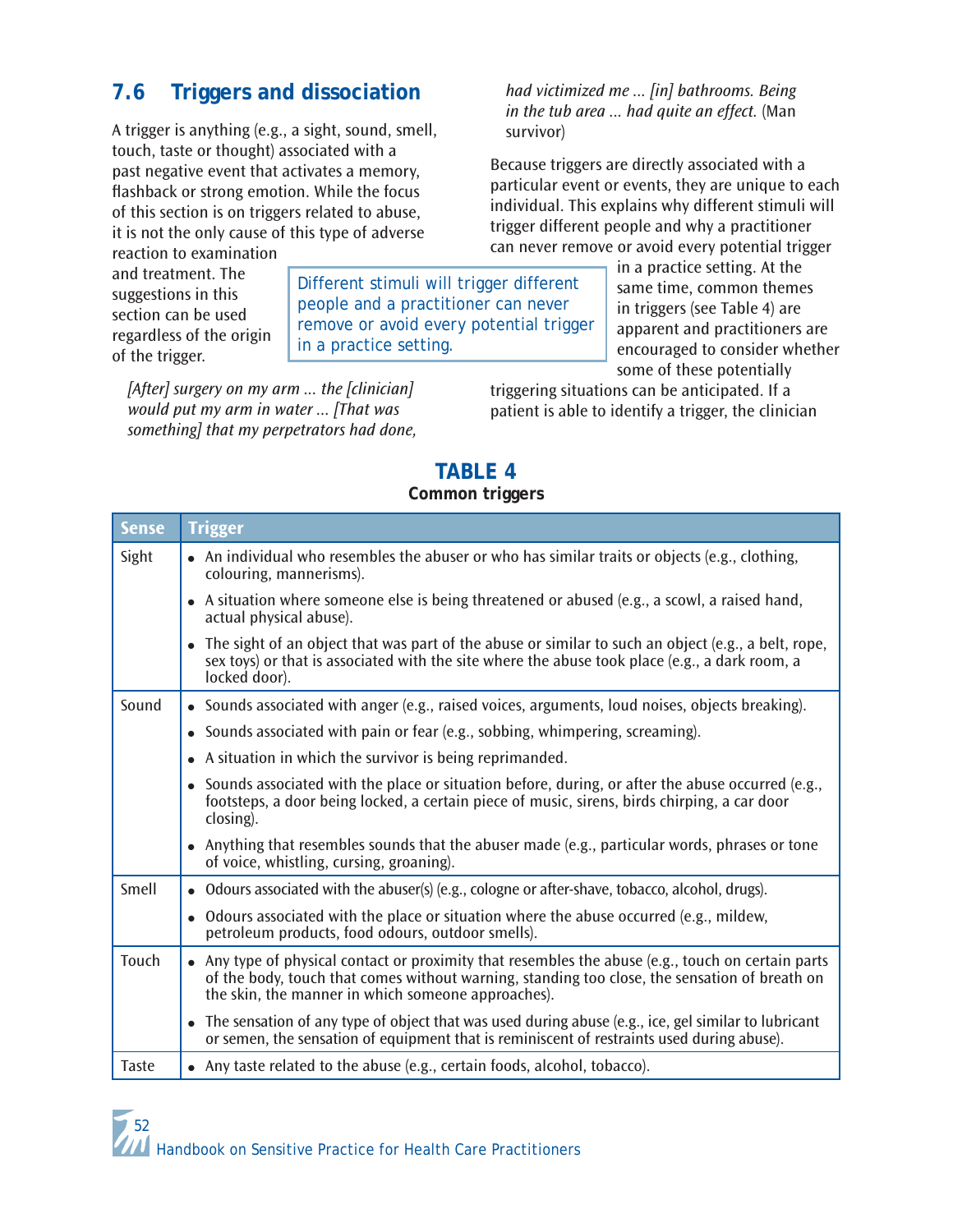## 7.6 Triggers and dissociation

A trigger is anything (e.g., a sight, sound, smell, touch, taste or thought) associated with a past negative event that activates a memory, flashback or strong emotion. While the focus of this section is on triggers related to abuse, it is not the only cause of this type of adverse reaction to examination and treatment. The suggestions in this section can be used regardless of the origin of the trigger.

> Different stimuli will trigger different people and a practitioner can never remove or avoid every potential trigger in a practice setting.

*[After] surgery on my arm ... the [clinician] would put my arm in water ... [That was something] that my perpetrators had done, had victimized me ... [in] bathrooms. Being in the tub area ... had quite an effect.* (Man survivor)

Because triggers are directly associated with a particular event or events, they are unique to each individual. This explains why different stimuli will trigger different people and why a practitioner can never remove or avoid every potential trigger in a practice setting. At the same time, common themes in triggers (see Table 4) are apparent and practitioners are encouraged to consider whether some of these potentially triggering situations can be anticipated. If a patient is able to identify a trigger, the clinician

**TABLE 4**
**Common triggers**

| Sense | Trigger |
|---|---|
| Sight | • An individual who resembles the abuser or who has similar traits or objects (e.g., clothing, colouring, mannerisms).<br>• A situation where someone else is being threatened or abused (e.g., a scowl, a raised hand, actual physical abuse).<br>• The sight of an object that was part of the abuse or similar to such an object (e.g., a belt, rope, sex toys) or that is associated with the site where the abuse took place (e.g., a dark room, a locked door). |
| Sound | • Sounds associated with anger (e.g., raised voices, arguments, loud noises, objects breaking).<br>• Sounds associated with pain or fear (e.g., sobbing, whimpering, screaming).<br>• A situation in which the survivor is being reprimanded.<br>• Sounds associated with the place or situation before, during, or after the abuse occurred (e.g., footsteps, a door being locked, a certain piece of music, sirens, birds chirping, a car door closing).<br>• Anything that resembles sounds that the abuser made (e.g., particular words, phrases or tone of voice, whistling, cursing, groaning). |
| Smell | • Odours associated with the abuser(s) (e.g., cologne or after-shave, tobacco, alcohol, drugs).<br>• Odours associated with the place or situation where the abuse occurred (e.g., mildew, petroleum products, food odours, outdoor smells). |
| Touch | • Any type of physical contact or proximity that resembles the abuse (e.g., touch on certain parts of the body, touch that comes without warning, standing too close, the sensation of breath on the skin, the manner in which someone approaches).<br>• The sensation of any type of object that was used during abuse (e.g., ice, gel similar to lubricant or semen, the sensation of equipment that is reminiscent of restraints used during abuse). |
| Taste | • Any taste related to the abuse (e.g., certain foods, alcohol, tobacco). |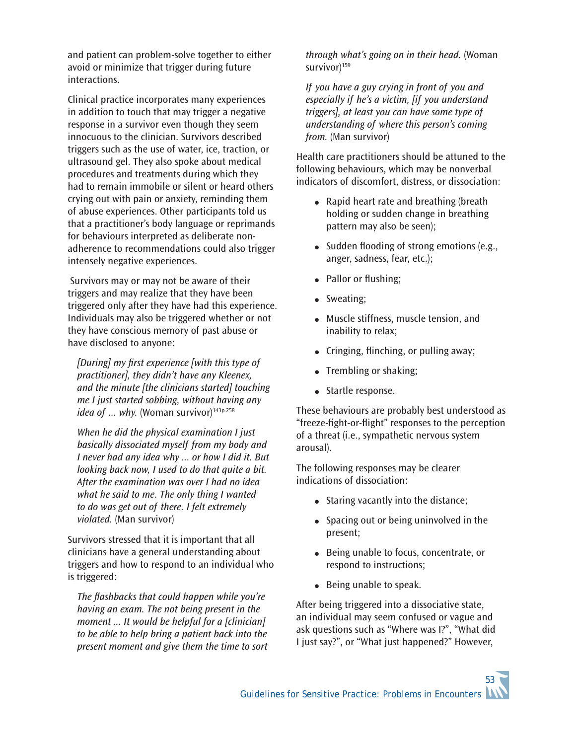and patient can problem-solve together to either avoid or minimize that trigger during future interactions.

Clinical practice incorporates many experiences in addition to touch that may trigger a negative response in a survivor even though they seem innocuous to the clinician. Survivors described triggers such as the use of water, ice, traction, or ultrasound gel. They also spoke about medical procedures and treatments during which they had to remain immobile or silent or heard others crying out with pain or anxiety, reminding them of abuse experiences. Other participants told us that a practitioner's body language or reprimands for behaviours interpreted as deliberate non-adherence to recommendations could also trigger intensely negative experiences.

Survivors may or may not be aware of their triggers and may realize that they have been triggered only after they have had this experience. Individuals may also be triggered whether or not they have conscious memory of past abuse or have disclosed to anyone:

> *[During] my first experience [with this type of practitioner], they didn't have any Kleenex, and the minute [the clinicians started] touching me I just started sobbing, without having any idea of ... why.* (Woman survivor)[143p.258]

> *When he did the physical examination I just basically dissociated myself from my body and I never had any idea why ... or how I did it. But looking back now, I used to do that quite a bit. After the examination was over I had no idea what he said to me. The only thing I wanted to do was get out of there. I felt extremely violated.* (Man survivor)

Survivors stressed that it is important that all clinicians have a general understanding about triggers and how to respond to an individual who is triggered:

> *The flashbacks that could happen while you're having an exam. The not being present in the moment ... It would be helpful for a [clinician] to be able to help bring a patient back into the present moment and give them the time to sort through what's going on in their head.* (Woman survivor)[159]

> *If you have a guy crying in front of you and especially if he's a victim, [if you understand triggers], at least you can have some type of understanding of where this person's coming from.* (Man survivor)

Health care practitioners should be attuned to the following behaviours, which may be nonverbal indicators of discomfort, distress, or dissociation:

- Rapid heart rate and breathing (breath holding or sudden change in breathing pattern may also be seen);
- Sudden flooding of strong emotions (e.g., anger, sadness, fear, etc.);
- Pallor or flushing;
- Sweating;
- Muscle stiffness, muscle tension, and inability to relax;
- Cringing, flinching, or pulling away;
- Trembling or shaking;
- Startle response.

These behaviours are probably best understood as "freeze-fight-or-flight" responses to the perception of a threat (i.e., sympathetic nervous system arousal).

The following responses may be clearer indications of dissociation:

- Staring vacantly into the distance;
- Spacing out or being uninvolved in the present;
- Being unable to focus, concentrate, or respond to instructions;
- Being unable to speak.

After being triggered into a dissociative state, an individual may seem confused or vague and ask questions such as "Where was I?", "What did I just say?", or "What just happened?" However,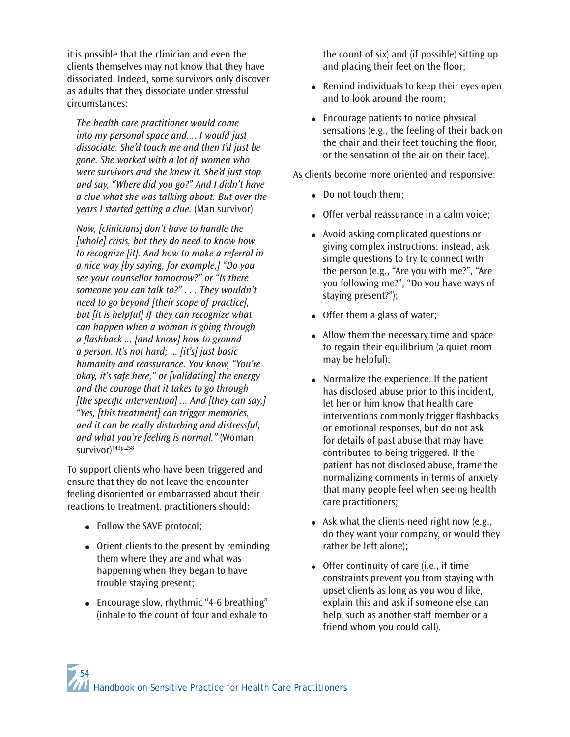it is possible that the clinician and even the clients themselves may not know that they have dissociated. Indeed, some survivors only discover as adults that they dissociate under stressful circumstances:

> *The health care practitioner would come into my personal space and.... I would just dissociate. She'd touch me and then I'd just be gone. She worked with a lot of women who were survivors and she knew it. She'd just stop and say, "Where did you go?" And I didn't have a clue what she was talking about. But over the years I started getting a clue.* (Man survivor)

> *Now, [clinicians] don't have to handle the [whole] crisis, but they do need to know how to recognize [it]. And how to make a referral in a nice way [by saying, for example,] "Do you see your counsellor tomorrow?" or "Is there someone you can talk to?" . . . They wouldn't need to go beyond [their scope of practice], but [it is helpful] if they can recognize what can happen when a woman is going through a flashback ... [and know] how to ground a person. It's not hard; ... [it's] just basic humanity and reassurance. You know, "You're okay, it's safe here," or [validating] the energy and the courage that it takes to go through [the specific intervention] ... And [they can say,] "Yes, [this treatment] can trigger memories, and it can be really disturbing and distressful, and what you're feeling is normal."* (Woman survivor)[143p.258]

To support clients who have been triggered and ensure that they do not leave the encounter feeling disoriented or embarrassed about their reactions to treatment, practitioners should:

- Follow the SAVE protocol;
- Orient clients to the present by reminding them where they are and what was happening when they began to have trouble staying present;
- Encourage slow, rhythmic "4-6 breathing" (inhale to the count of four and exhale to the count of six) and (if possible) sitting up and placing their feet on the floor;
- Remind individuals to keep their eyes open and to look around the room;
- Encourage patients to notice physical sensations (e.g., the feeling of their back on the chair and their feet touching the floor, or the sensation of the air on their face).

As clients become more oriented and responsive:

- Do not touch them;
- Offer verbal reassurance in a calm voice;
- Avoid asking complicated questions or giving complex instructions; instead, ask simple questions to try to connect with the person (e.g., "Are you with me?", "Are you following me?", "Do you have ways of staying present?");
- Offer them a glass of water;
- Allow them the necessary time and space to regain their equilibrium (a quiet room may be helpful);
- Normalize the experience. If the patient has disclosed abuse prior to this incident, let her or him know that health care interventions commonly trigger flashbacks or emotional responses, but do not ask for details of past abuse that may have contributed to being triggered. If the patient has not disclosed abuse, frame the normalizing comments in terms of anxiety that many people feel when seeing health care practitioners;
- Ask what the clients need right now (e.g., do they want your company, or would they rather be left alone);
- Offer continuity of care (i.e., if time constraints prevent you from staying with upset clients as long as you would like, explain this and ask if someone else can help, such as another staff member or a friend whom you could call).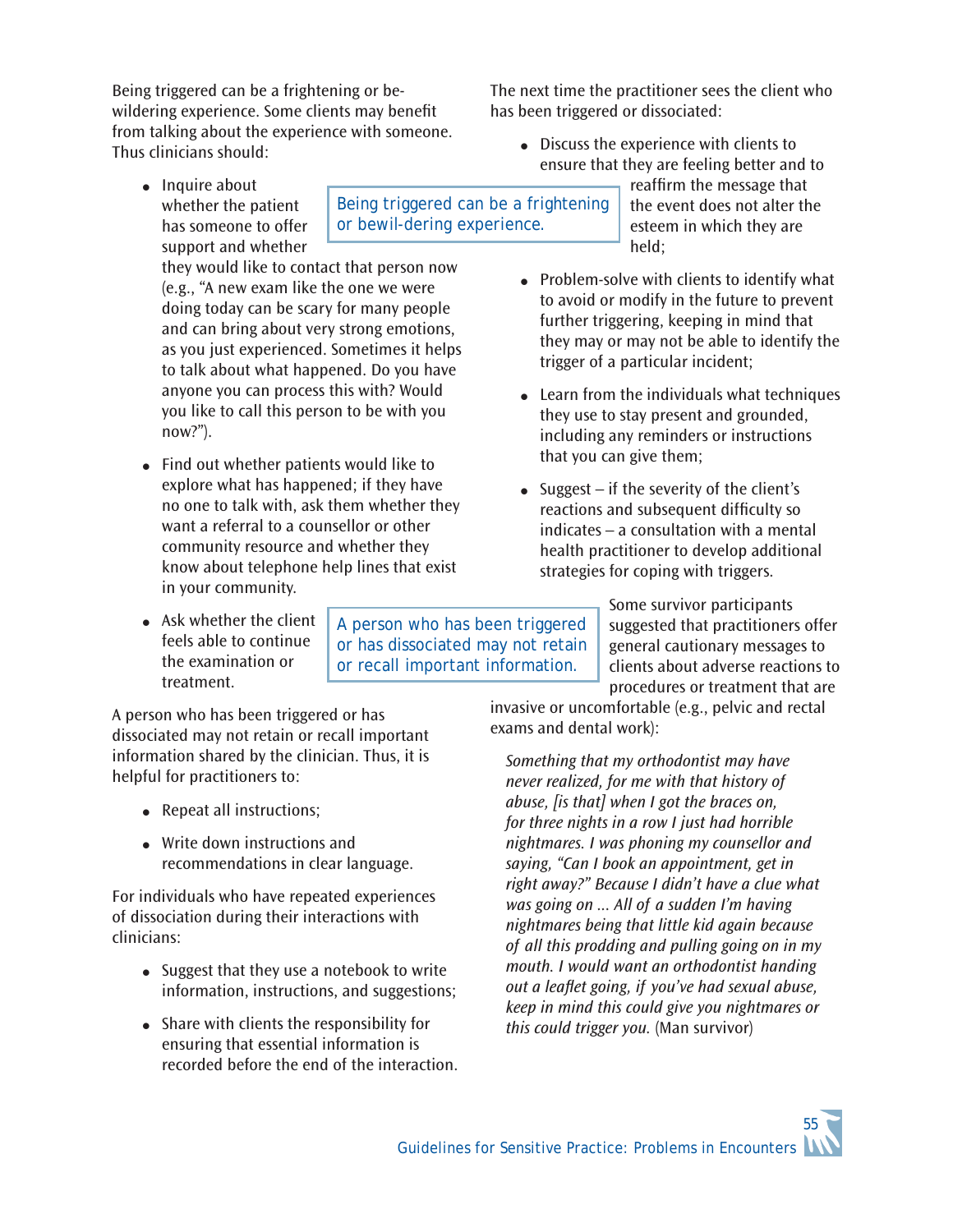Being triggered can be a frightening or bewildering experience. Some clients may benefit from talking about the experience with someone. Thus clinicians should:

- Inquire about whether the patient has someone to offer support and whether they would like to contact that person now (e.g., "A new exam like the one we were doing today can be scary for many people and can bring about very strong emotions, as you just experienced. Sometimes it helps to talk about what happened. Do you have anyone you can process this with? Would you like to call this person to be with you now?").
- Find out whether patients would like to explore what has happened; if they have no one to talk with, ask them whether they want a referral to a counsellor or other community resource and whether they know about telephone help lines that exist in your community.
- Ask whether the client feels able to continue the examination or treatment.

> Being triggered can be a frightening or bewil-dering experience.

A person who has been triggered or has dissociated may not retain or recall important information shared by the clinician. Thus, it is helpful for practitioners to:

- Repeat all instructions;
- Write down instructions and recommendations in clear language.

> A person who has been triggered or has dissociated may not retain or recall important information.

For individuals who have repeated experiences of dissociation during their interactions with clinicians:

- Suggest that they use a notebook to write information, instructions, and suggestions;
- Share with clients the responsibility for ensuring that essential information is recorded before the end of the interaction.

The next time the practitioner sees the client who has been triggered or dissociated:

- Discuss the experience with clients to ensure that they are feeling better and to reaffirm the message that the event does not alter the esteem in which they are held;
- Problem-solve with clients to identify what to avoid or modify in the future to prevent further triggering, keeping in mind that they may or may not be able to identify the trigger of a particular incident;
- Learn from the individuals what techniques they use to stay present and grounded, including any reminders or instructions that you can give them;
- Suggest – if the severity of the client's reactions and subsequent difficulty so indicates – a consultation with a mental health practitioner to develop additional strategies for coping with triggers.

Some survivor participants suggested that practitioners offer general cautionary messages to clients about adverse reactions to procedures or treatment that are invasive or uncomfortable (e.g., pelvic and rectal exams and dental work):

> *Something that my orthodontist may have never realized, for me with that history of abuse, [is that] when I got the braces on, for three nights in a row I just had horrible nightmares. I was phoning my counsellor and saying, "Can I book an appointment, get in right away?" Because I didn't have a clue what was going on ... All of a sudden I'm having nightmares being that little kid again because of all this prodding and pulling going on in my mouth. I would want an orthodontist handing out a leaflet going, if you've had sexual abuse, keep in mind this could give you nightmares or this could trigger you.* (Man survivor)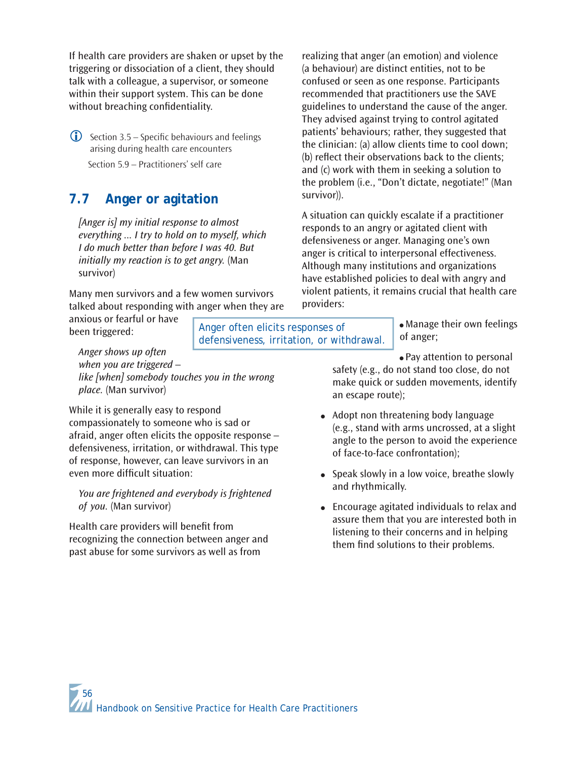If health care providers are shaken or upset by the triggering or dissociation of a client, they should talk with a colleague, a supervisor, or someone within their support system. This can be done without breaching confidentiality.

ⓘ Section 3.5 – Specific behaviours and feelings arising during health care encounters

Section 5.9 – Practitioners' self care

## 7.7 Anger or agitation

> *[Anger is] my initial response to almost everything ... I try to hold on to myself, which I do much better than before I was 40. But initially my reaction is to get angry.* (Man survivor)

Many men survivors and a few women survivors talked about responding with anger when they are anxious or fearful or have been triggered:

> *Anger shows up often when you are triggered – like [when] somebody touches you in the wrong place.* (Man survivor)

While it is generally easy to respond compassionately to someone who is sad or afraid, anger often elicits the opposite response – defensiveness, irritation, or withdrawal. This type of response, however, can leave survivors in an even more difficult situation:

> *You are frightened and everybody is frightened of you.* (Man survivor)

Health care providers will benefit from recognizing the connection between anger and past abuse for some survivors as well as from realizing that anger (an emotion) and violence (a behaviour) are distinct entities, not to be confused or seen as one response. Participants recommended that practitioners use the SAVE guidelines to understand the cause of the anger. They advised against trying to control agitated patients' behaviours; rather, they suggested that the clinician: (a) allow clients time to cool down; (b) reflect their observations back to the clients; and (c) work with them in seeking a solution to the problem (i.e., "Don't dictate, negotiate!" (Man survivor)).

A situation can quickly escalate if a practitioner responds to an angry or agitated client with defensiveness or anger. Managing one's own anger is critical to interpersonal effectiveness. Although many institutions and organizations have established policies to deal with angry and violent patients, it remains crucial that health care providers:

> Anger often elicits responses of defensiveness, irritation, or withdrawal.

- Manage their own feelings of anger;
- Pay attention to personal safety (e.g., do not stand too close, do not make quick or sudden movements, identify an escape route);
- Adopt non threatening body language (e.g., stand with arms uncrossed, at a slight angle to the person to avoid the experience of face-to-face confrontation);
- Speak slowly in a low voice, breathe slowly and rhythmically.
- Encourage agitated individuals to relax and assure them that you are interested both in listening to their concerns and in helping them find solutions to their problems.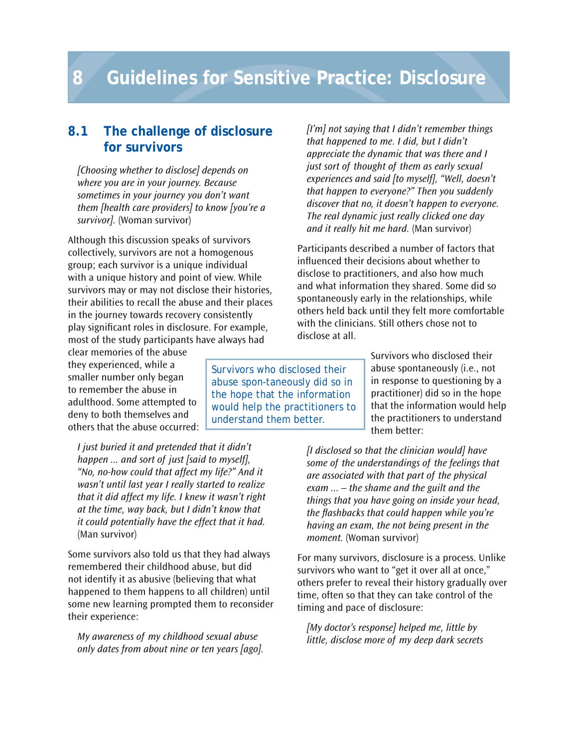# 8 Guidelines for Sensitive Practice: Disclosure

## 8.1 The challenge of disclosure for survivors

*[Choosing whether to disclose] depends on where you are in your journey. Because sometimes in your journey you don't want them [health care providers] to know [you're a survivor].* (Woman survivor)

Although this discussion speaks of survivors collectively, survivors are not a homogenous group; each survivor is a unique individual with a unique history and point of view. While survivors may or may not disclose their histories, their abilities to recall the abuse and their places in the journey towards recovery consistently play significant roles in disclosure. For example, most of the study participants have always had clear memories of the abuse they experienced, while a smaller number only began to remember the abuse in adulthood. Some attempted to deny to both themselves and others that the abuse occurred:

*I just buried it and pretended that it didn't happen ... and sort of just [said to myself], "No, no-how could that affect my life?" And it wasn't until last year I really started to realize that it did affect my life. I knew it wasn't right at the time, way back, but I didn't know that it could potentially have the effect that it had.* (Man survivor)

Some survivors also told us that they had always remembered their childhood abuse, but did not identify it as abusive (believing that what happened to them happens to all children) until some new learning prompted them to reconsider their experience:

*My awareness of my childhood sexual abuse only dates from about nine or ten years [ago]. [I'm] not saying that I didn't remember things that happened to me. I did, but I didn't appreciate the dynamic that was there and I just sort of thought of them as early sexual experiences and said [to myself], "Well, doesn't that happen to everyone?" Then you suddenly discover that no, it doesn't happen to everyone. The real dynamic just really clicked one day and it really hit me hard.* (Man survivor)

Participants described a number of factors that influenced their decisions about whether to disclose to practitioners, and also how much and what information they shared. Some did so spontaneously early in the relationships, while others held back until they felt more comfortable with the clinicians. Still others chose not to disclose at all.

> Survivors who disclosed their abuse spon-taneously did so in the hope that the information would help the practitioners to understand them better.

Survivors who disclosed their abuse spontaneously (i.e., not in response to questioning by a practitioner) did so in the hope that the information would help the practitioners to understand them better:

*[I disclosed so that the clinician would] have some of the understandings of the feelings that are associated with that part of the physical exam ... – the shame and the guilt and the things that you have going on inside your head, the flashbacks that could happen while you're having an exam, the not being present in the moment.* (Woman survivor)

For many survivors, disclosure is a process. Unlike survivors who want to "get it over all at once," others prefer to reveal their history gradually over time, often so that they can take control of the timing and pace of disclosure:

*[My doctor's response] helped me, little by little, disclose more of my deep dark secrets*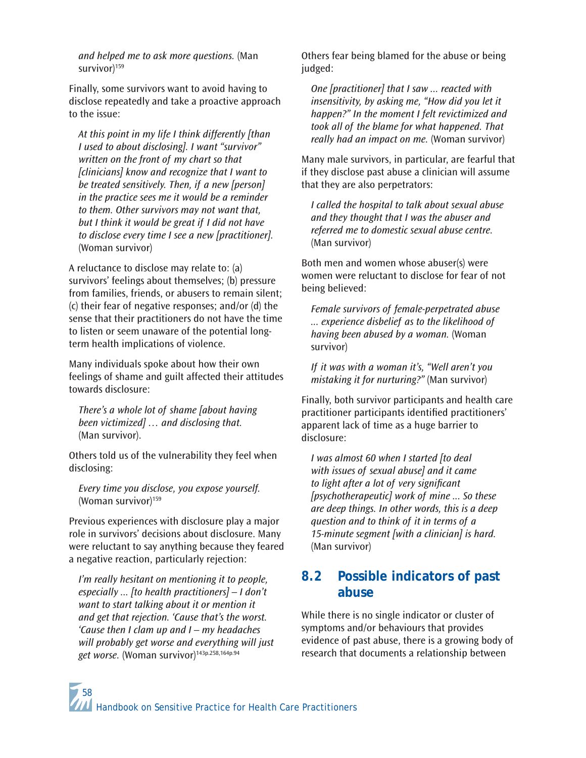*and helped me to ask more questions.* (Man survivor)[159]

Finally, some survivors want to avoid having to disclose repeatedly and take a proactive approach to the issue:

> *At this point in my life I think differently [than I used to about disclosing]. I want "survivor" written on the front of my chart so that [clinicians] know and recognize that I want to be treated sensitively. Then, if a new [person] in the practice sees me it would be a reminder to them. Other survivors may not want that, but I think it would be great if I did not have to disclose every time I see a new [practitioner].* (Woman survivor)

A reluctance to disclose may relate to: (a) survivors' feelings about themselves; (b) pressure from families, friends, or abusers to remain silent; (c) their fear of negative responses; and/or (d) the sense that their practitioners do not have the time to listen or seem unaware of the potential long-term health implications of violence.

Many individuals spoke about how their own feelings of shame and guilt affected their attitudes towards disclosure:

> *There's a whole lot of shame [about having been victimized] … and disclosing that.* (Man survivor).

Others told us of the vulnerability they feel when disclosing:

> *Every time you disclose, you expose yourself.* (Woman survivor)[159]

Previous experiences with disclosure play a major role in survivors' decisions about disclosure. Many were reluctant to say anything because they feared a negative reaction, particularly rejection:

> *I'm really hesitant on mentioning it to people, especially ... [to health practitioners] – I don't want to start talking about it or mention it and get that rejection. 'Cause that's the worst. 'Cause then I clam up and I – my headaches will probably get worse and everything will just get worse.* (Woman survivor)[143p.258,164p.94]

Others fear being blamed for the abuse or being judged:

> *One [practitioner] that I saw ... reacted with insensitivity, by asking me, "How did you let it happen?" In the moment I felt revictimized and took all of the blame for what happened. That really had an impact on me.* (Woman survivor)

Many male survivors, in particular, are fearful that if they disclose past abuse a clinician will assume that they are also perpetrators:

> *I called the hospital to talk about sexual abuse and they thought that I was the abuser and referred me to domestic sexual abuse centre.* (Man survivor)

Both men and women whose abuser(s) were women were reluctant to disclose for fear of not being believed:

> *Female survivors of female-perpetrated abuse ... experience disbelief as to the likelihood of having been abused by a woman.* (Woman survivor)

> *If it was with a woman it's, "Well aren't you mistaking it for nurturing?"* (Man survivor)

Finally, both survivor participants and health care practitioner participants identified practitioners' apparent lack of time as a huge barrier to disclosure:

> *I was almost 60 when I started [to deal with issues of sexual abuse] and it came to light after a lot of very significant [psychotherapeutic] work of mine ... So these are deep things. In other words, this is a deep question and to think of it in terms of a 15-minute segment [with a clinician] is hard.* (Man survivor)

## 8.2 Possible indicators of past abuse

While there is no single indicator or cluster of symptoms and/or behaviours that provides evidence of past abuse, there is a growing body of research that documents a relationship between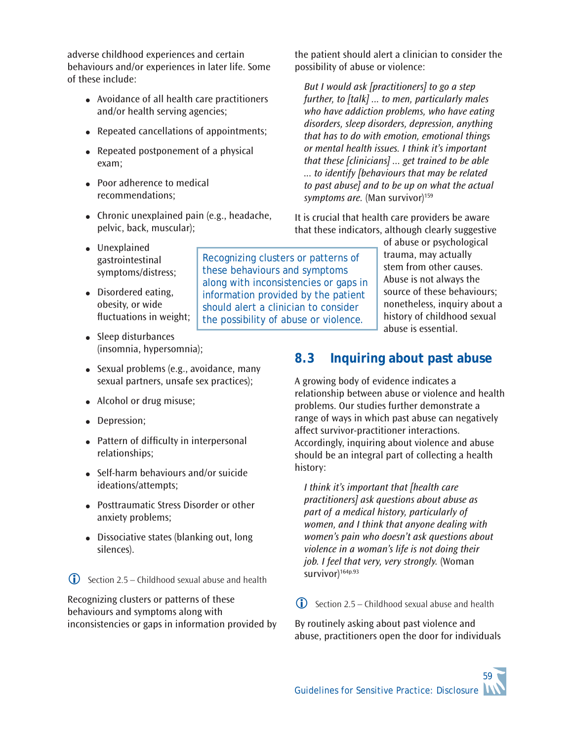adverse childhood experiences and certain behaviours and/or experiences in later life. Some of these include:

- Avoidance of all health care practitioners and/or health serving agencies;
- Repeated cancellations of appointments;
- Repeated postponement of a physical exam;
- Poor adherence to medical recommendations;
- Chronic unexplained pain (e.g., headache, pelvic, back, muscular);
- Unexplained gastrointestinal symptoms/distress;
- Disordered eating, obesity, or wide fluctuations in weight;
- Sleep disturbances (insomnia, hypersomnia);
- Sexual problems (e.g., avoidance, many sexual partners, unsafe sex practices);
- Alcohol or drug misuse;
- Depression;
- Pattern of difficulty in interpersonal relationships;
- Self-harm behaviours and/or suicide ideations/attempts;
- Posttraumatic Stress Disorder or other anxiety problems;
- Dissociative states (blanking out, long silences).

ⓘ Section 2.5 – Childhood sexual abuse and health

Recognizing clusters or patterns of these behaviours and symptoms along with inconsistencies or gaps in information provided by the patient should alert a clinician to consider the possibility of abuse or violence:

> *But I would ask [practitioners] to go a step further, to [talk] ... to men, particularly males who have addiction problems, who have eating disorders, sleep disorders, depression, anything that has to do with emotion, emotional things or mental health issues. I think it's important that these [clinicians] ... get trained to be able ... to identify [behaviours that may be related to past abuse] and to be up on what the actual symptoms are.* (Man survivor)[159]

> Recognizing clusters or patterns of these behaviours and symptoms along with inconsistencies or gaps in information provided by the patient should alert a clinician to consider the possibility of abuse or violence.

It is crucial that health care providers be aware that these indicators, although clearly suggestive of abuse or psychological trauma, may actually stem from other causes. Abuse is not always the source of these behaviours; nonetheless, inquiry about a history of childhood sexual abuse is essential.

## 8.3 Inquiring about past abuse

A growing body of evidence indicates a relationship between abuse or violence and health problems. Our studies further demonstrate a range of ways in which past abuse can negatively affect survivor-practitioner interactions. Accordingly, inquiring about violence and abuse should be an integral part of collecting a health history:

> *I think it's important that [health care practitioners] ask questions about abuse as part of a medical history, particularly of women, and I think that anyone dealing with women's pain who doesn't ask questions about violence in a woman's life is not doing their job. I feel that very, very strongly.* (Woman survivor)[164p.93]

ⓘ Section 2.5 – Childhood sexual abuse and health

By routinely asking about past violence and abuse, practitioners open the door for individuals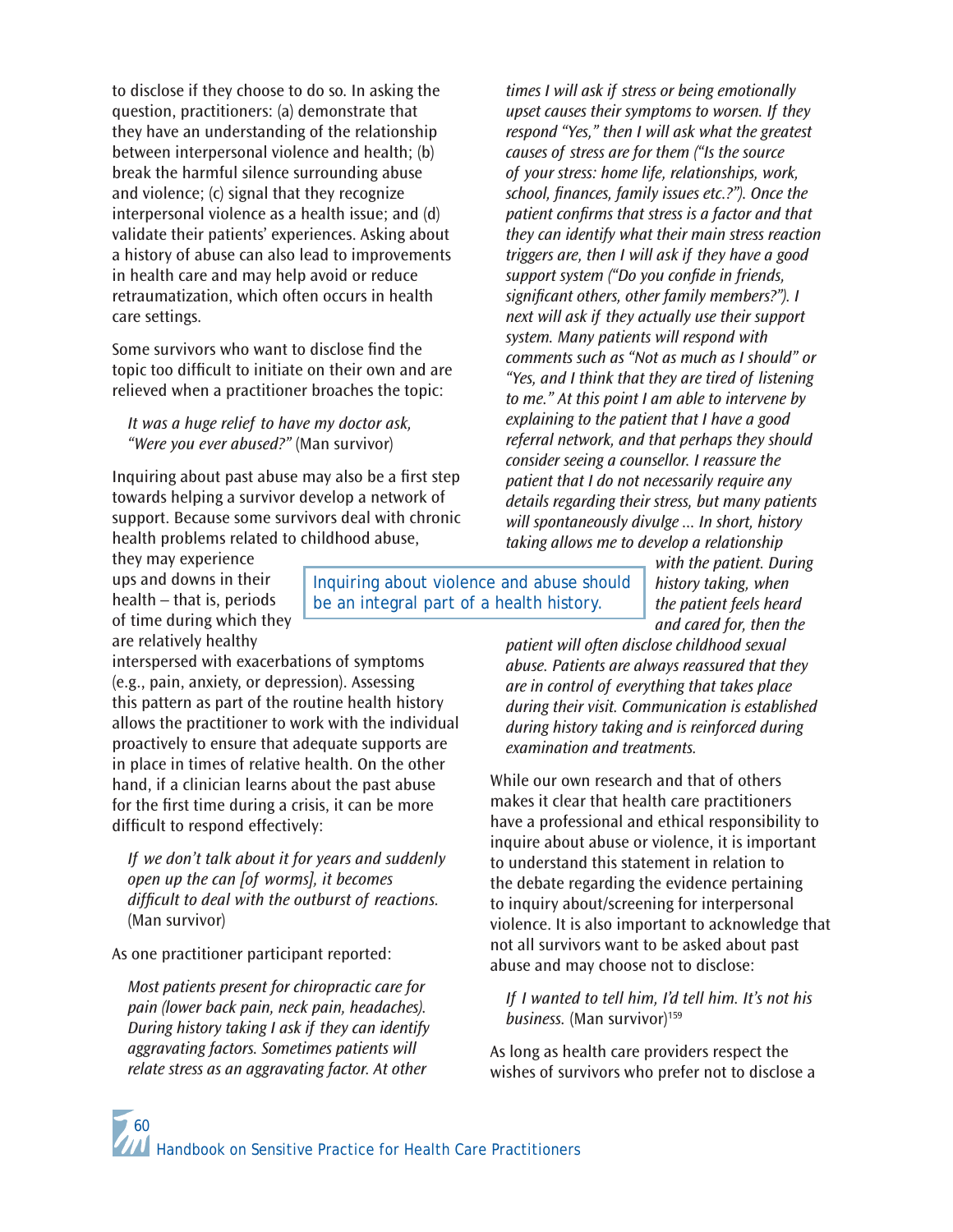to disclose if they choose to do so. In asking the question, practitioners: (a) demonstrate that they have an understanding of the relationship between interpersonal violence and health; (b) break the harmful silence surrounding abuse and violence; (c) signal that they recognize interpersonal violence as a health issue; and (d) validate their patients' experiences. Asking about a history of abuse can also lead to improvements in health care and may help avoid or reduce retraumatization, which often occurs in health care settings.

Some survivors who want to disclose find the topic too difficult to initiate on their own and are relieved when a practitioner broaches the topic:

> *It was a huge relief to have my doctor ask, "Were you ever abused?"* (Man survivor)

Inquiring about past abuse may also be a first step towards helping a survivor develop a network of support. Because some survivors deal with chronic health problems related to childhood abuse, they may experience ups and downs in their health – that is, periods of time during which they are relatively healthy interspersed with exacerbations of symptoms (e.g., pain, anxiety, or depression). Assessing this pattern as part of the routine health history allows the practitioner to work with the individual proactively to ensure that adequate supports are in place in times of relative health. On the other hand, if a clinician learns about the past abuse for the first time during a crisis, it can be more difficult to respond effectively:

> Inquiring about violence and abuse should be an integral part of a health history.

> *If we don't talk about it for years and suddenly open up the can [of worms], it becomes difficult to deal with the outburst of reactions.* (Man survivor)

As one practitioner participant reported:

> *Most patients present for chiropractic care for pain (lower back pain, neck pain, headaches). During history taking I ask if they can identify aggravating factors. Sometimes patients will relate stress as an aggravating factor. At other times I will ask if stress or being emotionally upset causes their symptoms to worsen. If they respond "Yes," then I will ask what the greatest causes of stress are for them ("Is the source of your stress: home life, relationships, work, school, finances, family issues etc.?"). Once the patient confirms that stress is a factor and that they can identify what their main stress reaction triggers are, then I will ask if they have a good support system ("Do you confide in friends, significant others, other family members?"). I next will ask if they actually use their support system. Many patients will respond with comments such as "Not as much as I should" or "Yes, and I think that they are tired of listening to me." At this point I am able to intervene by explaining to the patient that I have a good referral network, and that perhaps they should consider seeing a counsellor. I reassure the patient that I do not necessarily require any details regarding their stress, but many patients will spontaneously divulge ... In short, history taking allows me to develop a relationship with the patient. During history taking, when the patient feels heard and cared for, then the patient will often disclose childhood sexual abuse. Patients are always reassured that they are in control of everything that takes place during their visit. Communication is established during history taking and is reinforced during examination and treatments.*

While our own research and that of others makes it clear that health care practitioners have a professional and ethical responsibility to inquire about abuse or violence, it is important to understand this statement in relation to the debate regarding the evidence pertaining to inquiry about/screening for interpersonal violence. It is also important to acknowledge that not all survivors want to be asked about past abuse and may choose not to disclose:

> *If I wanted to tell him, I'd tell him. It's not his business.* (Man survivor)[159]

As long as health care providers respect the wishes of survivors who prefer not to disclose a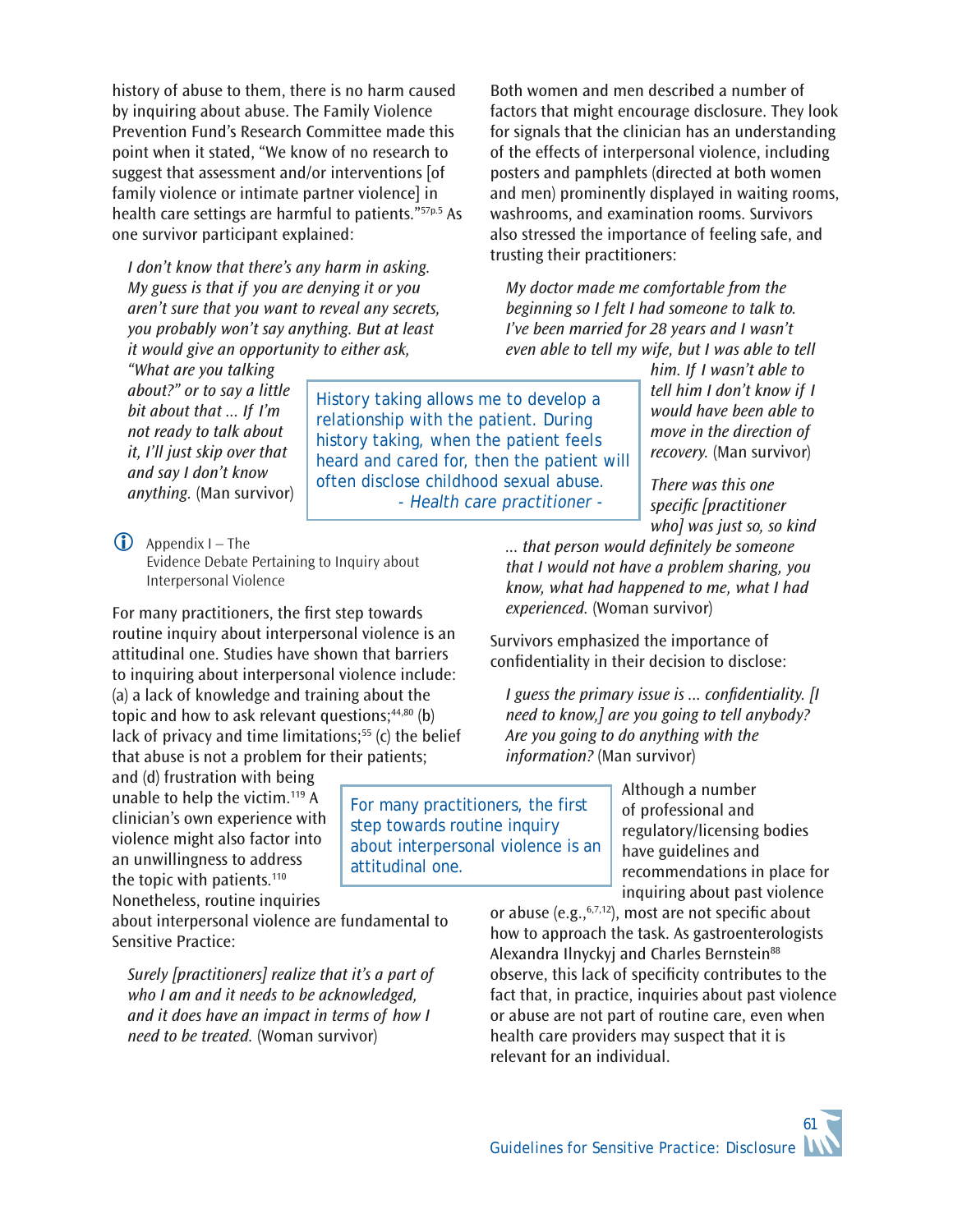history of abuse to them, there is no harm caused by inquiring about abuse. The Family Violence Prevention Fund's Research Committee made this point when it stated, "We know of no research to suggest that assessment and/or interventions [of family violence or intimate partner violence] in health care settings are harmful to patients."[57p.5] As one survivor participant explained:

> *I don't know that there's any harm in asking. My guess is that if you are denying it or you aren't sure that you want to reveal any secrets, you probably won't say anything. But at least it would give an opportunity to either ask, "What are you talking about?" or to say a little bit about that ... If I'm not ready to talk about it, I'll just skip over that and say I don't know anything.* (Man survivor)

> History taking allows me to develop a relationship with the patient. During history taking, when the patient feels heard and cared for, then the patient will often disclose childhood sexual abuse.
> *- Health care practitioner -*

ⓘ Appendix I – The Evidence Debate Pertaining to Inquiry about Interpersonal Violence

For many practitioners, the first step towards routine inquiry about interpersonal violence is an attitudinal one. Studies have shown that barriers to inquiring about interpersonal violence include: (a) a lack of knowledge and training about the topic and how to ask relevant questions;[44,80] (b) lack of privacy and time limitations;[55] (c) the belief that abuse is not a problem for their patients; and (d) frustration with being unable to help the victim.[119] A clinician's own experience with violence might also factor into an unwillingness to address the topic with patients.[110] Nonetheless, routine inquiries about interpersonal violence are fundamental to Sensitive Practice:

> For many practitioners, the first step towards routine inquiry about interpersonal violence is an attitudinal one.

> *Surely [practitioners] realize that it's a part of who I am and it needs to be acknowledged, and it does have an impact in terms of how I need to be treated.* (Woman survivor)

Both women and men described a number of factors that might encourage disclosure. They look for signals that the clinician has an understanding of the effects of interpersonal violence, including posters and pamphlets (directed at both women and men) prominently displayed in waiting rooms, washrooms, and examination rooms. Survivors also stressed the importance of feeling safe, and trusting their practitioners:

> *My doctor made me comfortable from the beginning so I felt I had someone to talk to. I've been married for 28 years and I wasn't even able to tell my wife, but I was able to tell him. If I wasn't able to tell him I don't know if I would have been able to move in the direction of recovery.* (Man survivor)

> *There was this one specific [practitioner who] was just so, so kind ... that person would definitely be someone that I would not have a problem sharing, you know, what had happened to me, what I had experienced.* (Woman survivor)

Survivors emphasized the importance of confidentiality in their decision to disclose:

> *I guess the primary issue is ... confidentiality. [I need to know,] are you going to tell anybody? Are you going to do anything with the information?* (Man survivor)

Although a number of professional and regulatory/licensing bodies have guidelines and recommendations in place for inquiring about past violence or abuse (e.g.,[6,7,12]), most are not specific about how to approach the task. As gastroenterologists Alexandra Ilnyckyj and Charles Bernstein[88] observe, this lack of specificity contributes to the fact that, in practice, inquiries about past violence or abuse are not part of routine care, even when health care providers may suspect that it is relevant for an individual.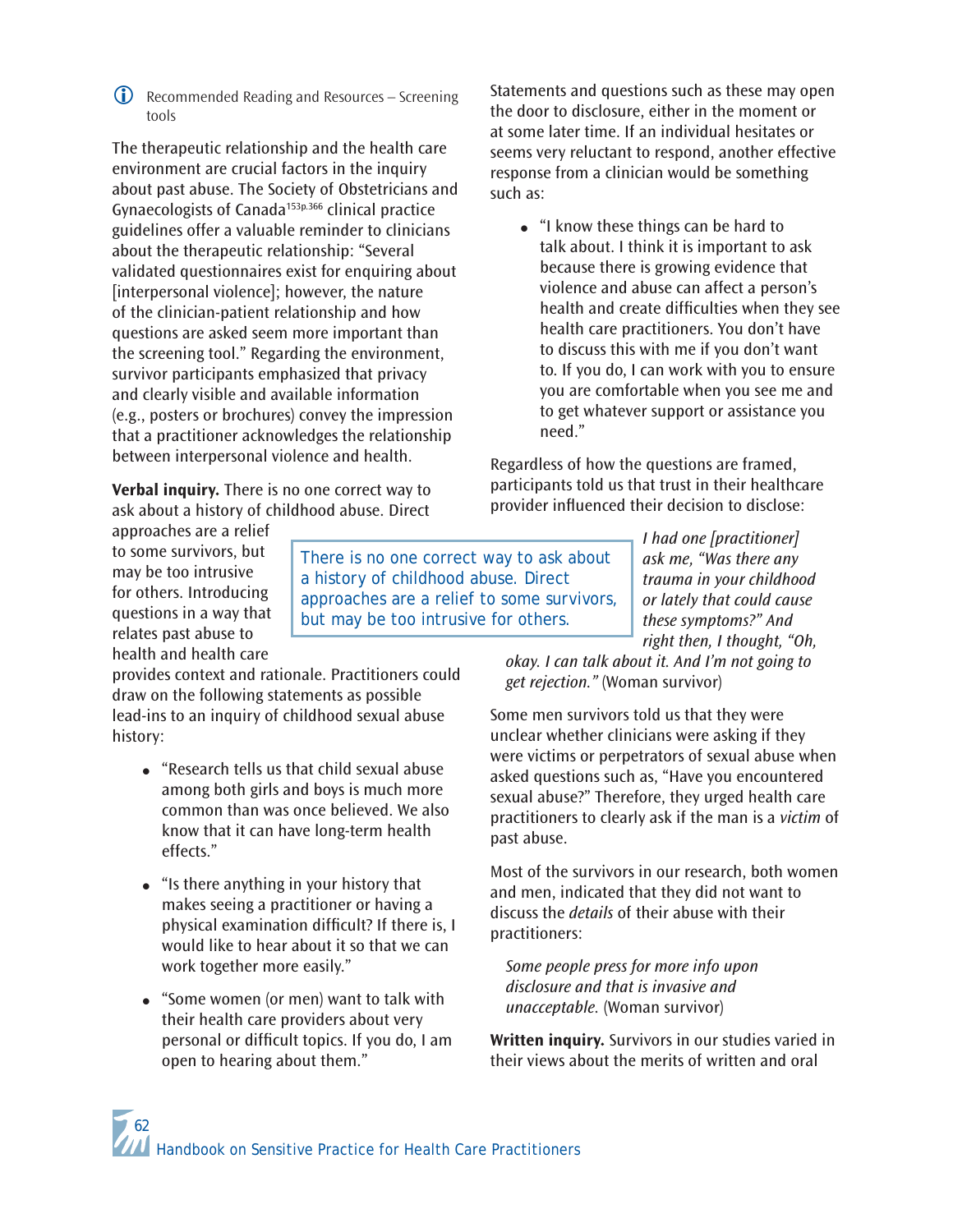ⓘ Recommended Reading and Resources – Screening tools

The therapeutic relationship and the health care environment are crucial factors in the inquiry about past abuse. The Society of Obstetricians and Gynaecologists of Canada[153p.366] clinical practice guidelines offer a valuable reminder to clinicians about the therapeutic relationship: "Several validated questionnaires exist for enquiring about [interpersonal violence]; however, the nature of the clinician-patient relationship and how questions are asked seem more important than the screening tool." Regarding the environment, survivor participants emphasized that privacy and clearly visible and available information (e.g., posters or brochures) convey the impression that a practitioner acknowledges the relationship between interpersonal violence and health.

**Verbal inquiry.** There is no one correct way to ask about a history of childhood abuse. Direct approaches are a relief to some survivors, but may be too intrusive for others. Introducing questions in a way that relates past abuse to health and health care provides context and rationale. Practitioners could draw on the following statements as possible lead-ins to an inquiry of childhood sexual abuse history:

> There is no one correct way to ask about a history of childhood abuse. Direct approaches are a relief to some survivors, but may be too intrusive for others.

- "Research tells us that child sexual abuse among both girls and boys is much more common than was once believed. We also know that it can have long-term health effects."
- "Is there anything in your history that makes seeing a practitioner or having a physical examination difficult? If there is, I would like to hear about it so that we can work together more easily."
- "Some women (or men) want to talk with their health care providers about very personal or difficult topics. If you do, I am open to hearing about them."

Statements and questions such as these may open the door to disclosure, either in the moment or at some later time. If an individual hesitates or seems very reluctant to respond, another effective response from a clinician would be something such as:

- "I know these things can be hard to talk about. I think it is important to ask because there is growing evidence that violence and abuse can affect a person's health and create difficulties when they see health care practitioners. You don't have to discuss this with me if you don't want to. If you do, I can work with you to ensure you are comfortable when you see me and to get whatever support or assistance you need."

Regardless of how the questions are framed, participants told us that trust in their healthcare provider influenced their decision to disclose:

> *I had one [practitioner] ask me, "Was there any trauma in your childhood or lately that could cause these symptoms?" And right then, I thought, "Oh, okay. I can talk about it. And I'm not going to get rejection."* (Woman survivor)

Some men survivors told us that they were unclear whether clinicians were asking if they were victims or perpetrators of sexual abuse when asked questions such as, "Have you encountered sexual abuse?" Therefore, they urged health care practitioners to clearly ask if the man is a *victim* of past abuse.

Most of the survivors in our research, both women and men, indicated that they did not want to discuss the *details* of their abuse with their practitioners:

> *Some people press for more info upon disclosure and that is invasive and unacceptable.* (Woman survivor)

**Written inquiry.** Survivors in our studies varied in their views about the merits of written and oral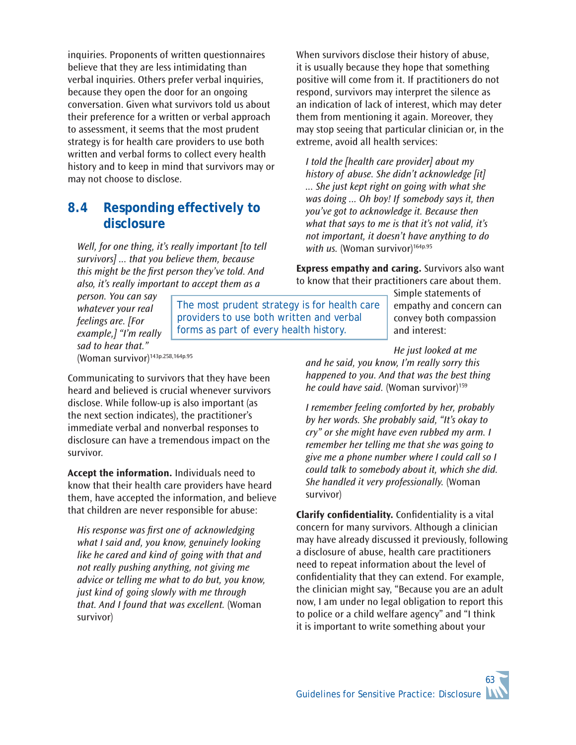inquiries. Proponents of written questionnaires believe that they are less intimidating than verbal inquiries. Others prefer verbal inquiries, because they open the door for an ongoing conversation. Given what survivors told us about their preference for a written or verbal approach to assessment, it seems that the most prudent strategy is for health care providers to use both written and verbal forms to collect every health history and to keep in mind that survivors may or may not choose to disclose.

## 8.4 Responding effectively to disclosure

> *Well, for one thing, it's really important [to tell survivors] … that you believe them, because this might be the first person they've told. And also, it's really important to accept them as a person. You can say whatever your real feelings are. [For example,] "I'm really sad to hear that."* (Woman survivor)[143p.258,164p.95]

> The most prudent strategy is for health care providers to use both written and verbal forms as part of every health history.

Communicating to survivors that they have been heard and believed is crucial whenever survivors disclose. While follow-up is also important (as the next section indicates), the practitioner's immediate verbal and nonverbal responses to disclosure can have a tremendous impact on the survivor.

**Accept the information.** Individuals need to know that their health care providers have heard them, have accepted the information, and believe that children are never responsible for abuse:

> *His response was first one of acknowledging what I said and, you know, genuinely looking like he cared and kind of going with that and not really pushing anything, not giving me advice or telling me what to do but, you know, just kind of going slowly with me through that. And I found that was excellent.* (Woman survivor)

When survivors disclose their history of abuse, it is usually because they hope that something positive will come from it. If practitioners do not respond, survivors may interpret the silence as an indication of lack of interest, which may deter them from mentioning it again. Moreover, they may stop seeing that particular clinician or, in the extreme, avoid all health services:

> *I told the [health care provider] about my history of abuse. She didn't acknowledge [it] … She just kept right on going with what she was doing … Oh boy! If somebody says it, then you've got to acknowledge it. Because then what that says to me is that it's not valid, it's not important, it doesn't have anything to do with us.* (Woman survivor)[164p.95]

**Express empathy and caring.** Survivors also want to know that their practitioners care about them. Simple statements of empathy and concern can convey both compassion and interest:

> *He just looked at me and he said, you know, I'm really sorry this happened to you. And that was the best thing he could have said.* (Woman survivor)[159]

> *I remember feeling comforted by her, probably by her words. She probably said, "It's okay to cry" or she might have even rubbed my arm. I remember her telling me that she was going to give me a phone number where I could call so I could talk to somebody about it, which she did. She handled it very professionally.* (Woman survivor)

**Clarify confidentiality.** Confidentiality is a vital concern for many survivors. Although a clinician may have already discussed it previously, following a disclosure of abuse, health care practitioners need to repeat information about the level of confidentiality that they can extend. For example, the clinician might say, "Because you are an adult now, I am under no legal obligation to report this to police or a child welfare agency" and "I think it is important to write something about your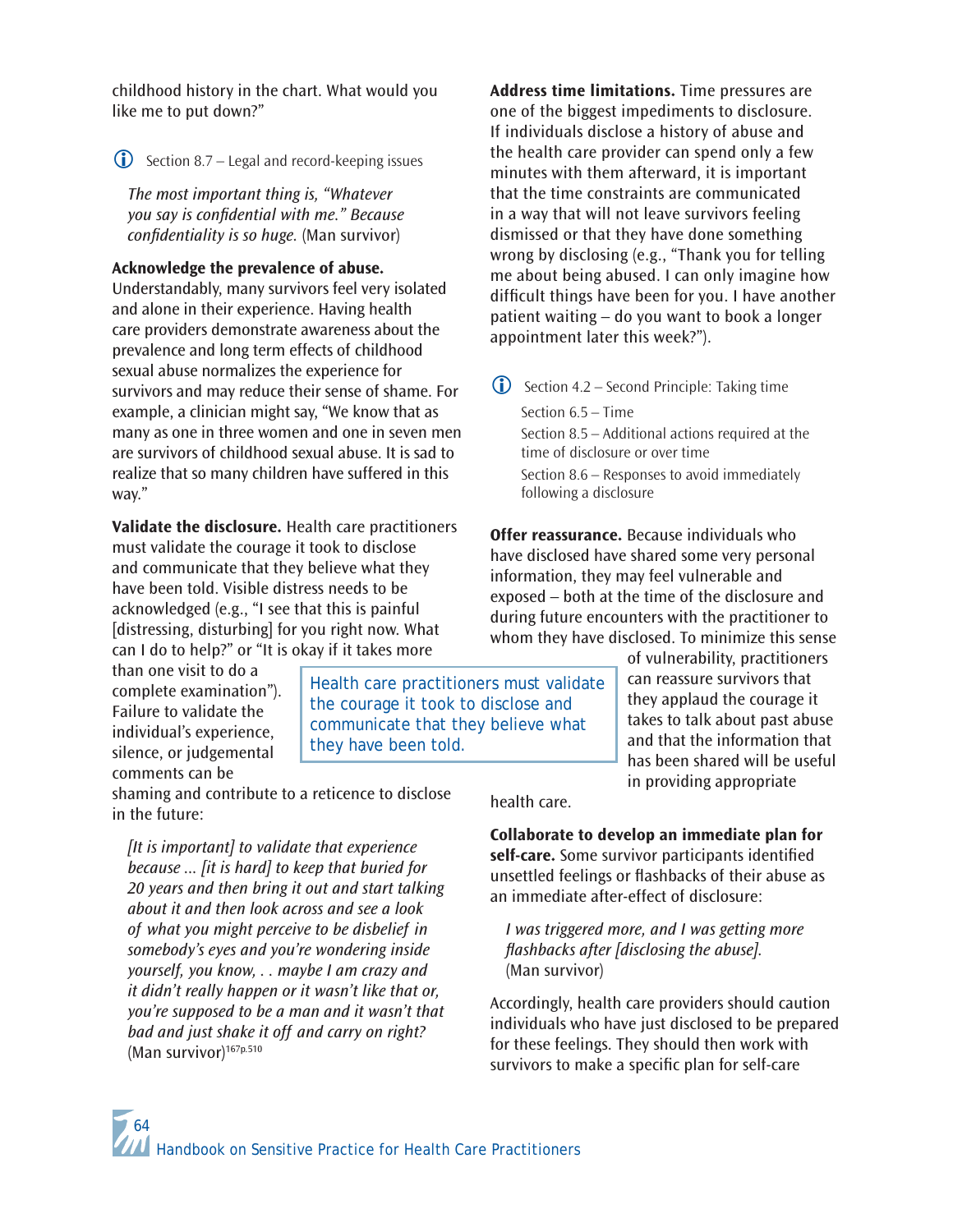childhood history in the chart. What would you like me to put down?"

ⓘ Section 8.7 – Legal and record-keeping issues

*The most important thing is, "Whatever you say is confidential with me." Because confidentiality is so huge.* (Man survivor)

**Acknowledge the prevalence of abuse.** Understandably, many survivors feel very isolated and alone in their experience. Having health care providers demonstrate awareness about the prevalence and long term effects of childhood sexual abuse normalizes the experience for survivors and may reduce their sense of shame. For example, a clinician might say, "We know that as many as one in three women and one in seven men are survivors of childhood sexual abuse. It is sad to realize that so many children have suffered in this way."

**Validate the disclosure.** Health care practitioners must validate the courage it took to disclose and communicate that they believe what they have been told. Visible distress needs to be acknowledged (e.g., "I see that this is painful [distressing, disturbing] for you right now. What can I do to help?" or "It is okay if it takes more than one visit to do a complete examination"). Failure to validate the individual's experience, silence, or judgemental comments can be shaming and contribute to a reticence to disclose in the future:

> Health care practitioners must validate the courage it took to disclose and communicate that they believe what they have been told.

*[It is important] to validate that experience because ... [it is hard] to keep that buried for 20 years and then bring it out and start talking about it and then look across and see a look of what you might perceive to be disbelief in somebody's eyes and you're wondering inside yourself, you know, . . maybe I am crazy and it didn't really happen or it wasn't like that or, you're supposed to be a man and it wasn't that bad and just shake it off and carry on right?* (Man survivor)[167p.510]

**Address time limitations.** Time pressures are one of the biggest impediments to disclosure. If individuals disclose a history of abuse and the health care provider can spend only a few minutes with them afterward, it is important that the time constraints are communicated in a way that will not leave survivors feeling dismissed or that they have done something wrong by disclosing (e.g., "Thank you for telling me about being abused. I can only imagine how difficult things have been for you. I have another patient waiting – do you want to book a longer appointment later this week?").

ⓘ Section 4.2 – Second Principle: Taking time
Section 6.5 – Time
Section 8.5 – Additional actions required at the time of disclosure or over time
Section 8.6 – Responses to avoid immediately following a disclosure

**Offer reassurance.** Because individuals who have disclosed have shared some very personal information, they may feel vulnerable and exposed – both at the time of the disclosure and during future encounters with the practitioner to whom they have disclosed. To minimize this sense of vulnerability, practitioners can reassure survivors that they applaud the courage it takes to talk about past abuse and that the information that has been shared will be useful in providing appropriate health care.

**Collaborate to develop an immediate plan for self-care.** Some survivor participants identified unsettled feelings or flashbacks of their abuse as an immediate after-effect of disclosure:

*I was triggered more, and I was getting more flashbacks after [disclosing the abuse].* (Man survivor)

Accordingly, health care providers should caution individuals who have just disclosed to be prepared for these feelings. They should then work with survivors to make a specific plan for self-care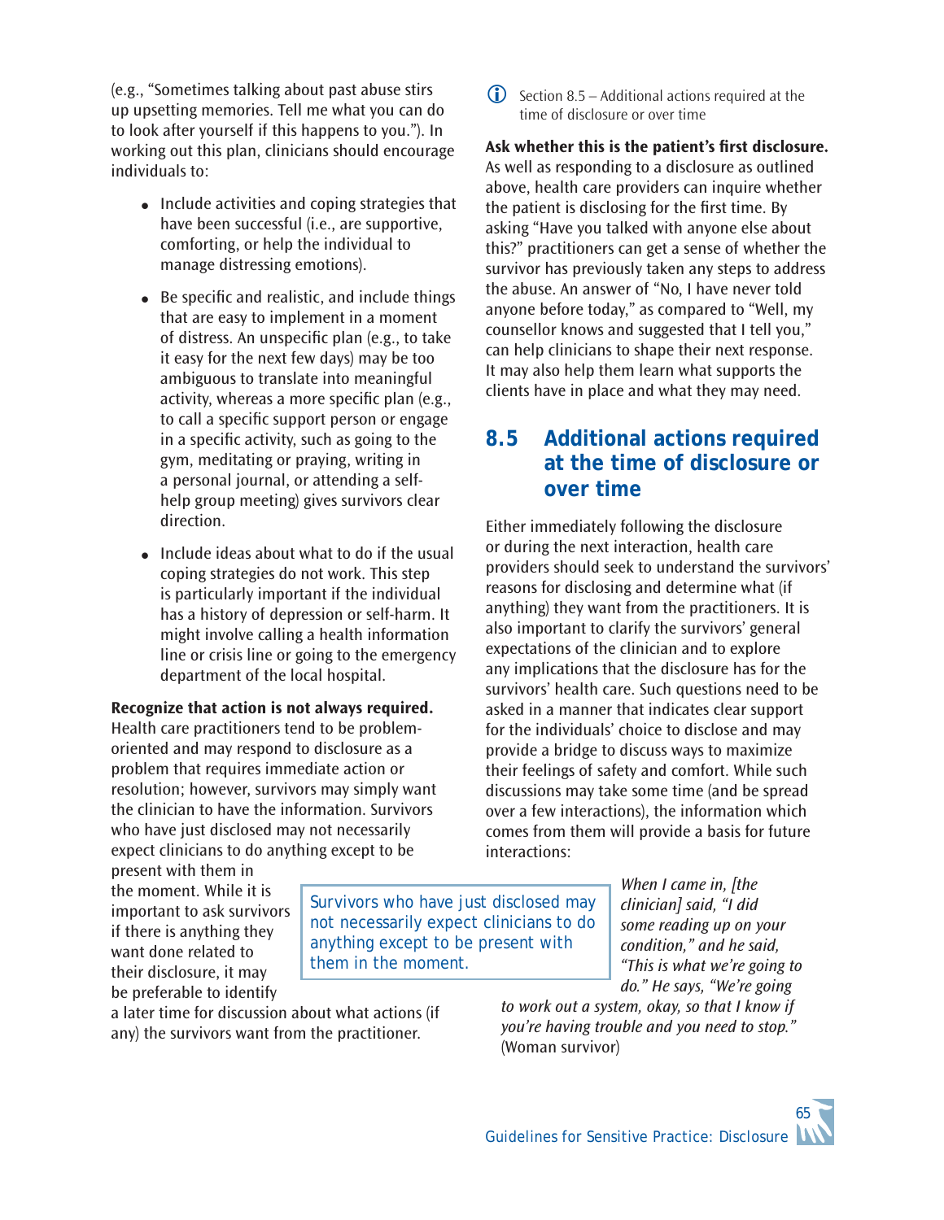(e.g., "Sometimes talking about past abuse stirs up upsetting memories. Tell me what you can do to look after yourself if this happens to you."). In working out this plan, clinicians should encourage individuals to:

- Include activities and coping strategies that have been successful (i.e., are supportive, comforting, or help the individual to manage distressing emotions).
- Be specific and realistic, and include things that are easy to implement in a moment of distress. An unspecific plan (e.g., to take it easy for the next few days) may be too ambiguous to translate into meaningful activity, whereas a more specific plan (e.g., to call a specific support person or engage in a specific activity, such as going to the gym, meditating or praying, writing in a personal journal, or attending a self-help group meeting) gives survivors clear direction.
- Include ideas about what to do if the usual coping strategies do not work. This step is particularly important if the individual has a history of depression or self-harm. It might involve calling a health information line or crisis line or going to the emergency department of the local hospital.

**Recognize that action is not always required.** Health care practitioners tend to be problem-oriented and may respond to disclosure as a problem that requires immediate action or resolution; however, survivors may simply want the clinician to have the information. Survivors who have just disclosed may not necessarily expect clinicians to do anything except to be present with them in the moment. While it is important to ask survivors if there is anything they want done related to their disclosure, it may be preferable to identify a later time for discussion about what actions (if any) the survivors want from the practitioner.

> Survivors who have just disclosed may not necessarily expect clinicians to do anything except to be present with them in the moment.

ⓘ Section 8.5 – Additional actions required at the time of disclosure or over time

**Ask whether this is the patient's first disclosure.** As well as responding to a disclosure as outlined above, health care providers can inquire whether the patient is disclosing for the first time. By asking "Have you talked with anyone else about this?" practitioners can get a sense of whether the survivor has previously taken any steps to address the abuse. An answer of "No, I have never told anyone before today," as compared to "Well, my counsellor knows and suggested that I tell you," can help clinicians to shape their next response. It may also help them learn what supports the clients have in place and what they may need.

## 8.5 Additional actions required at the time of disclosure or over time

Either immediately following the disclosure or during the next interaction, health care providers should seek to understand the survivors' reasons for disclosing and determine what (if anything) they want from the practitioners. It is also important to clarify the survivors' general expectations of the clinician and to explore any implications that the disclosure has for the survivors' health care. Such questions need to be asked in a manner that indicates clear support for the individuals' choice to disclose and may provide a bridge to discuss ways to maximize their feelings of safety and comfort. While such discussions may take some time (and be spread over a few interactions), the information which comes from them will provide a basis for future interactions:

> *When I came in, [the clinician] said, "I did some reading up on your condition," and he said, "This is what we're going to do." He says, "We're going to work out a system, okay, so that I know if you're having trouble and you need to stop."* (Woman survivor)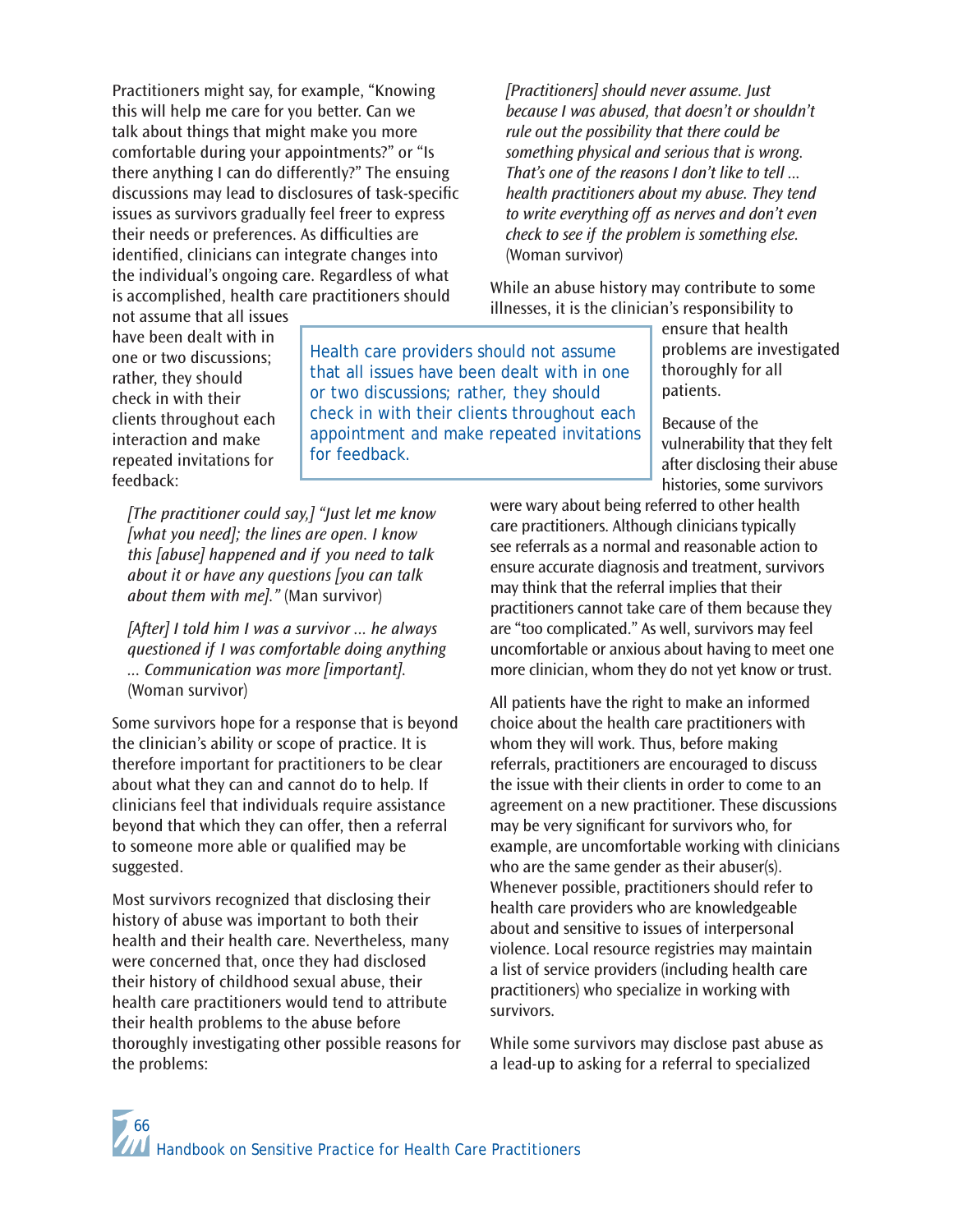Practitioners might say, for example, "Knowing this will help me care for you better. Can we talk about things that might make you more comfortable during your appointments?" or "Is there anything I can do differently?" The ensuing discussions may lead to disclosures of task-specific issues as survivors gradually feel freer to express their needs or preferences. As difficulties are identified, clinicians can integrate changes into the individual's ongoing care. Regardless of what is accomplished, health care practitioners should not assume that all issues have been dealt with in one or two discussions; rather, they should check in with their clients throughout each interaction and make repeated invitations for feedback:

> Health care providers should not assume that all issues have been dealt with in one or two discussions; rather, they should check in with their clients throughout each appointment and make repeated invitations for feedback.

> *[The practitioner could say,] "Just let me know [what you need]; the lines are open. I know this [abuse] happened and if you need to talk about it or have any questions [you can talk about them with me]."* (Man survivor)

> *[After] I told him I was a survivor ... he always questioned if I was comfortable doing anything ... Communication was more [important].* (Woman survivor)

Some survivors hope for a response that is beyond the clinician's ability or scope of practice. It is therefore important for practitioners to be clear about what they can and cannot do to help. If clinicians feel that individuals require assistance beyond that which they can offer, then a referral to someone more able or qualified may be suggested.

Most survivors recognized that disclosing their history of abuse was important to both their health and their health care. Nevertheless, many were concerned that, once they had disclosed their history of childhood sexual abuse, their health care practitioners would tend to attribute their health problems to the abuse before thoroughly investigating other possible reasons for the problems:

> *[Practitioners] should never assume. Just because I was abused, that doesn't or shouldn't rule out the possibility that there could be something physical and serious that is wrong. That's one of the reasons I don't like to tell ... health practitioners about my abuse. They tend to write everything off as nerves and don't even check to see if the problem is something else.* (Woman survivor)

While an abuse history may contribute to some illnesses, it is the clinician's responsibility to ensure that health problems are investigated thoroughly for all patients.

Because of the vulnerability that they felt after disclosing their abuse histories, some survivors were wary about being referred to other health care practitioners. Although clinicians typically see referrals as a normal and reasonable action to ensure accurate diagnosis and treatment, survivors may think that the referral implies that their practitioners cannot take care of them because they are "too complicated." As well, survivors may feel uncomfortable or anxious about having to meet one more clinician, whom they do not yet know or trust.

All patients have the right to make an informed choice about the health care practitioners with whom they will work. Thus, before making referrals, practitioners are encouraged to discuss the issue with their clients in order to come to an agreement on a new practitioner. These discussions may be very significant for survivors who, for example, are uncomfortable working with clinicians who are the same gender as their abuser(s). Whenever possible, practitioners should refer to health care providers who are knowledgeable about and sensitive to issues of interpersonal violence. Local resource registries may maintain a list of service providers (including health care practitioners) who specialize in working with survivors.

While some survivors may disclose past abuse as a lead-up to asking for a referral to specialized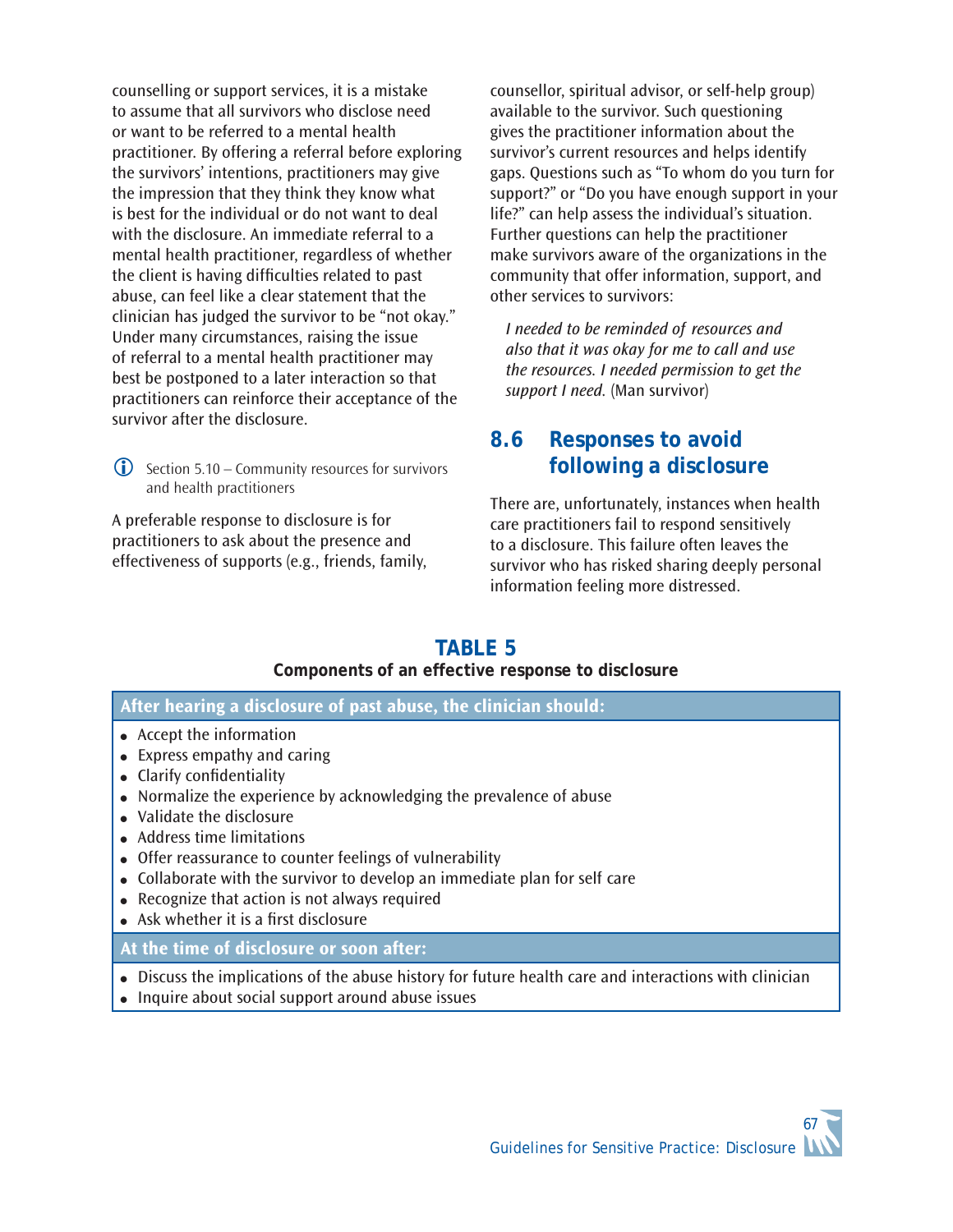counselling or support services, it is a mistake to assume that all survivors who disclose need or want to be referred to a mental health practitioner. By offering a referral before exploring the survivors' intentions, practitioners may give the impression that they think they know what is best for the individual or do not want to deal with the disclosure. An immediate referral to a mental health practitioner, regardless of whether the client is having difficulties related to past abuse, can feel like a clear statement that the clinician has judged the survivor to be "not okay." Under many circumstances, raising the issue of referral to a mental health practitioner may best be postponed to a later interaction so that practitioners can reinforce their acceptance of the survivor after the disclosure.

ⓘ Section 5.10 – Community resources for survivors and health practitioners

A preferable response to disclosure is for practitioners to ask about the presence and effectiveness of supports (e.g., friends, family, counsellor, spiritual advisor, or self-help group) available to the survivor. Such questioning gives the practitioner information about the survivor's current resources and helps identify gaps. Questions such as "To whom do you turn for support?" or "Do you have enough support in your life?" can help assess the individual's situation. Further questions can help the practitioner make survivors aware of the organizations in the community that offer information, support, and other services to survivors:

> *I needed to be reminded of resources and also that it was okay for me to call and use the resources. I needed permission to get the support I need.* (Man survivor)

## 8.6 Responses to avoid following a disclosure

There are, unfortunately, instances when health care practitioners fail to respond sensitively to a disclosure. This failure often leaves the survivor who has risked sharing deeply personal information feeling more distressed.

**TABLE 5**

**Components of an effective response to disclosure**

| After hearing a disclosure of past abuse, the clinician should: |
| --- |
| • Accept the information<br>• Express empathy and caring<br>• Clarify confidentiality<br>• Normalize the experience by acknowledging the prevalence of abuse<br>• Validate the disclosure<br>• Address time limitations<br>• Offer reassurance to counter feelings of vulnerability<br>• Collaborate with the survivor to develop an immediate plan for self care<br>• Recognize that action is not always required<br>• Ask whether it is a first disclosure |
| **At the time of disclosure or soon after:** |
| • Discuss the implications of the abuse history for future health care and interactions with clinician<br>• Inquire about social support around abuse issues |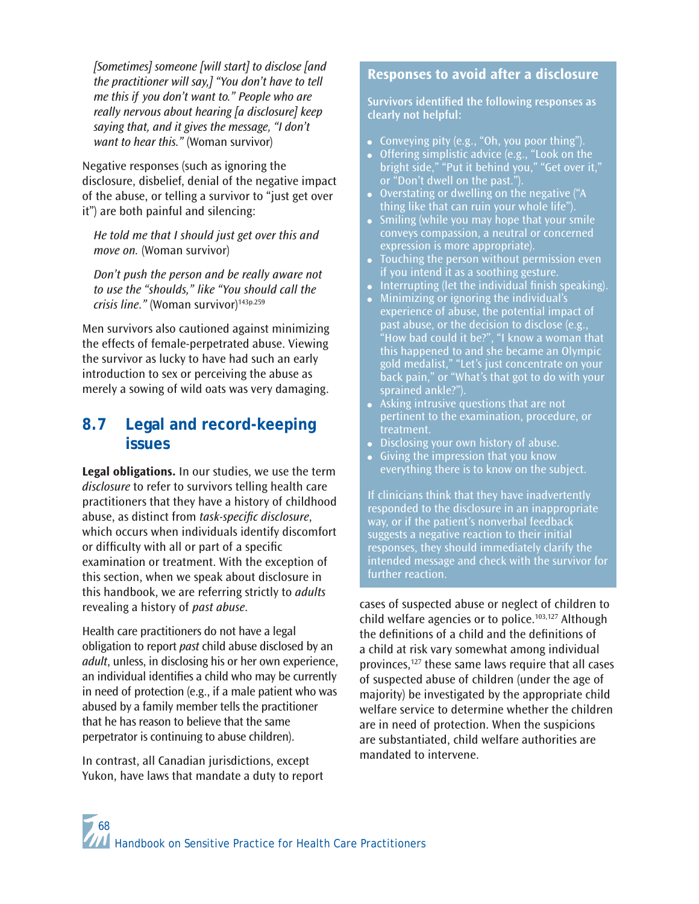*[Sometimes] someone [will start] to disclose [and the practitioner will say,] "You don't have to tell me this if you don't want to." People who are really nervous about hearing [a disclosure] keep saying that, and it gives the message, "I don't want to hear this."* (Woman survivor)

Negative responses (such as ignoring the disclosure, disbelief, denial of the negative impact of the abuse, or telling a survivor to "just get over it") are both painful and silencing:

*He told me that I should just get over this and move on.* (Woman survivor)

*Don't push the person and be really aware not to use the "shoulds," like "You should call the crisis line."* (Woman survivor)[143p.259]

Men survivors also cautioned against minimizing the effects of female-perpetrated abuse. Viewing the survivor as lucky to have had such an early introduction to sex or perceiving the abuse as merely a sowing of wild oats was very damaging.

## 8.7 Legal and record-keeping issues

**Legal obligations.** In our studies, we use the term *disclosure* to refer to survivors telling health care practitioners that they have a history of childhood abuse, as distinct from *task-specific disclosure*, which occurs when individuals identify discomfort or difficulty with all or part of a specific examination or treatment. With the exception of this section, when we speak about disclosure in this handbook, we are referring strictly to *adults* revealing a history of *past abuse*.

Health care practitioners do not have a legal obligation to report *past* child abuse disclosed by an *adult*, unless, in disclosing his or her own experience, an individual identifies a child who may be currently in need of protection (e.g., if a male patient who was abused by a family member tells the practitioner that he has reason to believe that the same perpetrator is continuing to abuse children).

In contrast, all Canadian jurisdictions, except Yukon, have laws that mandate a duty to report cases of suspected abuse or neglect of children to child welfare agencies or to police.[103,127] Although the definitions of a child and the definitions of a child at risk vary somewhat among individual provinces,[127] these same laws require that all cases of suspected abuse of children (under the age of majority) be investigated by the appropriate child welfare service to determine whether the children are in need of protection. When the suspicions are substantiated, child welfare authorities are mandated to intervene.

### Responses to avoid after a disclosure

**Survivors identified the following responses as clearly not helpful:**

- Conveying pity (e.g., "Oh, you poor thing").
- Offering simplistic advice (e.g., "Look on the bright side," "Put it behind you," "Get over it," or "Don't dwell on the past.").
- Overstating or dwelling on the negative ("A thing like that can ruin your whole life").
- Smiling (while you may hope that your smile conveys compassion, a neutral or concerned expression is more appropriate).
- Touching the person without permission even if you intend it as a soothing gesture.
- Interrupting (let the individual finish speaking).
- Minimizing or ignoring the individual's experience of abuse, the potential impact of past abuse, or the decision to disclose (e.g., "How bad could it be?", "I know a woman that this happened to and she became an Olympic gold medalist," "Let's just concentrate on your back pain," or "What's that got to do with your sprained ankle?").
- Asking intrusive questions that are not pertinent to the examination, procedure, or treatment.
- Disclosing your own history of abuse.
- Giving the impression that you know everything there is to know on the subject.

If clinicians think that they have inadvertently responded to the disclosure in an inappropriate way, or if the patient's nonverbal feedback suggests a negative reaction to their initial responses, they should immediately clarify the intended message and check with the survivor for further reaction.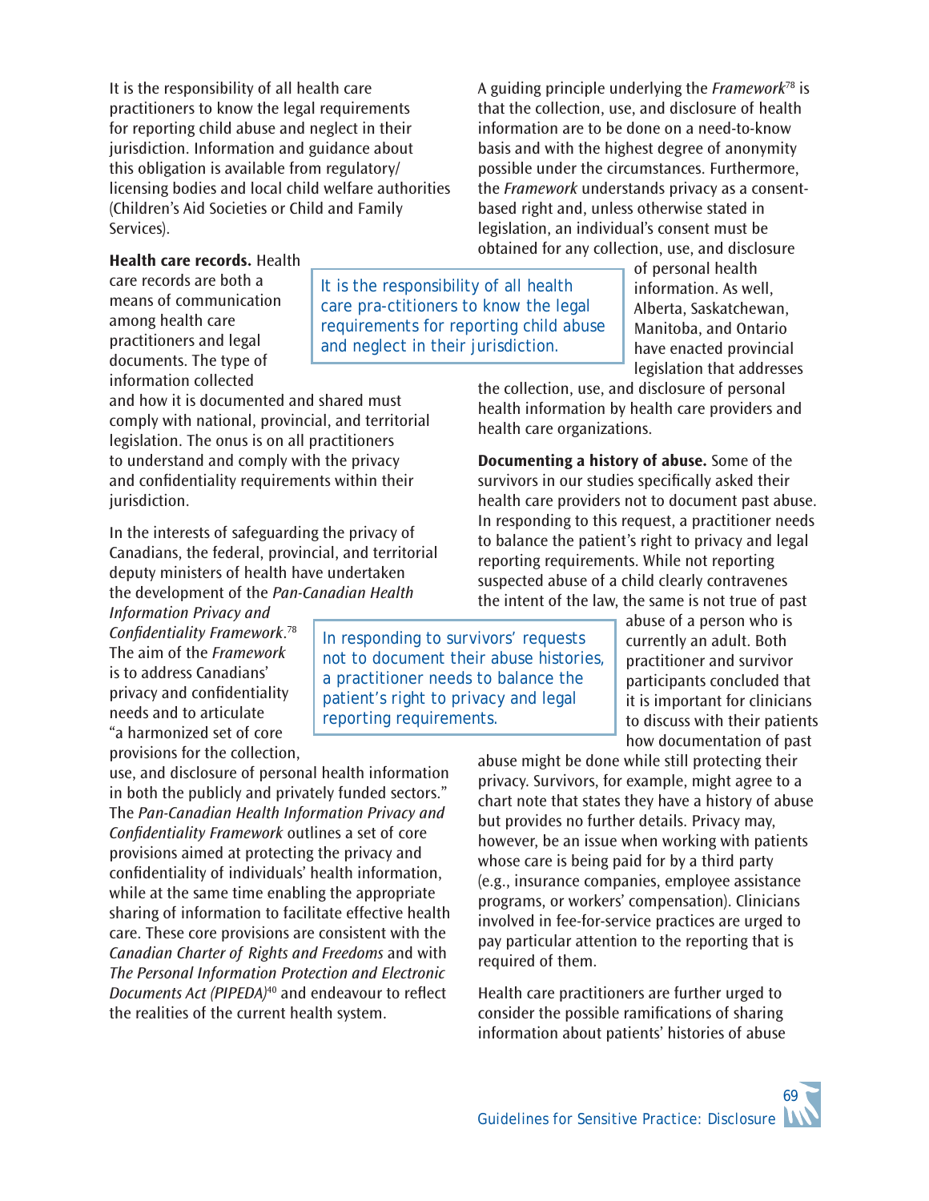It is the responsibility of all health care practitioners to know the legal requirements for reporting child abuse and neglect in their jurisdiction. Information and guidance about this obligation is available from regulatory/licensing bodies and local child welfare authorities (Children's Aid Societies or Child and Family Services).

**Health care records.** Health care records are both a means of communication among health care practitioners and legal documents. The type of information collected and how it is documented and shared must comply with national, provincial, and territorial legislation. The onus is on all practitioners to understand and comply with the privacy and confidentiality requirements within their jurisdiction.

> It is the responsibility of all health care pra-ctitioners to know the legal requirements for reporting child abuse and neglect in their jurisdiction.

In the interests of safeguarding the privacy of Canadians, the federal, provincial, and territorial deputy ministers of health have undertaken the development of the *Pan-Canadian Health Information Privacy and Confidentiality Framework*.[78] The aim of the *Framework* is to address Canadians' privacy and confidentiality needs and to articulate "a harmonized set of core provisions for the collection, use, and disclosure of personal health information in both the publicly and privately funded sectors." The *Pan-Canadian Health Information Privacy and Confidentiality Framework* outlines a set of core provisions aimed at protecting the privacy and confidentiality of individuals' health information, while at the same time enabling the appropriate sharing of information to facilitate effective health care. These core provisions are consistent with the *Canadian Charter of Rights and Freedoms* and with *The Personal Information Protection and Electronic Documents Act (PIPEDA)*[40] and endeavour to reflect the realities of the current health system.

A guiding principle underlying the *Framework*[78] is that the collection, use, and disclosure of health information are to be done on a need-to-know basis and with the highest degree of anonymity possible under the circumstances. Furthermore, the *Framework* understands privacy as a consent-based right and, unless otherwise stated in legislation, an individual's consent must be obtained for any collection, use, and disclosure of personal health information. As well, Alberta, Saskatchewan, Manitoba, and Ontario have enacted provincial legislation that addresses the collection, use, and disclosure of personal health information by health care providers and health care organizations.

**Documenting a history of abuse.** Some of the survivors in our studies specifically asked their health care providers not to document past abuse. In responding to this request, a practitioner needs to balance the patient's right to privacy and legal reporting requirements. While not reporting suspected abuse of a child clearly contravenes the intent of the law, the same is not true of past abuse of a person who is currently an adult. Both practitioner and survivor participants concluded that it is important for clinicians to discuss with their patients how documentation of past abuse might be done while still protecting their privacy. Survivors, for example, might agree to a chart note that states they have a history of abuse but provides no further details. Privacy may, however, be an issue when working with patients whose care is being paid for by a third party (e.g., insurance companies, employee assistance programs, or workers' compensation). Clinicians involved in fee-for-service practices are urged to pay particular attention to the reporting that is required of them.

> In responding to survivors' requests not to document their abuse histories, a practitioner needs to balance the patient's right to privacy and legal reporting requirements.

Health care practitioners are further urged to consider the possible ramifications of sharing information about patients' histories of abuse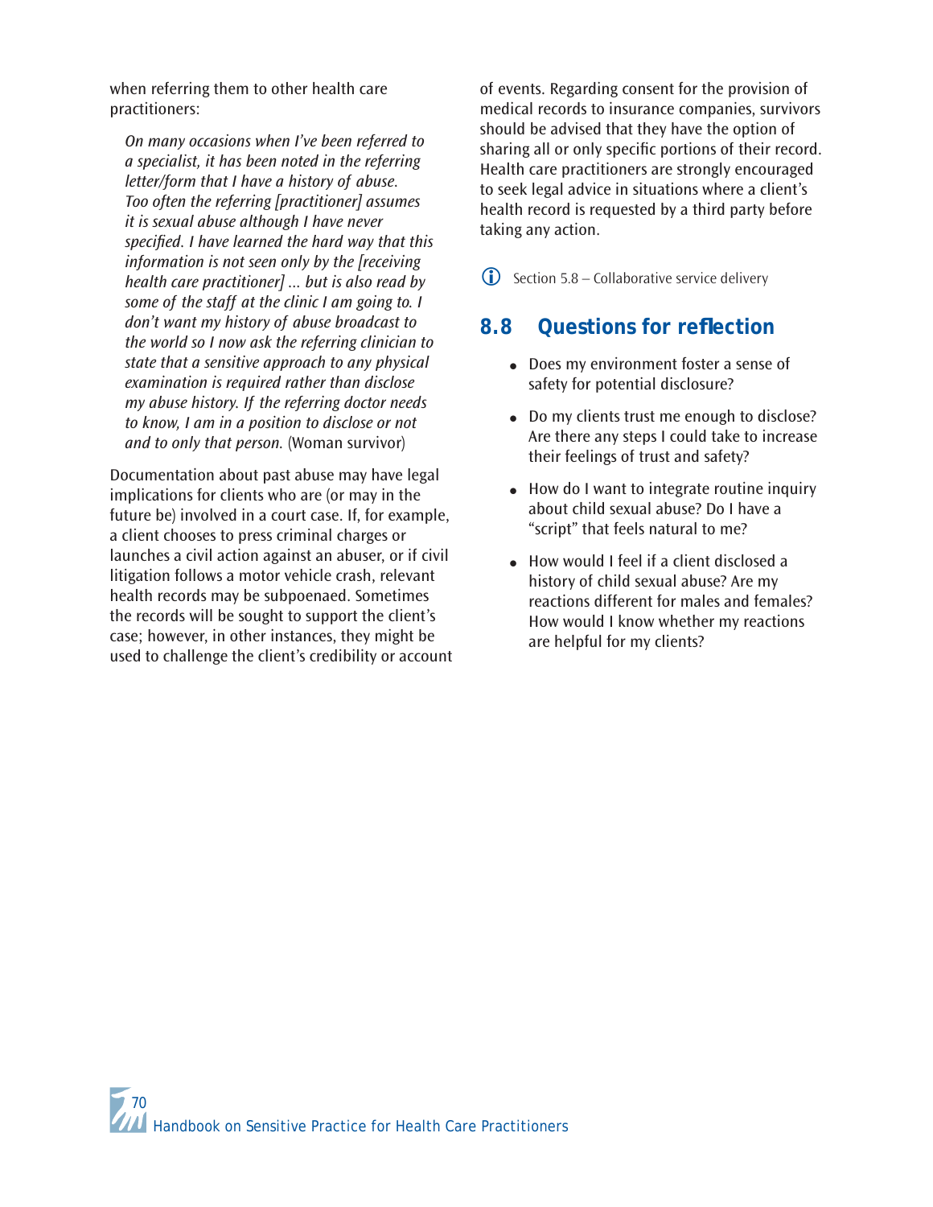when referring them to other health care practitioners:

> *On many occasions when I've been referred to a specialist, it has been noted in the referring letter/form that I have a history of abuse. Too often the referring [practitioner] assumes it is sexual abuse although I have never specified. I have learned the hard way that this information is not seen only by the [receiving health care practitioner] ... but is also read by some of the staff at the clinic I am going to. I don't want my history of abuse broadcast to the world so I now ask the referring clinician to state that a sensitive approach to any physical examination is required rather than disclose my abuse history. If the referring doctor needs to know, I am in a position to disclose or not and to only that person.* (Woman survivor)

Documentation about past abuse may have legal implications for clients who are (or may in the future be) involved in a court case. If, for example, a client chooses to press criminal charges or launches a civil action against an abuser, or if civil litigation follows a motor vehicle crash, relevant health records may be subpoenaed. Sometimes the records will be sought to support the client's case; however, in other instances, they might be used to challenge the client's credibility or account of events. Regarding consent for the provision of medical records to insurance companies, survivors should be advised that they have the option of sharing all or only specific portions of their record. Health care practitioners are strongly encouraged to seek legal advice in situations where a client's health record is requested by a third party before taking any action.

ⓘ Section 5.8 – Collaborative service delivery

## 8.8 Questions for reflection

- Does my environment foster a sense of safety for potential disclosure?
- Do my clients trust me enough to disclose? Are there any steps I could take to increase their feelings of trust and safety?
- How do I want to integrate routine inquiry about child sexual abuse? Do I have a "script" that feels natural to me?
- How would I feel if a client disclosed a history of child sexual abuse? Are my reactions different for males and females? How would I know whether my reactions are helpful for my clients?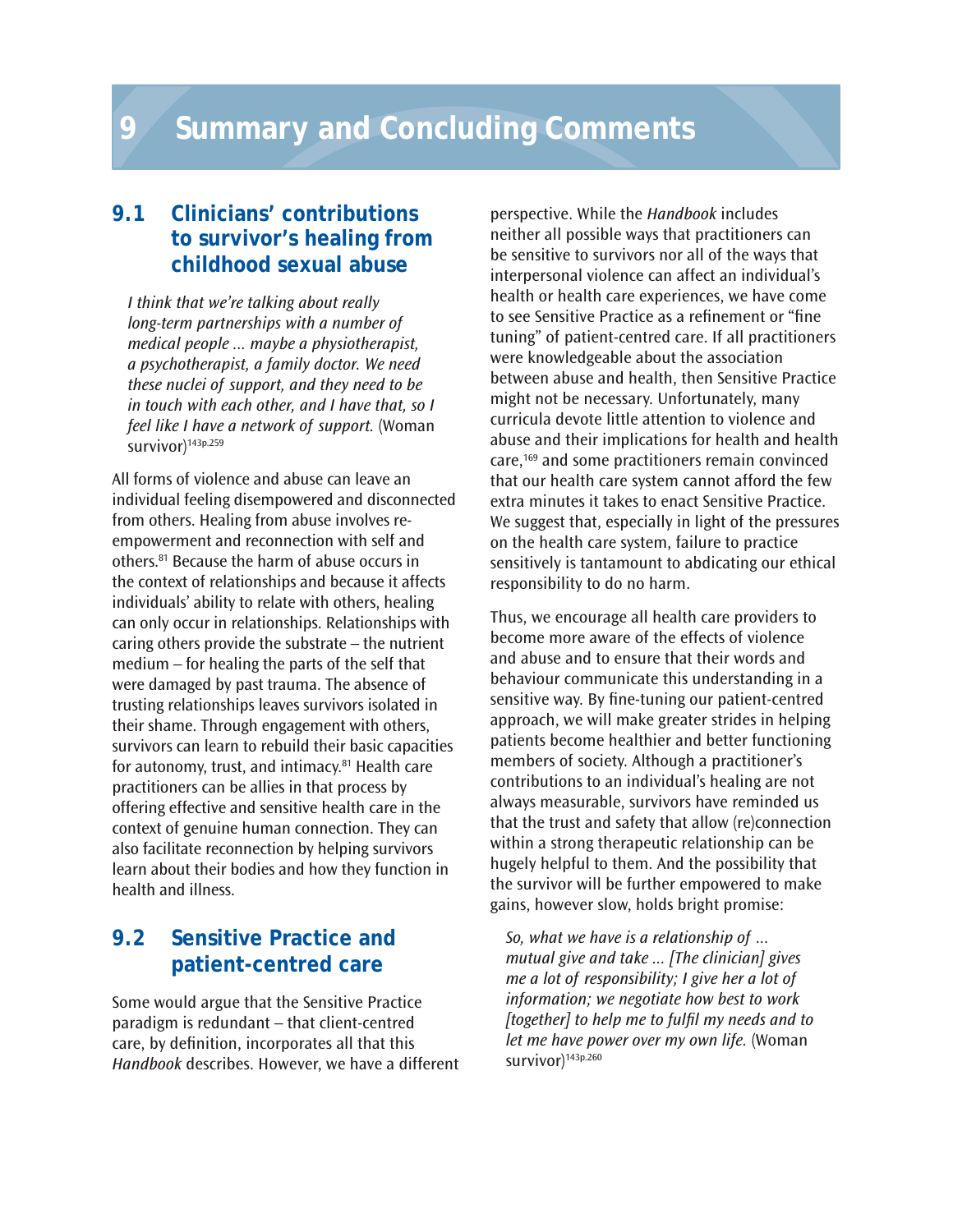# 9 Summary and Concluding Comments

## 9.1 Clinicians' contributions to survivor's healing from childhood sexual abuse

*I think that we're talking about really long-term partnerships with a number of medical people ... maybe a physiotherapist, a psychotherapist, a family doctor. We need these nuclei of support, and they need to be in touch with each other, and I have that, so I feel like I have a network of support.* (Woman survivor)[143p.259]

All forms of violence and abuse can leave an individual feeling disempowered and disconnected from others. Healing from abuse involves re-empowerment and reconnection with self and others.[81] Because the harm of abuse occurs in the context of relationships and because it affects individuals' ability to relate with others, healing can only occur in relationships. Relationships with caring others provide the substrate – the nutrient medium – for healing the parts of the self that were damaged by past trauma. The absence of trusting relationships leaves survivors isolated in their shame. Through engagement with others, survivors can learn to rebuild their basic capacities for autonomy, trust, and intimacy.[81] Health care practitioners can be allies in that process by offering effective and sensitive health care in the context of genuine human connection. They can also facilitate reconnection by helping survivors learn about their bodies and how they function in health and illness.

## 9.2 Sensitive Practice and patient-centred care

Some would argue that the Sensitive Practice paradigm is redundant – that client-centred care, by definition, incorporates all that this *Handbook* describes. However, we have a different perspective. While the *Handbook* includes neither all possible ways that practitioners can be sensitive to survivors nor all of the ways that interpersonal violence can affect an individual's health or health care experiences, we have come to see Sensitive Practice as a refinement or "fine tuning" of patient-centred care. If all practitioners were knowledgeable about the association between abuse and health, then Sensitive Practice might not be necessary. Unfortunately, many curricula devote little attention to violence and abuse and their implications for health and health care,[169] and some practitioners remain convinced that our health care system cannot afford the few extra minutes it takes to enact Sensitive Practice. We suggest that, especially in light of the pressures on the health care system, failure to practice sensitively is tantamount to abdicating our ethical responsibility to do no harm.

Thus, we encourage all health care providers to become more aware of the effects of violence and abuse and to ensure that their words and behaviour communicate this understanding in a sensitive way. By fine-tuning our patient-centred approach, we will make greater strides in helping patients become healthier and better functioning members of society. Although a practitioner's contributions to an individual's healing are not always measurable, survivors have reminded us that the trust and safety that allow (re)connection within a strong therapeutic relationship can be hugely helpful to them. And the possibility that the survivor will be further empowered to make gains, however slow, holds bright promise:

*So, what we have is a relationship of ... mutual give and take ... [The clinician] gives me a lot of responsibility; I give her a lot of information; we negotiate how best to work [together] to help me to fulfil my needs and to let me have power over my own life.* (Woman survivor)[143p.260]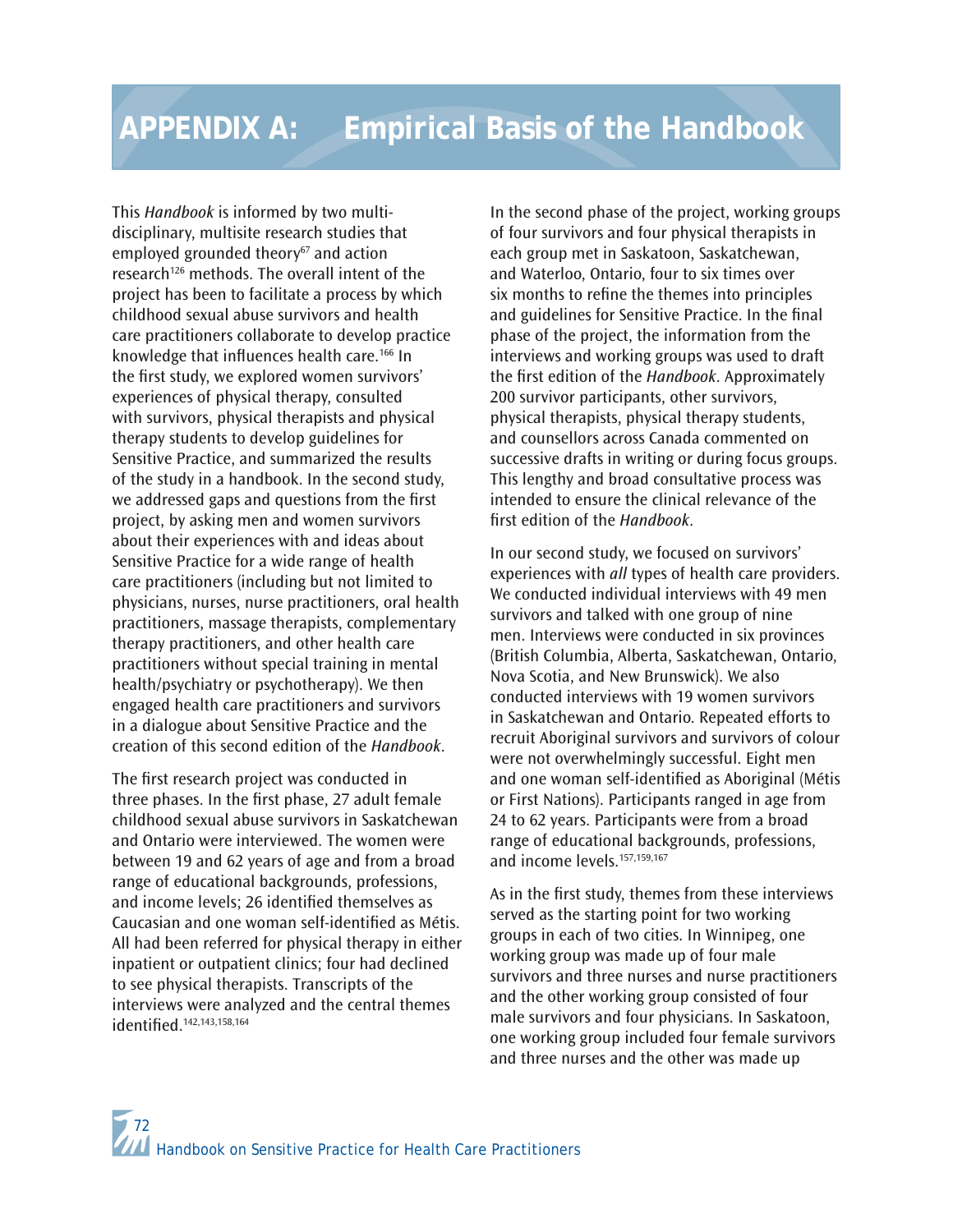# APPENDIX A: Empirical Basis of the Handbook

This *Handbook* is informed by two multi-disciplinary, multisite research studies that employed grounded theory[67] and action research[126] methods. The overall intent of the project has been to facilitate a process by which childhood sexual abuse survivors and health care practitioners collaborate to develop practice knowledge that influences health care.[166] In the first study, we explored women survivors' experiences of physical therapy, consulted with survivors, physical therapists and physical therapy students to develop guidelines for Sensitive Practice, and summarized the results of the study in a handbook. In the second study, we addressed gaps and questions from the first project, by asking men and women survivors about their experiences with and ideas about Sensitive Practice for a wide range of health care practitioners (including but not limited to physicians, nurses, nurse practitioners, oral health practitioners, massage therapists, complementary therapy practitioners, and other health care practitioners without special training in mental health/psychiatry or psychotherapy). We then engaged health care practitioners and survivors in a dialogue about Sensitive Practice and the creation of this second edition of the *Handbook*.

The first research project was conducted in three phases. In the first phase, 27 adult female childhood sexual abuse survivors in Saskatchewan and Ontario were interviewed. The women were between 19 and 62 years of age and from a broad range of educational backgrounds, professions, and income levels; 26 identified themselves as Caucasian and one woman self-identified as Métis. All had been referred for physical therapy in either inpatient or outpatient clinics; four had declined to see physical therapists. Transcripts of the interviews were analyzed and the central themes identified.[142,143,158,164]

In the second phase of the project, working groups of four survivors and four physical therapists in each group met in Saskatoon, Saskatchewan, and Waterloo, Ontario, four to six times over six months to refine the themes into principles and guidelines for Sensitive Practice. In the final phase of the project, the information from the interviews and working groups was used to draft the first edition of the *Handbook*. Approximately 200 survivor participants, other survivors, physical therapists, physical therapy students, and counsellors across Canada commented on successive drafts in writing or during focus groups. This lengthy and broad consultative process was intended to ensure the clinical relevance of the first edition of the *Handbook*.

In our second study, we focused on survivors' experiences with *all* types of health care providers. We conducted individual interviews with 49 men survivors and talked with one group of nine men. Interviews were conducted in six provinces (British Columbia, Alberta, Saskatchewan, Ontario, Nova Scotia, and New Brunswick). We also conducted interviews with 19 women survivors in Saskatchewan and Ontario. Repeated efforts to recruit Aboriginal survivors and survivors of colour were not overwhelmingly successful. Eight men and one woman self-identified as Aboriginal (Métis or First Nations). Participants ranged in age from 24 to 62 years. Participants were from a broad range of educational backgrounds, professions, and income levels.[157,159,167]

As in the first study, themes from these interviews served as the starting point for two working groups in each of two cities. In Winnipeg, one working group was made up of four male survivors and three nurses and nurse practitioners and the other working group consisted of four male survivors and four physicians. In Saskatoon, one working group included four female survivors and three nurses and the other was made up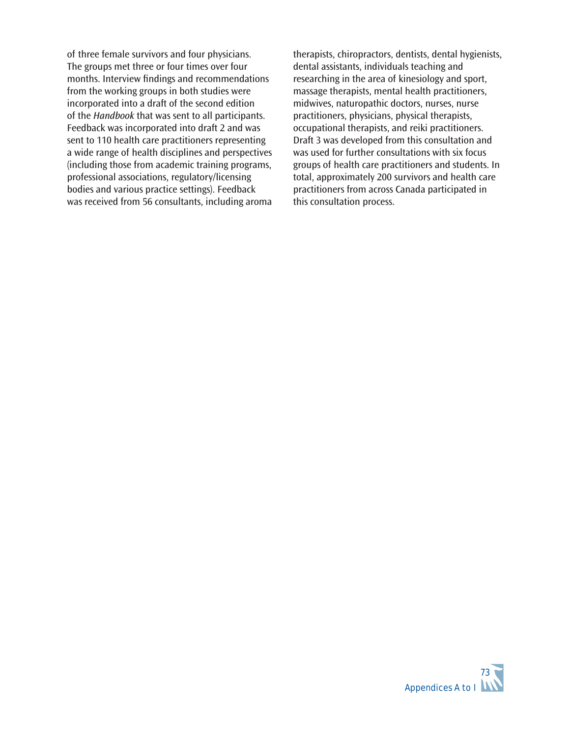of three female survivors and four physicians. The groups met three or four times over four months. Interview findings and recommendations from the working groups in both studies were incorporated into a draft of the second edition of the *Handbook* that was sent to all participants. Feedback was incorporated into draft 2 and was sent to 110 health care practitioners representing a wide range of health disciplines and perspectives (including those from academic training programs, professional associations, regulatory/licensing bodies and various practice settings). Feedback was received from 56 consultants, including aroma therapists, chiropractors, dentists, dental hygienists, dental assistants, individuals teaching and researching in the area of kinesiology and sport, massage therapists, mental health practitioners, midwives, naturopathic doctors, nurses, nurse practitioners, physicians, physical therapists, occupational therapists, and reiki practitioners. Draft 3 was developed from this consultation and was used for further consultations with six focus groups of health care practitioners and students. In total, approximately 200 survivors and health care practitioners from across Canada participated in this consultation process.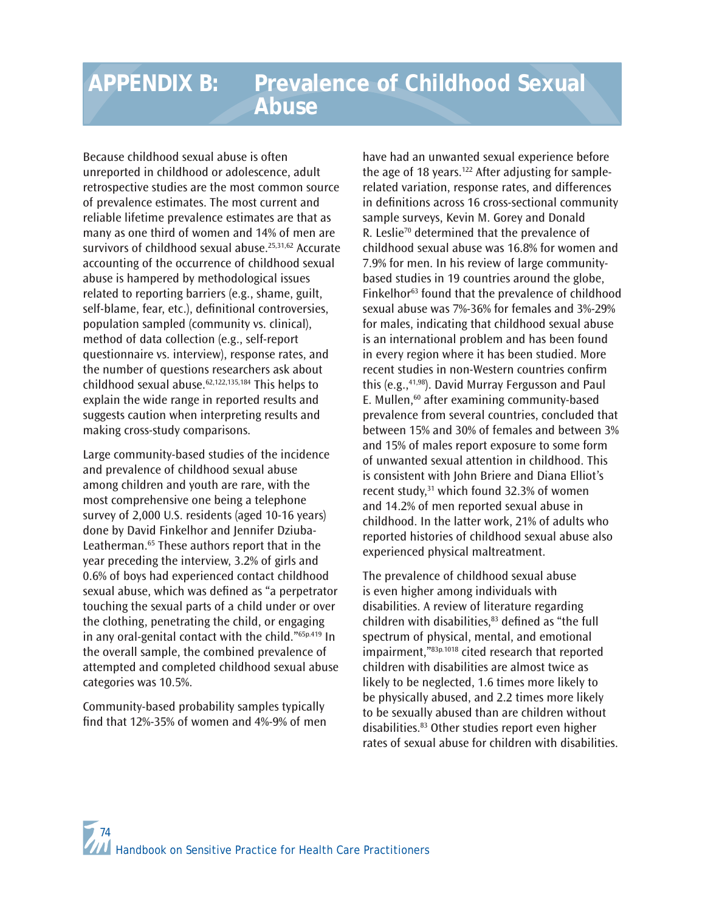# APPENDIX B: Prevalence of Childhood Sexual Abuse

Because childhood sexual abuse is often unreported in childhood or adolescence, adult retrospective studies are the most common source of prevalence estimates. The most current and reliable lifetime prevalence estimates are that as many as one third of women and 14% of men are survivors of childhood sexual abuse.[25,31,62] Accurate accounting of the occurrence of childhood sexual abuse is hampered by methodological issues related to reporting barriers (e.g., shame, guilt, self-blame, fear, etc.), definitional controversies, population sampled (community vs. clinical), method of data collection (e.g., self-report questionnaire vs. interview), response rates, and the number of questions researchers ask about childhood sexual abuse.[62,122,135,184] This helps to explain the wide range in reported results and suggests caution when interpreting results and making cross-study comparisons.

Large community-based studies of the incidence and prevalence of childhood sexual abuse among children and youth are rare, with the most comprehensive one being a telephone survey of 2,000 U.S. residents (aged 10-16 years) done by David Finkelhor and Jennifer Dziuba-Leatherman.[65] These authors report that in the year preceding the interview, 3.2% of girls and 0.6% of boys had experienced contact childhood sexual abuse, which was defined as "a perpetrator touching the sexual parts of a child under or over the clothing, penetrating the child, or engaging in any oral-genital contact with the child."[65p.419] In the overall sample, the combined prevalence of attempted and completed childhood sexual abuse categories was 10.5%.

Community-based probability samples typically find that 12%-35% of women and 4%-9% of men have had an unwanted sexual experience before the age of 18 years.[122] After adjusting for sample-related variation, response rates, and differences in definitions across 16 cross-sectional community sample surveys, Kevin M. Gorey and Donald R. Leslie[70] determined that the prevalence of childhood sexual abuse was 16.8% for women and 7.9% for men. In his review of large community-based studies in 19 countries around the globe, Finkelhor[63] found that the prevalence of childhood sexual abuse was 7%-36% for females and 3%-29% for males, indicating that childhood sexual abuse is an international problem and has been found in every region where it has been studied. More recent studies in non-Western countries confirm this (e.g.,[41,98]). David Murray Fergusson and Paul E. Mullen,[60] after examining community-based prevalence from several countries, concluded that between 15% and 30% of females and between 3% and 15% of males report exposure to some form of unwanted sexual attention in childhood. This is consistent with John Briere and Diana Elliot's recent study,[31] which found 32.3% of women and 14.2% of men reported sexual abuse in childhood. In the latter work, 21% of adults who reported histories of childhood sexual abuse also experienced physical maltreatment.

The prevalence of childhood sexual abuse is even higher among individuals with disabilities. A review of literature regarding children with disabilities,[83] defined as "the full spectrum of physical, mental, and emotional impairment,"[83p.1018] cited research that reported children with disabilities are almost twice as likely to be neglected, 1.6 times more likely to be physically abused, and 2.2 times more likely to be sexually abused than are children without disabilities.[83] Other studies report even higher rates of sexual abuse for children with disabilities.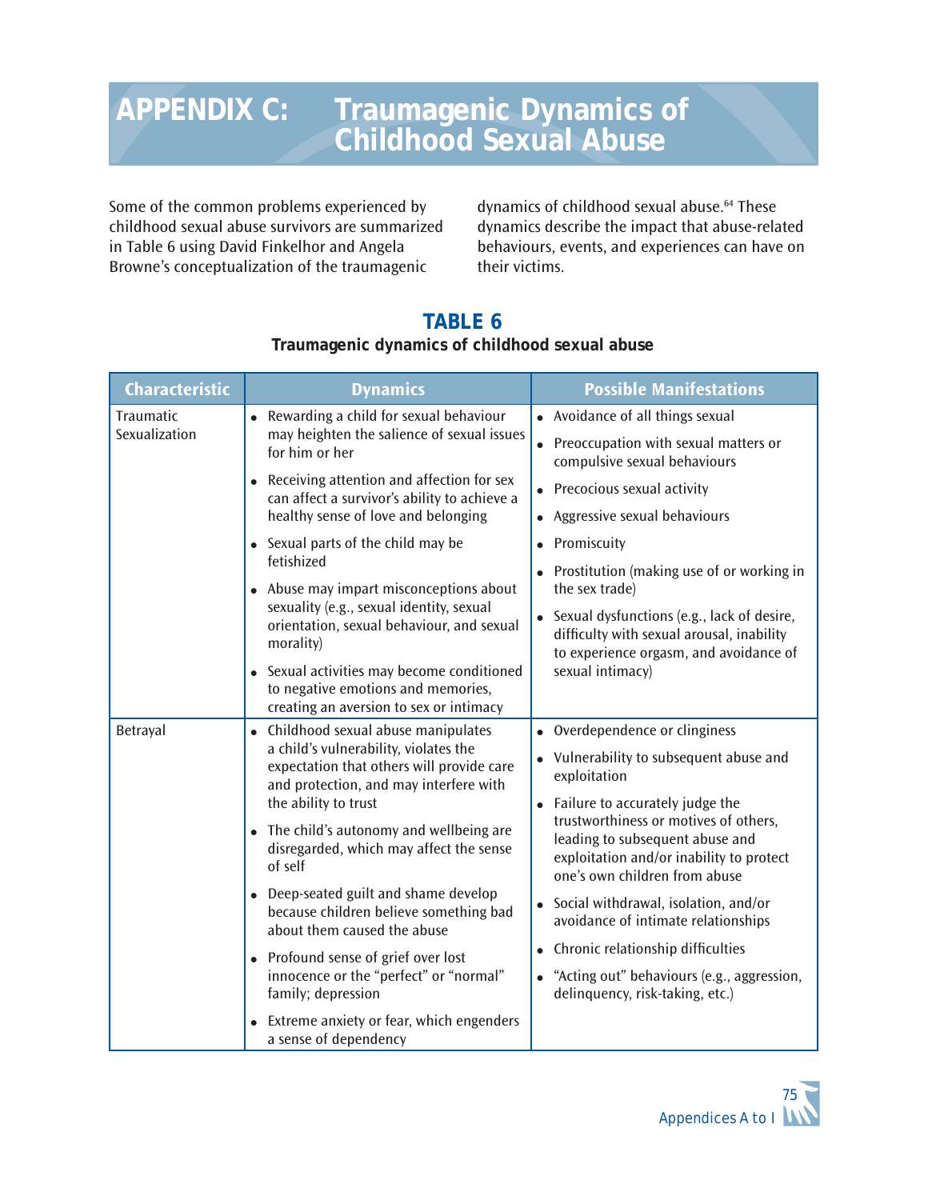# APPENDIX C: Traumagenic Dynamics of Childhood Sexual Abuse

Some of the common problems experienced by childhood sexual abuse survivors are summarized in Table 6 using David Finkelhor and Angela Browne's conceptualization of the traumagenic dynamics of childhood sexual abuse.[64] These dynamics describe the impact that abuse-related behaviours, events, and experiences can have on their victims.

**TABLE 6**

**Traumagenic dynamics of childhood sexual abuse**

| Characteristic | Dynamics | Possible Manifestations |
|---|---|---|
| Traumatic Sexualization | • Rewarding a child for sexual behaviour may heighten the salience of sexual issues for him or her<br>• Receiving attention and affection for sex can affect a survivor's ability to achieve a healthy sense of love and belonging<br>• Sexual parts of the child may be fetishized<br>• Abuse may impart misconceptions about sexuality (e.g., sexual identity, sexual orientation, sexual behaviour, and sexual morality)<br>• Sexual activities may become conditioned to negative emotions and memories, creating an aversion to sex or intimacy | • Avoidance of all things sexual<br>• Preoccupation with sexual matters or compulsive sexual behaviours<br>• Precocious sexual activity<br>• Aggressive sexual behaviours<br>• Promiscuity<br>• Prostitution (making use of or working in the sex trade)<br>• Sexual dysfunctions (e.g., lack of desire, difficulty with sexual arousal, inability to experience orgasm, and avoidance of sexual intimacy) |
| Betrayal | • Childhood sexual abuse manipulates a child's vulnerability, violates the expectation that others will provide care and protection, and may interfere with the ability to trust<br>• The child's autonomy and wellbeing are disregarded, which may affect the sense of self<br>• Deep-seated guilt and shame develop because children believe something bad about them caused the abuse<br>• Profound sense of grief over lost innocence or the "perfect" or "normal" family; depression<br>• Extreme anxiety or fear, which engenders a sense of dependency | • Overdependence or clinginess<br>• Vulnerability to subsequent abuse and exploitation<br>• Failure to accurately judge the trustworthiness or motives of others, leading to subsequent abuse and exploitation and/or inability to protect one's own children from abuse<br>• Social withdrawal, isolation, and/or avoidance of intimate relationships<br>• Chronic relationship difficulties<br>• "Acting out" behaviours (e.g., aggression, delinquency, risk-taking, etc.) |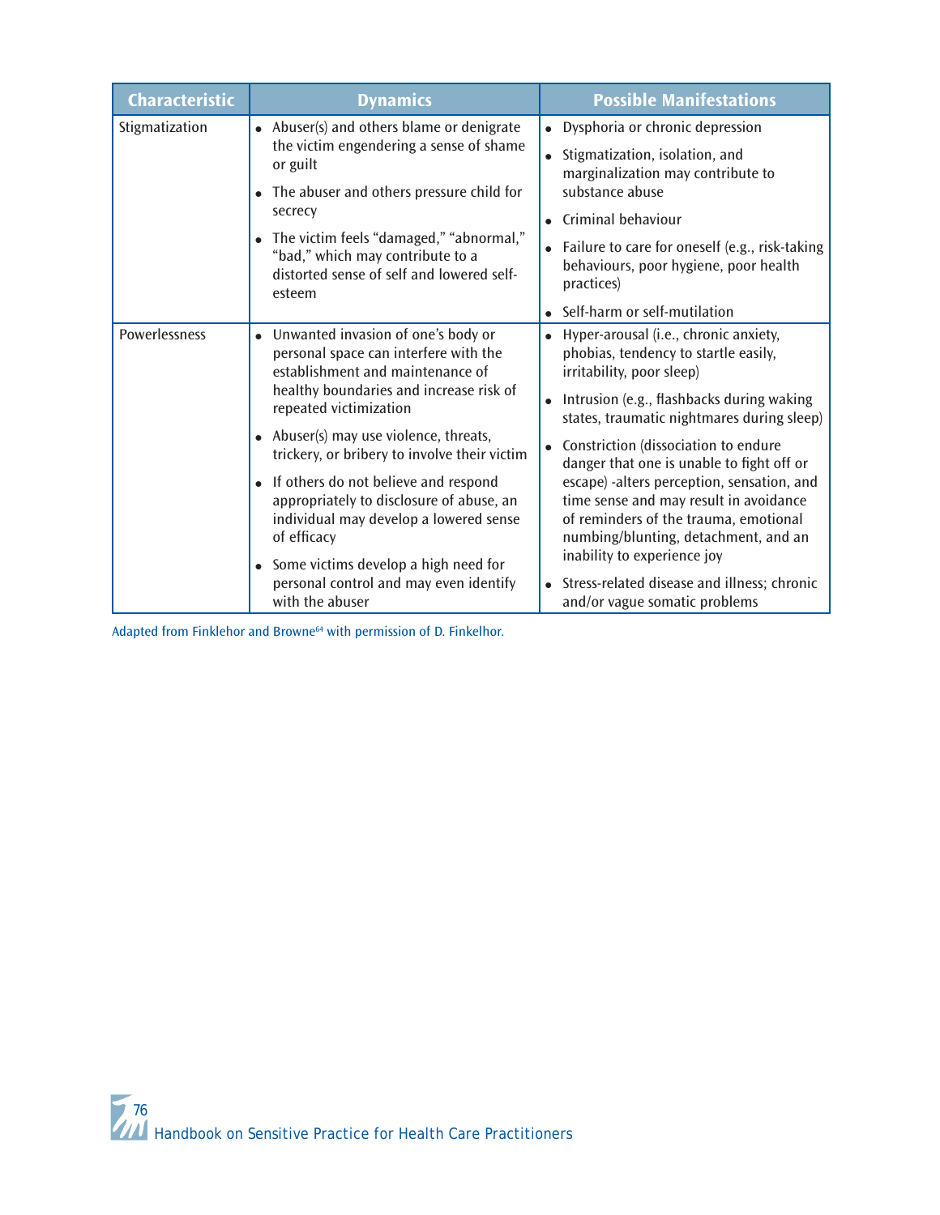| Characteristic | Dynamics | Possible Manifestations |
| --- | --- | --- |
| Stigmatization | • Abuser(s) and others blame or denigrate the victim engendering a sense of shame or guilt<br>• The abuser and others pressure child for secrecy<br>• The victim feels "damaged," "abnormal," "bad," which may contribute to a distorted sense of self and lowered self-esteem | • Dysphoria or chronic depression<br>• Stigmatization, isolation, and marginalization may contribute to substance abuse<br>• Criminal behaviour<br>• Failure to care for oneself (e.g., risk-taking behaviours, poor hygiene, poor health practices)<br>• Self-harm or self-mutilation |
| Powerlessness | • Unwanted invasion of one's body or personal space can interfere with the establishment and maintenance of healthy boundaries and increase risk of repeated victimization<br>• Abuser(s) may use violence, threats, trickery, or bribery to involve their victim<br>• If others do not believe and respond appropriately to disclosure of abuse, an individual may develop a lowered sense of efficacy<br>• Some victims develop a high need for personal control and may even identify with the abuser | • Hyper-arousal (i.e., chronic anxiety, phobias, tendency to startle easily, irritability, poor sleep)<br>• Intrusion (e.g., flashbacks during waking states, traumatic nightmares during sleep)<br>• Constriction (dissociation to endure danger that one is unable to fight off or escape) -alters perception, sensation, and time sense and may result in avoidance of reminders of the trauma, emotional numbing/blunting, detachment, and an inability to experience joy<br>• Stress-related disease and illness; chronic and/or vague somatic problems |

Adapted from Finklehor and Browne[64] with permission of D. Finkelhor.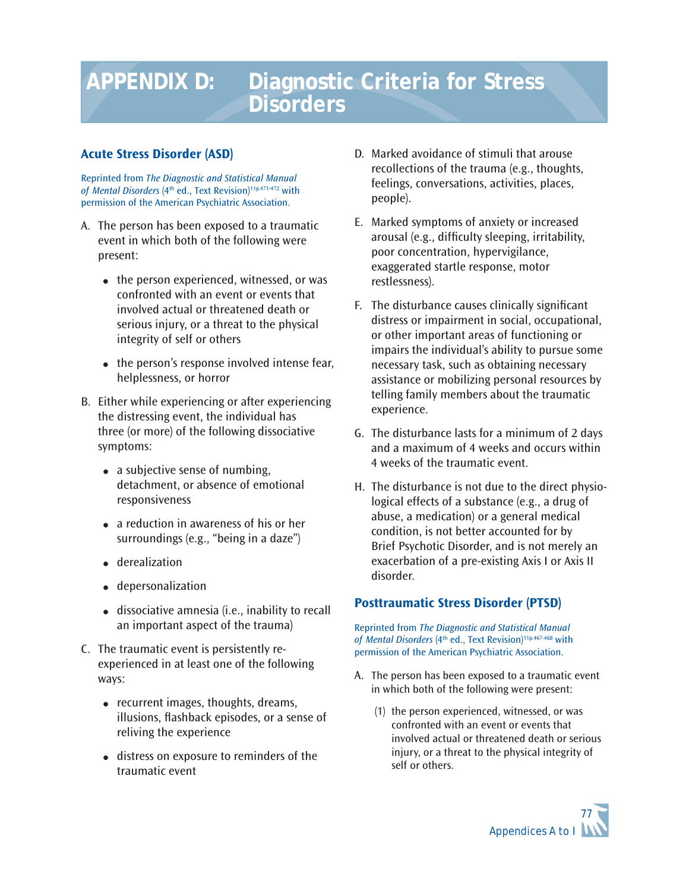# APPENDIX D: Diagnostic Criteria for Stress Disorders

## Acute Stress Disorder (ASD)

Reprinted from *The Diagnostic and Statistical Manual of Mental Disorders* (4th ed., Text Revision)[11p.471-472] with permission of the American Psychiatric Association.

A. The person has been exposed to a traumatic event in which both of the following were present:

- the person experienced, witnessed, or was confronted with an event or events that involved actual or threatened death or serious injury, or a threat to the physical integrity of self or others
- the person's response involved intense fear, helplessness, or horror

B. Either while experiencing or after experiencing the distressing event, the individual has three (or more) of the following dissociative symptoms:

- a subjective sense of numbing, detachment, or absence of emotional responsiveness
- a reduction in awareness of his or her surroundings (e.g., "being in a daze")
- derealization
- depersonalization
- dissociative amnesia (i.e., inability to recall an important aspect of the trauma)

C. The traumatic event is persistently re-experienced in at least one of the following ways:

- recurrent images, thoughts, dreams, illusions, flashback episodes, or a sense of reliving the experience
- distress on exposure to reminders of the traumatic event

D. Marked avoidance of stimuli that arouse recollections of the trauma (e.g., thoughts, feelings, conversations, activities, places, people).

E. Marked symptoms of anxiety or increased arousal (e.g., difficulty sleeping, irritability, poor concentration, hypervigilance, exaggerated startle response, motor restlessness).

F. The disturbance causes clinically significant distress or impairment in social, occupational, or other important areas of functioning or impairs the individual's ability to pursue some necessary task, such as obtaining necessary assistance or mobilizing personal resources by telling family members about the traumatic experience.

G. The disturbance lasts for a minimum of 2 days and a maximum of 4 weeks and occurs within 4 weeks of the traumatic event.

H. The disturbance is not due to the direct physiological effects of a substance (e.g., a drug of abuse, a medication) or a general medical condition, is not better accounted for by Brief Psychotic Disorder, and is not merely an exacerbation of a pre-existing Axis I or Axis II disorder.

## Posttraumatic Stress Disorder (PTSD)

Reprinted from *The Diagnostic and Statistical Manual of Mental Disorders* (4th ed., Text Revision)[11p.467-468] with permission of the American Psychiatric Association.

A. The person has been exposed to a traumatic event in which both of the following were present:

(1) the person experienced, witnessed, or was confronted with an event or events that involved actual or threatened death or serious injury, or a threat to the physical integrity of self or others.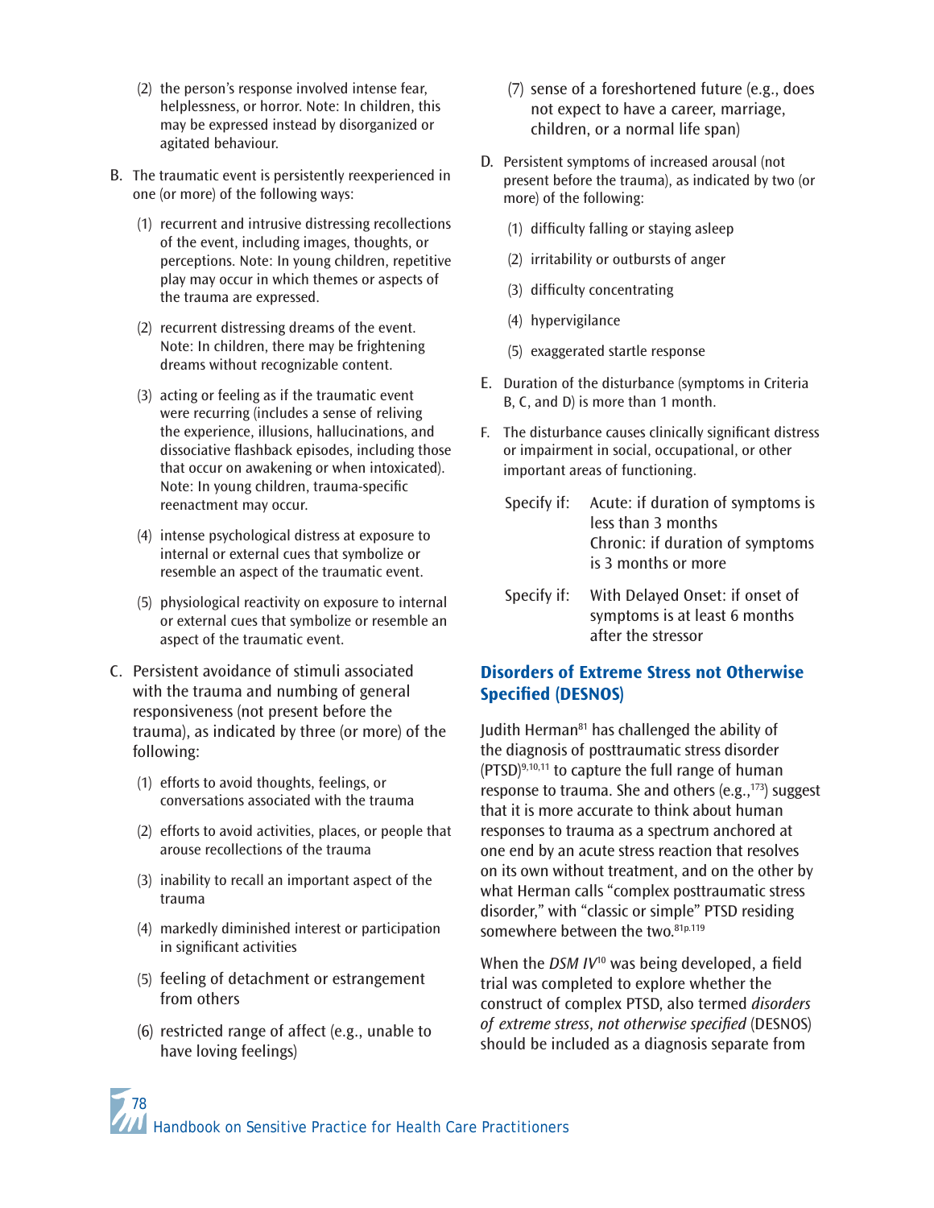(2) the person's response involved intense fear, helplessness, or horror. Note: In children, this may be expressed instead by disorganized or agitated behaviour.

B. The traumatic event is persistently reexperienced in one (or more) of the following ways:

   (1) recurrent and intrusive distressing recollections of the event, including images, thoughts, or perceptions. Note: In young children, repetitive play may occur in which themes or aspects of the trauma are expressed.

   (2) recurrent distressing dreams of the event. Note: In children, there may be frightening dreams without recognizable content.

   (3) acting or feeling as if the traumatic event were recurring (includes a sense of reliving the experience, illusions, hallucinations, and dissociative flashback episodes, including those that occur on awakening or when intoxicated). Note: In young children, trauma-specific reenactment may occur.

   (4) intense psychological distress at exposure to internal or external cues that symbolize or resemble an aspect of the traumatic event.

   (5) physiological reactivity on exposure to internal or external cues that symbolize or resemble an aspect of the traumatic event.

C. Persistent avoidance of stimuli associated with the trauma and numbing of general responsiveness (not present before the trauma), as indicated by three (or more) of the following:

   (1) efforts to avoid thoughts, feelings, or conversations associated with the trauma

   (2) efforts to avoid activities, places, or people that arouse recollections of the trauma

   (3) inability to recall an important aspect of the trauma

   (4) markedly diminished interest or participation in significant activities

   (5) feeling of detachment or estrangement from others

   (6) restricted range of affect (e.g., unable to have loving feelings)

   (7) sense of a foreshortened future (e.g., does not expect to have a career, marriage, children, or a normal life span)

D. Persistent symptoms of increased arousal (not present before the trauma), as indicated by two (or more) of the following:

   (1) difficulty falling or staying asleep

   (2) irritability or outbursts of anger

   (3) difficulty concentrating

   (4) hypervigilance

   (5) exaggerated startle response

E. Duration of the disturbance (symptoms in Criteria B, C, and D) is more than 1 month.

F. The disturbance causes clinically significant distress or impairment in social, occupational, or other important areas of functioning.

Specify if: Acute: if duration of symptoms is less than 3 months
Chronic: if duration of symptoms is 3 months or more

Specify if: With Delayed Onset: if onset of symptoms is at least 6 months after the stressor

## Disorders of Extreme Stress not Otherwise Specified (DESNOS)

Judith Herman[81] has challenged the ability of the diagnosis of posttraumatic stress disorder (PTSD)[9,10,11] to capture the full range of human response to trauma. She and others (e.g.,[173]) suggest that it is more accurate to think about human responses to trauma as a spectrum anchored at one end by an acute stress reaction that resolves on its own without treatment, and on the other by what Herman calls "complex posttraumatic stress disorder," with "classic or simple" PTSD residing somewhere between the two.[81p.119]

When the *DSM IV*[10] was being developed, a field trial was completed to explore whether the construct of complex PTSD, also termed *disorders of extreme stress, not otherwise specified* (DESNOS) should be included as a diagnosis separate from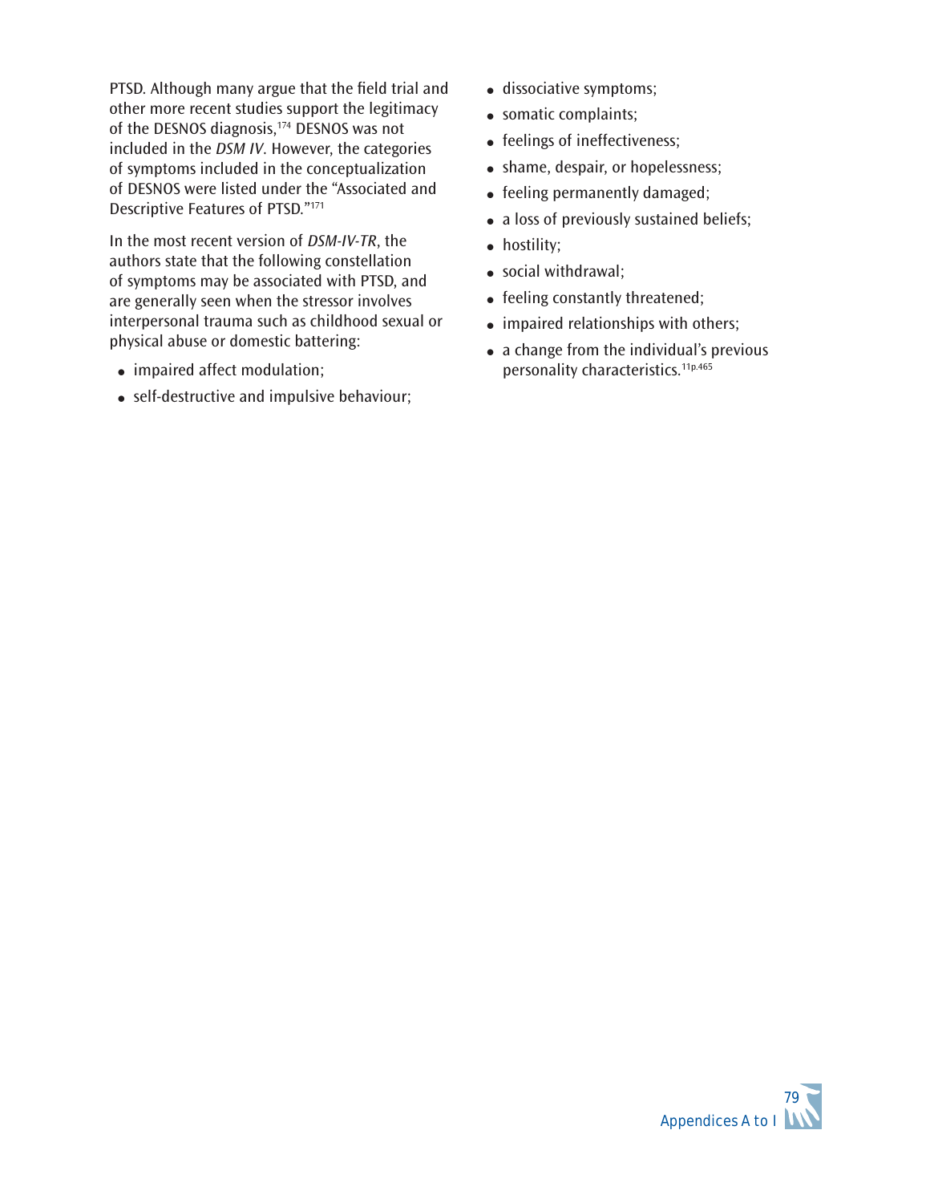PTSD. Although many argue that the field trial and other more recent studies support the legitimacy of the DESNOS diagnosis,[174] DESNOS was not included in the *DSM IV*. However, the categories of symptoms included in the conceptualization of DESNOS were listed under the "Associated and Descriptive Features of PTSD."[171]

In the most recent version of *DSM-IV-TR*, the authors state that the following constellation of symptoms may be associated with PTSD, and are generally seen when the stressor involves interpersonal trauma such as childhood sexual or physical abuse or domestic battering:

- impaired affect modulation;
- self-destructive and impulsive behaviour;
- dissociative symptoms;
- somatic complaints;
- feelings of ineffectiveness;
- shame, despair, or hopelessness;
- feeling permanently damaged;
- a loss of previously sustained beliefs;
- hostility;
- social withdrawal;
- feeling constantly threatened;
- impaired relationships with others;
- a change from the individual's previous personality characteristics.[11p.465]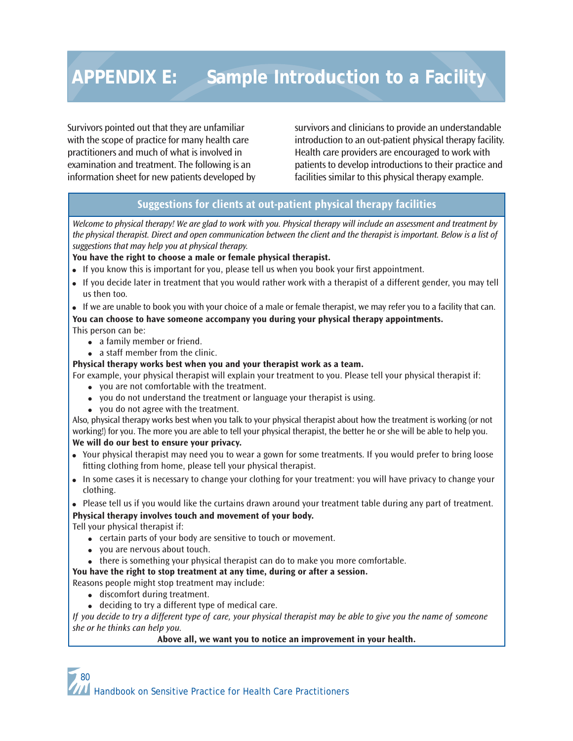# APPENDIX E: Sample Introduction to a Facility

Survivors pointed out that they are unfamiliar with the scope of practice for many health care practitioners and much of what is involved in examination and treatment. The following is an information sheet for new patients developed by survivors and clinicians to provide an understandable introduction to an out-patient physical therapy facility. Health care providers are encouraged to work with patients to develop introductions to their practice and facilities similar to this physical therapy example.

## Suggestions for clients at out-patient physical therapy facilities

*Welcome to physical therapy! We are glad to work with you. Physical therapy will include an assessment and treatment by the physical therapist. Direct and open communication between the client and the therapist is important. Below is a list of suggestions that may help you at physical therapy.*

**You have the right to choose a male or female physical therapist.**

- If you know this is important for you, please tell us when you book your first appointment.
- If you decide later in treatment that you would rather work with a therapist of a different gender, you may tell us then too.
- If we are unable to book you with your choice of a male or female therapist, we may refer you to a facility that can.

**You can choose to have someone accompany you during your physical therapy appointments.**

This person can be:

- a family member or friend.
- a staff member from the clinic.

**Physical therapy works best when you and your therapist work as a team.**

For example, your physical therapist will explain your treatment to you. Please tell your physical therapist if:

- you are not comfortable with the treatment.
- you do not understand the treatment or language your therapist is using.
- you do not agree with the treatment.

Also, physical therapy works best when you talk to your physical therapist about how the treatment is working (or not working!) for you. The more you are able to tell your physical therapist, the better he or she will be able to help you.

**We will do our best to ensure your privacy.**

- Your physical therapist may need you to wear a gown for some treatments. If you would prefer to bring loose fitting clothing from home, please tell your physical therapist.
- In some cases it is necessary to change your clothing for your treatment: you will have privacy to change your clothing.
- Please tell us if you would like the curtains drawn around your treatment table during any part of treatment.

**Physical therapy involves touch and movement of your body.**

Tell your physical therapist if:

- certain parts of your body are sensitive to touch or movement.
- you are nervous about touch.
- there is something your physical therapist can do to make you more comfortable.

**You have the right to stop treatment at any time, during or after a session.**

Reasons people might stop treatment may include:

- discomfort during treatment.
- deciding to try a different type of medical care.

*If you decide to try a different type of care, your physical therapist may be able to give you the name of someone she or he thinks can help you.*

**Above all, we want you to notice an improvement in your health.**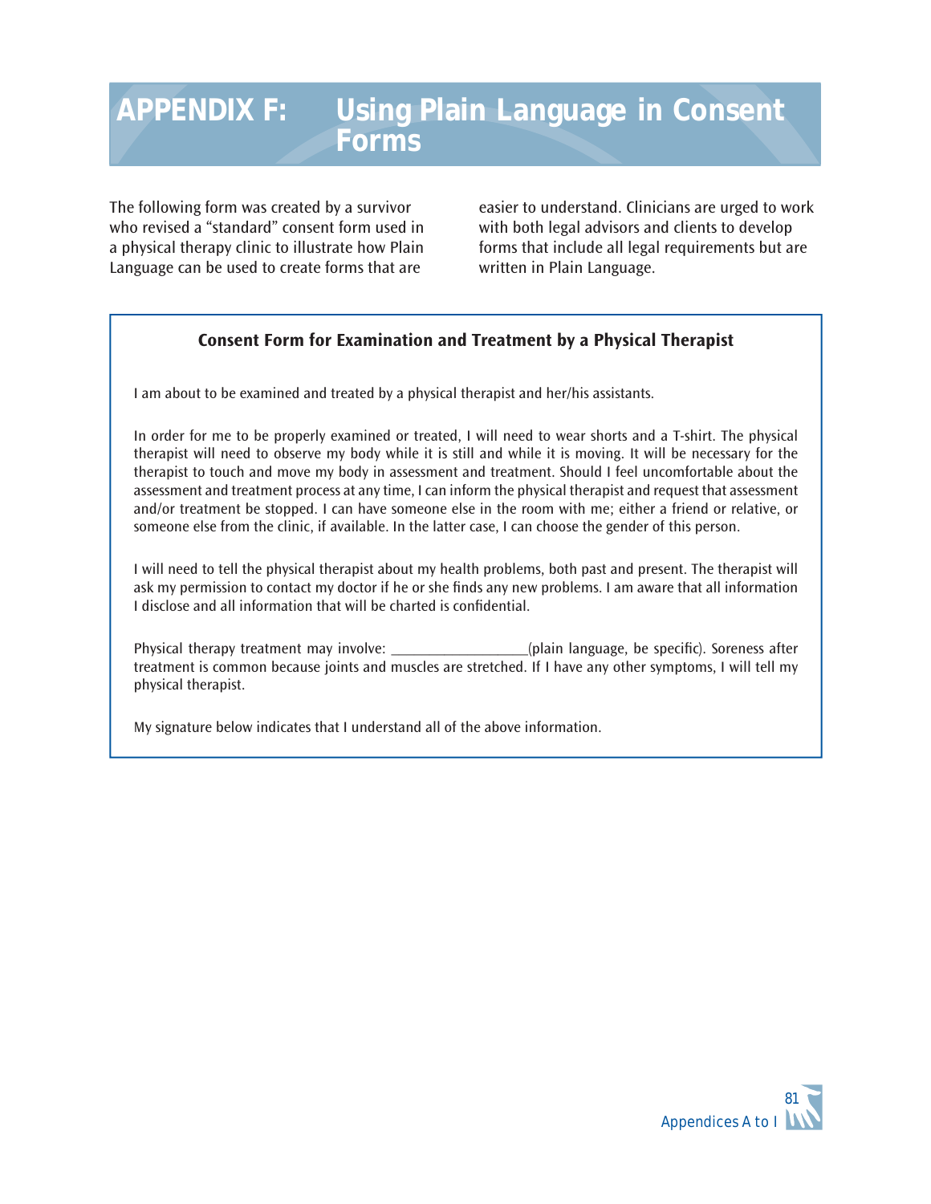# APPENDIX F: Using Plain Language in Consent Forms

The following form was created by a survivor who revised a "standard" consent form used in a physical therapy clinic to illustrate how Plain Language can be used to create forms that are easier to understand. Clinicians are urged to work with both legal advisors and clients to develop forms that include all legal requirements but are written in Plain Language.

**Consent Form for Examination and Treatment by a Physical Therapist**

I am about to be examined and treated by a physical therapist and her/his assistants.

In order for me to be properly examined or treated, I will need to wear shorts and a T-shirt. The physical therapist will need to observe my body while it is still and while it is moving. It will be necessary for the therapist to touch and move my body in assessment and treatment. Should I feel uncomfortable about the assessment and treatment process at any time, I can inform the physical therapist and request that assessment and/or treatment be stopped. I can have someone else in the room with me; either a friend or relative, or someone else from the clinic, if available. In the latter case, I can choose the gender of this person.

I will need to tell the physical therapist about my health problems, both past and present. The therapist will ask my permission to contact my doctor if he or she finds any new problems. I am aware that all information I disclose and all information that will be charted is confidential.

Physical therapy treatment may involve: ___________________(plain language, be specific). Soreness after treatment is common because joints and muscles are stretched. If I have any other symptoms, I will tell my physical therapist.

My signature below indicates that I understand all of the above information.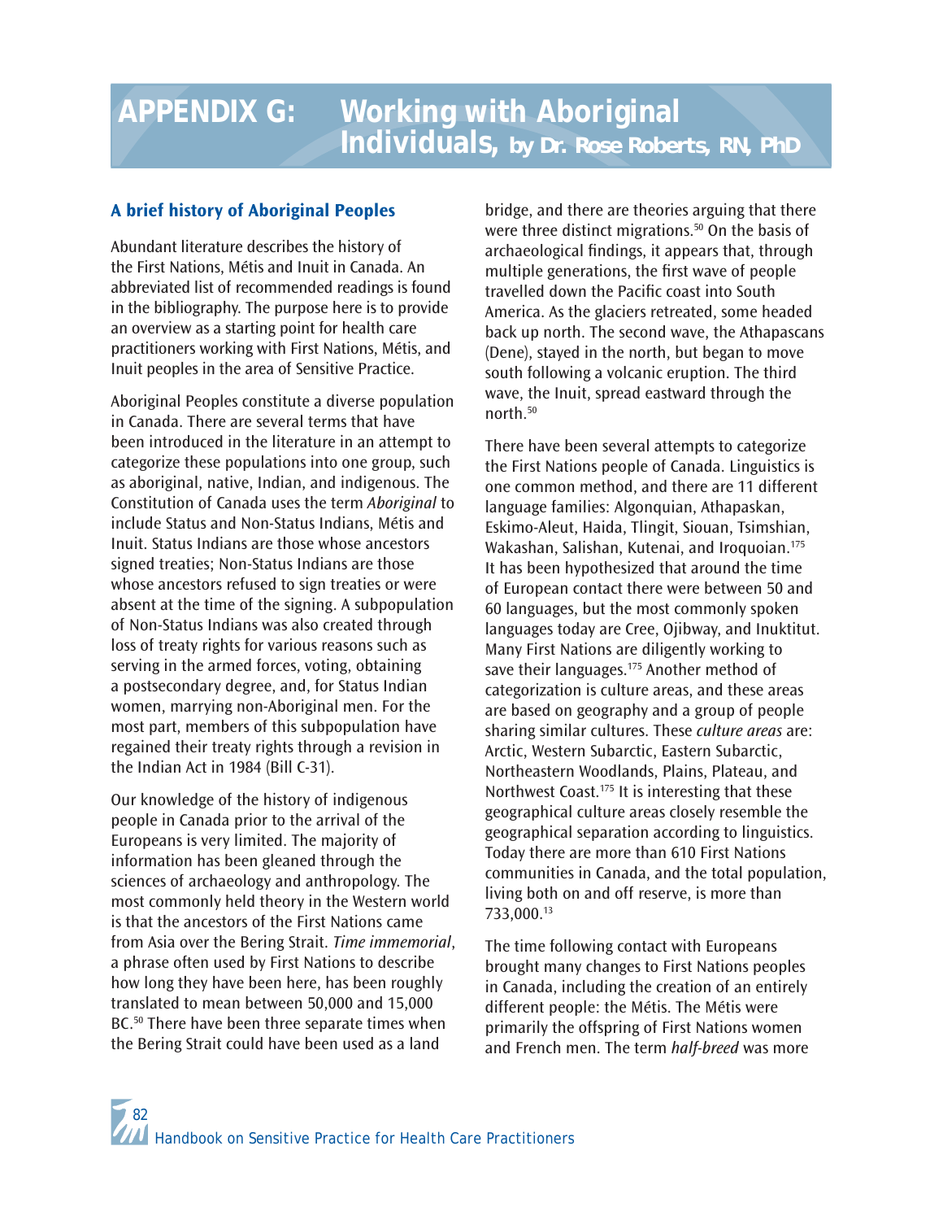# APPENDIX G: Working with Aboriginal Individuals, by Dr. Rose Roberts, RN, PhD

## A brief history of Aboriginal Peoples

Abundant literature describes the history of the First Nations, Métis and Inuit in Canada. An abbreviated list of recommended readings is found in the bibliography. The purpose here is to provide an overview as a starting point for health care practitioners working with First Nations, Métis, and Inuit peoples in the area of Sensitive Practice.

Aboriginal Peoples constitute a diverse population in Canada. There are several terms that have been introduced in the literature in an attempt to categorize these populations into one group, such as aboriginal, native, Indian, and indigenous. The Constitution of Canada uses the term *Aboriginal* to include Status and Non-Status Indians, Métis and Inuit. Status Indians are those whose ancestors signed treaties; Non-Status Indians are those whose ancestors refused to sign treaties or were absent at the time of the signing. A subpopulation of Non-Status Indians was also created through loss of treaty rights for various reasons such as serving in the armed forces, voting, obtaining a postsecondary degree, and, for Status Indian women, marrying non-Aboriginal men. For the most part, members of this subpopulation have regained their treaty rights through a revision in the Indian Act in 1984 (Bill C-31).

Our knowledge of the history of indigenous people in Canada prior to the arrival of the Europeans is very limited. The majority of information has been gleaned through the sciences of archaeology and anthropology. The most commonly held theory in the Western world is that the ancestors of the First Nations came from Asia over the Bering Strait. *Time immemorial*, a phrase often used by First Nations to describe how long they have been here, has been roughly translated to mean between 50,000 and 15,000 BC.[50] There have been three separate times when the Bering Strait could have been used as a land bridge, and there are theories arguing that there were three distinct migrations.[50] On the basis of archaeological findings, it appears that, through multiple generations, the first wave of people travelled down the Pacific coast into South America. As the glaciers retreated, some headed back up north. The second wave, the Athapascans (Dene), stayed in the north, but began to move south following a volcanic eruption. The third wave, the Inuit, spread eastward through the north.[50]

There have been several attempts to categorize the First Nations people of Canada. Linguistics is one common method, and there are 11 different language families: Algonquian, Athapaskan, Eskimo-Aleut, Haida, Tlingit, Siouan, Tsimshian, Wakashan, Salishan, Kutenai, and Iroquoian.[175] It has been hypothesized that around the time of European contact there were between 50 and 60 languages, but the most commonly spoken languages today are Cree, Ojibway, and Inuktitut. Many First Nations are diligently working to save their languages.[175] Another method of categorization is culture areas, and these areas are based on geography and a group of people sharing similar cultures. These *culture areas* are: Arctic, Western Subarctic, Eastern Subarctic, Northeastern Woodlands, Plains, Plateau, and Northwest Coast.[175] It is interesting that these geographical culture areas closely resemble the geographical separation according to linguistics. Today there are more than 610 First Nations communities in Canada, and the total population, living both on and off reserve, is more than 733,000.[13]

The time following contact with Europeans brought many changes to First Nations peoples in Canada, including the creation of an entirely different people: the Métis. The Métis were primarily the offspring of First Nations women and French men. The term *half-breed* was more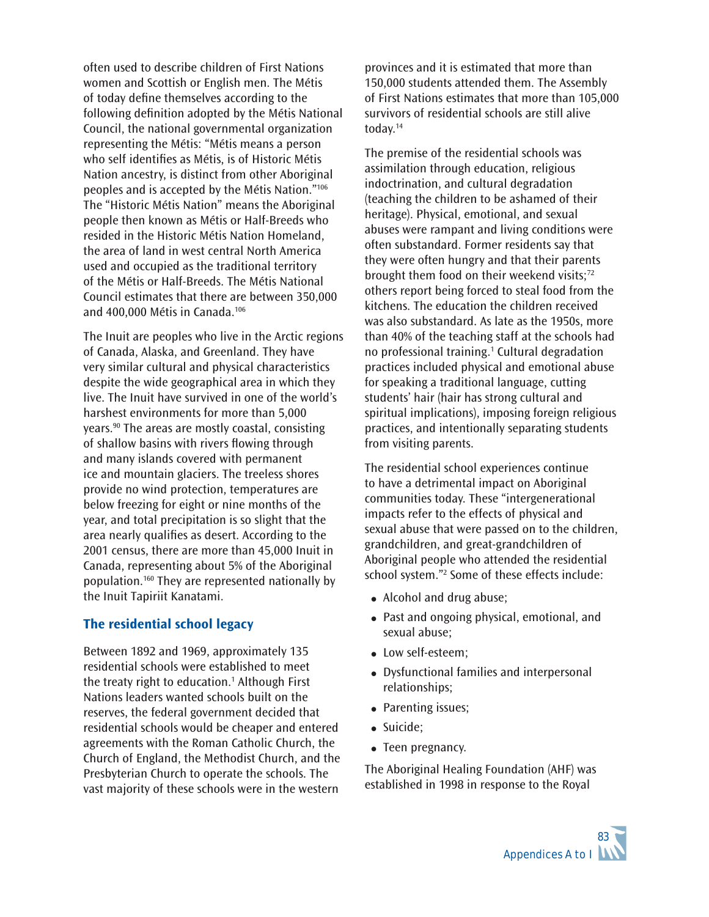often used to describe children of First Nations women and Scottish or English men. The Métis of today define themselves according to the following definition adopted by the Métis National Council, the national governmental organization representing the Métis: "Métis means a person who self identifies as Métis, is of Historic Métis Nation ancestry, is distinct from other Aboriginal peoples and is accepted by the Métis Nation."[106] The "Historic Métis Nation" means the Aboriginal people then known as Métis or Half-Breeds who resided in the Historic Métis Nation Homeland, the area of land in west central North America used and occupied as the traditional territory of the Métis or Half-Breeds. The Métis National Council estimates that there are between 350,000 and 400,000 Métis in Canada.[106]

The Inuit are peoples who live in the Arctic regions of Canada, Alaska, and Greenland. They have very similar cultural and physical characteristics despite the wide geographical area in which they live. The Inuit have survived in one of the world's harshest environments for more than 5,000 years.[90] The areas are mostly coastal, consisting of shallow basins with rivers flowing through and many islands covered with permanent ice and mountain glaciers. The treeless shores provide no wind protection, temperatures are below freezing for eight or nine months of the year, and total precipitation is so slight that the area nearly qualifies as desert. According to the 2001 census, there are more than 45,000 Inuit in Canada, representing about 5% of the Aboriginal population.[160] They are represented nationally by the Inuit Tapiriit Kanatami.

## The residential school legacy

Between 1892 and 1969, approximately 135 residential schools were established to meet the treaty right to education.[1] Although First Nations leaders wanted schools built on the reserves, the federal government decided that residential schools would be cheaper and entered agreements with the Roman Catholic Church, the Church of England, the Methodist Church, and the Presbyterian Church to operate the schools. The vast majority of these schools were in the western provinces and it is estimated that more than 150,000 students attended them. The Assembly of First Nations estimates that more than 105,000 survivors of residential schools are still alive today.[14]

The premise of the residential schools was assimilation through education, religious indoctrination, and cultural degradation (teaching the children to be ashamed of their heritage). Physical, emotional, and sexual abuses were rampant and living conditions were often substandard. Former residents say that they were often hungry and that their parents brought them food on their weekend visits;[72] others report being forced to steal food from the kitchens. The education the children received was also substandard. As late as the 1950s, more than 40% of the teaching staff at the schools had no professional training.[1] Cultural degradation practices included physical and emotional abuse for speaking a traditional language, cutting students' hair (hair has strong cultural and spiritual implications), imposing foreign religious practices, and intentionally separating students from visiting parents.

The residential school experiences continue to have a detrimental impact on Aboriginal communities today. These "intergenerational impacts refer to the effects of physical and sexual abuse that were passed on to the children, grandchildren, and great-grandchildren of Aboriginal people who attended the residential school system."[2] Some of these effects include:

- Alcohol and drug abuse;
- Past and ongoing physical, emotional, and sexual abuse;
- Low self-esteem;
- Dysfunctional families and interpersonal relationships;
- Parenting issues;
- Suicide;
- Teen pregnancy.

The Aboriginal Healing Foundation (AHF) was established in 1998 in response to the Royal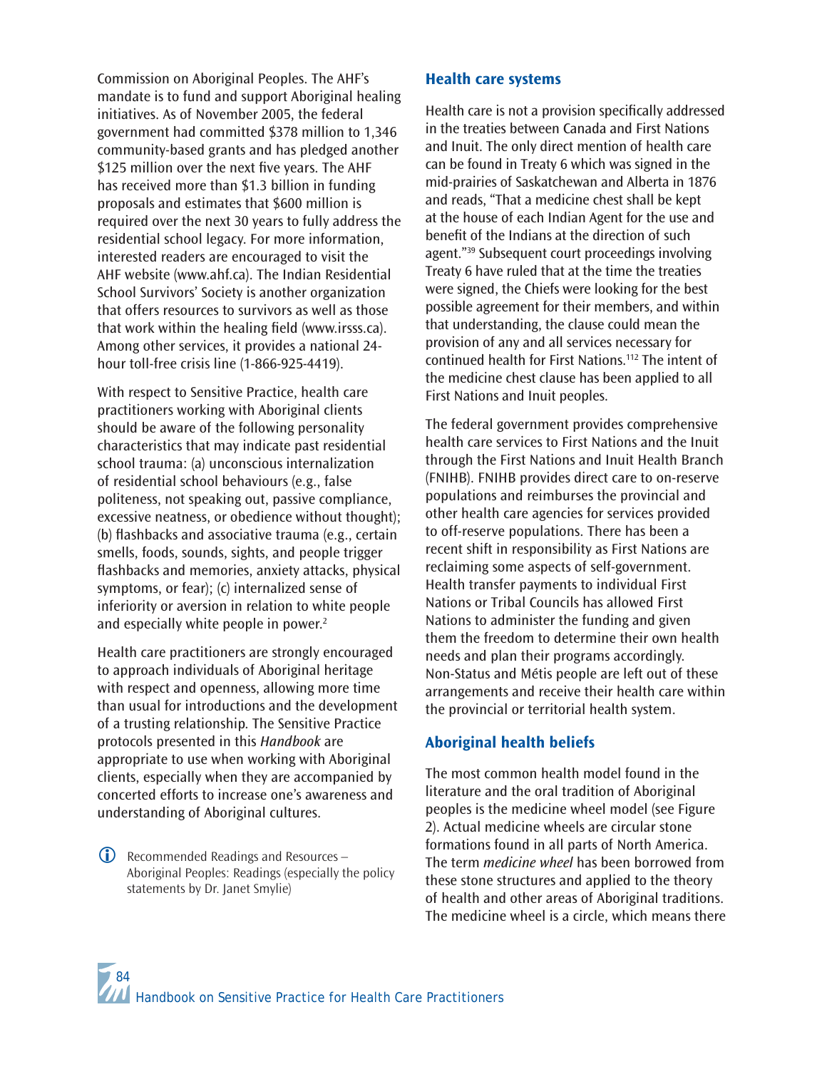Commission on Aboriginal Peoples. The AHF's mandate is to fund and support Aboriginal healing initiatives. As of November 2005, the federal government had committed $378 million to 1,346 community-based grants and has pledged another $125 million over the next five years. The AHF has received more than $1.3 billion in funding proposals and estimates that $600 million is required over the next 30 years to fully address the residential school legacy. For more information, interested readers are encouraged to visit the AHF website (www.ahf.ca). The Indian Residential School Survivors' Society is another organization that offers resources to survivors as well as those that work within the healing field (www.irsss.ca). Among other services, it provides a national 24-hour toll-free crisis line (1-866-925-4419).

With respect to Sensitive Practice, health care practitioners working with Aboriginal clients should be aware of the following personality characteristics that may indicate past residential school trauma: (a) unconscious internalization of residential school behaviours (e.g., false politeness, not speaking out, passive compliance, excessive neatness, or obedience without thought); (b) flashbacks and associative trauma (e.g., certain smells, foods, sounds, sights, and people trigger flashbacks and memories, anxiety attacks, physical symptoms, or fear); (c) internalized sense of inferiority or aversion in relation to white people and especially white people in power.[2]

Health care practitioners are strongly encouraged to approach individuals of Aboriginal heritage with respect and openness, allowing more time than usual for introductions and the development of a trusting relationship. The Sensitive Practice protocols presented in this *Handbook* are appropriate to use when working with Aboriginal clients, especially when they are accompanied by concerted efforts to increase one's awareness and understanding of Aboriginal cultures.

> Recommended Readings and Resources – Aboriginal Peoples: Readings (especially the policy statements by Dr. Janet Smylie)

## Health care systems

Health care is not a provision specifically addressed in the treaties between Canada and First Nations and Inuit. The only direct mention of health care can be found in Treaty 6 which was signed in the mid-prairies of Saskatchewan and Alberta in 1876 and reads, "That a medicine chest shall be kept at the house of each Indian Agent for the use and benefit of the Indians at the direction of such agent."[39] Subsequent court proceedings involving Treaty 6 have ruled that at the time the treaties were signed, the Chiefs were looking for the best possible agreement for their members, and within that understanding, the clause could mean the provision of any and all services necessary for continued health for First Nations.[112] The intent of the medicine chest clause has been applied to all First Nations and Inuit peoples.

The federal government provides comprehensive health care services to First Nations and the Inuit through the First Nations and Inuit Health Branch (FNIHB). FNIHB provides direct care to on-reserve populations and reimburses the provincial and other health care agencies for services provided to off-reserve populations. There has been a recent shift in responsibility as First Nations are reclaiming some aspects of self-government. Health transfer payments to individual First Nations or Tribal Councils has allowed First Nations to administer the funding and given them the freedom to determine their own health needs and plan their programs accordingly. Non-Status and Métis people are left out of these arrangements and receive their health care within the provincial or territorial health system.

## Aboriginal health beliefs

The most common health model found in the literature and the oral tradition of Aboriginal peoples is the medicine wheel model (see Figure 2). Actual medicine wheels are circular stone formations found in all parts of North America. The term *medicine wheel* has been borrowed from these stone structures and applied to the theory of health and other areas of Aboriginal traditions. The medicine wheel is a circle, which means there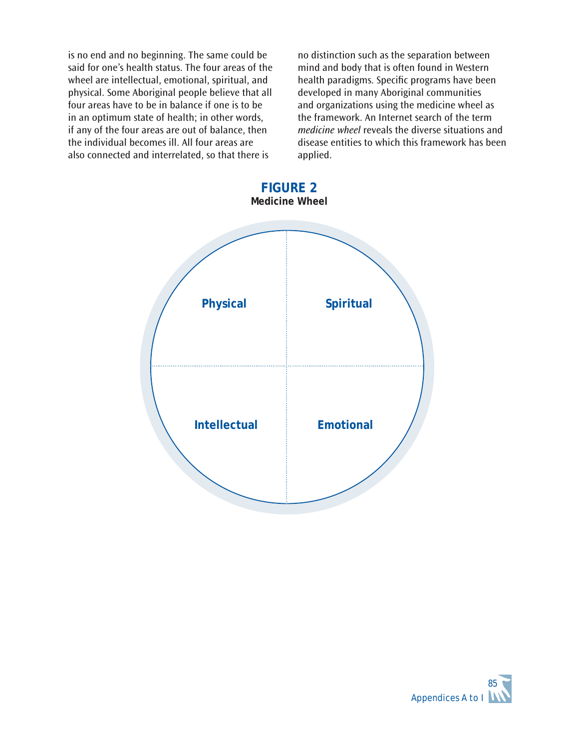is no end and no beginning. The same could be said for one's health status. The four areas of the wheel are intellectual, emotional, spiritual, and physical. Some Aboriginal people believe that all four areas have to be in balance if one is to be in an optimum state of health; in other words, if any of the four areas are out of balance, then the individual becomes ill. All four areas are also connected and interrelated, so that there is no distinction such as the separation between mind and body that is often found in Western health paradigms. Specific programs have been developed in many Aboriginal communities and organizations using the medicine wheel as the framework. An Internet search of the term *medicine wheel* reveals the diverse situations and disease entities to which this framework has been applied.

**FIGURE 2**
**Medicine Wheel**

| Physical | Spiritual |
|---|---|
| Intellectual | Emotional |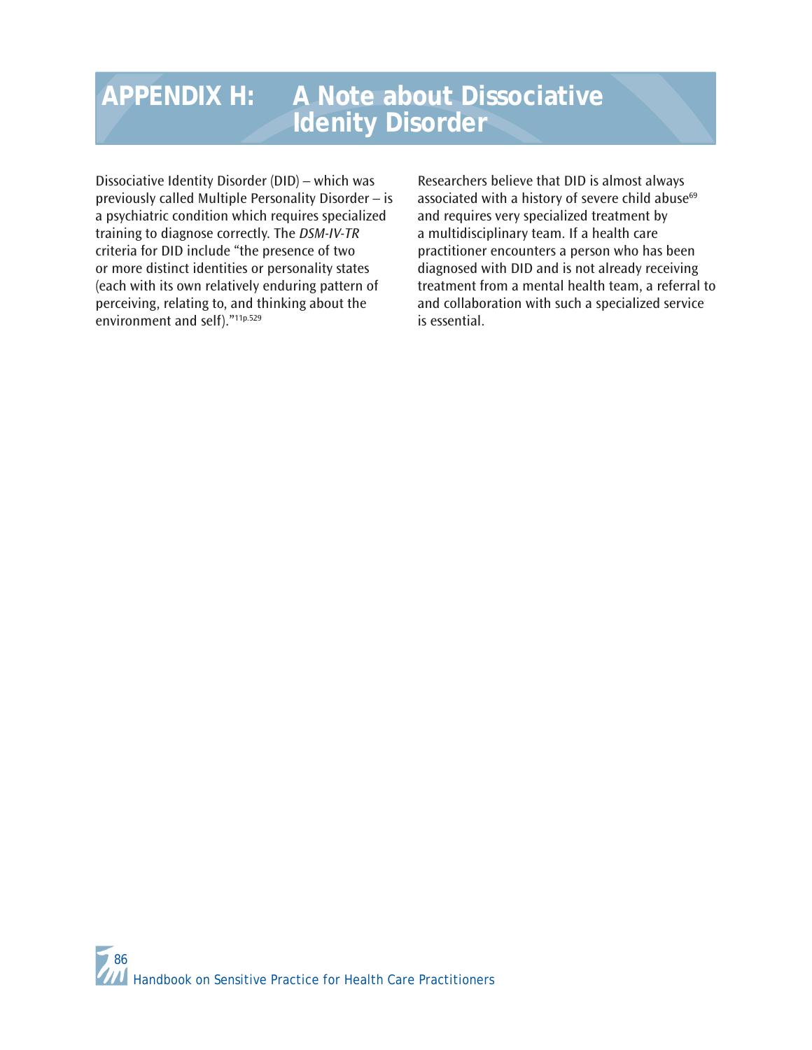# APPENDIX H: A Note about Dissociative Idenity Disorder

Dissociative Identity Disorder (DID) – which was previously called Multiple Personality Disorder – is a psychiatric condition which requires specialized training to diagnose correctly. The *DSM-IV-TR* criteria for DID include "the presence of two or more distinct identities or personality states (each with its own relatively enduring pattern of perceiving, relating to, and thinking about the environment and self)."[11p.529]

Researchers believe that DID is almost always associated with a history of severe child abuse[69] and requires very specialized treatment by a multidisciplinary team. If a health care practitioner encounters a person who has been diagnosed with DID and is not already receiving treatment from a mental health team, a referral to and collaboration with such a specialized service is essential.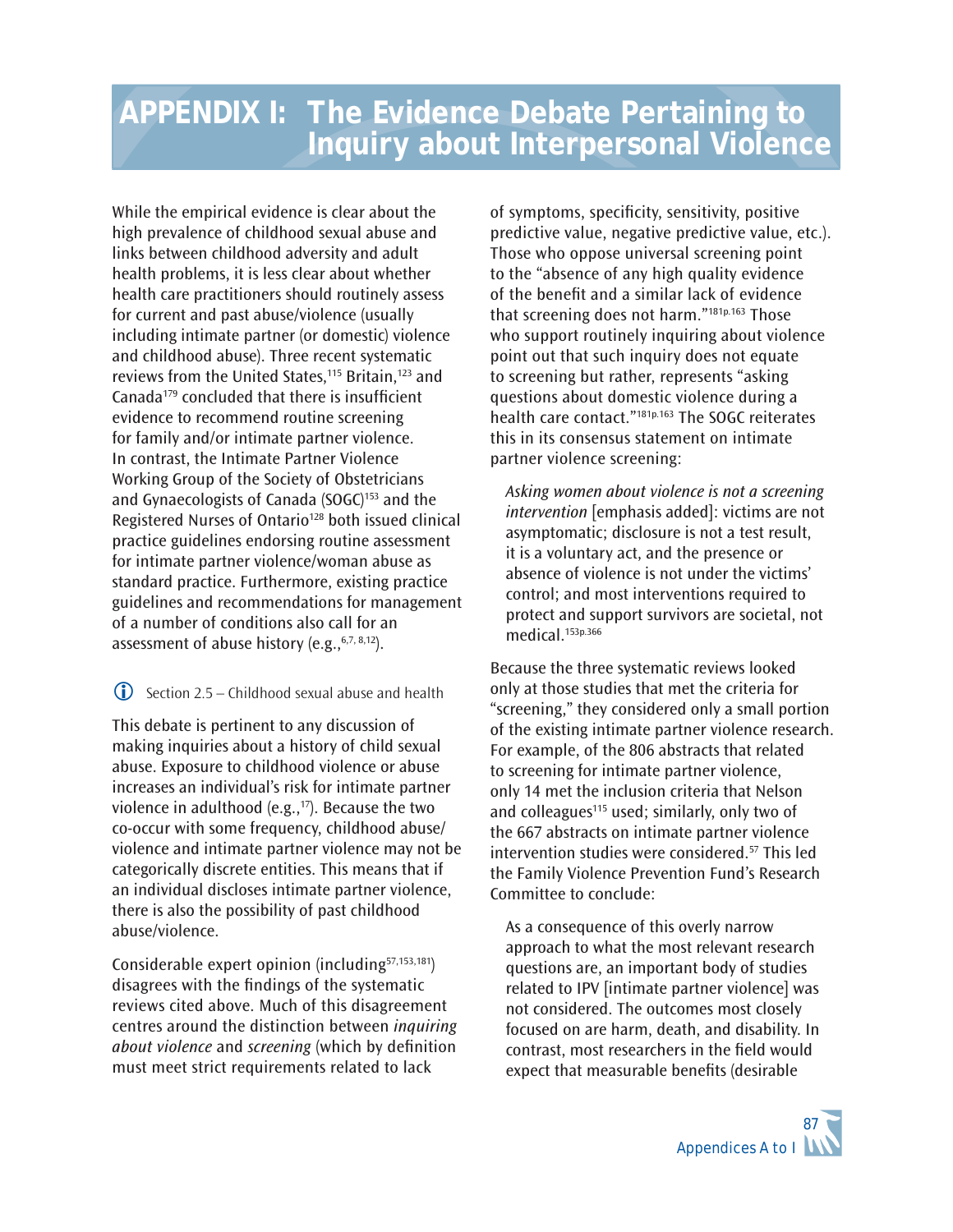# APPENDIX I: The Evidence Debate Pertaining to Inquiry about Interpersonal Violence

While the empirical evidence is clear about the high prevalence of childhood sexual abuse and links between childhood adversity and adult health problems, it is less clear about whether health care practitioners should routinely assess for current and past abuse/violence (usually including intimate partner (or domestic) violence and childhood abuse). Three recent systematic reviews from the United States,[115] Britain,[123] and Canada[179] concluded that there is insufficient evidence to recommend routine screening for family and/or intimate partner violence. In contrast, the Intimate Partner Violence Working Group of the Society of Obstetricians and Gynaecologists of Canada (SOGC)[153] and the Registered Nurses of Ontario[128] both issued clinical practice guidelines endorsing routine assessment for intimate partner violence/woman abuse as standard practice. Furthermore, existing practice guidelines and recommendations for management of a number of conditions also call for an assessment of abuse history (e.g.,[6,7,8,12]).

Section 2.5 – Childhood sexual abuse and health

This debate is pertinent to any discussion of making inquiries about a history of child sexual abuse. Exposure to childhood violence or abuse increases an individual's risk for intimate partner violence in adulthood (e.g.,[17]). Because the two co-occur with some frequency, childhood abuse/violence and intimate partner violence may not be categorically discrete entities. This means that if an individual discloses intimate partner violence, there is also the possibility of past childhood abuse/violence.

Considerable expert opinion (including[57,153,181]) disagrees with the findings of the systematic reviews cited above. Much of this disagreement centres around the distinction between *inquiring about violence* and *screening* (which by definition must meet strict requirements related to lack of symptoms, specificity, sensitivity, positive predictive value, negative predictive value, etc.). Those who oppose universal screening point to the "absence of any high quality evidence of the benefit and a similar lack of evidence that screening does not harm."[181p.163] Those who support routinely inquiring about violence point out that such inquiry does not equate to screening but rather, represents "asking questions about domestic violence during a health care contact."[181p.163] The SOGC reiterates this in its consensus statement on intimate partner violence screening:

> *Asking women about violence is not a screening intervention* [emphasis added]: victims are not asymptomatic; disclosure is not a test result, it is a voluntary act, and the presence or absence of violence is not under the victims' control; and most interventions required to protect and support survivors are societal, not medical.[153p.366]

Because the three systematic reviews looked only at those studies that met the criteria for "screening," they considered only a small portion of the existing intimate partner violence research. For example, of the 806 abstracts that related to screening for intimate partner violence, only 14 met the inclusion criteria that Nelson and colleagues[115] used; similarly, only two of the 667 abstracts on intimate partner violence intervention studies were considered.[57] This led the Family Violence Prevention Fund's Research Committee to conclude:

> As a consequence of this overly narrow approach to what the most relevant research questions are, an important body of studies related to IPV [intimate partner violence] was not considered. The outcomes most closely focused on are harm, death, and disability. In contrast, most researchers in the field would expect that measurable benefits (desirable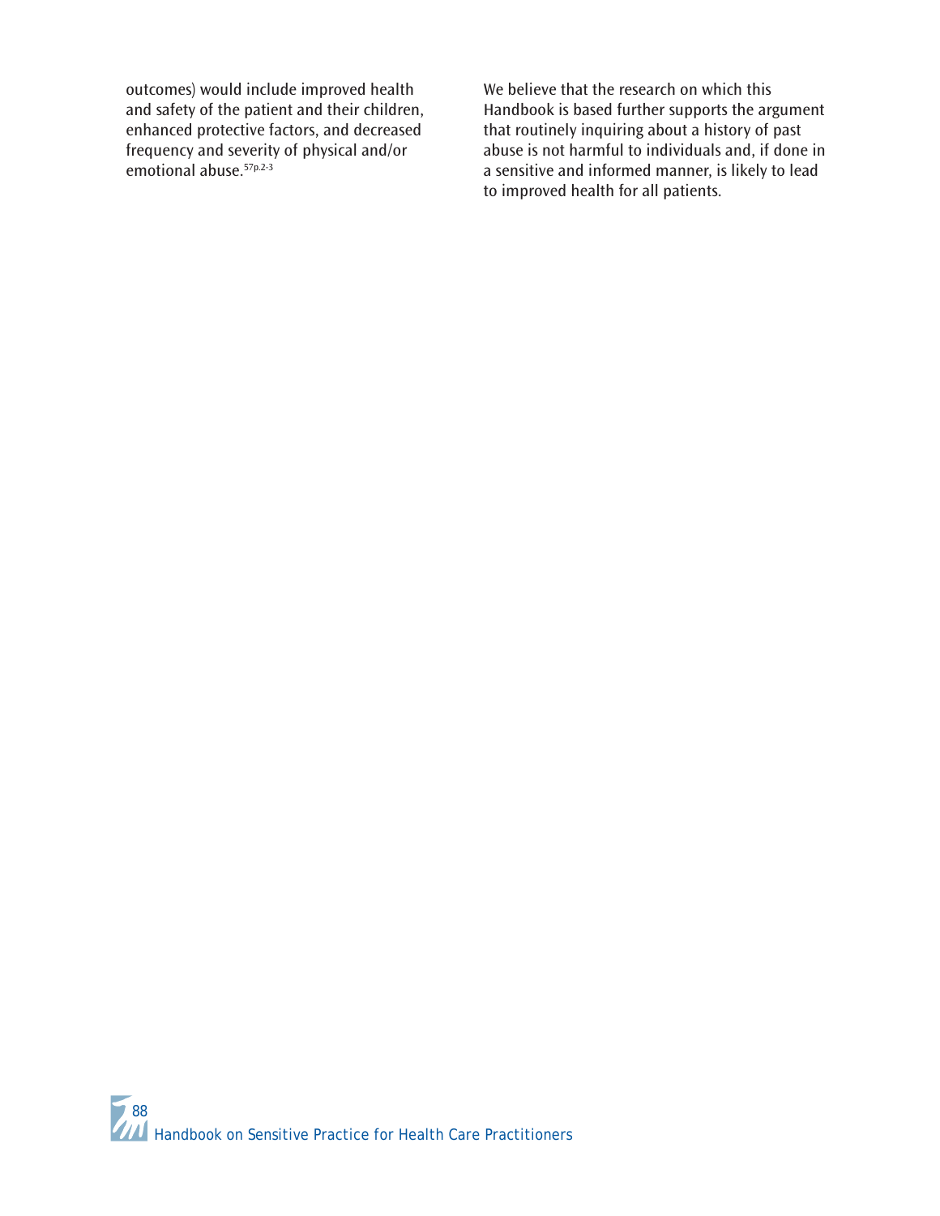outcomes) would include improved health and safety of the patient and their children, enhanced protective factors, and decreased frequency and severity of physical and/or emotional abuse.[57p.2-3]

We believe that the research on which this Handbook is based further supports the argument that routinely inquiring about a history of past abuse is not harmful to individuals and, if done in a sensitive and informed manner, is likely to lead to improved health for all patients.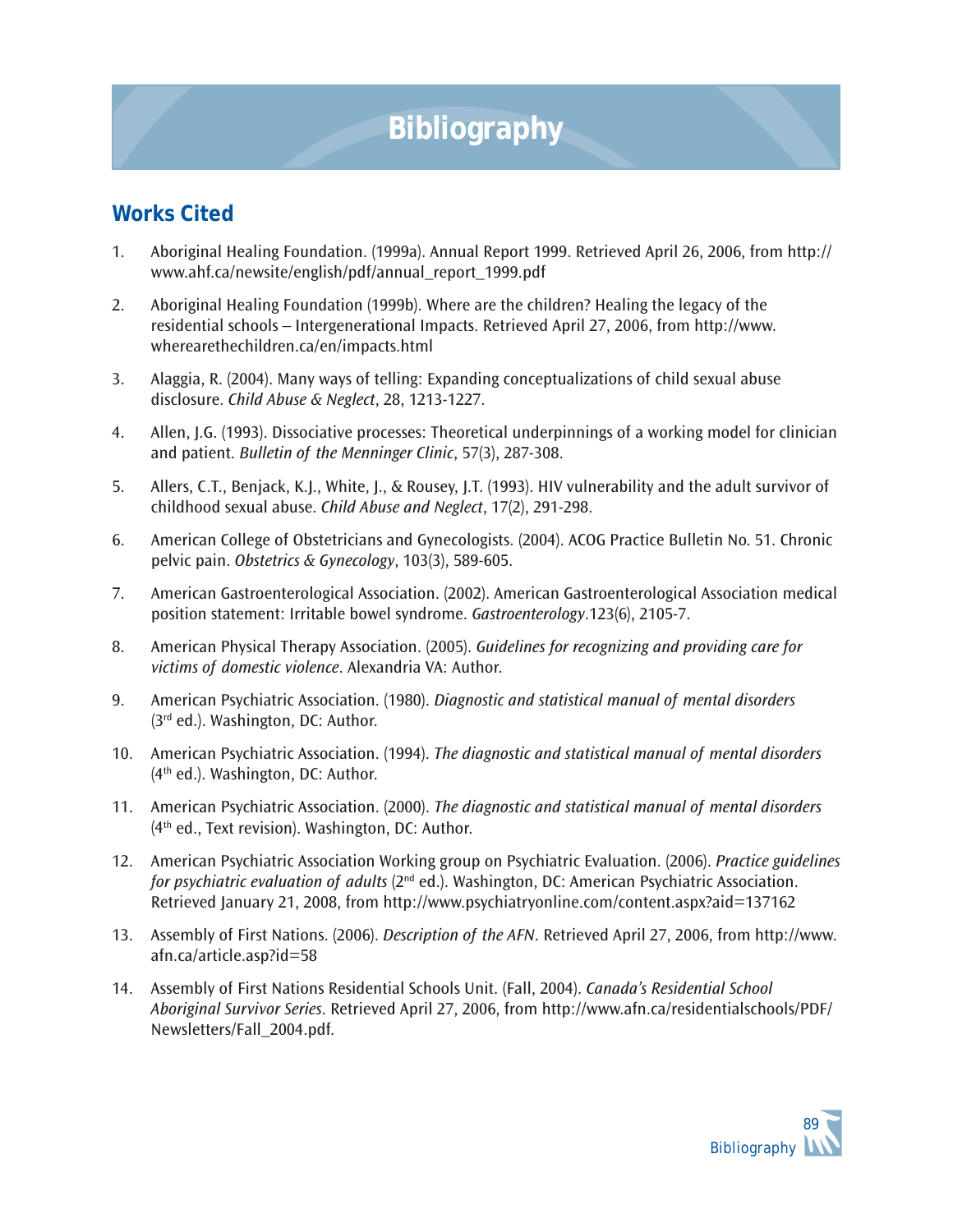# Bibliography

## Works Cited

1. Aboriginal Healing Foundation. (1999a). Annual Report 1999. Retrieved April 26, 2006, from http://www.ahf.ca/newsite/english/pdf/annual_report_1999.pdf

2. Aboriginal Healing Foundation (1999b). Where are the children? Healing the legacy of the residential schools – Intergenerational Impacts. Retrieved April 27, 2006, from http://www.wherearethechildren.ca/en/impacts.html

3. Alaggia, R. (2004). Many ways of telling: Expanding conceptualizations of child sexual abuse disclosure. *Child Abuse & Neglect*, 28, 1213-1227.

4. Allen, J.G. (1993). Dissociative processes: Theoretical underpinnings of a working model for clinician and patient. *Bulletin of the Menninger Clinic*, 57(3), 287-308.

5. Allers, C.T., Benjack, K.J., White, J., & Rousey, J.T. (1993). HIV vulnerability and the adult survivor of childhood sexual abuse. *Child Abuse and Neglect*, 17(2), 291-298.

6. American College of Obstetricians and Gynecologists. (2004). ACOG Practice Bulletin No. 51. Chronic pelvic pain. *Obstetrics & Gynecology*, 103(3), 589-605.

7. American Gastroenterological Association. (2002). American Gastroenterological Association medical position statement: Irritable bowel syndrome. *Gastroenterology*.123(6), 2105-7.

8. American Physical Therapy Association. (2005). *Guidelines for recognizing and providing care for victims of domestic violence*. Alexandria VA: Author.

9. American Psychiatric Association. (1980). *Diagnostic and statistical manual of mental disorders* (3rd ed.). Washington, DC: Author.

10. American Psychiatric Association. (1994). *The diagnostic and statistical manual of mental disorders* (4th ed.). Washington, DC: Author.

11. American Psychiatric Association. (2000). *The diagnostic and statistical manual of mental disorders* (4th ed., Text revision). Washington, DC: Author.

12. American Psychiatric Association Working group on Psychiatric Evaluation. (2006). *Practice guidelines for psychiatric evaluation of adults* (2nd ed.). Washington, DC: American Psychiatric Association. Retrieved January 21, 2008, from http://www.psychiatryonline.com/content.aspx?aid=137162

13. Assembly of First Nations. (2006). *Description of the AFN*. Retrieved April 27, 2006, from http://www.afn.ca/article.asp?id=58

14. Assembly of First Nations Residential Schools Unit. (Fall, 2004). *Canada's Residential School Aboriginal Survivor Series*. Retrieved April 27, 2006, from http://www.afn.ca/residentialschools/PDF/Newsletters/Fall_2004.pdf.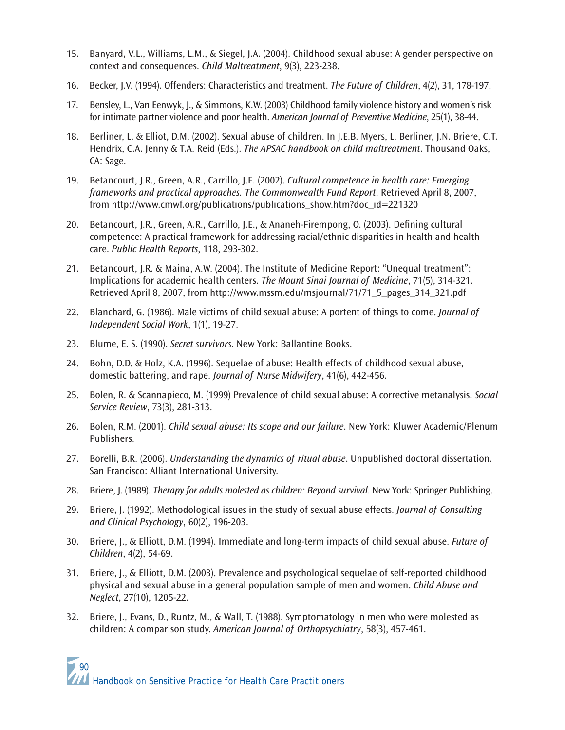15. Banyard, V.L., Williams, L.M., & Siegel, J.A. (2004). Childhood sexual abuse: A gender perspective on context and consequences. *Child Maltreatment*, 9(3), 223-238.

16. Becker, J.V. (1994). Offenders: Characteristics and treatment. *The Future of Children*, 4(2), 31, 178-197.

17. Bensley, L., Van Eenwyk, J., & Simmons, K.W. (2003) Childhood family violence history and women's risk for intimate partner violence and poor health. *American Journal of Preventive Medicine*, 25(1), 38-44.

18. Berliner, L. & Elliot, D.M. (2002). Sexual abuse of children. In J.E.B. Myers, L. Berliner, J.N. Briere, C.T. Hendrix, C.A. Jenny & T.A. Reid (Eds.). *The APSAC handbook on child maltreatment*. Thousand Oaks, CA: Sage.

19. Betancourt, J.R., Green, A.R., Carrillo, J.E. (2002). *Cultural competence in health care: Emerging frameworks and practical approaches. The Commonwealth Fund Report*. Retrieved April 8, 2007, from http://www.cmwf.org/publications/publications_show.htm?doc_id=221320

20. Betancourt, J.R., Green, A.R., Carrillo, J.E., & Ananeh-Firempong, O. (2003). Defining cultural competence: A practical framework for addressing racial/ethnic disparities in health and health care. *Public Health Reports*, 118, 293-302.

21. Betancourt, J.R. & Maina, A.W. (2004). The Institute of Medicine Report: "Unequal treatment": Implications for academic health centers. *The Mount Sinai Journal of Medicine*, 71(5), 314-321. Retrieved April 8, 2007, from http://www.mssm.edu/msjournal/71/71_5_pages_314_321.pdf

22. Blanchard, G. (1986). Male victims of child sexual abuse: A portent of things to come. *Journal of Independent Social Work*, 1(1), 19-27.

23. Blume, E. S. (1990). *Secret survivors*. New York: Ballantine Books.

24. Bohn, D.D. & Holz, K.A. (1996). Sequelae of abuse: Health effects of childhood sexual abuse, domestic battering, and rape. *Journal of Nurse Midwifery*, 41(6), 442-456.

25. Bolen, R. & Scannapieco, M. (1999) Prevalence of child sexual abuse: A corrective metanalysis. *Social Service Review*, 73(3), 281-313.

26. Bolen, R.M. (2001). *Child sexual abuse: Its scope and our failure*. New York: Kluwer Academic/Plenum Publishers.

27. Borelli, B.R. (2006). *Understanding the dynamics of ritual abuse*. Unpublished doctoral dissertation. San Francisco: Alliant International University.

28. Briere, J. (1989). *Therapy for adults molested as children: Beyond survival*. New York: Springer Publishing.

29. Briere, J. (1992). Methodological issues in the study of sexual abuse effects. *Journal of Consulting and Clinical Psychology*, 60(2), 196-203.

30. Briere, J., & Elliott, D.M. (1994). Immediate and long-term impacts of child sexual abuse. *Future of Children*, 4(2), 54-69.

31. Briere, J., & Elliott, D.M. (2003). Prevalence and psychological sequelae of self-reported childhood physical and sexual abuse in a general population sample of men and women. *Child Abuse and Neglect*, 27(10), 1205-22.

32. Briere, J., Evans, D., Runtz, M., & Wall, T. (1988). Symptomatology in men who were molested as children: A comparison study. *American Journal of Orthopsychiatry*, 58(3), 457-461.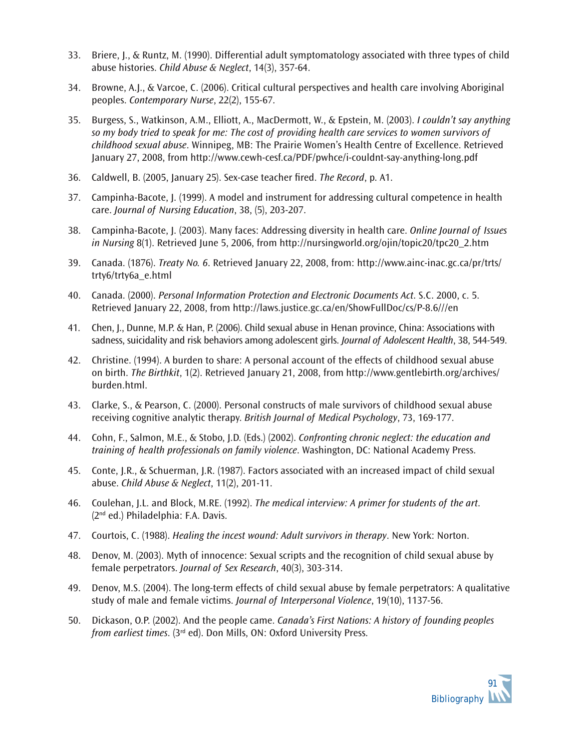33. Briere, J., & Runtz, M. (1990). Differential adult symptomatology associated with three types of child abuse histories. *Child Abuse & Neglect*, 14(3), 357-64.

34. Browne, A.J., & Varcoe, C. (2006). Critical cultural perspectives and health care involving Aboriginal peoples. *Contemporary Nurse*, 22(2), 155-67.

35. Burgess, S., Watkinson, A.M., Elliott, A., MacDermott, W., & Epstein, M. (2003). *I couldn't say anything so my body tried to speak for me: The cost of providing health care services to women survivors of childhood sexual abuse*. Winnipeg, MB: The Prairie Women's Health Centre of Excellence. Retrieved January 27, 2008, from http://www.cewh-cesf.ca/PDF/pwhce/i-couldnt-say-anything-long.pdf

36. Caldwell, B. (2005, January 25). Sex-case teacher fired. *The Record*, p. A1.

37. Campinha-Bacote, J. (1999). A model and instrument for addressing cultural competence in health care. *Journal of Nursing Education*, 38, (5), 203-207.

38. Campinha-Bacote, J. (2003). Many faces: Addressing diversity in health care. *Online Journal of Issues in Nursing* 8(1). Retrieved June 5, 2006, from http://nursingworld.org/ojin/topic20/tpc20_2.htm

39. Canada. (1876). *Treaty No. 6*. Retrieved January 22, 2008, from: http://www.ainc-inac.gc.ca/pr/trts/trty6/trty6a_e.html

40. Canada. (2000). *Personal Information Protection and Electronic Documents Act*. S.C. 2000, c. 5. Retrieved January 22, 2008, from http://laws.justice.gc.ca/en/ShowFullDoc/cs/P-8.6///en

41. Chen, J., Dunne, M.P. & Han, P. (2006). Child sexual abuse in Henan province, China: Associations with sadness, suicidality and risk behaviors among adolescent girls. *Journal of Adolescent Health*, 38, 544-549.

42. Christine. (1994). A burden to share: A personal account of the effects of childhood sexual abuse on birth. *The Birthkit*, 1(2). Retrieved January 21, 2008, from http://www.gentlebirth.org/archives/burden.html.

43. Clarke, S., & Pearson, C. (2000). Personal constructs of male survivors of childhood sexual abuse receiving cognitive analytic therapy. *British Journal of Medical Psychology*, 73, 169-177.

44. Cohn, F., Salmon, M.E., & Stobo, J.D. (Eds.) (2002). *Confronting chronic neglect: the education and training of health professionals on family violence*. Washington, DC: National Academy Press.

45. Conte, J.R., & Schuerman, J.R. (1987). Factors associated with an increased impact of child sexual abuse. *Child Abuse & Neglect*, 11(2), 201-11.

46. Coulehan, J.L. and Block, M.RE. (1992). *The medical interview: A primer for students of the art*. (2nd ed.) Philadelphia: F.A. Davis.

47. Courtois, C. (1988). *Healing the incest wound: Adult survivors in therapy*. New York: Norton.

48. Denov, M. (2003). Myth of innocence: Sexual scripts and the recognition of child sexual abuse by female perpetrators. *Journal of Sex Research*, 40(3), 303-314.

49. Denov, M.S. (2004). The long-term effects of child sexual abuse by female perpetrators: A qualitative study of male and female victims. *Journal of Interpersonal Violence*, 19(10), 1137-56.

50. Dickason, O.P. (2002). And the people came. *Canada's First Nations: A history of founding peoples from earliest times*. (3rd ed). Don Mills, ON: Oxford University Press.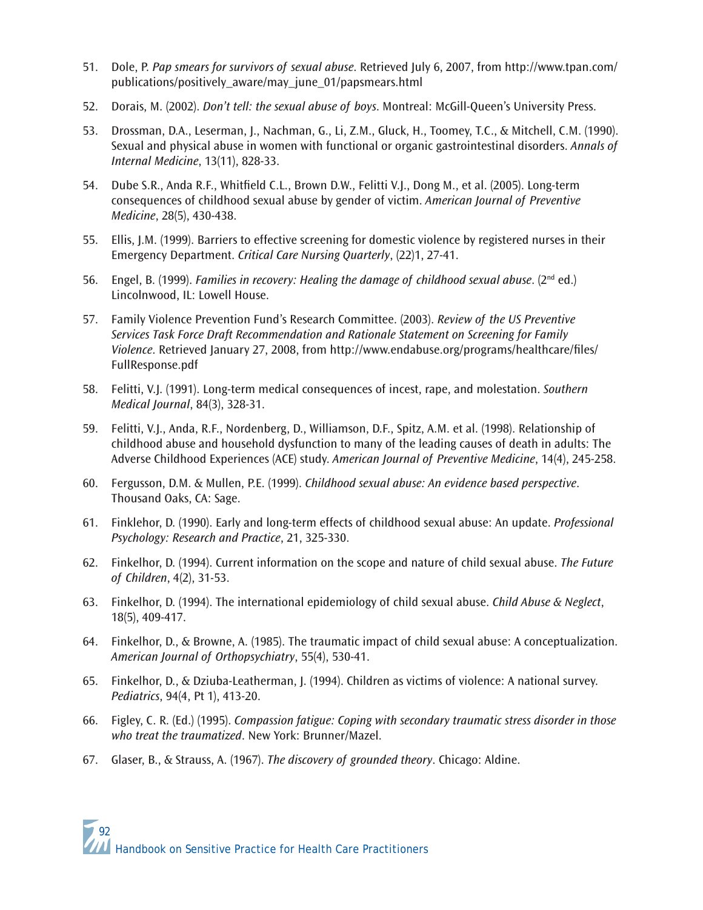51. Dole, P. *Pap smears for survivors of sexual abuse*. Retrieved July 6, 2007, from http://www.tpan.com/publications/positively_aware/may_june_01/papsmears.html

52. Dorais, M. (2002). *Don't tell: the sexual abuse of boys*. Montreal: McGill-Queen's University Press.

53. Drossman, D.A., Leserman, J., Nachman, G., Li, Z.M., Gluck, H., Toomey, T.C., & Mitchell, C.M. (1990). Sexual and physical abuse in women with functional or organic gastrointestinal disorders. *Annals of Internal Medicine*, 13(11), 828-33.

54. Dube S.R., Anda R.F., Whitfield C.L., Brown D.W., Felitti V.J., Dong M., et al. (2005). Long-term consequences of childhood sexual abuse by gender of victim. *American Journal of Preventive Medicine*, 28(5), 430-438.

55. Ellis, J.M. (1999). Barriers to effective screening for domestic violence by registered nurses in their Emergency Department. *Critical Care Nursing Quarterly*, (22)1, 27-41.

56. Engel, B. (1999). *Families in recovery: Healing the damage of childhood sexual abuse*. (2nd ed.) Lincolnwood, IL: Lowell House.

57. Family Violence Prevention Fund's Research Committee. (2003). *Review of the US Preventive Services Task Force Draft Recommendation and Rationale Statement on Screening for Family Violence*. Retrieved January 27, 2008, from http://www.endabuse.org/programs/healthcare/files/FullResponse.pdf

58. Felitti, V.J. (1991). Long-term medical consequences of incest, rape, and molestation. *Southern Medical Journal*, 84(3), 328-31.

59. Felitti, V.J., Anda, R.F., Nordenberg, D., Williamson, D.F., Spitz, A.M. et al. (1998). Relationship of childhood abuse and household dysfunction to many of the leading causes of death in adults: The Adverse Childhood Experiences (ACE) study. *American Journal of Preventive Medicine*, 14(4), 245-258.

60. Fergusson, D.M. & Mullen, P.E. (1999). *Childhood sexual abuse: An evidence based perspective*. Thousand Oaks, CA: Sage.

61. Finklehor, D. (1990). Early and long-term effects of childhood sexual abuse: An update. *Professional Psychology: Research and Practice*, 21, 325-330.

62. Finkelhor, D. (1994). Current information on the scope and nature of child sexual abuse. *The Future of Children*, 4(2), 31-53.

63. Finkelhor, D. (1994). The international epidemiology of child sexual abuse. *Child Abuse & Neglect*, 18(5), 409-417.

64. Finkelhor, D., & Browne, A. (1985). The traumatic impact of child sexual abuse: A conceptualization. *American Journal of Orthopsychiatry*, 55(4), 530-41.

65. Finkelhor, D., & Dziuba-Leatherman, J. (1994). Children as victims of violence: A national survey. *Pediatrics*, 94(4, Pt 1), 413-20.

66. Figley, C. R. (Ed.) (1995). *Compassion fatigue: Coping with secondary traumatic stress disorder in those who treat the traumatized*. New York: Brunner/Mazel.

67. Glaser, B., & Strauss, A. (1967). *The discovery of grounded theory*. Chicago: Aldine.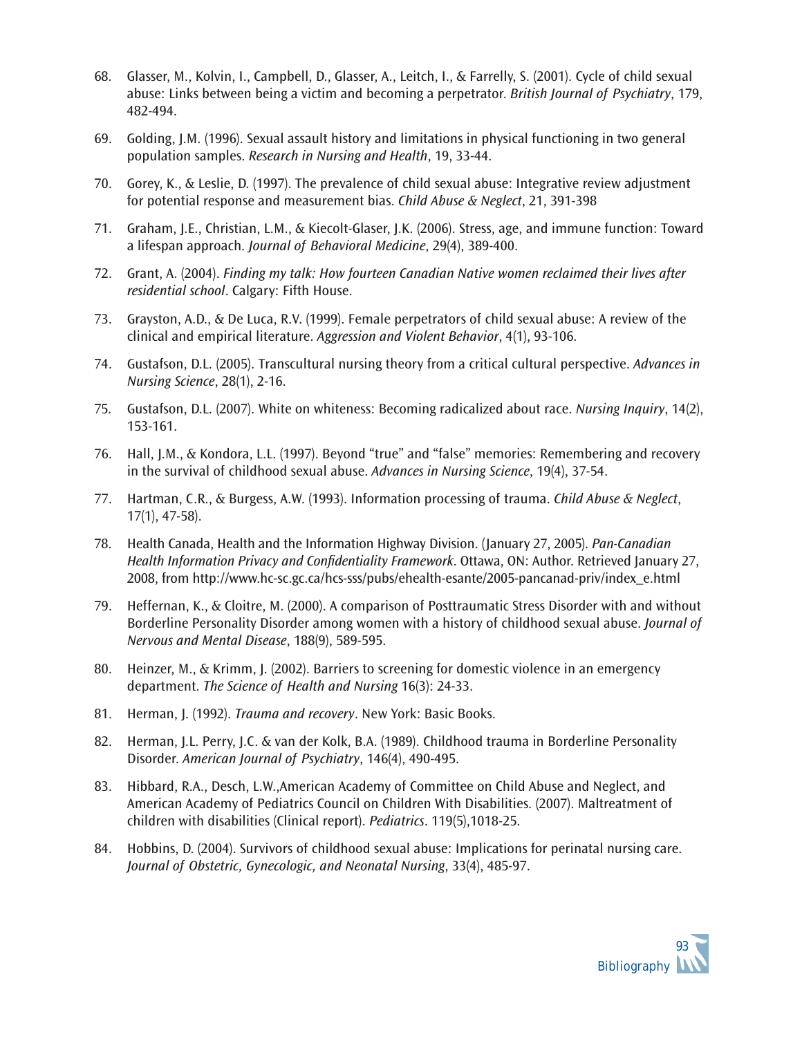68. Glasser, M., Kolvin, I., Campbell, D., Glasser, A., Leitch, I., & Farrelly, S. (2001). Cycle of child sexual abuse: Links between being a victim and becoming a perpetrator. *British Journal of Psychiatry*, 179, 482-494.

69. Golding, J.M. (1996). Sexual assault history and limitations in physical functioning in two general population samples. *Research in Nursing and Health*, 19, 33-44.

70. Gorey, K., & Leslie, D. (1997). The prevalence of child sexual abuse: Integrative review adjustment for potential response and measurement bias. *Child Abuse & Neglect*, 21, 391-398

71. Graham, J.E., Christian, L.M., & Kiecolt-Glaser, J.K. (2006). Stress, age, and immune function: Toward a lifespan approach. *Journal of Behavioral Medicine*, 29(4), 389-400.

72. Grant, A. (2004). *Finding my talk: How fourteen Canadian Native women reclaimed their lives after residential school*. Calgary: Fifth House.

73. Grayston, A.D., & De Luca, R.V. (1999). Female perpetrators of child sexual abuse: A review of the clinical and empirical literature. *Aggression and Violent Behavior*, 4(1), 93-106.

74. Gustafson, D.L. (2005). Transcultural nursing theory from a critical cultural perspective. *Advances in Nursing Science*, 28(1), 2-16.

75. Gustafson, D.L. (2007). White on whiteness: Becoming radicalized about race. *Nursing Inquiry*, 14(2), 153-161.

76. Hall, J.M., & Kondora, L.L. (1997). Beyond "true" and "false" memories: Remembering and recovery in the survival of childhood sexual abuse. *Advances in Nursing Science*, 19(4), 37-54.

77. Hartman, C.R., & Burgess, A.W. (1993). Information processing of trauma. *Child Abuse & Neglect*, 17(1), 47-58).

78. Health Canada, Health and the Information Highway Division. (January 27, 2005). *Pan-Canadian Health Information Privacy and Confidentiality Framework*. Ottawa, ON: Author. Retrieved January 27, 2008, from http://www.hc-sc.gc.ca/hcs-sss/pubs/ehealth-esante/2005-pancanad-priv/index_e.html

79. Heffernan, K., & Cloitre, M. (2000). A comparison of Posttraumatic Stress Disorder with and without Borderline Personality Disorder among women with a history of childhood sexual abuse. *Journal of Nervous and Mental Disease*, 188(9), 589-595.

80. Heinzer, M., & Krimm, J. (2002). Barriers to screening for domestic violence in an emergency department. *The Science of Health and Nursing* 16(3): 24-33.

81. Herman, J. (1992). *Trauma and recovery*. New York: Basic Books.

82. Herman, J.L. Perry, J.C. & van der Kolk, B.A. (1989). Childhood trauma in Borderline Personality Disorder. *American Journal of Psychiatry*, 146(4), 490-495.

83. Hibbard, R.A., Desch, L.W.,American Academy of Committee on Child Abuse and Neglect, and American Academy of Pediatrics Council on Children With Disabilities. (2007). Maltreatment of children with disabilities (Clinical report). *Pediatrics*. 119(5),1018-25.

84. Hobbins, D. (2004). Survivors of childhood sexual abuse: Implications for perinatal nursing care. *Journal of Obstetric, Gynecologic, and Neonatal Nursing*, 33(4), 485-97.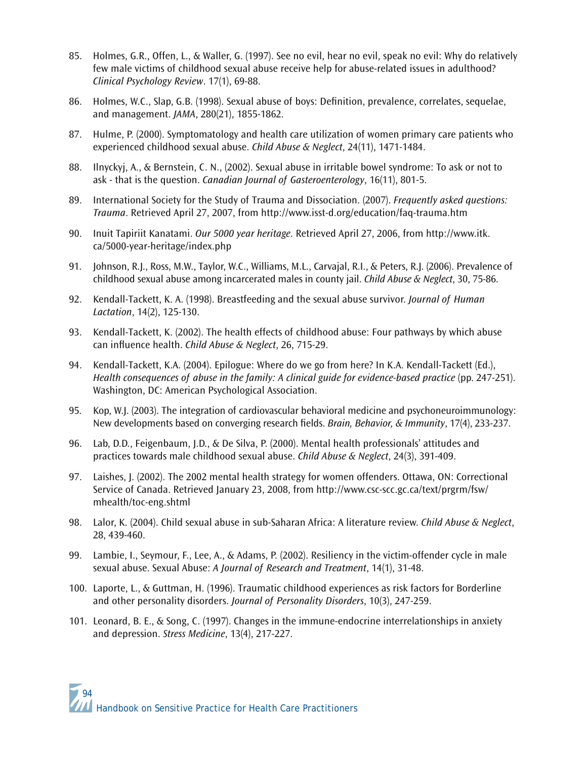85. Holmes, G.R., Offen, L., & Waller, G. (1997). See no evil, hear no evil, speak no evil: Why do relatively few male victims of childhood sexual abuse receive help for abuse-related issues in adulthood? *Clinical Psychology Review*. 17(1), 69-88.

86. Holmes, W.C., Slap, G.B. (1998). Sexual abuse of boys: Definition, prevalence, correlates, sequelae, and management. *JAMA*, 280(21), 1855-1862.

87. Hulme, P. (2000). Symptomatology and health care utilization of women primary care patients who experienced childhood sexual abuse. *Child Abuse & Neglect*, 24(11), 1471-1484.

88. Ilnyckyj, A., & Bernstein, C. N., (2002). Sexual abuse in irritable bowel syndrome: To ask or not to ask - that is the question. *Canadian Journal of Gasteroenterology*, 16(11), 801-5.

89. International Society for the Study of Trauma and Dissociation. (2007). *Frequently asked questions: Trauma*. Retrieved April 27, 2007, from http://www.isst-d.org/education/faq-trauma.htm

90. Inuit Tapiriit Kanatami. *Our 5000 year heritage*. Retrieved April 27, 2006, from http://www.itk.ca/5000-year-heritage/index.php

91. Johnson, R.J., Ross, M.W., Taylor, W.C., Williams, M.L., Carvajal, R.I., & Peters, R.J. (2006). Prevalence of childhood sexual abuse among incarcerated males in county jail. *Child Abuse & Neglect*, 30, 75-86.

92. Kendall-Tackett, K. A. (1998). Breastfeeding and the sexual abuse survivor. *Journal of Human Lactation*, 14(2), 125-130.

93. Kendall-Tackett, K. (2002). The health effects of childhood abuse: Four pathways by which abuse can influence health. *Child Abuse & Neglect*, 26, 715-29.

94. Kendall-Tackett, K.A. (2004). Epilogue: Where do we go from here? In K.A. Kendall-Tackett (Ed.), *Health consequences of abuse in the family: A clinical guide for evidence-based practice* (pp. 247-251). Washington, DC: American Psychological Association.

95. Kop, W.J. (2003). The integration of cardiovascular behavioral medicine and psychoneuroimmunology: New developments based on converging research fields. *Brain, Behavior, & Immunity*, 17(4), 233-237.

96. Lab, D.D., Feigenbaum, J.D., & De Silva, P. (2000). Mental health professionals' attitudes and practices towards male childhood sexual abuse. *Child Abuse & Neglect*, 24(3), 391-409.

97. Laishes, J. (2002). The 2002 mental health strategy for women offenders. Ottawa, ON: Correctional Service of Canada. Retrieved January 23, 2008, from http://www.csc-scc.gc.ca/text/prgrm/fsw/mhealth/toc-eng.shtml

98. Lalor, K. (2004). Child sexual abuse in sub-Saharan Africa: A literature review. *Child Abuse & Neglect*, 28, 439-460.

99. Lambie, I., Seymour, F., Lee, A., & Adams, P. (2002). Resiliency in the victim-offender cycle in male sexual abuse. Sexual Abuse: *A Journal of Research and Treatment*, 14(1), 31-48.

100. Laporte, L., & Guttman, H. (1996). Traumatic childhood experiences as risk factors for Borderline and other personality disorders. *Journal of Personality Disorders*, 10(3), 247-259.

101. Leonard, B. E., & Song, C. (1997). Changes in the immune-endocrine interrelationships in anxiety and depression. *Stress Medicine*, 13(4), 217-227.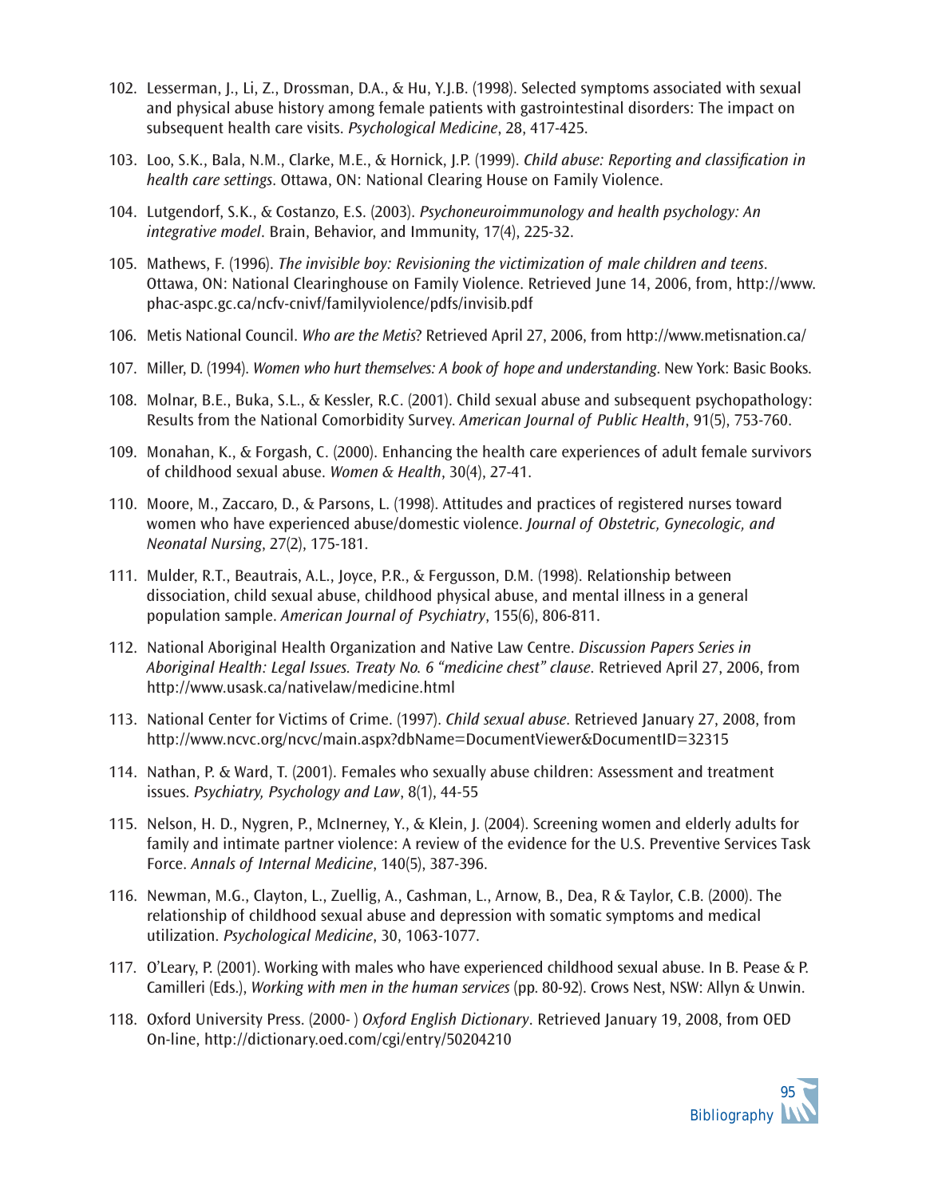102. Lesserman, J., Li, Z., Drossman, D.A., & Hu, Y.J.B. (1998). Selected symptoms associated with sexual and physical abuse history among female patients with gastrointestinal disorders: The impact on subsequent health care visits. *Psychological Medicine*, 28, 417-425.

103. Loo, S.K., Bala, N.M., Clarke, M.E., & Hornick, J.P. (1999). *Child abuse: Reporting and classification in health care settings*. Ottawa, ON: National Clearing House on Family Violence.

104. Lutgendorf, S.K., & Costanzo, E.S. (2003). *Psychoneuroimmunology and health psychology: An integrative model*. Brain, Behavior, and Immunity, 17(4), 225-32.

105. Mathews, F. (1996). *The invisible boy: Revisioning the victimization of male children and teens*. Ottawa, ON: National Clearinghouse on Family Violence. Retrieved June 14, 2006, from, http://www.phac-aspc.gc.ca/ncfv-cnivf/familyviolence/pdfs/invisib.pdf

106. Metis National Council. *Who are the Metis*? Retrieved April 27, 2006, from http://www.metisnation.ca/

107. Miller, D. (1994). *Women who hurt themselves: A book of hope and understanding*. New York: Basic Books.

108. Molnar, B.E., Buka, S.L., & Kessler, R.C. (2001). Child sexual abuse and subsequent psychopathology: Results from the National Comorbidity Survey. *American Journal of Public Health*, 91(5), 753-760.

109. Monahan, K., & Forgash, C. (2000). Enhancing the health care experiences of adult female survivors of childhood sexual abuse. *Women & Health*, 30(4), 27-41.

110. Moore, M., Zaccaro, D., & Parsons, L. (1998). Attitudes and practices of registered nurses toward women who have experienced abuse/domestic violence. *Journal of Obstetric, Gynecologic, and Neonatal Nursing*, 27(2), 175-181.

111. Mulder, R.T., Beautrais, A.L., Joyce, P.R., & Fergusson, D.M. (1998). Relationship between dissociation, child sexual abuse, childhood physical abuse, and mental illness in a general population sample. *American Journal of Psychiatry*, 155(6), 806-811.

112. National Aboriginal Health Organization and Native Law Centre. *Discussion Papers Series in Aboriginal Health: Legal Issues. Treaty No. 6 "medicine chest" clause*. Retrieved April 27, 2006, from http://www.usask.ca/nativelaw/medicine.html

113. National Center for Victims of Crime. (1997). *Child sexual abuse*. Retrieved January 27, 2008, from http://www.ncvc.org/ncvc/main.aspx?dbName=DocumentViewer&DocumentID=32315

114. Nathan, P. & Ward, T. (2001). Females who sexually abuse children: Assessment and treatment issues. *Psychiatry, Psychology and Law*, 8(1), 44-55

115. Nelson, H. D., Nygren, P., McInerney, Y., & Klein, J. (2004). Screening women and elderly adults for family and intimate partner violence: A review of the evidence for the U.S. Preventive Services Task Force. *Annals of Internal Medicine*, 140(5), 387-396.

116. Newman, M.G., Clayton, L., Zuellig, A., Cashman, L., Arnow, B., Dea, R & Taylor, C.B. (2000). The relationship of childhood sexual abuse and depression with somatic symptoms and medical utilization. *Psychological Medicine*, 30, 1063-1077.

117. O'Leary, P. (2001). Working with males who have experienced childhood sexual abuse. In B. Pease & P. Camilleri (Eds.), *Working with men in the human services* (pp. 80-92). Crows Nest, NSW: Allyn & Unwin.

118. Oxford University Press. (2000- ) *Oxford English Dictionary*. Retrieved January 19, 2008, from OED On-line, http://dictionary.oed.com/cgi/entry/50204210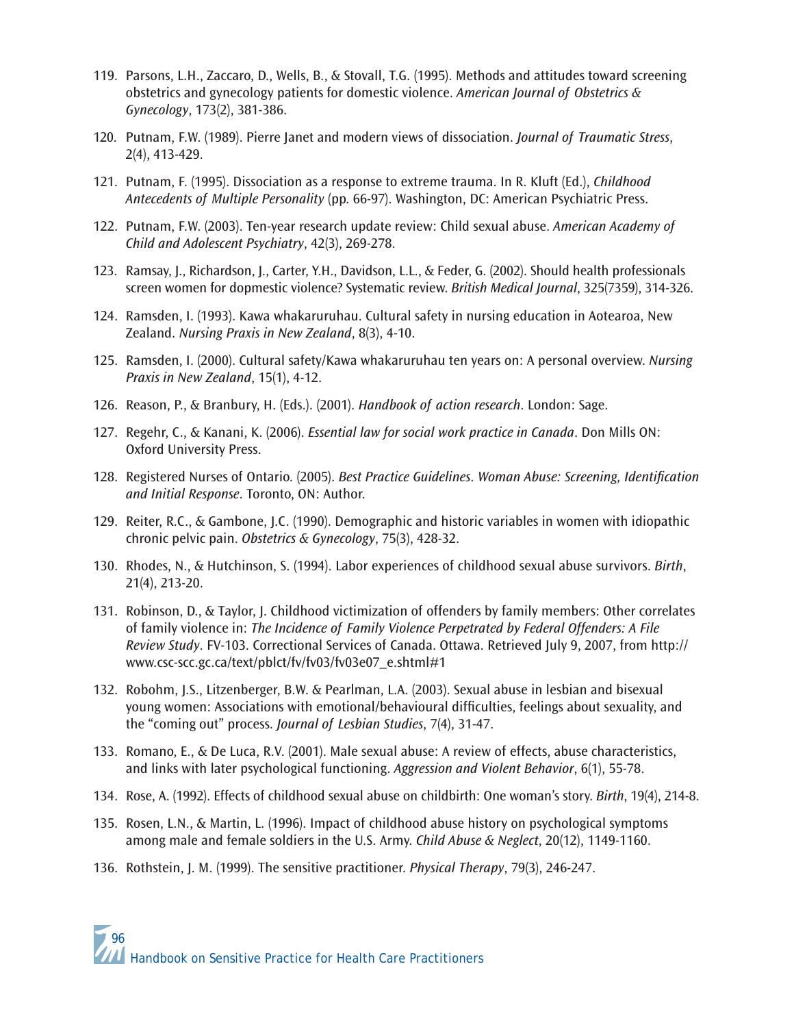119. Parsons, L.H., Zaccaro, D., Wells, B., & Stovall, T.G. (1995). Methods and attitudes toward screening obstetrics and gynecology patients for domestic violence. *American Journal of Obstetrics & Gynecology*, 173(2), 381-386.

120. Putnam, F.W. (1989). Pierre Janet and modern views of dissociation. *Journal of Traumatic Stress*, 2(4), 413-429.

121. Putnam, F. (1995). Dissociation as a response to extreme trauma. In R. Kluft (Ed.), *Childhood Antecedents of Multiple Personality* (pp. 66-97). Washington, DC: American Psychiatric Press.

122. Putnam, F.W. (2003). Ten-year research update review: Child sexual abuse. *American Academy of Child and Adolescent Psychiatry*, 42(3), 269-278.

123. Ramsay, J., Richardson, J., Carter, Y.H., Davidson, L.L., & Feder, G. (2002). Should health professionals screen women for dopmestic violence? Systematic review. *British Medical Journal*, 325(7359), 314-326.

124. Ramsden, I. (1993). Kawa whakaruruhau. Cultural safety in nursing education in Aotearoa, New Zealand. *Nursing Praxis in New Zealand*, 8(3), 4-10.

125. Ramsden, I. (2000). Cultural safety/Kawa whakaruruhau ten years on: A personal overview. *Nursing Praxis in New Zealand*, 15(1), 4-12.

126. Reason, P., & Branbury, H. (Eds.). (2001). *Handbook of action research*. London: Sage.

127. Regehr, C., & Kanani, K. (2006). *Essential law for social work practice in Canada*. Don Mills ON: Oxford University Press.

128. Registered Nurses of Ontario. (2005). *Best Practice Guidelines. Woman Abuse: Screening, Identification and Initial Response*. Toronto, ON: Author.

129. Reiter, R.C., & Gambone, J.C. (1990). Demographic and historic variables in women with idiopathic chronic pelvic pain. *Obstetrics & Gynecology*, 75(3), 428-32.

130. Rhodes, N., & Hutchinson, S. (1994). Labor experiences of childhood sexual abuse survivors. *Birth*, 21(4), 213-20.

131. Robinson, D., & Taylor, J. Childhood victimization of offenders by family members: Other correlates of family violence in: *The Incidence of Family Violence Perpetrated by Federal Offenders: A File Review Study*. FV-103. Correctional Services of Canada. Ottawa. Retrieved July 9, 2007, from http://www.csc-scc.gc.ca/text/pblct/fv/fv03/fv03e07_e.shtml#1

132. Robohm, J.S., Litzenberger, B.W. & Pearlman, L.A. (2003). Sexual abuse in lesbian and bisexual young women: Associations with emotional/behavioural difficulties, feelings about sexuality, and the "coming out" process. *Journal of Lesbian Studies*, 7(4), 31-47.

133. Romano, E., & De Luca, R.V. (2001). Male sexual abuse: A review of effects, abuse characteristics, and links with later psychological functioning. *Aggression and Violent Behavior*, 6(1), 55-78.

134. Rose, A. (1992). Effects of childhood sexual abuse on childbirth: One woman's story. *Birth*, 19(4), 214-8.

135. Rosen, L.N., & Martin, L. (1996). Impact of childhood abuse history on psychological symptoms among male and female soldiers in the U.S. Army. *Child Abuse & Neglect*, 20(12), 1149-1160.

136. Rothstein, J. M. (1999). The sensitive practitioner. *Physical Therapy*, 79(3), 246-247.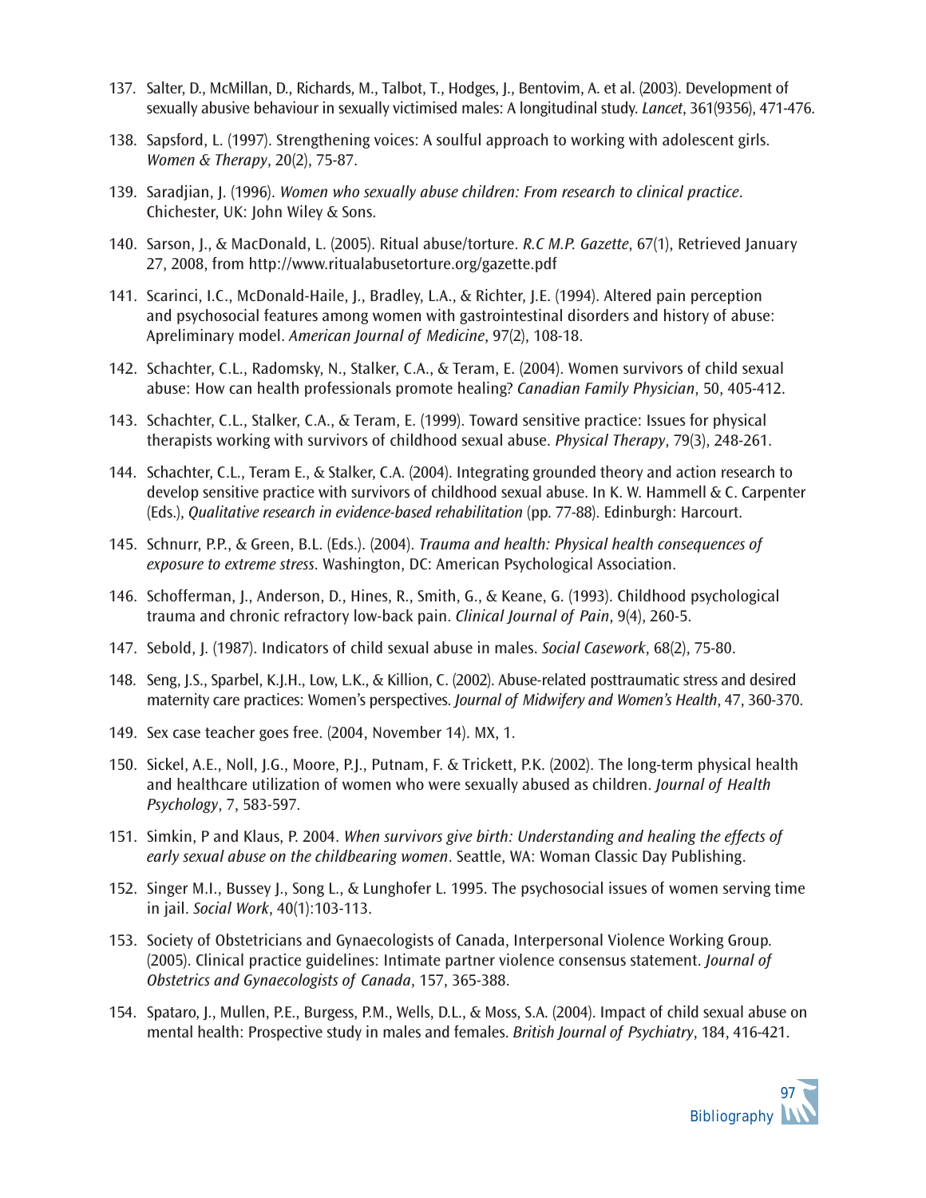137. Salter, D., McMillan, D., Richards, M., Talbot, T., Hodges, J., Bentovim, A. et al. (2003). Development of sexually abusive behaviour in sexually victimised males: A longitudinal study. *Lancet*, 361(9356), 471-476.

138. Sapsford, L. (1997). Strengthening voices: A soulful approach to working with adolescent girls. *Women & Therapy*, 20(2), 75-87.

139. Saradjian, J. (1996). *Women who sexually abuse children: From research to clinical practice*. Chichester, UK: John Wiley & Sons.

140. Sarson, J., & MacDonald, L. (2005). Ritual abuse/torture. *R.C M.P. Gazette*, 67(1), Retrieved January 27, 2008, from http://www.ritualabusetorture.org/gazette.pdf

141. Scarinci, I.C., McDonald-Haile, J., Bradley, L.A., & Richter, J.E. (1994). Altered pain perception and psychosocial features among women with gastrointestinal disorders and history of abuse: Apreliminary model. *American Journal of Medicine*, 97(2), 108-18.

142. Schachter, C.L., Radomsky, N., Stalker, C.A., & Teram, E. (2004). Women survivors of child sexual abuse: How can health professionals promote healing? *Canadian Family Physician*, 50, 405-412.

143. Schachter, C.L., Stalker, C.A., & Teram, E. (1999). Toward sensitive practice: Issues for physical therapists working with survivors of childhood sexual abuse. *Physical Therapy*, 79(3), 248-261.

144. Schachter, C.L., Teram E., & Stalker, C.A. (2004). Integrating grounded theory and action research to develop sensitive practice with survivors of childhood sexual abuse. In K. W. Hammell & C. Carpenter (Eds.), *Qualitative research in evidence-based rehabilitation* (pp. 77-88). Edinburgh: Harcourt.

145. Schnurr, P.P., & Green, B.L. (Eds.). (2004). *Trauma and health: Physical health consequences of exposure to extreme stress*. Washington, DC: American Psychological Association.

146. Schofferman, J., Anderson, D., Hines, R., Smith, G., & Keane, G. (1993). Childhood psychological trauma and chronic refractory low-back pain. *Clinical Journal of Pain*, 9(4), 260-5.

147. Sebold, J. (1987). Indicators of child sexual abuse in males. *Social Casework*, 68(2), 75-80.

148. Seng, J.S., Sparbel, K.J.H., Low, L.K., & Killion, C. (2002). Abuse-related posttraumatic stress and desired maternity care practices: Women's perspectives. *Journal of Midwifery and Women's Health*, 47, 360-370.

149. Sex case teacher goes free. (2004, November 14). MX, 1.

150. Sickel, A.E., Noll, J.G., Moore, P.J., Putnam, F. & Trickett, P.K. (2002). The long-term physical health and healthcare utilization of women who were sexually abused as children. *Journal of Health Psychology*, 7, 583-597.

151. Simkin, P and Klaus, P. 2004. *When survivors give birth: Understanding and healing the effects of early sexual abuse on the childbearing women*. Seattle, WA: Woman Classic Day Publishing.

152. Singer M.I., Bussey J., Song L., & Lunghofer L. 1995. The psychosocial issues of women serving time in jail. *Social Work*, 40(1):103-113.

153. Society of Obstetricians and Gynaecologists of Canada, Interpersonal Violence Working Group. (2005). Clinical practice guidelines: Intimate partner violence consensus statement. *Journal of Obstetrics and Gynaecologists of Canada*, 157, 365-388.

154. Spataro, J., Mullen, P.E., Burgess, P.M., Wells, D.L., & Moss, S.A. (2004). Impact of child sexual abuse on mental health: Prospective study in males and females. *British Journal of Psychiatry*, 184, 416-421.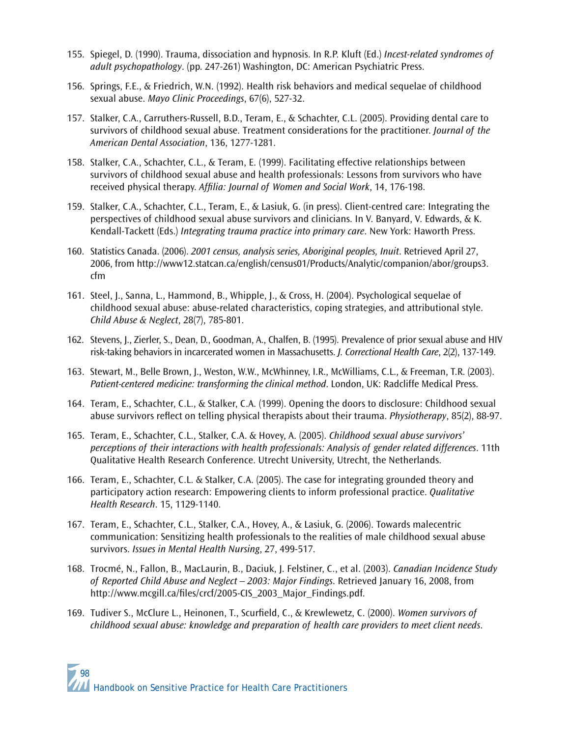155. Spiegel, D. (1990). Trauma, dissociation and hypnosis. In R.P. Kluft (Ed.) *Incest-related syndromes of adult psychopathology*. (pp. 247-261) Washington, DC: American Psychiatric Press.

156. Springs, F.E., & Friedrich, W.N. (1992). Health risk behaviors and medical sequelae of childhood sexual abuse. *Mayo Clinic Proceedings*, 67(6), 527-32.

157. Stalker, C.A., Carruthers-Russell, B.D., Teram, E., & Schachter, C.L. (2005). Providing dental care to survivors of childhood sexual abuse. Treatment considerations for the practitioner. *Journal of the American Dental Association*, 136, 1277-1281.

158. Stalker, C.A., Schachter, C.L., & Teram, E. (1999). Facilitating effective relationships between survivors of childhood sexual abuse and health professionals: Lessons from survivors who have received physical therapy. *Affilia: Journal of Women and Social Work*, 14, 176-198.

159. Stalker, C.A., Schachter, C.L., Teram, E., & Lasiuk, G. (in press). Client-centred care: Integrating the perspectives of childhood sexual abuse survivors and clinicians. In V. Banyard, V. Edwards, & K. Kendall-Tackett (Eds.) *Integrating trauma practice into primary care*. New York: Haworth Press.

160. Statistics Canada. (2006). *2001 census, analysis series, Aboriginal peoples, Inuit*. Retrieved April 27, 2006, from http://www12.statcan.ca/english/census01/Products/Analytic/companion/abor/groups3.cfm

161. Steel, J., Sanna, L., Hammond, B., Whipple, J., & Cross, H. (2004). Psychological sequelae of childhood sexual abuse: abuse-related characteristics, coping strategies, and attributional style. *Child Abuse & Neglect*, 28(7), 785-801.

162. Stevens, J., Zierler, S., Dean, D., Goodman, A., Chalfen, B. (1995). Prevalence of prior sexual abuse and HIV risk-taking behaviors in incarcerated women in Massachusetts. *J. Correctional Health Care*, 2(2), 137-149.

163. Stewart, M., Belle Brown, J., Weston, W.W., McWhinney, I.R., McWilliams, C.L., & Freeman, T.R. (2003). *Patient-centered medicine: transforming the clinical method*. London, UK: Radcliffe Medical Press.

164. Teram, E., Schachter, C.L., & Stalker, C.A. (1999). Opening the doors to disclosure: Childhood sexual abuse survivors reflect on telling physical therapists about their trauma. *Physiotherapy*, 85(2), 88-97.

165. Teram, E., Schachter, C.L., Stalker, C.A. & Hovey, A. (2005). *Childhood sexual abuse survivors' perceptions of their interactions with health professionals: Analysis of gender related differences*. 11th Qualitative Health Research Conference. Utrecht University, Utrecht, the Netherlands.

166. Teram, E., Schachter, C.L. & Stalker, C.A. (2005). The case for integrating grounded theory and participatory action research: Empowering clients to inform professional practice. *Qualitative Health Research*. 15, 1129-1140.

167. Teram, E., Schachter, C.L., Stalker, C.A., Hovey, A., & Lasiuk, G. (2006). Towards malecentric communication: Sensitizing health professionals to the realities of male childhood sexual abuse survivors. *Issues in Mental Health Nursing*, 27, 499-517.

168. Trocmé, N., Fallon, B., MacLaurin, B., Daciuk, J. Felstiner, C., et al. (2003). *Canadian Incidence Study of Reported Child Abuse and Neglect – 2003: Major Findings*. Retrieved January 16, 2008, from http://www.mcgill.ca/files/crcf/2005-CIS_2003_Major_Findings.pdf.

169. Tudiver S., McClure L., Heinonen, T., Scurfield, C., & Krewlewetz, C. (2000). *Women survivors of childhood sexual abuse: knowledge and preparation of health care providers to meet client needs*.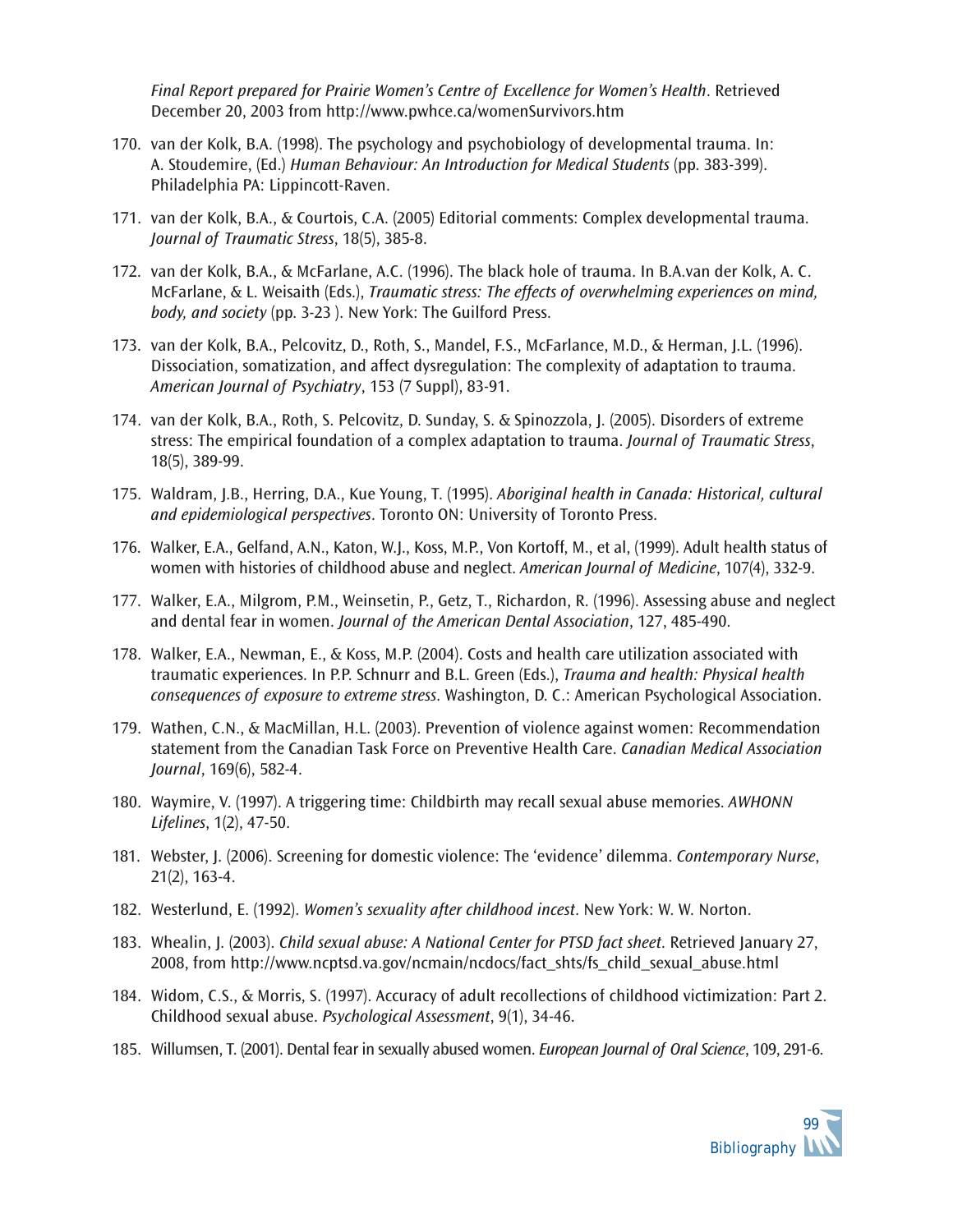*Final Report prepared for Prairie Women's Centre of Excellence for Women's Health*. Retrieved December 20, 2003 from http://www.pwhce.ca/womenSurvivors.htm

170. van der Kolk, B.A. (1998). The psychology and psychobiology of developmental trauma. In: A. Stoudemire, (Ed.) *Human Behaviour: An Introduction for Medical Students* (pp. 383-399). Philadelphia PA: Lippincott-Raven.

171. van der Kolk, B.A., & Courtois, C.A. (2005) Editorial comments: Complex developmental trauma. *Journal of Traumatic Stress*, 18(5), 385-8.

172. van der Kolk, B.A., & McFarlane, A.C. (1996). The black hole of trauma. In B.A.van der Kolk, A. C. McFarlane, & L. Weisaith (Eds.), *Traumatic stress: The effects of overwhelming experiences on mind, body, and society* (pp. 3-23 ). New York: The Guilford Press.

173. van der Kolk, B.A., Pelcovitz, D., Roth, S., Mandel, F.S., McFarlance, M.D., & Herman, J.L. (1996). Dissociation, somatization, and affect dysregulation: The complexity of adaptation to trauma. *American Journal of Psychiatry*, 153 (7 Suppl), 83-91.

174. van der Kolk, B.A., Roth, S. Pelcovitz, D. Sunday, S. & Spinozzola, J. (2005). Disorders of extreme stress: The empirical foundation of a complex adaptation to trauma. *Journal of Traumatic Stress*, 18(5), 389-99.

175. Waldram, J.B., Herring, D.A., Kue Young, T. (1995). *Aboriginal health in Canada: Historical, cultural and epidemiological perspectives*. Toronto ON: University of Toronto Press.

176. Walker, E.A., Gelfand, A.N., Katon, W.J., Koss, M.P., Von Kortoff, M., et al, (1999). Adult health status of women with histories of childhood abuse and neglect. *American Journal of Medicine*, 107(4), 332-9.

177. Walker, E.A., Milgrom, P.M., Weinsetin, P., Getz, T., Richardon, R. (1996). Assessing abuse and neglect and dental fear in women. *Journal of the American Dental Association*, 127, 485-490.

178. Walker, E.A., Newman, E., & Koss, M.P. (2004). Costs and health care utilization associated with traumatic experiences. In P.P. Schnurr and B.L. Green (Eds.), *Trauma and health: Physical health consequences of exposure to extreme stress*. Washington, D. C.: American Psychological Association.

179. Wathen, C.N., & MacMillan, H.L. (2003). Prevention of violence against women: Recommendation statement from the Canadian Task Force on Preventive Health Care. *Canadian Medical Association Journal*, 169(6), 582-4.

180. Waymire, V. (1997). A triggering time: Childbirth may recall sexual abuse memories. *AWHONN Lifelines*, 1(2), 47-50.

181. Webster, J. (2006). Screening for domestic violence: The 'evidence' dilemma. *Contemporary Nurse*, 21(2), 163-4.

182. Westerlund, E. (1992). *Women's sexuality after childhood incest*. New York: W. W. Norton.

183. Whealin, J. (2003). *Child sexual abuse: A National Center for PTSD fact sheet*. Retrieved January 27, 2008, from http://www.ncptsd.va.gov/ncmain/ncdocs/fact_shts/fs_child_sexual_abuse.html

184. Widom, C.S., & Morris, S. (1997). Accuracy of adult recollections of childhood victimization: Part 2. Childhood sexual abuse. *Psychological Assessment*, 9(1), 34-46.

185. Willumsen, T. (2001). Dental fear in sexually abused women. *European Journal of Oral Science*, 109, 291-6.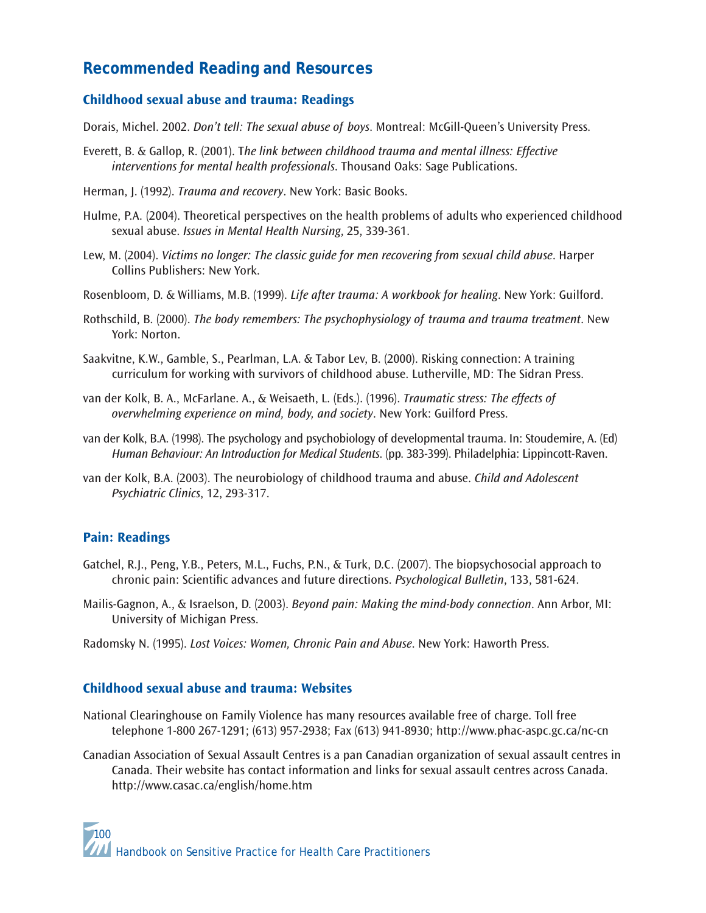## Recommended Reading and Resources

### Childhood sexual abuse and trauma: Readings

Dorais, Michel. 2002. *Don't tell: The sexual abuse of boys*. Montreal: McGill-Queen's University Press.

Everett, B. & Gallop, R. (2001). T*he link between childhood trauma and mental illness: Effective interventions for mental health professionals*. Thousand Oaks: Sage Publications.

Herman, J. (1992). *Trauma and recovery*. New York: Basic Books.

Hulme, P.A. (2004). Theoretical perspectives on the health problems of adults who experienced childhood sexual abuse. *Issues in Mental Health Nursing*, 25, 339-361.

Lew, M. (2004). *Victims no longer: The classic guide for men recovering from sexual child abuse*. Harper Collins Publishers: New York.

Rosenbloom, D. & Williams, M.B. (1999). *Life after trauma: A workbook for healing*. New York: Guilford.

Rothschild, B. (2000). *The body remembers: The psychophysiology of trauma and trauma treatment*. New York: Norton.

Saakvitne, K.W., Gamble, S., Pearlman, L.A. & Tabor Lev, B. (2000). Risking connection: A training curriculum for working with survivors of childhood abuse. Lutherville, MD: The Sidran Press.

van der Kolk, B. A., McFarlane. A., & Weisaeth, L. (Eds.). (1996). *Traumatic stress: The effects of overwhelming experience on mind, body, and society*. New York: Guilford Press.

van der Kolk, B.A. (1998). The psychology and psychobiology of developmental trauma. In: Stoudemire, A. (Ed) *Human Behaviour: An Introduction for Medical Students*. (pp. 383-399). Philadelphia: Lippincott-Raven.

van der Kolk, B.A. (2003). The neurobiology of childhood trauma and abuse. *Child and Adolescent Psychiatric Clinics*, 12, 293-317.

### Pain: Readings

Gatchel, R.J., Peng, Y.B., Peters, M.L., Fuchs, P.N., & Turk, D.C. (2007). The biopsychosocial approach to chronic pain: Scientific advances and future directions. *Psychological Bulletin*, 133, 581-624.

Mailis-Gagnon, A., & Israelson, D. (2003). *Beyond pain: Making the mind-body connection*. Ann Arbor, MI: University of Michigan Press.

Radomsky N. (1995). *Lost Voices: Women, Chronic Pain and Abuse*. New York: Haworth Press.

### Childhood sexual abuse and trauma: Websites

National Clearinghouse on Family Violence has many resources available free of charge. Toll free telephone 1-800 267-1291; (613) 957-2938; Fax (613) 941-8930; http://www.phac-aspc.gc.ca/nc-cn

Canadian Association of Sexual Assault Centres is a pan Canadian organization of sexual assault centres in Canada. Their website has contact information and links for sexual assault centres across Canada. http://www.casac.ca/english/home.htm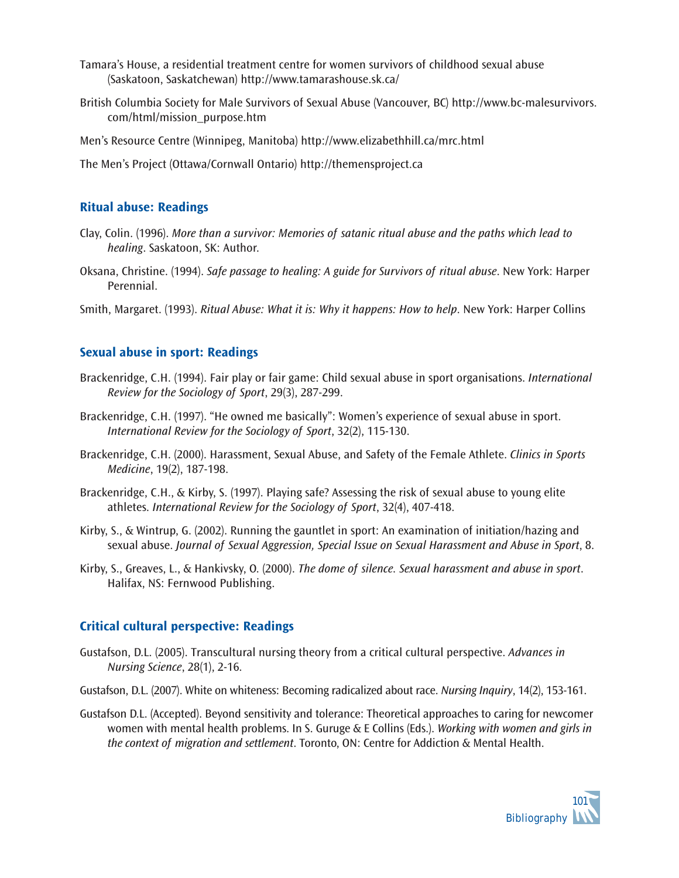Tamara's House, a residential treatment centre for women survivors of childhood sexual abuse (Saskatoon, Saskatchewan) http://www.tamarashouse.sk.ca/

British Columbia Society for Male Survivors of Sexual Abuse (Vancouver, BC) http://www.bc-malesurvivors.com/html/mission_purpose.htm

Men's Resource Centre (Winnipeg, Manitoba) http://www.elizabethhill.ca/mrc.html

The Men's Project (Ottawa/Cornwall Ontario) http://themensproject.ca

## Ritual abuse: Readings

Clay, Colin. (1996). *More than a survivor: Memories of satanic ritual abuse and the paths which lead to healing*. Saskatoon, SK: Author.

Oksana, Christine. (1994). *Safe passage to healing: A guide for Survivors of ritual abuse*. New York: Harper Perennial.

Smith, Margaret. (1993). *Ritual Abuse: What it is: Why it happens: How to help*. New York: Harper Collins

## Sexual abuse in sport: Readings

Brackenridge, C.H. (1994). Fair play or fair game: Child sexual abuse in sport organisations. *International Review for the Sociology of Sport*, 29(3), 287-299.

Brackenridge, C.H. (1997). "He owned me basically": Women's experience of sexual abuse in sport. *International Review for the Sociology of Sport*, 32(2), 115-130.

Brackenridge, C.H. (2000). Harassment, Sexual Abuse, and Safety of the Female Athlete. *Clinics in Sports Medicine*, 19(2), 187-198.

Brackenridge, C.H., & Kirby, S. (1997). Playing safe? Assessing the risk of sexual abuse to young elite athletes. *International Review for the Sociology of Sport*, 32(4), 407-418.

Kirby, S., & Wintrup, G. (2002). Running the gauntlet in sport: An examination of initiation/hazing and sexual abuse. *Journal of Sexual Aggression, Special Issue on Sexual Harassment and Abuse in Sport*, 8.

Kirby, S., Greaves, L., & Hankivsky, O. (2000). *The dome of silence. Sexual harassment and abuse in sport*. Halifax, NS: Fernwood Publishing.

## Critical cultural perspective: Readings

Gustafson, D.L. (2005). Transcultural nursing theory from a critical cultural perspective. *Advances in Nursing Science*, 28(1), 2-16.

Gustafson, D.L. (2007). White on whiteness: Becoming radicalized about race. *Nursing Inquiry*, 14(2), 153-161.

Gustafson D.L. (Accepted). Beyond sensitivity and tolerance: Theoretical approaches to caring for newcomer women with mental health problems. In S. Guruge & E Collins (Eds.). *Working with women and girls in the context of migration and settlement*. Toronto, ON: Centre for Addiction & Mental Health.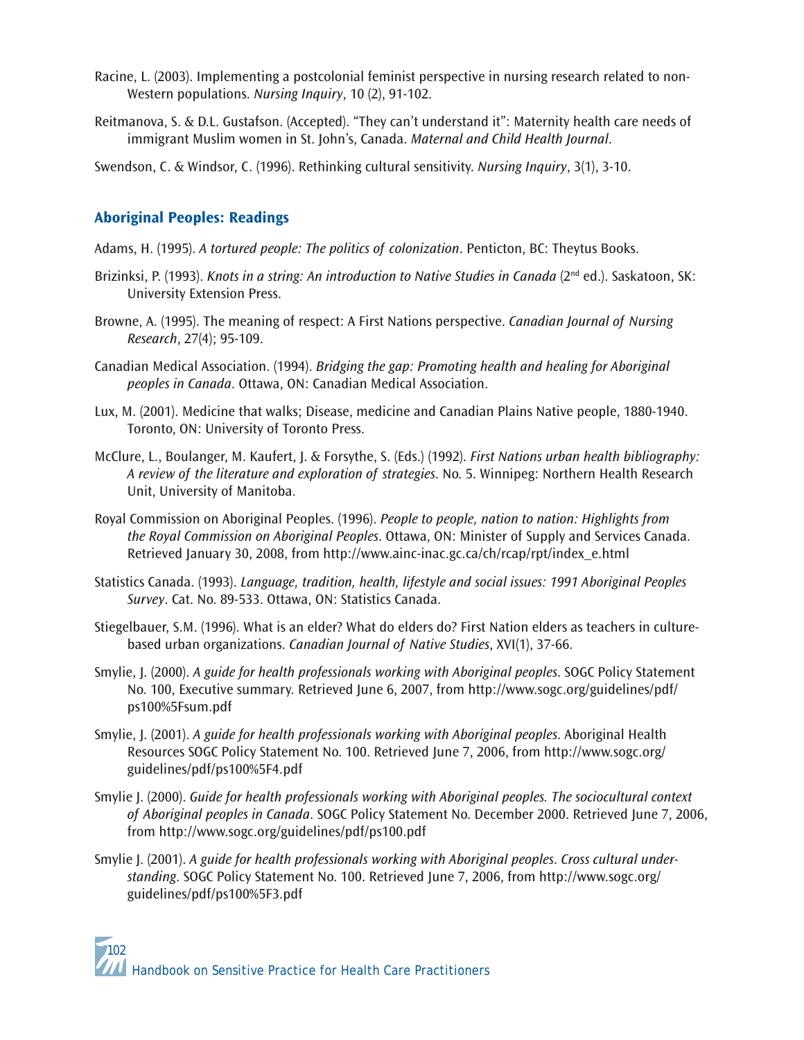Racine, L. (2003). Implementing a postcolonial feminist perspective in nursing research related to non-Western populations. *Nursing Inquiry*, 10 (2), 91-102.

Reitmanova, S. & D.L. Gustafson. (Accepted). "They can't understand it": Maternity health care needs of immigrant Muslim women in St. John's, Canada. *Maternal and Child Health Journal*.

Swendson, C. & Windsor, C. (1996). Rethinking cultural sensitivity. *Nursing Inquiry*, 3(1), 3-10.

## Aboriginal Peoples: Readings

Adams, H. (1995). *A tortured people: The politics of colonization*. Penticton, BC: Theytus Books.

Brizinksi, P. (1993). *Knots in a string: An introduction to Native Studies in Canada* (2nd ed.). Saskatoon, SK: University Extension Press.

Browne, A. (1995). The meaning of respect: A First Nations perspective. *Canadian Journal of Nursing Research*, 27(4); 95-109.

Canadian Medical Association. (1994). *Bridging the gap: Promoting health and healing for Aboriginal peoples in Canada*. Ottawa, ON: Canadian Medical Association.

Lux, M. (2001). Medicine that walks; Disease, medicine and Canadian Plains Native people, 1880-1940. Toronto, ON: University of Toronto Press.

McClure, L., Boulanger, M. Kaufert, J. & Forsythe, S. (Eds.) (1992). *First Nations urban health bibliography: A review of the literature and exploration of strategies*. No. 5. Winnipeg: Northern Health Research Unit, University of Manitoba.

Royal Commission on Aboriginal Peoples. (1996). *People to people, nation to nation: Highlights from the Royal Commission on Aboriginal Peoples*. Ottawa, ON: Minister of Supply and Services Canada. Retrieved January 30, 2008, from http://www.ainc-inac.gc.ca/ch/rcap/rpt/index_e.html

Statistics Canada. (1993). *Language, tradition, health, lifestyle and social issues: 1991 Aboriginal Peoples Survey*. Cat. No. 89-533. Ottawa, ON: Statistics Canada.

Stiegelbauer, S.M. (1996). What is an elder? What do elders do? First Nation elders as teachers in culture-based urban organizations. *Canadian Journal of Native Studies*, XVI(1), 37-66.

Smylie, J. (2000). *A guide for health professionals working with Aboriginal peoples*. SOGC Policy Statement No. 100, Executive summary. Retrieved June 6, 2007, from http://www.sogc.org/guidelines/pdf/ps100%5Fsum.pdf

Smylie, J. (2001). *A guide for health professionals working with Aboriginal peoples*. Aboriginal Health Resources SOGC Policy Statement No. 100. Retrieved June 7, 2006, from http://www.sogc.org/guidelines/pdf/ps100%5F4.pdf

Smylie J. (2000). *Guide for health professionals working with Aboriginal peoples. The sociocultural context of Aboriginal peoples in Canada*. SOGC Policy Statement No. December 2000. Retrieved June 7, 2006, from http://www.sogc.org/guidelines/pdf/ps100.pdf

Smylie J. (2001). *A guide for health professionals working with Aboriginal peoples. Cross cultural understanding*. SOGC Policy Statement No. 100. Retrieved June 7, 2006, from http://www.sogc.org/guidelines/pdf/ps100%5F3.pdf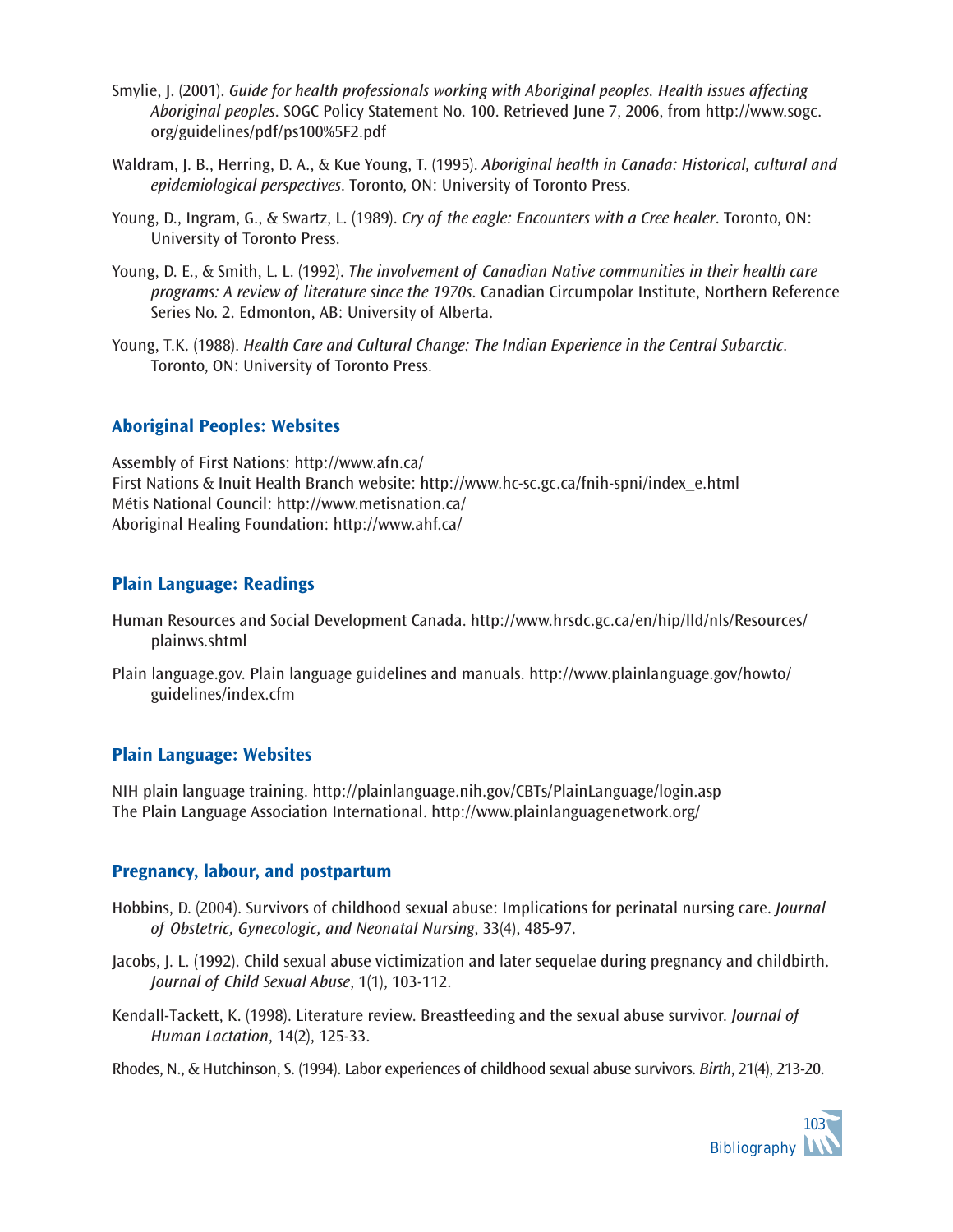Smylie, J. (2001). *Guide for health professionals working with Aboriginal peoples. Health issues affecting Aboriginal peoples*. SOGC Policy Statement No. 100. Retrieved June 7, 2006, from http://www.sogc.org/guidelines/pdf/ps100%5F2.pdf

Waldram, J. B., Herring, D. A., & Kue Young, T. (1995). *Aboriginal health in Canada: Historical, cultural and epidemiological perspectives*. Toronto, ON: University of Toronto Press.

Young, D., Ingram, G., & Swartz, L. (1989). *Cry of the eagle: Encounters with a Cree healer*. Toronto, ON: University of Toronto Press.

Young, D. E., & Smith, L. L. (1992). *The involvement of Canadian Native communities in their health care programs: A review of literature since the 1970s*. Canadian Circumpolar Institute, Northern Reference Series No. 2. Edmonton, AB: University of Alberta.

Young, T.K. (1988). *Health Care and Cultural Change: The Indian Experience in the Central Subarctic*. Toronto, ON: University of Toronto Press.

## Aboriginal Peoples: Websites

Assembly of First Nations: http://www.afn.ca/
First Nations & Inuit Health Branch website: http://www.hc-sc.gc.ca/fnih-spni/index_e.html
Métis National Council: http://www.metisnation.ca/
Aboriginal Healing Foundation: http://www.ahf.ca/

## Plain Language: Readings

Human Resources and Social Development Canada. http://www.hrsdc.gc.ca/en/hip/lld/nls/Resources/plainws.shtml

Plain language.gov. Plain language guidelines and manuals. http://www.plainlanguage.gov/howto/guidelines/index.cfm

## Plain Language: Websites

NIH plain language training. http://plainlanguage.nih.gov/CBTs/PlainLanguage/login.asp
The Plain Language Association International. http://www.plainlanguagenetwork.org/

## Pregnancy, labour, and postpartum

Hobbins, D. (2004). Survivors of childhood sexual abuse: Implications for perinatal nursing care. *Journal of Obstetric, Gynecologic, and Neonatal Nursing*, 33(4), 485-97.

Jacobs, J. L. (1992). Child sexual abuse victimization and later sequelae during pregnancy and childbirth. *Journal of Child Sexual Abuse*, 1(1), 103-112.

Kendall-Tackett, K. (1998). Literature review. Breastfeeding and the sexual abuse survivor. *Journal of Human Lactation*, 14(2), 125-33.

Rhodes, N., & Hutchinson, S. (1994). Labor experiences of childhood sexual abuse survivors. *Birth*, 21(4), 213-20.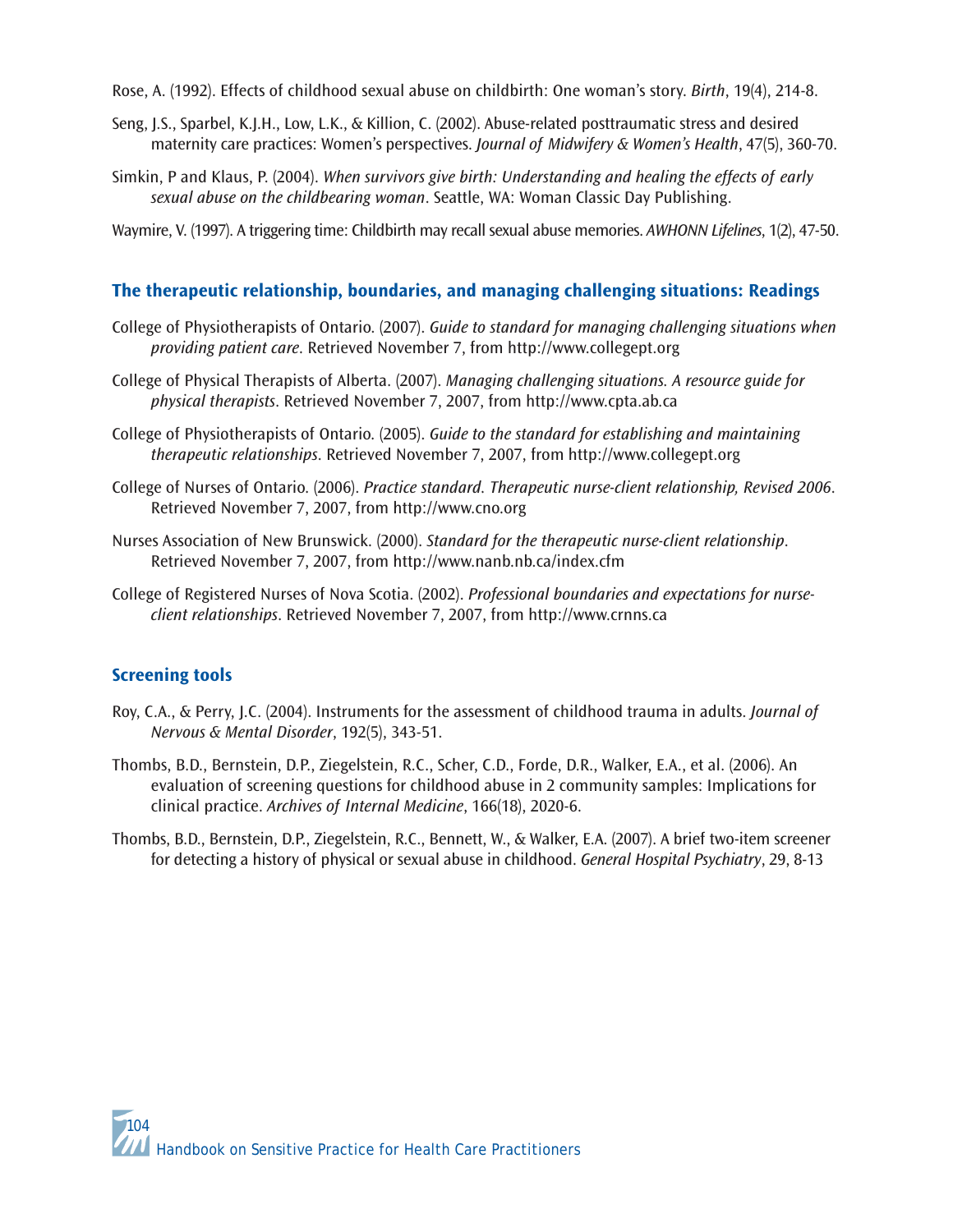Rose, A. (1992). Effects of childhood sexual abuse on childbirth: One woman's story. *Birth*, 19(4), 214-8.

Seng, J.S., Sparbel, K.J.H., Low, L.K., & Killion, C. (2002). Abuse-related posttraumatic stress and desired maternity care practices: Women's perspectives. *Journal of Midwifery & Women's Health*, 47(5), 360-70.

Simkin, P and Klaus, P. (2004). *When survivors give birth: Understanding and healing the effects of early sexual abuse on the childbearing woman*. Seattle, WA: Woman Classic Day Publishing.

Waymire, V. (1997). A triggering time: Childbirth may recall sexual abuse memories. *AWHONN Lifelines*, 1(2), 47-50.

## The therapeutic relationship, boundaries, and managing challenging situations: Readings

College of Physiotherapists of Ontario. (2007). *Guide to standard for managing challenging situations when providing patient care*. Retrieved November 7, from http://www.collegept.org

College of Physical Therapists of Alberta. (2007). *Managing challenging situations. A resource guide for physical therapists*. Retrieved November 7, 2007, from http://www.cpta.ab.ca

College of Physiotherapists of Ontario. (2005). *Guide to the standard for establishing and maintaining therapeutic relationships*. Retrieved November 7, 2007, from http://www.collegept.org

College of Nurses of Ontario. (2006). *Practice standard. Therapeutic nurse-client relationship, Revised 2006*. Retrieved November 7, 2007, from http://www.cno.org

Nurses Association of New Brunswick. (2000). *Standard for the therapeutic nurse-client relationship*. Retrieved November 7, 2007, from http://www.nanb.nb.ca/index.cfm

College of Registered Nurses of Nova Scotia. (2002). *Professional boundaries and expectations for nurse-client relationships*. Retrieved November 7, 2007, from http://www.crnns.ca

## Screening tools

Roy, C.A., & Perry, J.C. (2004). Instruments for the assessment of childhood trauma in adults. *Journal of Nervous & Mental Disorder*, 192(5), 343-51.

Thombs, B.D., Bernstein, D.P., Ziegelstein, R.C., Scher, C.D., Forde, D.R., Walker, E.A., et al. (2006). An evaluation of screening questions for childhood abuse in 2 community samples: Implications for clinical practice. *Archives of Internal Medicine*, 166(18), 2020-6.

Thombs, B.D., Bernstein, D.P., Ziegelstein, R.C., Bennett, W., & Walker, E.A. (2007). A brief two-item screener for detecting a history of physical or sexual abuse in childhood. *General Hospital Psychiatry*, 29, 8-13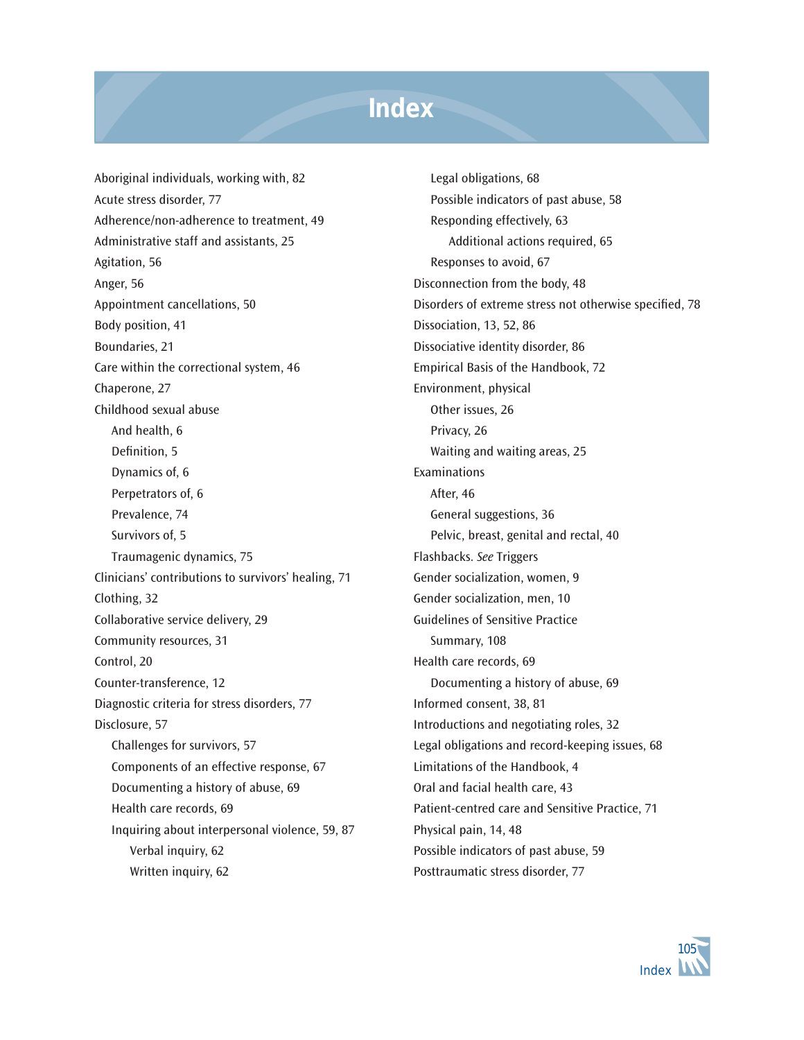# Index

Aboriginal individuals, working with, 82
Acute stress disorder, 77
Adherence/non-adherence to treatment, 49
Administrative staff and assistants, 25
Agitation, 56
Anger, 56
Appointment cancellations, 50
Body position, 41
Boundaries, 21
Care within the correctional system, 46
Chaperone, 27
Childhood sexual abuse
- And health, 6
- Definition, 5
- Dynamics of, 6
- Perpetrators of, 6
- Prevalence, 74
- Survivors of, 5
- Traumagenic dynamics, 75

Clinicians' contributions to survivors' healing, 71
Clothing, 32
Collaborative service delivery, 29
Community resources, 31
Control, 20
Counter-transference, 12
Diagnostic criteria for stress disorders, 77
Disclosure, 57
- Challenges for survivors, 57
- Components of an effective response, 67
- Documenting a history of abuse, 69
- Health care records, 69
- Inquiring about interpersonal violence, 59, 87
  - Verbal inquiry, 62
  - Written inquiry, 62
- Legal obligations, 68
- Possible indicators of past abuse, 58
- Responding effectively, 63
  - Additional actions required, 65
- Responses to avoid, 67

Disconnection from the body, 48
Disorders of extreme stress not otherwise specified, 78
Dissociation, 13, 52, 86
Dissociative identity disorder, 86
Empirical Basis of the Handbook, 72
Environment, physical
- Other issues, 26
- Privacy, 26
- Waiting and waiting areas, 25

Examinations
- After, 46
- General suggestions, 36
- Pelvic, breast, genital and rectal, 40

Flashbacks. *See* Triggers
Gender socialization, women, 9
Gender socialization, men, 10
Guidelines of Sensitive Practice
- Summary, 108

Health care records, 69
- Documenting a history of abuse, 69

Informed consent, 38, 81
Introductions and negotiating roles, 32
Legal obligations and record-keeping issues, 68
Limitations of the Handbook, 4
Oral and facial health care, 43
Patient-centred care and Sensitive Practice, 71
Physical pain, 14, 48
Possible indicators of past abuse, 59
Posttraumatic stress disorder, 77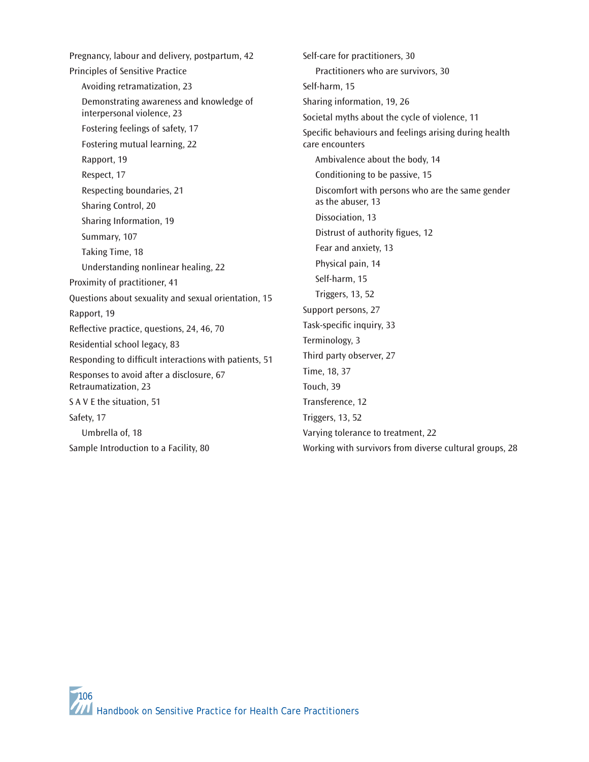Pregnancy, labour and delivery, postpartum, 42
Principles of Sensitive Practice
  Avoiding retramatization, 23
  Demonstrating awareness and knowledge of interpersonal violence, 23
  Fostering feelings of safety, 17
  Fostering mutual learning, 22
  Rapport, 19
  Respect, 17
  Respecting boundaries, 21
  Sharing Control, 20
  Sharing Information, 19
  Summary, 107
  Taking Time, 18
  Understanding nonlinear healing, 22
Proximity of practitioner, 41
Questions about sexuality and sexual orientation, 15
Rapport, 19
Reflective practice, questions, 24, 46, 70
Residential school legacy, 83
Responding to difficult interactions with patients, 51
Responses to avoid after a disclosure, 67
Retraumatization, 23
S A V E the situation, 51
Safety, 17
  Umbrella of, 18
Sample Introduction to a Facility, 80
Self-care for practitioners, 30
  Practitioners who are survivors, 30
Self-harm, 15
Sharing information, 19, 26
Societal myths about the cycle of violence, 11
Specific behaviours and feelings arising during health care encounters
  Ambivalence about the body, 14
  Conditioning to be passive, 15
  Discomfort with persons who are the same gender as the abuser, 13
  Dissociation, 13
  Distrust of authority figues, 12
  Fear and anxiety, 13
  Physical pain, 14
  Self-harm, 15
  Triggers, 13, 52
Support persons, 27
Task-specific inquiry, 33
Terminology, 3
Third party observer, 27
Time, 18, 37
Touch, 39
Transference, 12
Triggers, 13, 52
Varying tolerance to treatment, 22
Working with survivors from diverse cultural groups, 28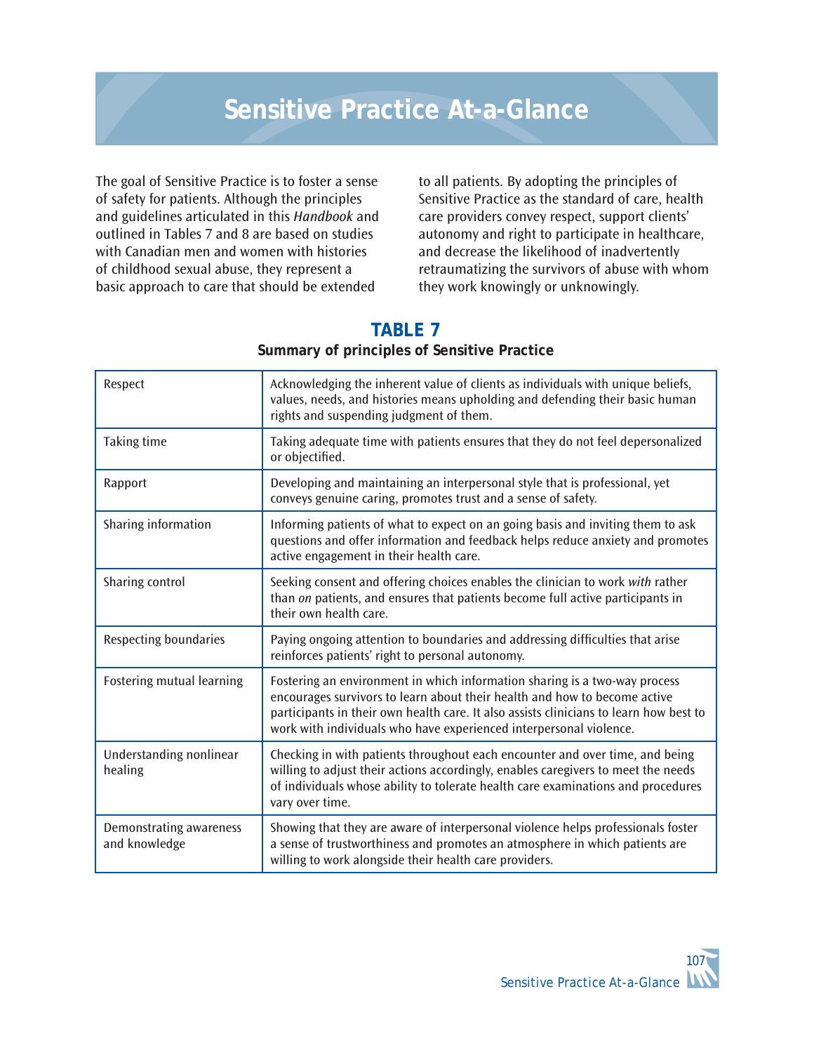# Sensitive Practice At-a-Glance

The goal of Sensitive Practice is to foster a sense of safety for patients. Although the principles and guidelines articulated in this *Handbook* and outlined in Tables 7 and 8 are based on studies with Canadian men and women with histories of childhood sexual abuse, they represent a basic approach to care that should be extended to all patients. By adopting the principles of Sensitive Practice as the standard of care, health care providers convey respect, support clients' autonomy and right to participate in healthcare, and decrease the likelihood of inadvertently retraumatizing the survivors of abuse with whom they work knowingly or unknowingly.

## TABLE 7

**Summary of principles of Sensitive Practice**

| | |
|---|---|
| Respect | Acknowledging the inherent value of clients as individuals with unique beliefs, values, needs, and histories means upholding and defending their basic human rights and suspending judgment of them. |
| Taking time | Taking adequate time with patients ensures that they do not feel depersonalized or objectified. |
| Rapport | Developing and maintaining an interpersonal style that is professional, yet conveys genuine caring, promotes trust and a sense of safety. |
| Sharing information | Informing patients of what to expect on an going basis and inviting them to ask questions and offer information and feedback helps reduce anxiety and promotes active engagement in their health care. |
| Sharing control | Seeking consent and offering choices enables the clinician to work *with* rather than *on* patients, and ensures that patients become full active participants in their own health care. |
| Respecting boundaries | Paying ongoing attention to boundaries and addressing difficulties that arise reinforces patients' right to personal autonomy. |
| Fostering mutual learning | Fostering an environment in which information sharing is a two-way process encourages survivors to learn about their health and how to become active participants in their own health care. It also assists clinicians to learn how best to work with individuals who have experienced interpersonal violence. |
| Understanding nonlinear healing | Checking in with patients throughout each encounter and over time, and being willing to adjust their actions accordingly, enables caregivers to meet the needs of individuals whose ability to tolerate health care examinations and procedures vary over time. |
| Demonstrating awareness and knowledge | Showing that they are aware of interpersonal violence helps professionals foster a sense of trustworthiness and promotes an atmosphere in which patients are willing to work alongside their health care providers. |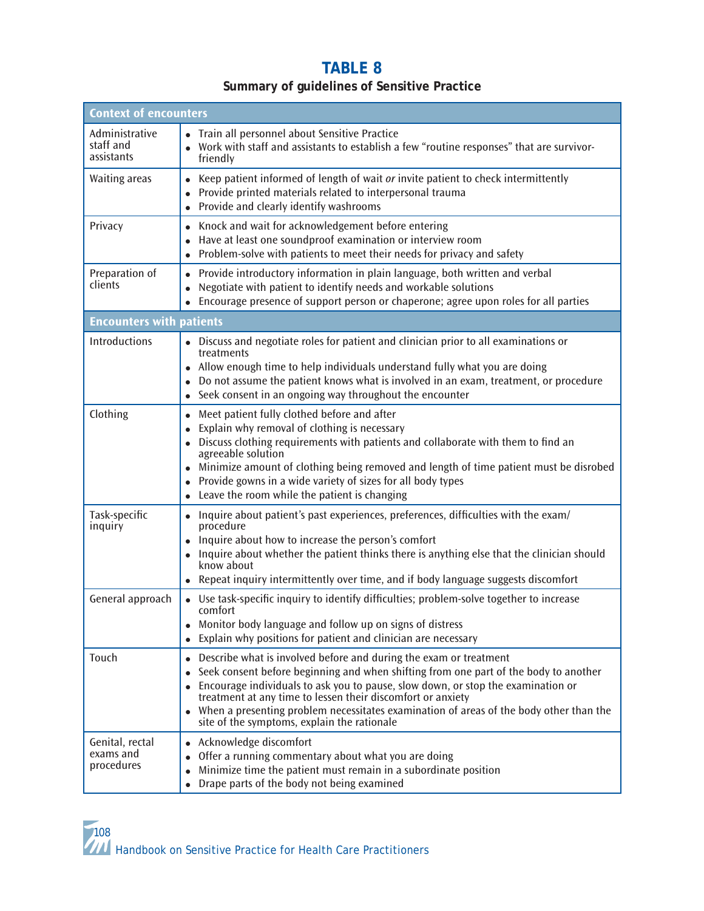# TABLE 8

**Summary of guidelines of Sensitive Practice**

| **Context of encounters** | |
|---|---|
| Administrative staff and assistants | • Train all personnel about Sensitive Practice<br>• Work with staff and assistants to establish a few "routine responses" that are survivor-friendly |
| Waiting areas | • Keep patient informed of length of wait *or* invite patient to check intermittently<br>• Provide printed materials related to interpersonal trauma<br>• Provide and clearly identify washrooms |
| Privacy | • Knock and wait for acknowledgement before entering<br>• Have at least one soundproof examination or interview room<br>• Problem-solve with patients to meet their needs for privacy and safety |
| Preparation of clients | • Provide introductory information in plain language, both written and verbal<br>• Negotiate with patient to identify needs and workable solutions<br>• Encourage presence of support person or chaperone; agree upon roles for all parties |
| **Encounters with patients** | |
| Introductions | • Discuss and negotiate roles for patient and clinician prior to all examinations or treatments<br>• Allow enough time to help individuals understand fully what you are doing<br>• Do not assume the patient knows what is involved in an exam, treatment, or procedure<br>• Seek consent in an ongoing way throughout the encounter |
| Clothing | • Meet patient fully clothed before and after<br>• Explain why removal of clothing is necessary<br>• Discuss clothing requirements with patients and collaborate with them to find an agreeable solution<br>• Minimize amount of clothing being removed and length of time patient must be disrobed<br>• Provide gowns in a wide variety of sizes for all body types<br>• Leave the room while the patient is changing |
| Task-specific inquiry | • Inquire about patient's past experiences, preferences, difficulties with the exam/procedure<br>• Inquire about how to increase the person's comfort<br>• Inquire about whether the patient thinks there is anything else that the clinician should know about<br>• Repeat inquiry intermittently over time, and if body language suggests discomfort |
| General approach | • Use task-specific inquiry to identify difficulties; problem-solve together to increase comfort<br>• Monitor body language and follow up on signs of distress<br>• Explain why positions for patient and clinician are necessary |
| Touch | • Describe what is involved before and during the exam or treatment<br>• Seek consent before beginning and when shifting from one part of the body to another<br>• Encourage individuals to ask you to pause, slow down, or stop the examination or treatment at any time to lessen their discomfort or anxiety<br>• When a presenting problem necessitates examination of areas of the body other than the site of the symptoms, explain the rationale |
| Genital, rectal exams and procedures | • Acknowledge discomfort<br>• Offer a running commentary about what you are doing<br>• Minimize time the patient must remain in a subordinate position<br>• Drape parts of the body not being examined |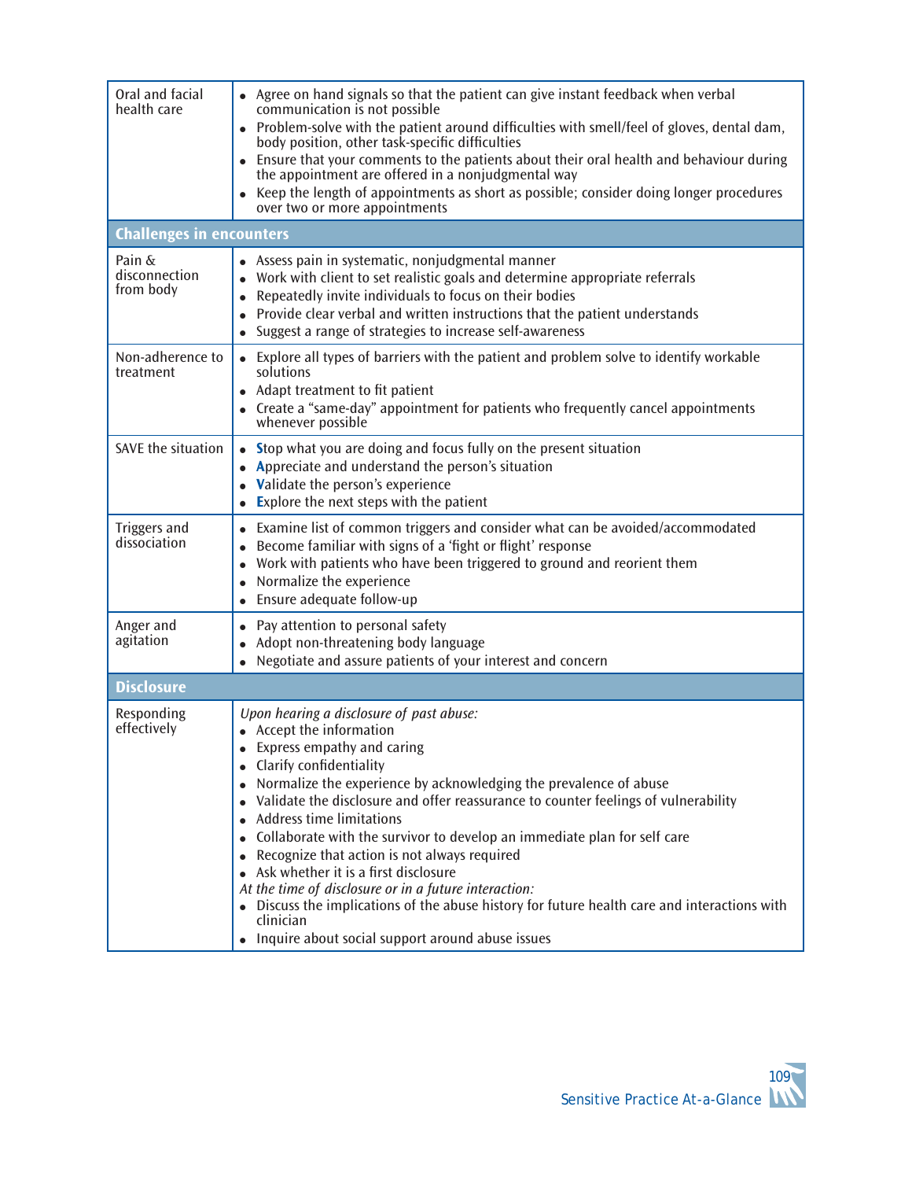| | |
|---|---|
| Oral and facial health care | • Agree on hand signals so that the patient can give instant feedback when verbal communication is not possible<br>• Problem-solve with the patient around difficulties with smell/feel of gloves, dental dam, body position, other task-specific difficulties<br>• Ensure that your comments to the patients about their oral health and behaviour during the appointment are offered in a nonjudgmental way<br>• Keep the length of appointments as short as possible; consider doing longer procedures over two or more appointments |
| **Challenges in encounters** | |
| Pain & disconnection from body | • Assess pain in systematic, nonjudgmental manner<br>• Work with client to set realistic goals and determine appropriate referrals<br>• Repeatedly invite individuals to focus on their bodies<br>• Provide clear verbal and written instructions that the patient understands<br>• Suggest a range of strategies to increase self-awareness |
| Non-adherence to treatment | • Explore all types of barriers with the patient and problem solve to identify workable solutions<br>• Adapt treatment to fit patient<br>• Create a "same-day" appointment for patients who frequently cancel appointments whenever possible |
| SAVE the situation | • **S**top what you are doing and focus fully on the present situation<br>• **A**ppreciate and understand the person's situation<br>• **V**alidate the person's experience<br>• **E**xplore the next steps with the patient |
| Triggers and dissociation | • Examine list of common triggers and consider what can be avoided/accommodated<br>• Become familiar with signs of a 'fight or flight' response<br>• Work with patients who have been triggered to ground and reorient them<br>• Normalize the experience<br>• Ensure adequate follow-up |
| Anger and agitation | • Pay attention to personal safety<br>• Adopt non-threatening body language<br>• Negotiate and assure patients of your interest and concern |
| **Disclosure** | |
| Responding effectively | *Upon hearing a disclosure of past abuse:*<br>• Accept the information<br>• Express empathy and caring<br>• Clarify confidentiality<br>• Normalize the experience by acknowledging the prevalence of abuse<br>• Validate the disclosure and offer reassurance to counter feelings of vulnerability<br>• Address time limitations<br>• Collaborate with the survivor to develop an immediate plan for self care<br>• Recognize that action is not always required<br>• Ask whether it is a first disclosure<br>*At the time of disclosure or in a future interaction:*<br>• Discuss the implications of the abuse history for future health care and interactions with clinician<br>• Inquire about social support around abuse issues |